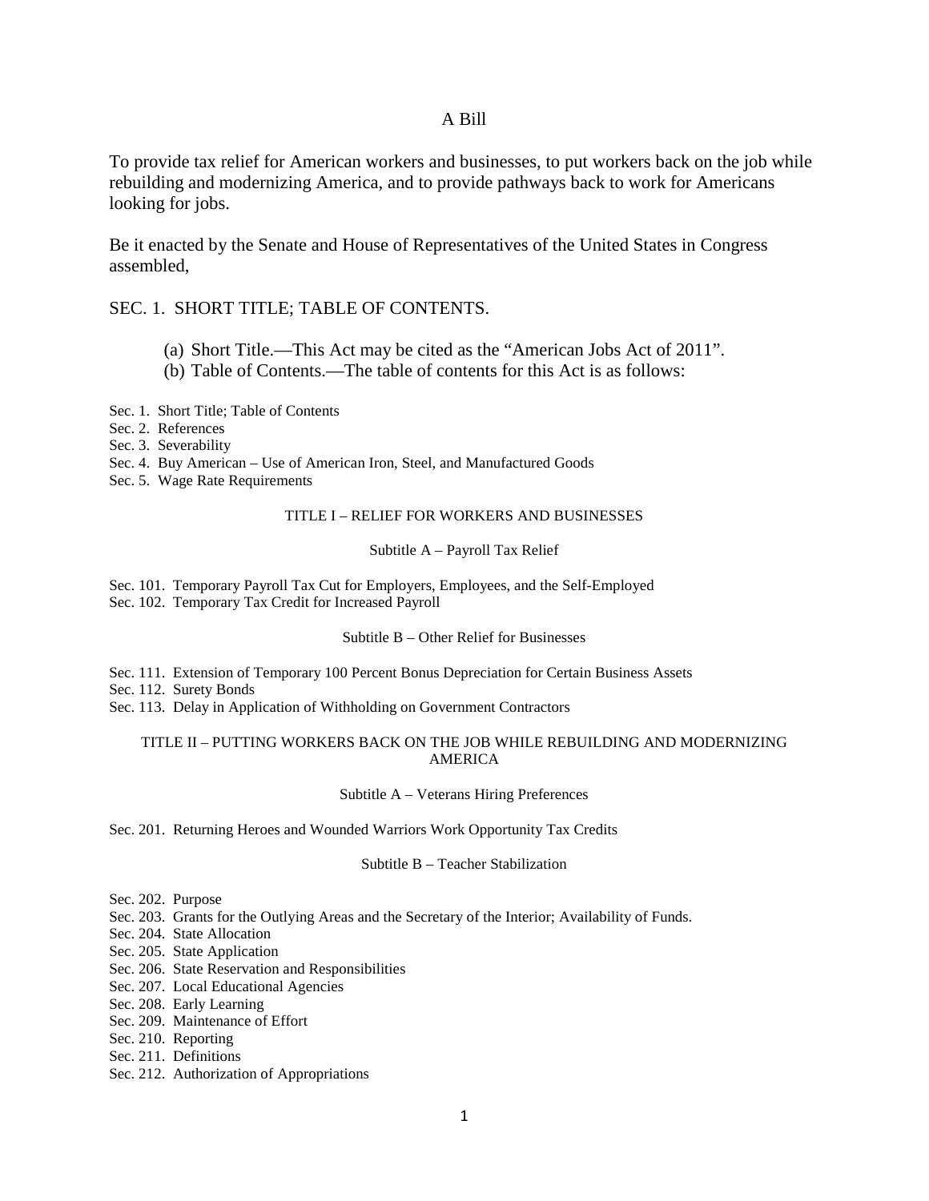# A Bill

To provide tax relief for American workers and businesses, to put workers back on the job while rebuilding and modernizing America, and to provide pathways back to work for Americans looking for jobs.

Be it enacted by the Senate and House of Representatives of the United States in Congress assembled,

## SEC. 1. SHORT TITLE; TABLE OF CONTENTS.

(a) Short Title.—This Act may be cited as the "American Jobs Act of 2011".

(b) Table of Contents.—The table of contents for this Act is as follows:

Sec. 1. Short Title; Table of Contents
Sec. 2. References
Sec. 3. Severability
Sec. 4. Buy American – Use of American Iron, Steel, and Manufactured Goods
Sec. 5. Wage Rate Requirements

TITLE I – RELIEF FOR WORKERS AND BUSINESSES

Subtitle A – Payroll Tax Relief

Sec. 101. Temporary Payroll Tax Cut for Employers, Employees, and the Self-Employed
Sec. 102. Temporary Tax Credit for Increased Payroll

Subtitle B – Other Relief for Businesses

Sec. 111. Extension of Temporary 100 Percent Bonus Depreciation for Certain Business Assets
Sec. 112. Surety Bonds
Sec. 113. Delay in Application of Withholding on Government Contractors

TITLE II – PUTTING WORKERS BACK ON THE JOB WHILE REBUILDING AND MODERNIZING AMERICA

Subtitle A – Veterans Hiring Preferences

Sec. 201. Returning Heroes and Wounded Warriors Work Opportunity Tax Credits

Subtitle B – Teacher Stabilization

Sec. 202. Purpose
Sec. 203. Grants for the Outlying Areas and the Secretary of the Interior; Availability of Funds.
Sec. 204. State Allocation
Sec. 205. State Application
Sec. 206. State Reservation and Responsibilities
Sec. 207. Local Educational Agencies
Sec. 208. Early Learning
Sec. 209. Maintenance of Effort
Sec. 210. Reporting
Sec. 211. Definitions
Sec. 212. Authorization of Appropriations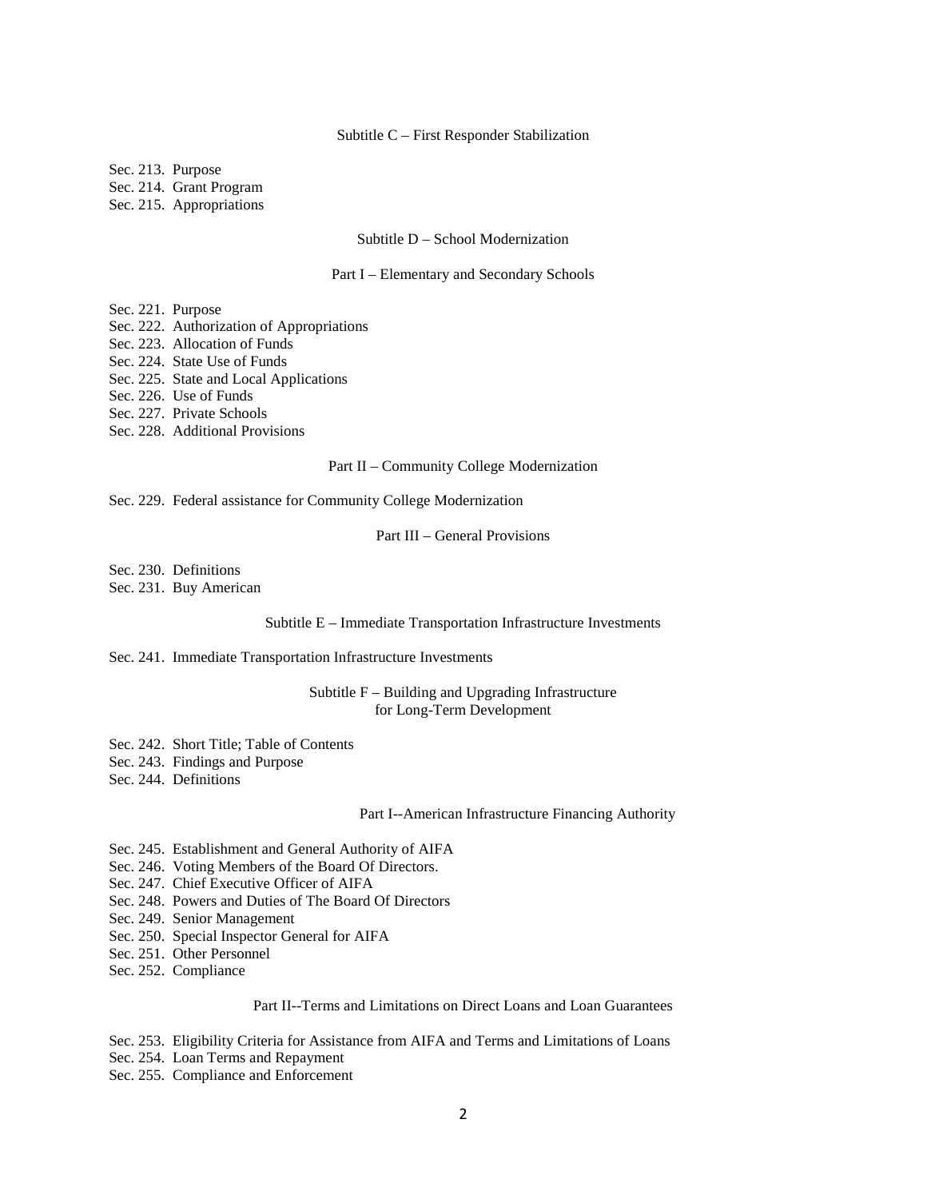Subtitle C – First Responder Stabilization

Sec. 213. Purpose
Sec. 214. Grant Program
Sec. 215. Appropriations

Subtitle D – School Modernization

Part I – Elementary and Secondary Schools

Sec. 221. Purpose
Sec. 222. Authorization of Appropriations
Sec. 223. Allocation of Funds
Sec. 224. State Use of Funds
Sec. 225. State and Local Applications
Sec. 226. Use of Funds
Sec. 227. Private Schools
Sec. 228. Additional Provisions

Part II – Community College Modernization

Sec. 229. Federal assistance for Community College Modernization

Part III – General Provisions

Sec. 230. Definitions
Sec. 231. Buy American

Subtitle E – Immediate Transportation Infrastructure Investments

Sec. 241. Immediate Transportation Infrastructure Investments

Subtitle F – Building and Upgrading Infrastructure for Long-Term Development

Sec. 242. Short Title; Table of Contents
Sec. 243. Findings and Purpose
Sec. 244. Definitions

Part I--American Infrastructure Financing Authority

Sec. 245. Establishment and General Authority of AIFA
Sec. 246. Voting Members of the Board Of Directors.
Sec. 247. Chief Executive Officer of AIFA
Sec. 248. Powers and Duties of The Board Of Directors
Sec. 249. Senior Management
Sec. 250. Special Inspector General for AIFA
Sec. 251. Other Personnel
Sec. 252. Compliance

Part II--Terms and Limitations on Direct Loans and Loan Guarantees

Sec. 253. Eligibility Criteria for Assistance from AIFA and Terms and Limitations of Loans
Sec. 254. Loan Terms and Repayment
Sec. 255. Compliance and Enforcement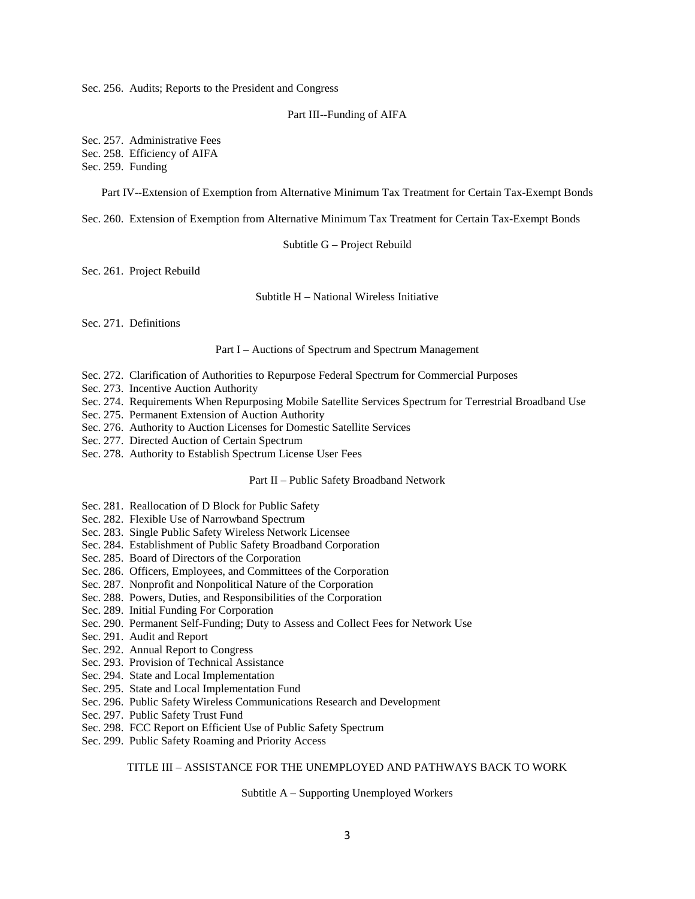Sec. 256. Audits; Reports to the President and Congress

Part III--Funding of AIFA

Sec. 257. Administrative Fees
Sec. 258. Efficiency of AIFA
Sec. 259. Funding

Part IV--Extension of Exemption from Alternative Minimum Tax Treatment for Certain Tax-Exempt Bonds

Sec. 260. Extension of Exemption from Alternative Minimum Tax Treatment for Certain Tax-Exempt Bonds

Subtitle G – Project Rebuild

Sec. 261. Project Rebuild

Subtitle H – National Wireless Initiative

Sec. 271. Definitions

Part I – Auctions of Spectrum and Spectrum Management

Sec. 272. Clarification of Authorities to Repurpose Federal Spectrum for Commercial Purposes
Sec. 273. Incentive Auction Authority
Sec. 274. Requirements When Repurposing Mobile Satellite Services Spectrum for Terrestrial Broadband Use
Sec. 275. Permanent Extension of Auction Authority
Sec. 276. Authority to Auction Licenses for Domestic Satellite Services
Sec. 277. Directed Auction of Certain Spectrum
Sec. 278. Authority to Establish Spectrum License User Fees

Part II – Public Safety Broadband Network

Sec. 281. Reallocation of D Block for Public Safety
Sec. 282. Flexible Use of Narrowband Spectrum
Sec. 283. Single Public Safety Wireless Network Licensee
Sec. 284. Establishment of Public Safety Broadband Corporation
Sec. 285. Board of Directors of the Corporation
Sec. 286. Officers, Employees, and Committees of the Corporation
Sec. 287. Nonprofit and Nonpolitical Nature of the Corporation
Sec. 288. Powers, Duties, and Responsibilities of the Corporation
Sec. 289. Initial Funding For Corporation
Sec. 290. Permanent Self-Funding; Duty to Assess and Collect Fees for Network Use
Sec. 291. Audit and Report
Sec. 292. Annual Report to Congress
Sec. 293. Provision of Technical Assistance
Sec. 294. State and Local Implementation
Sec. 295. State and Local Implementation Fund
Sec. 296. Public Safety Wireless Communications Research and Development
Sec. 297. Public Safety Trust Fund
Sec. 298. FCC Report on Efficient Use of Public Safety Spectrum
Sec. 299. Public Safety Roaming and Priority Access

TITLE III – ASSISTANCE FOR THE UNEMPLOYED AND PATHWAYS BACK TO WORK

Subtitle A – Supporting Unemployed Workers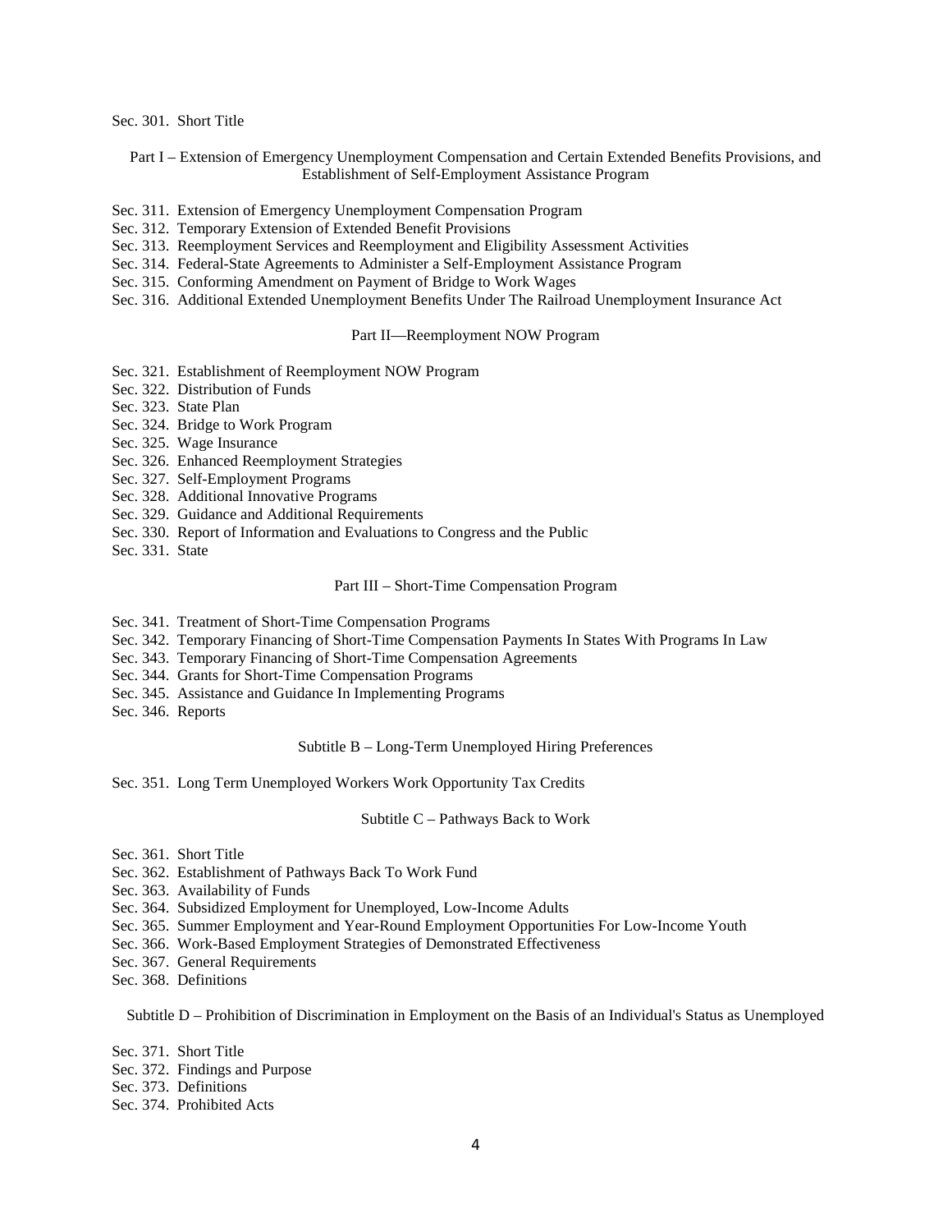Sec. 301. Short Title

Part I – Extension of Emergency Unemployment Compensation and Certain Extended Benefits Provisions, and Establishment of Self-Employment Assistance Program

Sec. 311. Extension of Emergency Unemployment Compensation Program
Sec. 312. Temporary Extension of Extended Benefit Provisions
Sec. 313. Reemployment Services and Reemployment and Eligibility Assessment Activities
Sec. 314. Federal-State Agreements to Administer a Self-Employment Assistance Program
Sec. 315. Conforming Amendment on Payment of Bridge to Work Wages
Sec. 316. Additional Extended Unemployment Benefits Under The Railroad Unemployment Insurance Act

Part II—Reemployment NOW Program

Sec. 321. Establishment of Reemployment NOW Program
Sec. 322. Distribution of Funds
Sec. 323. State Plan
Sec. 324. Bridge to Work Program
Sec. 325. Wage Insurance
Sec. 326. Enhanced Reemployment Strategies
Sec. 327. Self-Employment Programs
Sec. 328. Additional Innovative Programs
Sec. 329. Guidance and Additional Requirements
Sec. 330. Report of Information and Evaluations to Congress and the Public
Sec. 331. State

Part III – Short-Time Compensation Program

Sec. 341. Treatment of Short-Time Compensation Programs
Sec. 342. Temporary Financing of Short-Time Compensation Payments In States With Programs In Law
Sec. 343. Temporary Financing of Short-Time Compensation Agreements
Sec. 344. Grants for Short-Time Compensation Programs
Sec. 345. Assistance and Guidance In Implementing Programs
Sec. 346. Reports

Subtitle B – Long-Term Unemployed Hiring Preferences

Sec. 351. Long Term Unemployed Workers Work Opportunity Tax Credits

Subtitle C – Pathways Back to Work

Sec. 361. Short Title
Sec. 362. Establishment of Pathways Back To Work Fund
Sec. 363. Availability of Funds
Sec. 364. Subsidized Employment for Unemployed, Low-Income Adults
Sec. 365. Summer Employment and Year-Round Employment Opportunities For Low-Income Youth
Sec. 366. Work-Based Employment Strategies of Demonstrated Effectiveness
Sec. 367. General Requirements
Sec. 368. Definitions

Subtitle D – Prohibition of Discrimination in Employment on the Basis of an Individual's Status as Unemployed

Sec. 371. Short Title
Sec. 372. Findings and Purpose
Sec. 373. Definitions
Sec. 374. Prohibited Acts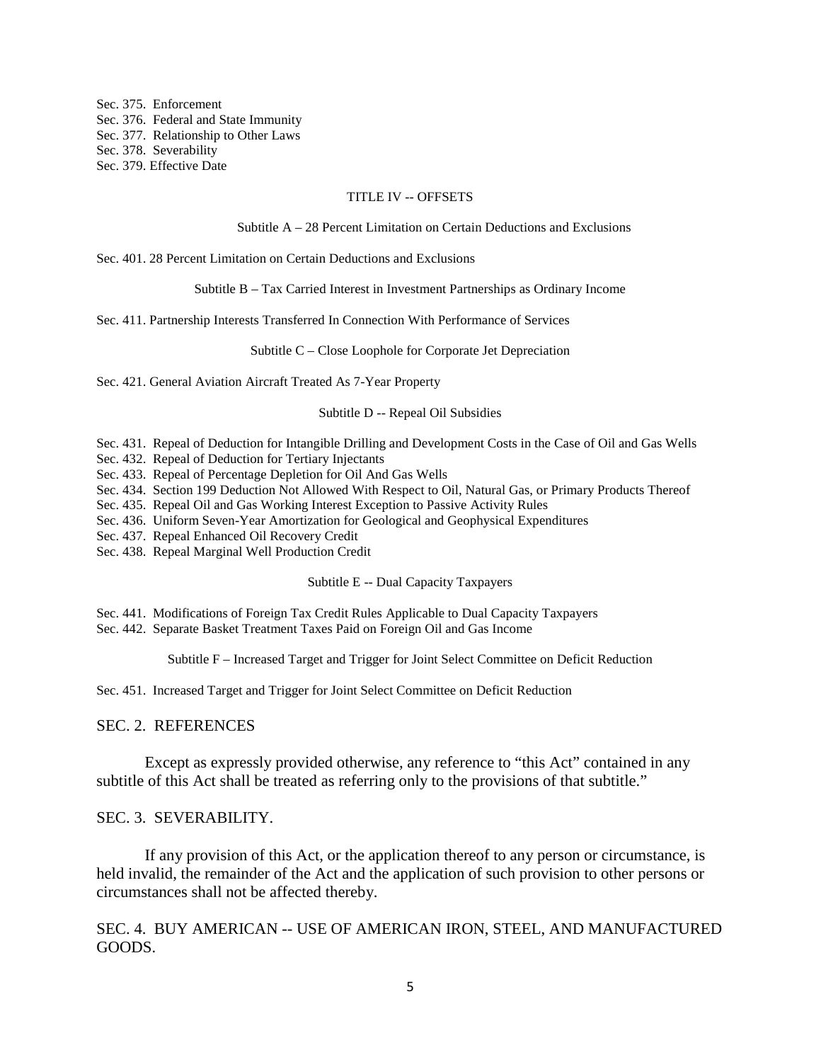Sec. 375. Enforcement
Sec. 376. Federal and State Immunity
Sec. 377. Relationship to Other Laws
Sec. 378. Severability
Sec. 379. Effective Date

TITLE IV -- OFFSETS

Subtitle A – 28 Percent Limitation on Certain Deductions and Exclusions

Sec. 401. 28 Percent Limitation on Certain Deductions and Exclusions

Subtitle B – Tax Carried Interest in Investment Partnerships as Ordinary Income

Sec. 411. Partnership Interests Transferred In Connection With Performance of Services

Subtitle C – Close Loophole for Corporate Jet Depreciation

Sec. 421. General Aviation Aircraft Treated As 7-Year Property

Subtitle D -- Repeal Oil Subsidies

Sec. 431. Repeal of Deduction for Intangible Drilling and Development Costs in the Case of Oil and Gas Wells
Sec. 432. Repeal of Deduction for Tertiary Injectants
Sec. 433. Repeal of Percentage Depletion for Oil And Gas Wells
Sec. 434. Section 199 Deduction Not Allowed With Respect to Oil, Natural Gas, or Primary Products Thereof
Sec. 435. Repeal Oil and Gas Working Interest Exception to Passive Activity Rules
Sec. 436. Uniform Seven-Year Amortization for Geological and Geophysical Expenditures
Sec. 437. Repeal Enhanced Oil Recovery Credit
Sec. 438. Repeal Marginal Well Production Credit

Subtitle E -- Dual Capacity Taxpayers

Sec. 441. Modifications of Foreign Tax Credit Rules Applicable to Dual Capacity Taxpayers
Sec. 442. Separate Basket Treatment Taxes Paid on Foreign Oil and Gas Income

Subtitle F – Increased Target and Trigger for Joint Select Committee on Deficit Reduction

Sec. 451. Increased Target and Trigger for Joint Select Committee on Deficit Reduction

## SEC. 2. REFERENCES

Except as expressly provided otherwise, any reference to "this Act" contained in any subtitle of this Act shall be treated as referring only to the provisions of that subtitle."

## SEC. 3. SEVERABILITY.

If any provision of this Act, or the application thereof to any person or circumstance, is held invalid, the remainder of the Act and the application of such provision to other persons or circumstances shall not be affected thereby.

## SEC. 4. BUY AMERICAN -- USE OF AMERICAN IRON, STEEL, AND MANUFACTURED GOODS.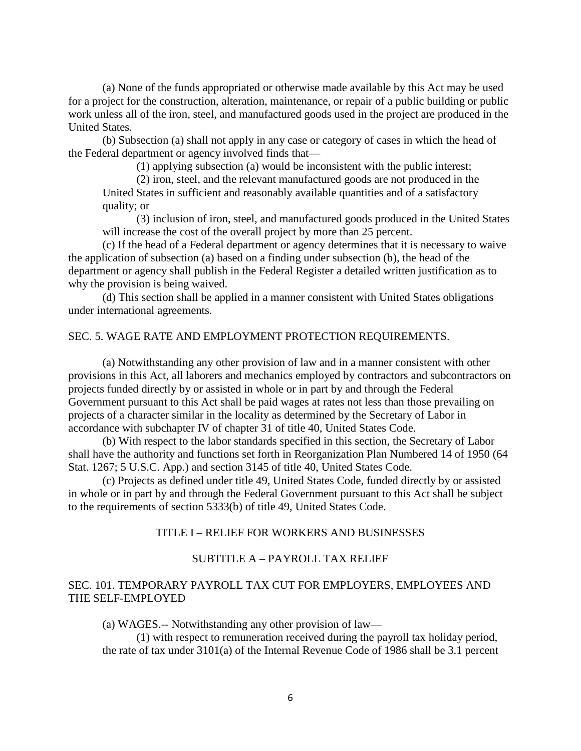(a) None of the funds appropriated or otherwise made available by this Act may be used for a project for the construction, alteration, maintenance, or repair of a public building or public work unless all of the iron, steel, and manufactured goods used in the project are produced in the United States.

(b) Subsection (a) shall not apply in any case or category of cases in which the head of the Federal department or agency involved finds that—

(1) applying subsection (a) would be inconsistent with the public interest;

(2) iron, steel, and the relevant manufactured goods are not produced in the United States in sufficient and reasonably available quantities and of a satisfactory quality; or

(3) inclusion of iron, steel, and manufactured goods produced in the United States will increase the cost of the overall project by more than 25 percent.

(c) If the head of a Federal department or agency determines that it is necessary to waive the application of subsection (a) based on a finding under subsection (b), the head of the department or agency shall publish in the Federal Register a detailed written justification as to why the provision is being waived.

(d) This section shall be applied in a manner consistent with United States obligations under international agreements.

## SEC. 5. WAGE RATE AND EMPLOYMENT PROTECTION REQUIREMENTS.

(a) Notwithstanding any other provision of law and in a manner consistent with other provisions in this Act, all laborers and mechanics employed by contractors and subcontractors on projects funded directly by or assisted in whole or in part by and through the Federal Government pursuant to this Act shall be paid wages at rates not less than those prevailing on projects of a character similar in the locality as determined by the Secretary of Labor in accordance with subchapter IV of chapter 31 of title 40, United States Code.

(b) With respect to the labor standards specified in this section, the Secretary of Labor shall have the authority and functions set forth in Reorganization Plan Numbered 14 of 1950 (64 Stat. 1267; 5 U.S.C. App.) and section 3145 of title 40, United States Code.

(c) Projects as defined under title 49, United States Code, funded directly by or assisted in whole or in part by and through the Federal Government pursuant to this Act shall be subject to the requirements of section 5333(b) of title 49, United States Code.

# TITLE I – RELIEF FOR WORKERS AND BUSINESSES

## SUBTITLE A – PAYROLL TAX RELIEF

### SEC. 101. TEMPORARY PAYROLL TAX CUT FOR EMPLOYERS, EMPLOYEES AND THE SELF-EMPLOYED

(a) WAGES.-- Notwithstanding any other provision of law—

(1) with respect to remuneration received during the payroll tax holiday period, the rate of tax under 3101(a) of the Internal Revenue Code of 1986 shall be 3.1 percent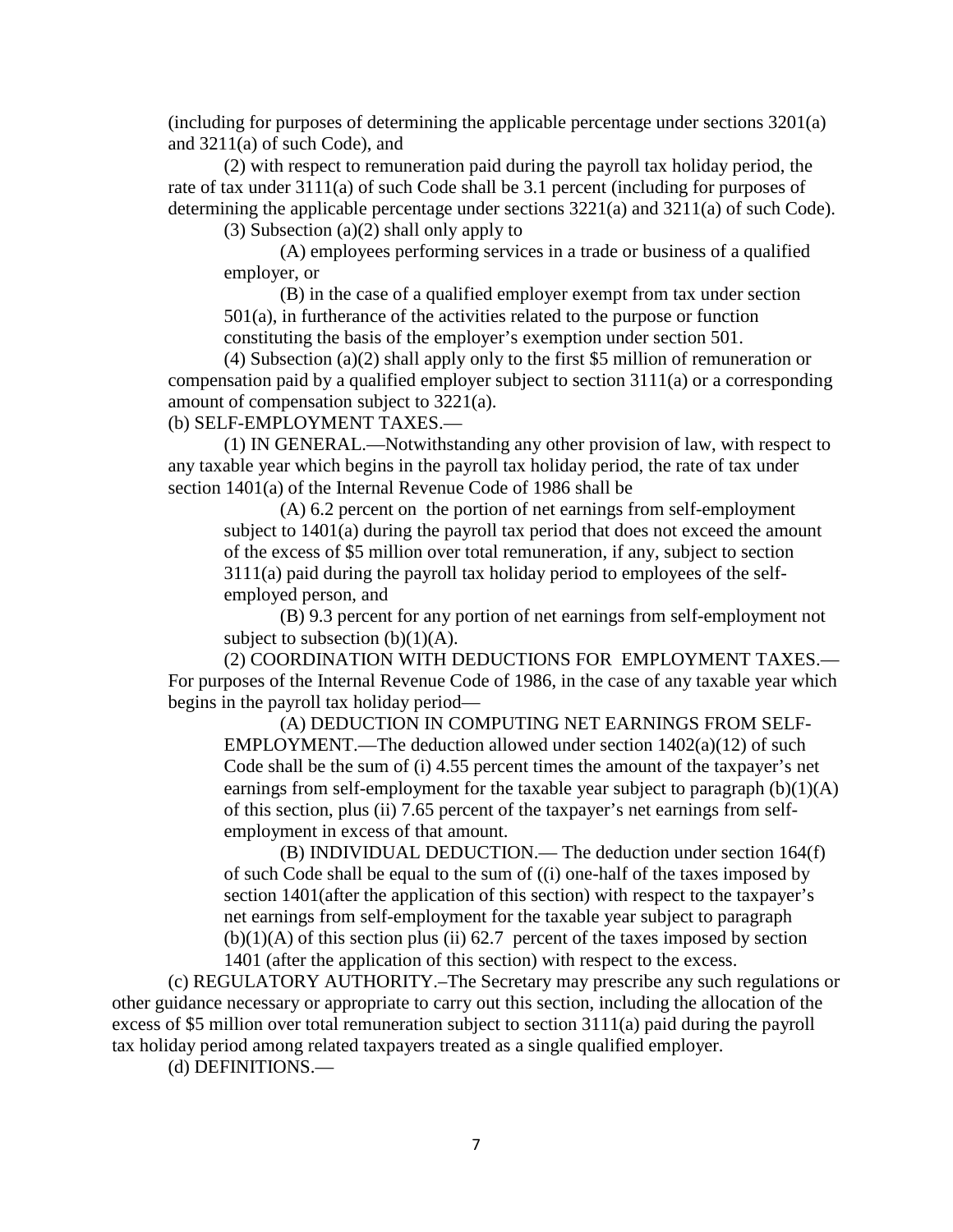(including for purposes of determining the applicable percentage under sections 3201(a) and 3211(a) of such Code), and

(2) with respect to remuneration paid during the payroll tax holiday period, the rate of tax under 3111(a) of such Code shall be 3.1 percent (including for purposes of determining the applicable percentage under sections 3221(a) and 3211(a) of such Code).

(3) Subsection (a)(2) shall only apply to

(A) employees performing services in a trade or business of a qualified employer, or

(B) in the case of a qualified employer exempt from tax under section 501(a), in furtherance of the activities related to the purpose or function constituting the basis of the employer's exemption under section 501.

(4) Subsection (a)(2) shall apply only to the first $5 million of remuneration or compensation paid by a qualified employer subject to section 3111(a) or a corresponding amount of compensation subject to 3221(a).

(b) SELF-EMPLOYMENT TAXES.—

(1) IN GENERAL.—Notwithstanding any other provision of law, with respect to any taxable year which begins in the payroll tax holiday period, the rate of tax under section 1401(a) of the Internal Revenue Code of 1986 shall be

(A) 6.2 percent on the portion of net earnings from self-employment subject to 1401(a) during the payroll tax period that does not exceed the amount of the excess of $5 million over total remuneration, if any, subject to section 3111(a) paid during the payroll tax holiday period to employees of the self-employed person, and

(B) 9.3 percent for any portion of net earnings from self-employment not subject to subsection (b)(1)(A).

(2) COORDINATION WITH DEDUCTIONS FOR EMPLOYMENT TAXES.—For purposes of the Internal Revenue Code of 1986, in the case of any taxable year which begins in the payroll tax holiday period—

(A) DEDUCTION IN COMPUTING NET EARNINGS FROM SELF-EMPLOYMENT.—The deduction allowed under section 1402(a)(12) of such Code shall be the sum of (i) 4.55 percent times the amount of the taxpayer's net earnings from self-employment for the taxable year subject to paragraph (b)(1)(A) of this section, plus (ii) 7.65 percent of the taxpayer's net earnings from self-employment in excess of that amount.

(B) INDIVIDUAL DEDUCTION.— The deduction under section 164(f) of such Code shall be equal to the sum of ((i) one-half of the taxes imposed by section 1401(after the application of this section) with respect to the taxpayer's net earnings from self-employment for the taxable year subject to paragraph (b)(1)(A) of this section plus (ii) 62.7 percent of the taxes imposed by section 1401 (after the application of this section) with respect to the excess.

(c) REGULATORY AUTHORITY.–The Secretary may prescribe any such regulations or other guidance necessary or appropriate to carry out this section, including the allocation of the excess of $5 million over total remuneration subject to section 3111(a) paid during the payroll tax holiday period among related taxpayers treated as a single qualified employer.

(d) DEFINITIONS.—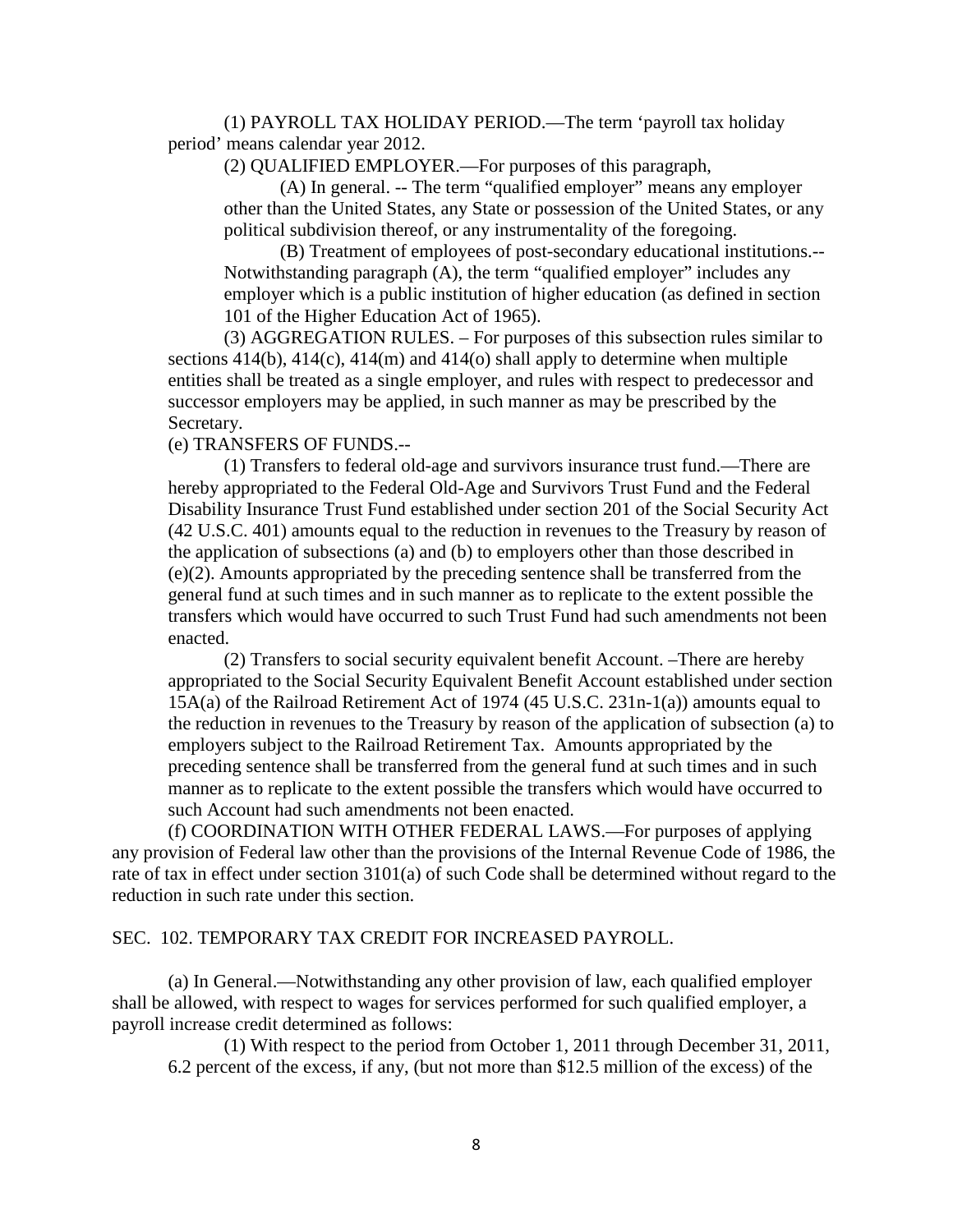(1) PAYROLL TAX HOLIDAY PERIOD.—The term 'payroll tax holiday period' means calendar year 2012.

(2) QUALIFIED EMPLOYER.—For purposes of this paragraph,

(A) In general. -- The term "qualified employer" means any employer other than the United States, any State or possession of the United States, or any political subdivision thereof, or any instrumentality of the foregoing.

(B) Treatment of employees of post-secondary educational institutions.-- Notwithstanding paragraph (A), the term "qualified employer" includes any employer which is a public institution of higher education (as defined in section 101 of the Higher Education Act of 1965).

(3) AGGREGATION RULES. – For purposes of this subsection rules similar to sections 414(b), 414(c), 414(m) and 414(o) shall apply to determine when multiple entities shall be treated as a single employer, and rules with respect to predecessor and successor employers may be applied, in such manner as may be prescribed by the Secretary.

(e) TRANSFERS OF FUNDS.--

(1) Transfers to federal old-age and survivors insurance trust fund.—There are hereby appropriated to the Federal Old-Age and Survivors Trust Fund and the Federal Disability Insurance Trust Fund established under section 201 of the Social Security Act (42 U.S.C. 401) amounts equal to the reduction in revenues to the Treasury by reason of the application of subsections (a) and (b) to employers other than those described in (e)(2). Amounts appropriated by the preceding sentence shall be transferred from the general fund at such times and in such manner as to replicate to the extent possible the transfers which would have occurred to such Trust Fund had such amendments not been enacted.

(2) Transfers to social security equivalent benefit Account. –There are hereby appropriated to the Social Security Equivalent Benefit Account established under section 15A(a) of the Railroad Retirement Act of 1974 (45 U.S.C. 231n-1(a)) amounts equal to the reduction in revenues to the Treasury by reason of the application of subsection (a) to employers subject to the Railroad Retirement Tax. Amounts appropriated by the preceding sentence shall be transferred from the general fund at such times and in such manner as to replicate to the extent possible the transfers which would have occurred to such Account had such amendments not been enacted.

(f) COORDINATION WITH OTHER FEDERAL LAWS.—For purposes of applying any provision of Federal law other than the provisions of the Internal Revenue Code of 1986, the rate of tax in effect under section 3101(a) of such Code shall be determined without regard to the reduction in such rate under this section.

SEC. 102. TEMPORARY TAX CREDIT FOR INCREASED PAYROLL.

(a) In General.—Notwithstanding any other provision of law, each qualified employer shall be allowed, with respect to wages for services performed for such qualified employer, a payroll increase credit determined as follows:

(1) With respect to the period from October 1, 2011 through December 31, 2011, 6.2 percent of the excess, if any, (but not more than $12.5 million of the excess) of the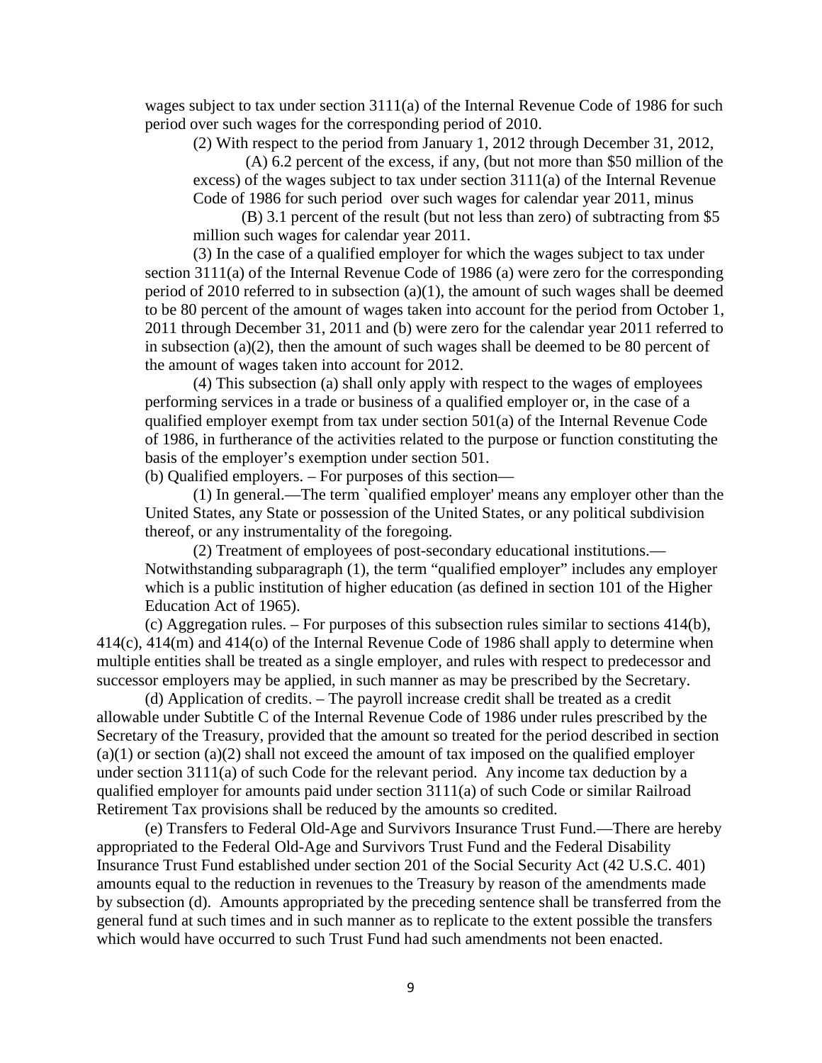wages subject to tax under section 3111(a) of the Internal Revenue Code of 1986 for such period over such wages for the corresponding period of 2010.

(2) With respect to the period from January 1, 2012 through December 31, 2012,

(A) 6.2 percent of the excess, if any, (but not more than $50 million of the excess) of the wages subject to tax under section 3111(a) of the Internal Revenue Code of 1986 for such period over such wages for calendar year 2011, minus

(B) 3.1 percent of the result (but not less than zero) of subtracting from $5 million such wages for calendar year 2011.

(3) In the case of a qualified employer for which the wages subject to tax under section 3111(a) of the Internal Revenue Code of 1986 (a) were zero for the corresponding period of 2010 referred to in subsection (a)(1), the amount of such wages shall be deemed to be 80 percent of the amount of wages taken into account for the period from October 1, 2011 through December 31, 2011 and (b) were zero for the calendar year 2011 referred to in subsection (a)(2), then the amount of such wages shall be deemed to be 80 percent of the amount of wages taken into account for 2012.

(4) This subsection (a) shall only apply with respect to the wages of employees performing services in a trade or business of a qualified employer or, in the case of a qualified employer exempt from tax under section 501(a) of the Internal Revenue Code of 1986, in furtherance of the activities related to the purpose or function constituting the basis of the employer's exemption under section 501.

(b) Qualified employers. – For purposes of this section—

(1) In general.—The term `qualified employer' means any employer other than the United States, any State or possession of the United States, or any political subdivision thereof, or any instrumentality of the foregoing.

(2) Treatment of employees of post-secondary educational institutions.—Notwithstanding subparagraph (1), the term "qualified employer" includes any employer which is a public institution of higher education (as defined in section 101 of the Higher Education Act of 1965).

(c) Aggregation rules. – For purposes of this subsection rules similar to sections 414(b), 414(c), 414(m) and 414(o) of the Internal Revenue Code of 1986 shall apply to determine when multiple entities shall be treated as a single employer, and rules with respect to predecessor and successor employers may be applied, in such manner as may be prescribed by the Secretary.

(d) Application of credits. – The payroll increase credit shall be treated as a credit allowable under Subtitle C of the Internal Revenue Code of 1986 under rules prescribed by the Secretary of the Treasury, provided that the amount so treated for the period described in section (a)(1) or section (a)(2) shall not exceed the amount of tax imposed on the qualified employer under section 3111(a) of such Code for the relevant period. Any income tax deduction by a qualified employer for amounts paid under section 3111(a) of such Code or similar Railroad Retirement Tax provisions shall be reduced by the amounts so credited.

(e) Transfers to Federal Old-Age and Survivors Insurance Trust Fund.—There are hereby appropriated to the Federal Old-Age and Survivors Trust Fund and the Federal Disability Insurance Trust Fund established under section 201 of the Social Security Act (42 U.S.C. 401) amounts equal to the reduction in revenues to the Treasury by reason of the amendments made by subsection (d). Amounts appropriated by the preceding sentence shall be transferred from the general fund at such times and in such manner as to replicate to the extent possible the transfers which would have occurred to such Trust Fund had such amendments not been enacted.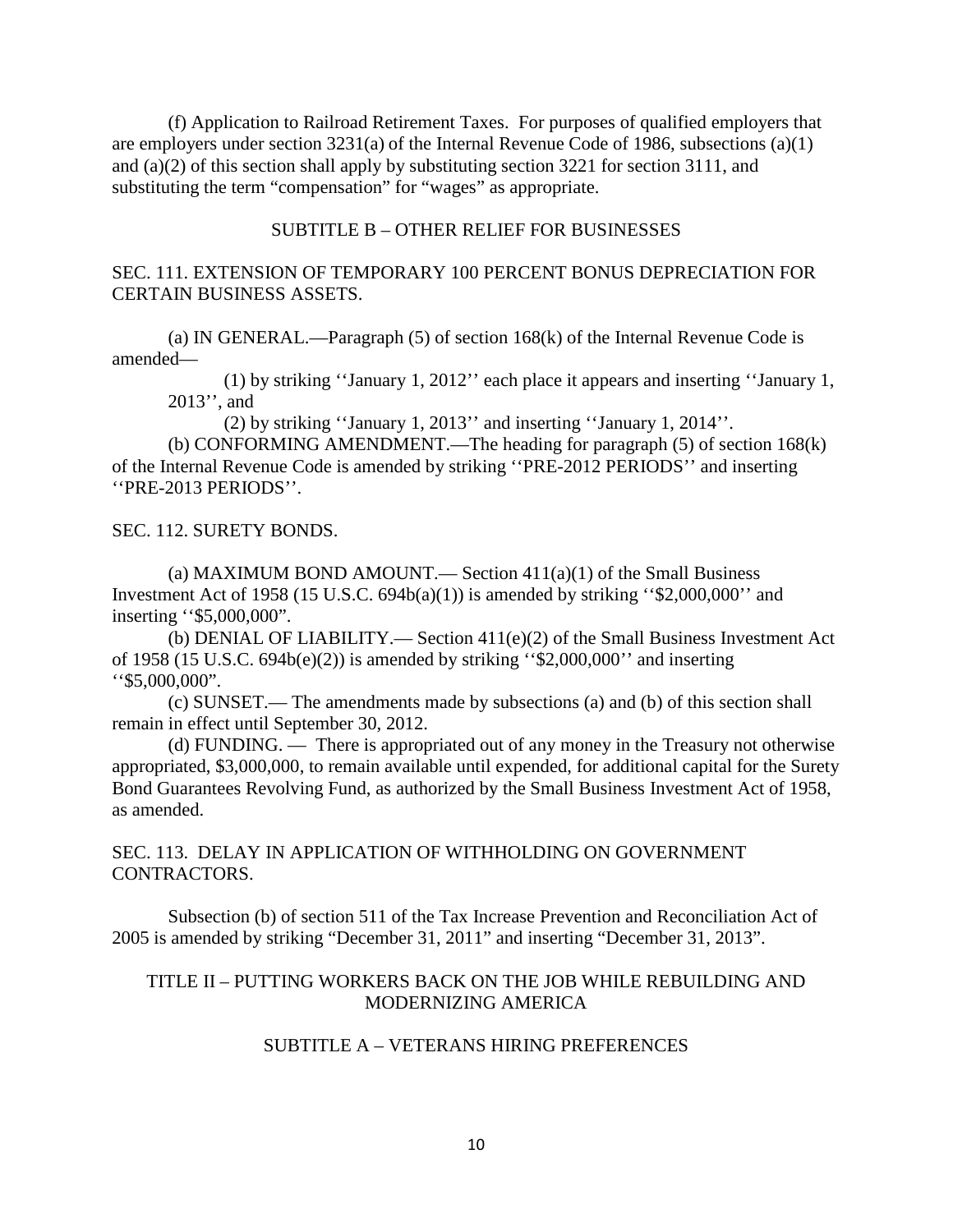(f) Application to Railroad Retirement Taxes. For purposes of qualified employers that are employers under section 3231(a) of the Internal Revenue Code of 1986, subsections (a)(1) and (a)(2) of this section shall apply by substituting section 3221 for section 3111, and substituting the term "compensation" for "wages" as appropriate.

## SUBTITLE B – OTHER RELIEF FOR BUSINESSES

### SEC. 111. EXTENSION OF TEMPORARY 100 PERCENT BONUS DEPRECIATION FOR CERTAIN BUSINESS ASSETS.

(a) IN GENERAL.—Paragraph (5) of section 168(k) of the Internal Revenue Code is amended—

(1) by striking ''January 1, 2012'' each place it appears and inserting ''January 1, 2013'', and

(2) by striking ''January 1, 2013'' and inserting ''January 1, 2014''.

(b) CONFORMING AMENDMENT.—The heading for paragraph (5) of section 168(k) of the Internal Revenue Code is amended by striking ''PRE-2012 PERIODS'' and inserting ''PRE-2013 PERIODS''.

### SEC. 112. SURETY BONDS.

(a) MAXIMUM BOND AMOUNT.— Section 411(a)(1) of the Small Business Investment Act of 1958 (15 U.S.C. 694b(a)(1)) is amended by striking ''$2,000,000'' and inserting ''$5,000,000".

(b) DENIAL OF LIABILITY.— Section 411(e)(2) of the Small Business Investment Act of 1958 (15 U.S.C. 694b(e)(2)) is amended by striking ''$2,000,000'' and inserting ''$5,000,000".

(c) SUNSET.— The amendments made by subsections (a) and (b) of this section shall remain in effect until September 30, 2012.

(d) FUNDING. — There is appropriated out of any money in the Treasury not otherwise appropriated, $3,000,000, to remain available until expended, for additional capital for the Surety Bond Guarantees Revolving Fund, as authorized by the Small Business Investment Act of 1958, as amended.

### SEC. 113. DELAY IN APPLICATION OF WITHHOLDING ON GOVERNMENT CONTRACTORS.

Subsection (b) of section 511 of the Tax Increase Prevention and Reconciliation Act of 2005 is amended by striking "December 31, 2011" and inserting "December 31, 2013".

# TITLE II – PUTTING WORKERS BACK ON THE JOB WHILE REBUILDING AND MODERNIZING AMERICA

## SUBTITLE A – VETERANS HIRING PREFERENCES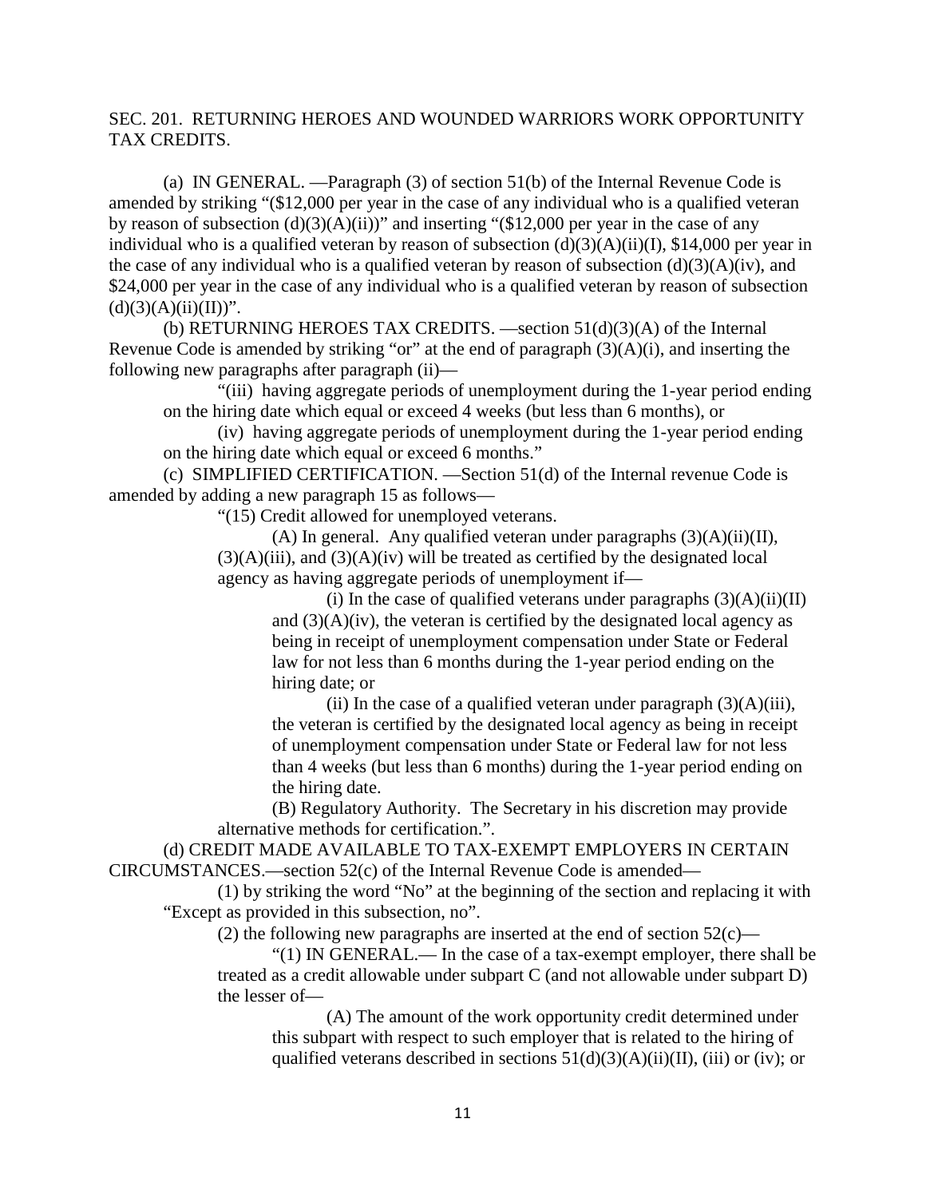SEC. 201. RETURNING HEROES AND WOUNDED WARRIORS WORK OPPORTUNITY TAX CREDITS.

(a) IN GENERAL. —Paragraph (3) of section 51(b) of the Internal Revenue Code is amended by striking "($12,000 per year in the case of any individual who is a qualified veteran by reason of subsection (d)(3)(A)(ii))" and inserting "($12,000 per year in the case of any individual who is a qualified veteran by reason of subsection (d)(3)(A)(ii)(I), $14,000 per year in the case of any individual who is a qualified veteran by reason of subsection (d)(3)(A)(iv), and $24,000 per year in the case of any individual who is a qualified veteran by reason of subsection (d)(3)(A)(ii)(II))".

(b) RETURNING HEROES TAX CREDITS. —section 51(d)(3)(A) of the Internal Revenue Code is amended by striking "or" at the end of paragraph (3)(A)(i), and inserting the following new paragraphs after paragraph (ii)—

"(iii) having aggregate periods of unemployment during the 1-year period ending on the hiring date which equal or exceed 4 weeks (but less than 6 months), or

(iv) having aggregate periods of unemployment during the 1-year period ending on the hiring date which equal or exceed 6 months."

(c) SIMPLIFIED CERTIFICATION. —Section 51(d) of the Internal revenue Code is amended by adding a new paragraph 15 as follows—

"(15) Credit allowed for unemployed veterans.

(A) In general. Any qualified veteran under paragraphs (3)(A)(ii)(II), (3)(A)(iii), and (3)(A)(iv) will be treated as certified by the designated local agency as having aggregate periods of unemployment if—

(i) In the case of qualified veterans under paragraphs (3)(A)(ii)(II) and (3)(A)(iv), the veteran is certified by the designated local agency as being in receipt of unemployment compensation under State or Federal law for not less than 6 months during the 1-year period ending on the hiring date; or

(ii) In the case of a qualified veteran under paragraph (3)(A)(iii), the veteran is certified by the designated local agency as being in receipt of unemployment compensation under State or Federal law for not less than 4 weeks (but less than 6 months) during the 1-year period ending on the hiring date.

(B) Regulatory Authority. The Secretary in his discretion may provide alternative methods for certification.".

(d) CREDIT MADE AVAILABLE TO TAX-EXEMPT EMPLOYERS IN CERTAIN CIRCUMSTANCES.—section 52(c) of the Internal Revenue Code is amended—

(1) by striking the word "No" at the beginning of the section and replacing it with "Except as provided in this subsection, no".

(2) the following new paragraphs are inserted at the end of section 52(c)—

"(1) IN GENERAL.— In the case of a tax-exempt employer, there shall be treated as a credit allowable under subpart C (and not allowable under subpart D) the lesser of—

(A) The amount of the work opportunity credit determined under this subpart with respect to such employer that is related to the hiring of qualified veterans described in sections 51(d)(3)(A)(ii)(II), (iii) or (iv); or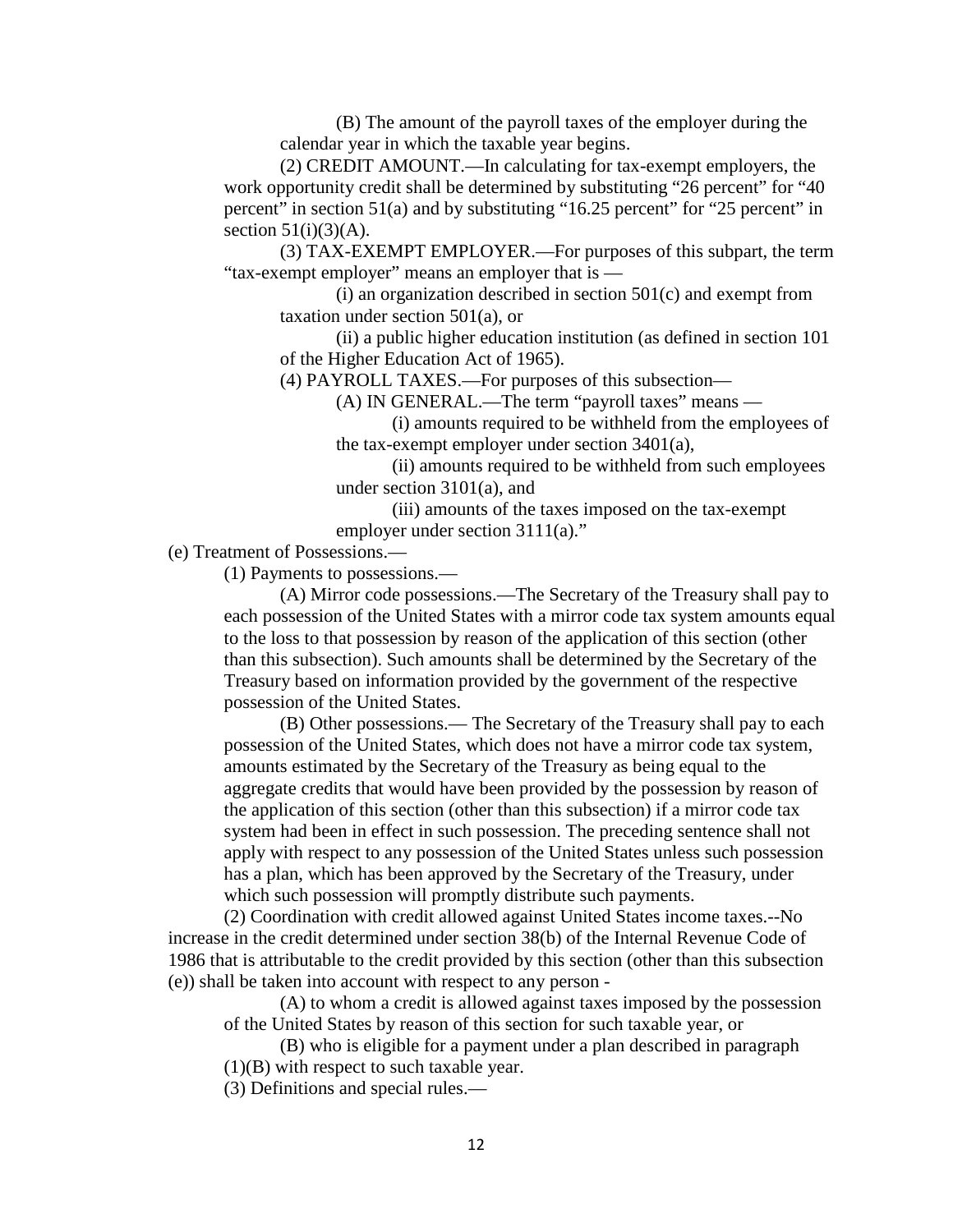(B) The amount of the payroll taxes of the employer during the calendar year in which the taxable year begins.

(2) CREDIT AMOUNT.—In calculating for tax-exempt employers, the work opportunity credit shall be determined by substituting "26 percent" for "40 percent" in section 51(a) and by substituting "16.25 percent" for "25 percent" in section 51(i)(3)(A).

(3) TAX-EXEMPT EMPLOYER.—For purposes of this subpart, the term "tax-exempt employer" means an employer that is —

(i) an organization described in section 501(c) and exempt from taxation under section 501(a), or

(ii) a public higher education institution (as defined in section 101 of the Higher Education Act of 1965).

(4) PAYROLL TAXES.—For purposes of this subsection—

(A) IN GENERAL.—The term "payroll taxes" means —

(i) amounts required to be withheld from the employees of the tax-exempt employer under section 3401(a),

(ii) amounts required to be withheld from such employees under section 3101(a), and

(iii) amounts of the taxes imposed on the tax-exempt employer under section 3111(a)."

(e) Treatment of Possessions.—

(1) Payments to possessions.—

(A) Mirror code possessions.—The Secretary of the Treasury shall pay to each possession of the United States with a mirror code tax system amounts equal to the loss to that possession by reason of the application of this section (other than this subsection). Such amounts shall be determined by the Secretary of the Treasury based on information provided by the government of the respective possession of the United States.

(B) Other possessions.— The Secretary of the Treasury shall pay to each possession of the United States, which does not have a mirror code tax system, amounts estimated by the Secretary of the Treasury as being equal to the aggregate credits that would have been provided by the possession by reason of the application of this section (other than this subsection) if a mirror code tax system had been in effect in such possession. The preceding sentence shall not apply with respect to any possession of the United States unless such possession has a plan, which has been approved by the Secretary of the Treasury, under which such possession will promptly distribute such payments.

(2) Coordination with credit allowed against United States income taxes.--No increase in the credit determined under section 38(b) of the Internal Revenue Code of 1986 that is attributable to the credit provided by this section (other than this subsection (e)) shall be taken into account with respect to any person -

(A) to whom a credit is allowed against taxes imposed by the possession of the United States by reason of this section for such taxable year, or

(B) who is eligible for a payment under a plan described in paragraph (1)(B) with respect to such taxable year.

(3) Definitions and special rules.—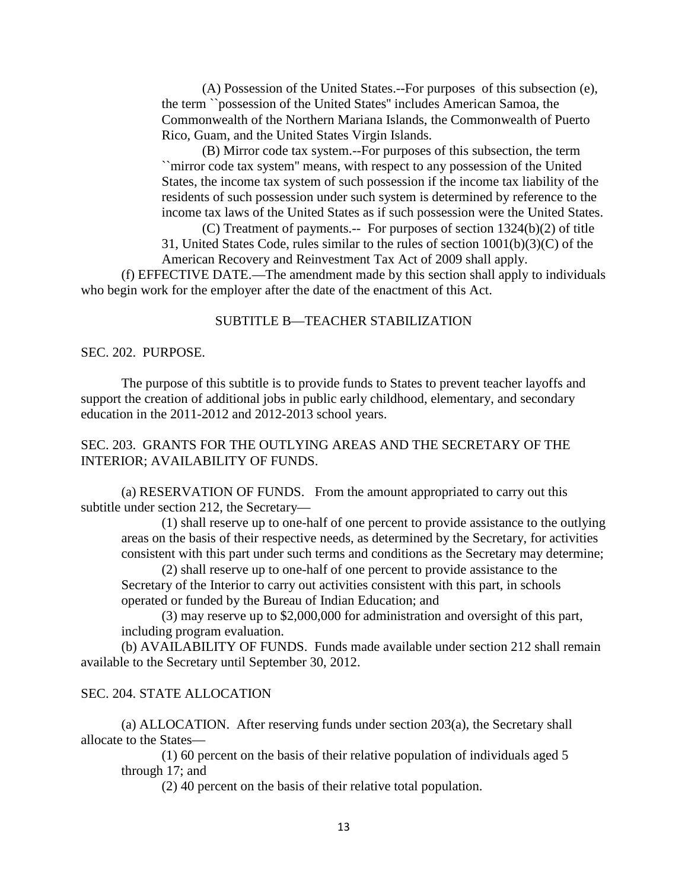(A) Possession of the United States.--For purposes of this subsection (e), the term ``possession of the United States'' includes American Samoa, the Commonwealth of the Northern Mariana Islands, the Commonwealth of Puerto Rico, Guam, and the United States Virgin Islands.

(B) Mirror code tax system.--For purposes of this subsection, the term ``mirror code tax system'' means, with respect to any possession of the United States, the income tax system of such possession if the income tax liability of the residents of such possession under such system is determined by reference to the income tax laws of the United States as if such possession were the United States.

(C) Treatment of payments.-- For purposes of section 1324(b)(2) of title 31, United States Code, rules similar to the rules of section 1001(b)(3)(C) of the American Recovery and Reinvestment Tax Act of 2009 shall apply.

(f) EFFECTIVE DATE.—The amendment made by this section shall apply to individuals who begin work for the employer after the date of the enactment of this Act.

## SUBTITLE B—TEACHER STABILIZATION

### SEC. 202. PURPOSE.

The purpose of this subtitle is to provide funds to States to prevent teacher layoffs and support the creation of additional jobs in public early childhood, elementary, and secondary education in the 2011-2012 and 2012-2013 school years.

### SEC. 203. GRANTS FOR THE OUTLYING AREAS AND THE SECRETARY OF THE INTERIOR; AVAILABILITY OF FUNDS.

(a) RESERVATION OF FUNDS. From the amount appropriated to carry out this subtitle under section 212, the Secretary—

(1) shall reserve up to one-half of one percent to provide assistance to the outlying areas on the basis of their respective needs, as determined by the Secretary, for activities consistent with this part under such terms and conditions as the Secretary may determine;

(2) shall reserve up to one-half of one percent to provide assistance to the Secretary of the Interior to carry out activities consistent with this part, in schools operated or funded by the Bureau of Indian Education; and

(3) may reserve up to $2,000,000 for administration and oversight of this part, including program evaluation.

(b) AVAILABILITY OF FUNDS. Funds made available under section 212 shall remain available to the Secretary until September 30, 2012.

### SEC. 204. STATE ALLOCATION

(a) ALLOCATION. After reserving funds under section 203(a), the Secretary shall allocate to the States—

(1) 60 percent on the basis of their relative population of individuals aged 5 through 17; and

(2) 40 percent on the basis of their relative total population.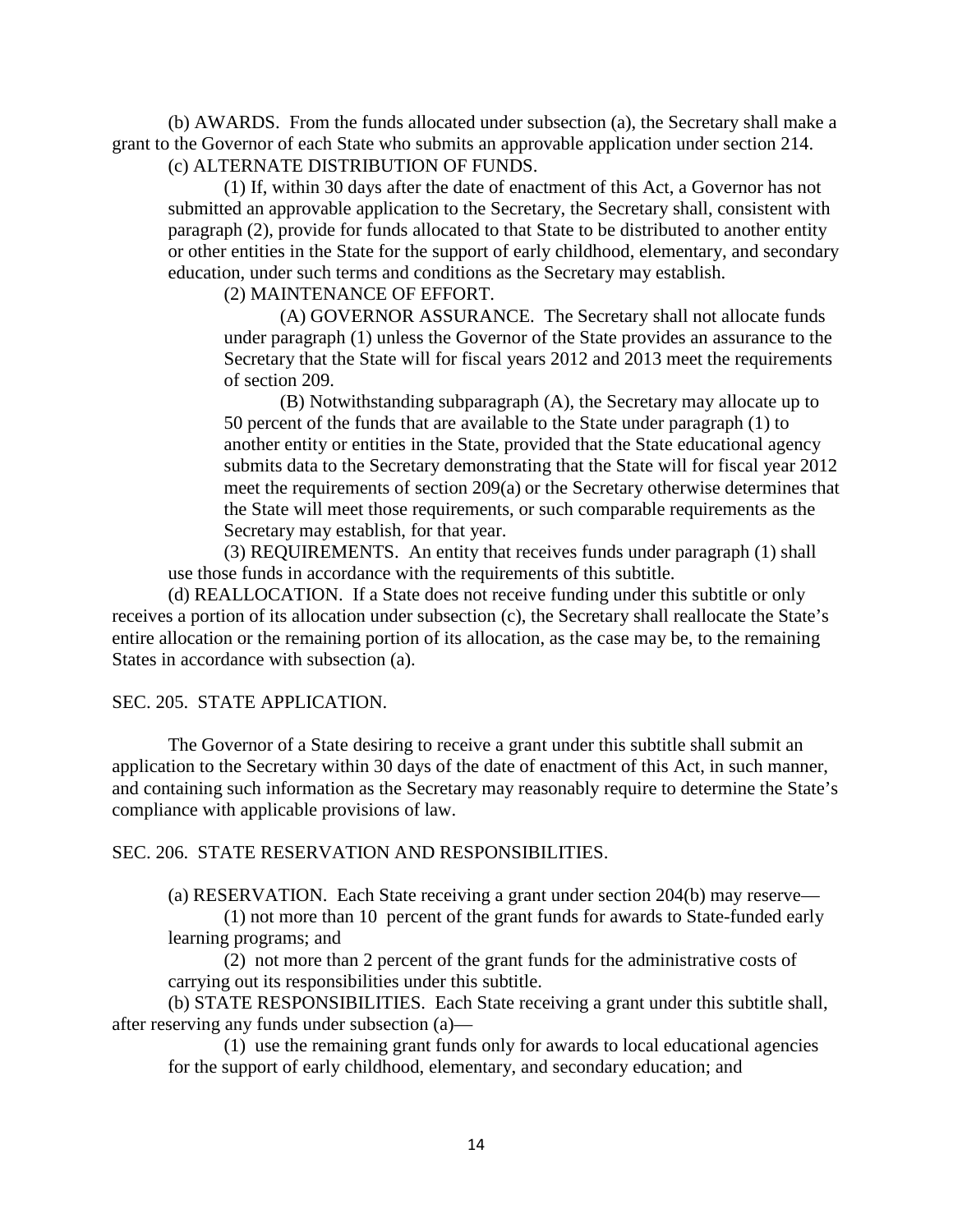(b) AWARDS. From the funds allocated under subsection (a), the Secretary shall make a grant to the Governor of each State who submits an approvable application under section 214.

(c) ALTERNATE DISTRIBUTION OF FUNDS.

(1) If, within 30 days after the date of enactment of this Act, a Governor has not submitted an approvable application to the Secretary, the Secretary shall, consistent with paragraph (2), provide for funds allocated to that State to be distributed to another entity or other entities in the State for the support of early childhood, elementary, and secondary education, under such terms and conditions as the Secretary may establish.

(2) MAINTENANCE OF EFFORT.

(A) GOVERNOR ASSURANCE. The Secretary shall not allocate funds under paragraph (1) unless the Governor of the State provides an assurance to the Secretary that the State will for fiscal years 2012 and 2013 meet the requirements of section 209.

(B) Notwithstanding subparagraph (A), the Secretary may allocate up to 50 percent of the funds that are available to the State under paragraph (1) to another entity or entities in the State, provided that the State educational agency submits data to the Secretary demonstrating that the State will for fiscal year 2012 meet the requirements of section 209(a) or the Secretary otherwise determines that the State will meet those requirements, or such comparable requirements as the Secretary may establish, for that year.

(3) REQUIREMENTS. An entity that receives funds under paragraph (1) shall use those funds in accordance with the requirements of this subtitle.

(d) REALLOCATION. If a State does not receive funding under this subtitle or only receives a portion of its allocation under subsection (c), the Secretary shall reallocate the State's entire allocation or the remaining portion of its allocation, as the case may be, to the remaining States in accordance with subsection (a).

SEC. 205. STATE APPLICATION.

The Governor of a State desiring to receive a grant under this subtitle shall submit an application to the Secretary within 30 days of the date of enactment of this Act, in such manner, and containing such information as the Secretary may reasonably require to determine the State's compliance with applicable provisions of law.

SEC. 206. STATE RESERVATION AND RESPONSIBILITIES.

(a) RESERVATION. Each State receiving a grant under section 204(b) may reserve—

(1) not more than 10 percent of the grant funds for awards to State-funded early learning programs; and

(2) not more than 2 percent of the grant funds for the administrative costs of carrying out its responsibilities under this subtitle.

(b) STATE RESPONSIBILITIES. Each State receiving a grant under this subtitle shall, after reserving any funds under subsection (a)—

(1) use the remaining grant funds only for awards to local educational agencies for the support of early childhood, elementary, and secondary education; and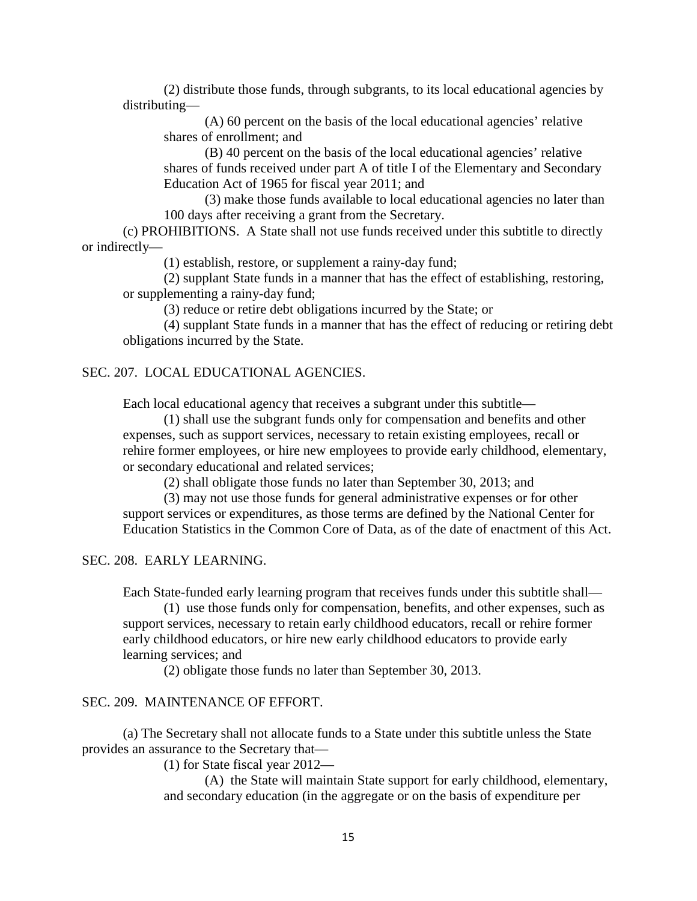(2) distribute those funds, through subgrants, to its local educational agencies by distributing—

(A) 60 percent on the basis of the local educational agencies' relative shares of enrollment; and

(B) 40 percent on the basis of the local educational agencies' relative shares of funds received under part A of title I of the Elementary and Secondary Education Act of 1965 for fiscal year 2011; and

(3) make those funds available to local educational agencies no later than 100 days after receiving a grant from the Secretary.

(c) PROHIBITIONS. A State shall not use funds received under this subtitle to directly or indirectly—

(1) establish, restore, or supplement a rainy-day fund;

(2) supplant State funds in a manner that has the effect of establishing, restoring, or supplementing a rainy-day fund;

(3) reduce or retire debt obligations incurred by the State; or

(4) supplant State funds in a manner that has the effect of reducing or retiring debt obligations incurred by the State.

## SEC. 207. LOCAL EDUCATIONAL AGENCIES.

Each local educational agency that receives a subgrant under this subtitle—

(1) shall use the subgrant funds only for compensation and benefits and other expenses, such as support services, necessary to retain existing employees, recall or rehire former employees, or hire new employees to provide early childhood, elementary, or secondary educational and related services;

(2) shall obligate those funds no later than September 30, 2013; and

(3) may not use those funds for general administrative expenses or for other support services or expenditures, as those terms are defined by the National Center for Education Statistics in the Common Core of Data, as of the date of enactment of this Act.

## SEC. 208. EARLY LEARNING.

Each State-funded early learning program that receives funds under this subtitle shall—

(1) use those funds only for compensation, benefits, and other expenses, such as support services, necessary to retain early childhood educators, recall or rehire former early childhood educators, or hire new early childhood educators to provide early learning services; and

(2) obligate those funds no later than September 30, 2013.

## SEC. 209. MAINTENANCE OF EFFORT.

(a) The Secretary shall not allocate funds to a State under this subtitle unless the State provides an assurance to the Secretary that—

(1) for State fiscal year 2012—

(A) the State will maintain State support for early childhood, elementary, and secondary education (in the aggregate or on the basis of expenditure per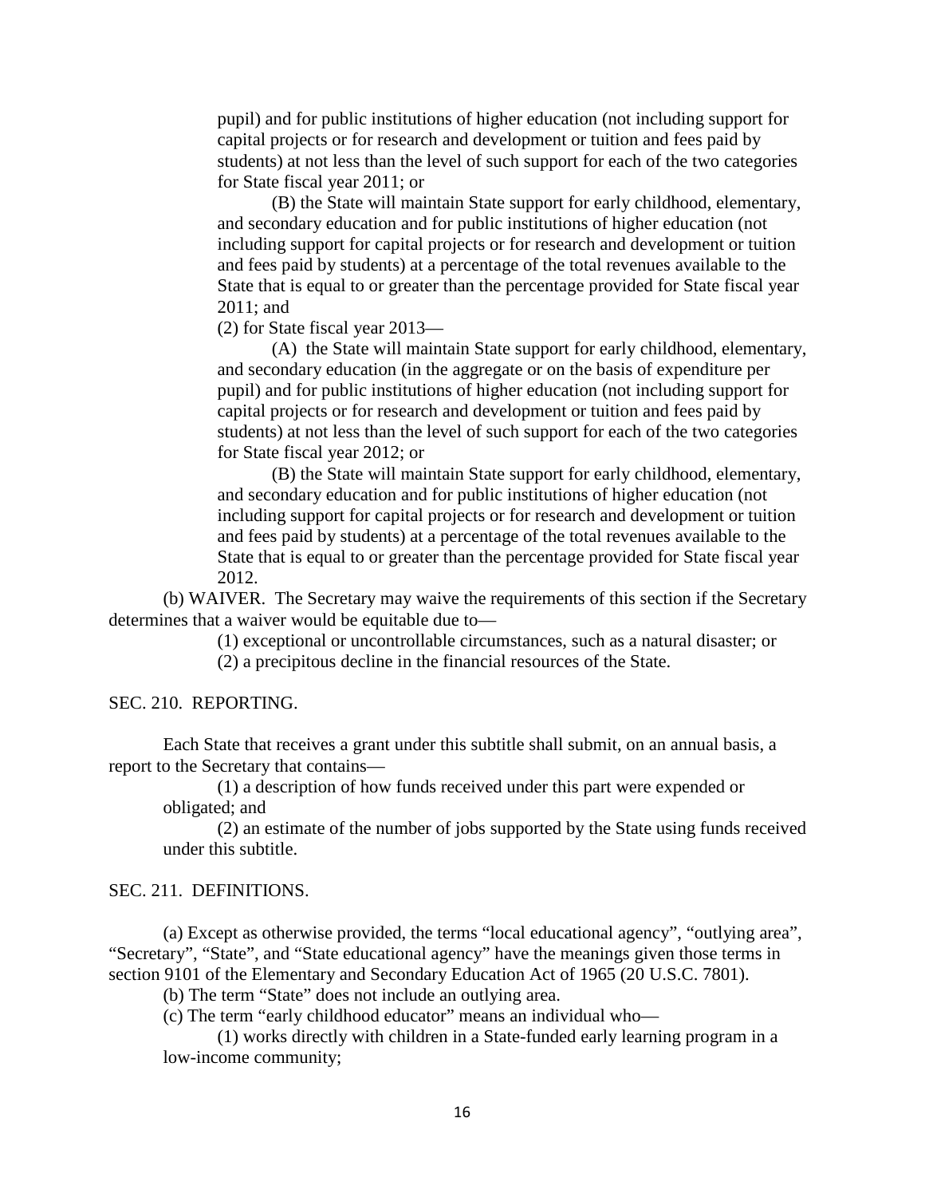pupil) and for public institutions of higher education (not including support for capital projects or for research and development or tuition and fees paid by students) at not less than the level of such support for each of the two categories for State fiscal year 2011; or

(B) the State will maintain State support for early childhood, elementary, and secondary education and for public institutions of higher education (not including support for capital projects or for research and development or tuition and fees paid by students) at a percentage of the total revenues available to the State that is equal to or greater than the percentage provided for State fiscal year 2011; and

(2) for State fiscal year 2013—

(A) the State will maintain State support for early childhood, elementary, and secondary education (in the aggregate or on the basis of expenditure per pupil) and for public institutions of higher education (not including support for capital projects or for research and development or tuition and fees paid by students) at not less than the level of such support for each of the two categories for State fiscal year 2012; or

(B) the State will maintain State support for early childhood, elementary, and secondary education and for public institutions of higher education (not including support for capital projects or for research and development or tuition and fees paid by students) at a percentage of the total revenues available to the State that is equal to or greater than the percentage provided for State fiscal year 2012.

(b) WAIVER. The Secretary may waive the requirements of this section if the Secretary determines that a waiver would be equitable due to—

(1) exceptional or uncontrollable circumstances, such as a natural disaster; or

(2) a precipitous decline in the financial resources of the State.

SEC. 210. REPORTING.

Each State that receives a grant under this subtitle shall submit, on an annual basis, a report to the Secretary that contains—

(1) a description of how funds received under this part were expended or obligated; and

(2) an estimate of the number of jobs supported by the State using funds received under this subtitle.

SEC. 211. DEFINITIONS.

(a) Except as otherwise provided, the terms "local educational agency", "outlying area", "Secretary", "State", and "State educational agency" have the meanings given those terms in section 9101 of the Elementary and Secondary Education Act of 1965 (20 U.S.C. 7801).

(b) The term "State" does not include an outlying area.

(c) The term "early childhood educator" means an individual who—

(1) works directly with children in a State-funded early learning program in a low-income community;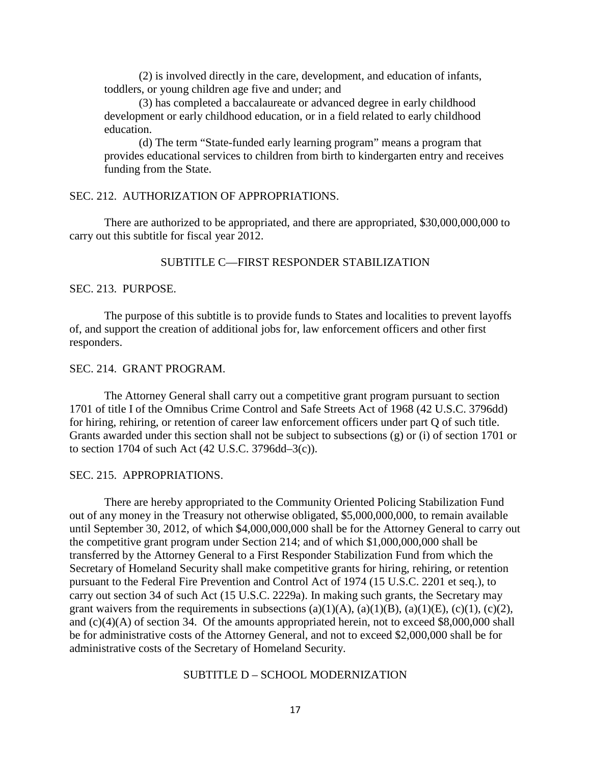(2) is involved directly in the care, development, and education of infants, toddlers, or young children age five and under; and

(3) has completed a baccalaureate or advanced degree in early childhood development or early childhood education, or in a field related to early childhood education.

(d) The term "State-funded early learning program" means a program that provides educational services to children from birth to kindergarten entry and receives funding from the State.

SEC. 212. AUTHORIZATION OF APPROPRIATIONS.

There are authorized to be appropriated, and there are appropriated, $30,000,000,000 to carry out this subtitle for fiscal year 2012.

SUBTITLE C—FIRST RESPONDER STABILIZATION

SEC. 213. PURPOSE.

The purpose of this subtitle is to provide funds to States and localities to prevent layoffs of, and support the creation of additional jobs for, law enforcement officers and other first responders.

SEC. 214. GRANT PROGRAM.

The Attorney General shall carry out a competitive grant program pursuant to section 1701 of title I of the Omnibus Crime Control and Safe Streets Act of 1968 (42 U.S.C. 3796dd) for hiring, rehiring, or retention of career law enforcement officers under part Q of such title. Grants awarded under this section shall not be subject to subsections (g) or (i) of section 1701 or to section 1704 of such Act (42 U.S.C. 3796dd–3(c)).

SEC. 215. APPROPRIATIONS.

There are hereby appropriated to the Community Oriented Policing Stabilization Fund out of any money in the Treasury not otherwise obligated, $5,000,000,000, to remain available until September 30, 2012, of which $4,000,000,000 shall be for the Attorney General to carry out the competitive grant program under Section 214; and of which $1,000,000,000 shall be transferred by the Attorney General to a First Responder Stabilization Fund from which the Secretary of Homeland Security shall make competitive grants for hiring, rehiring, or retention pursuant to the Federal Fire Prevention and Control Act of 1974 (15 U.S.C. 2201 et seq.), to carry out section 34 of such Act (15 U.S.C. 2229a). In making such grants, the Secretary may grant waivers from the requirements in subsections (a)(1)(A), (a)(1)(B), (a)(1)(E), (c)(1), (c)(2), and (c)(4)(A) of section 34. Of the amounts appropriated herein, not to exceed $8,000,000 shall be for administrative costs of the Attorney General, and not to exceed $2,000,000 shall be for administrative costs of the Secretary of Homeland Security.

SUBTITLE D – SCHOOL MODERNIZATION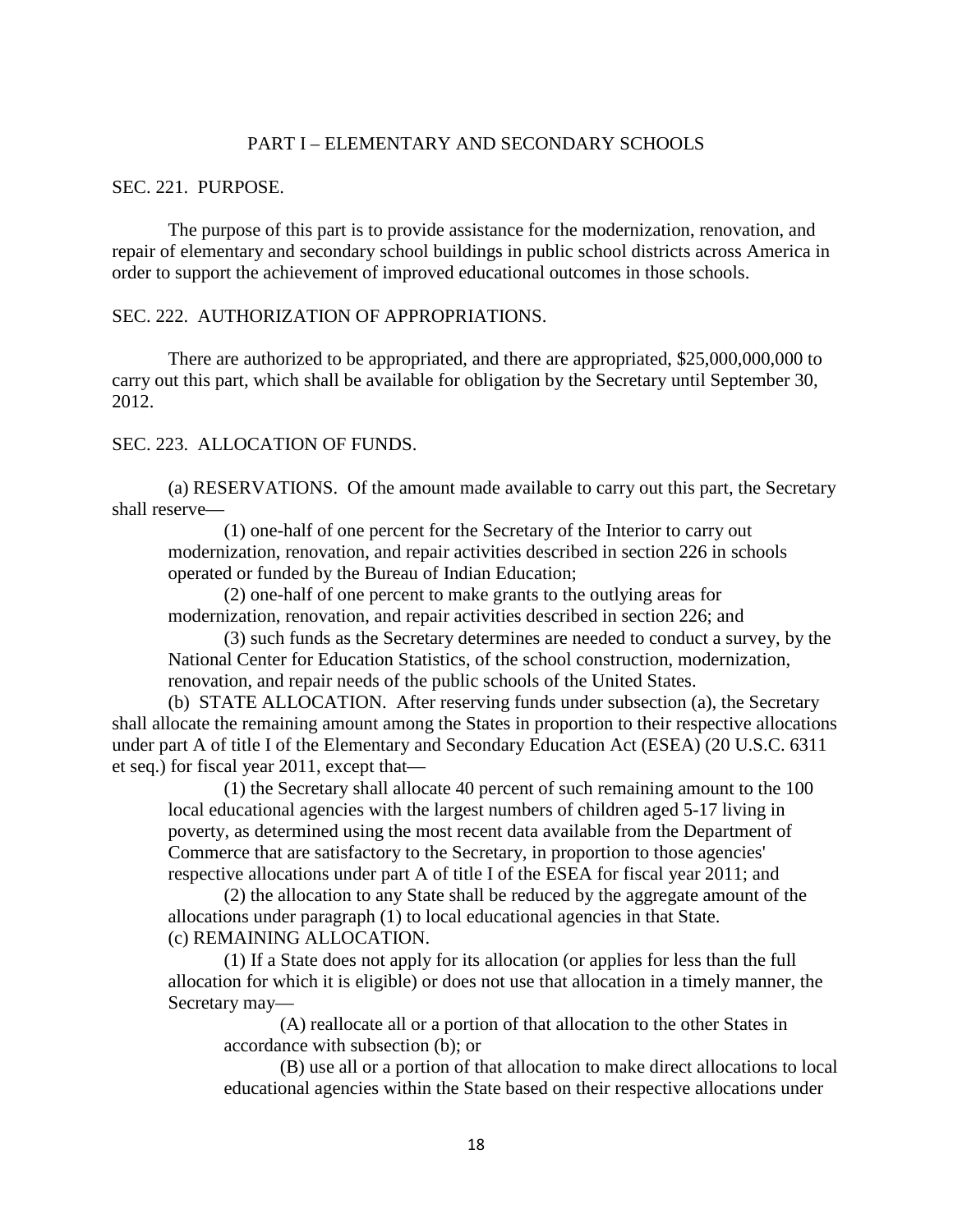## PART I – ELEMENTARY AND SECONDARY SCHOOLS

### SEC. 221. PURPOSE.

The purpose of this part is to provide assistance for the modernization, renovation, and repair of elementary and secondary school buildings in public school districts across America in order to support the achievement of improved educational outcomes in those schools.

### SEC. 222. AUTHORIZATION OF APPROPRIATIONS.

There are authorized to be appropriated, and there are appropriated, $25,000,000,000 to carry out this part, which shall be available for obligation by the Secretary until September 30, 2012.

### SEC. 223. ALLOCATION OF FUNDS.

(a) RESERVATIONS. Of the amount made available to carry out this part, the Secretary shall reserve—

(1) one-half of one percent for the Secretary of the Interior to carry out modernization, renovation, and repair activities described in section 226 in schools operated or funded by the Bureau of Indian Education;

(2) one-half of one percent to make grants to the outlying areas for modernization, renovation, and repair activities described in section 226; and

(3) such funds as the Secretary determines are needed to conduct a survey, by the National Center for Education Statistics, of the school construction, modernization, renovation, and repair needs of the public schools of the United States.

(b) STATE ALLOCATION. After reserving funds under subsection (a), the Secretary shall allocate the remaining amount among the States in proportion to their respective allocations under part A of title I of the Elementary and Secondary Education Act (ESEA) (20 U.S.C. 6311 et seq.) for fiscal year 2011, except that—

(1) the Secretary shall allocate 40 percent of such remaining amount to the 100 local educational agencies with the largest numbers of children aged 5-17 living in poverty, as determined using the most recent data available from the Department of Commerce that are satisfactory to the Secretary, in proportion to those agencies' respective allocations under part A of title I of the ESEA for fiscal year 2011; and

(2) the allocation to any State shall be reduced by the aggregate amount of the allocations under paragraph (1) to local educational agencies in that State.

(c) REMAINING ALLOCATION.

(1) If a State does not apply for its allocation (or applies for less than the full allocation for which it is eligible) or does not use that allocation in a timely manner, the Secretary may—

(A) reallocate all or a portion of that allocation to the other States in accordance with subsection (b); or

(B) use all or a portion of that allocation to make direct allocations to local educational agencies within the State based on their respective allocations under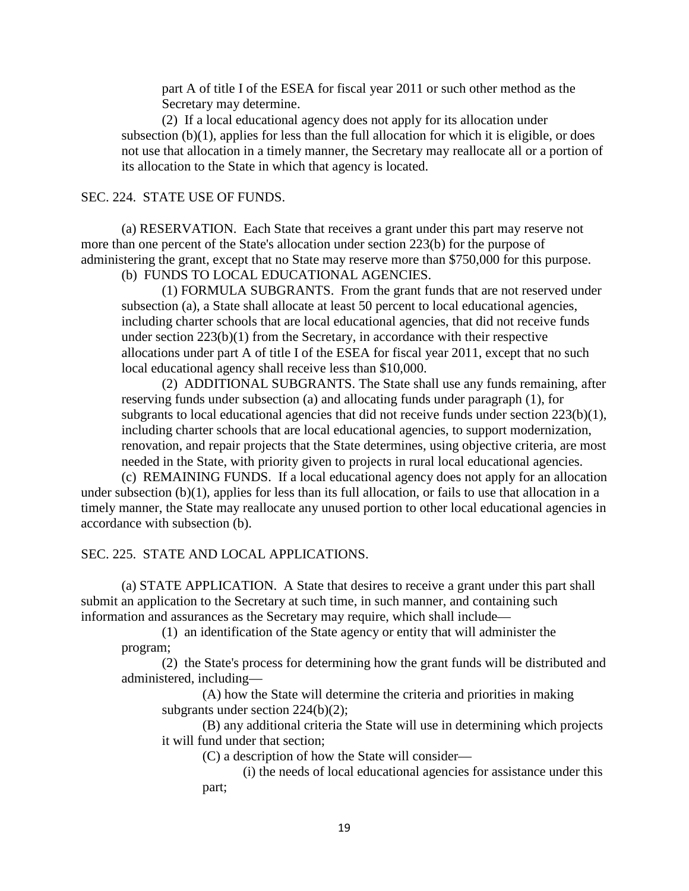part A of title I of the ESEA for fiscal year 2011 or such other method as the Secretary may determine.

(2) If a local educational agency does not apply for its allocation under subsection (b)(1), applies for less than the full allocation for which it is eligible, or does not use that allocation in a timely manner, the Secretary may reallocate all or a portion of its allocation to the State in which that agency is located.

SEC. 224. STATE USE OF FUNDS.

(a) RESERVATION. Each State that receives a grant under this part may reserve not more than one percent of the State's allocation under section 223(b) for the purpose of administering the grant, except that no State may reserve more than $750,000 for this purpose.

(b) FUNDS TO LOCAL EDUCATIONAL AGENCIES.

(1) FORMULA SUBGRANTS. From the grant funds that are not reserved under subsection (a), a State shall allocate at least 50 percent to local educational agencies, including charter schools that are local educational agencies, that did not receive funds under section 223(b)(1) from the Secretary, in accordance with their respective allocations under part A of title I of the ESEA for fiscal year 2011, except that no such local educational agency shall receive less than $10,000.

(2) ADDITIONAL SUBGRANTS. The State shall use any funds remaining, after reserving funds under subsection (a) and allocating funds under paragraph (1), for subgrants to local educational agencies that did not receive funds under section 223(b)(1), including charter schools that are local educational agencies, to support modernization, renovation, and repair projects that the State determines, using objective criteria, are most needed in the State, with priority given to projects in rural local educational agencies.

(c) REMAINING FUNDS. If a local educational agency does not apply for an allocation under subsection (b)(1), applies for less than its full allocation, or fails to use that allocation in a timely manner, the State may reallocate any unused portion to other local educational agencies in accordance with subsection (b).

SEC. 225. STATE AND LOCAL APPLICATIONS.

(a) STATE APPLICATION. A State that desires to receive a grant under this part shall submit an application to the Secretary at such time, in such manner, and containing such information and assurances as the Secretary may require, which shall include—

(1) an identification of the State agency or entity that will administer the program;

(2) the State's process for determining how the grant funds will be distributed and administered, including—

(A) how the State will determine the criteria and priorities in making subgrants under section 224(b)(2);

(B) any additional criteria the State will use in determining which projects it will fund under that section;

(C) a description of how the State will consider—

(i) the needs of local educational agencies for assistance under this part;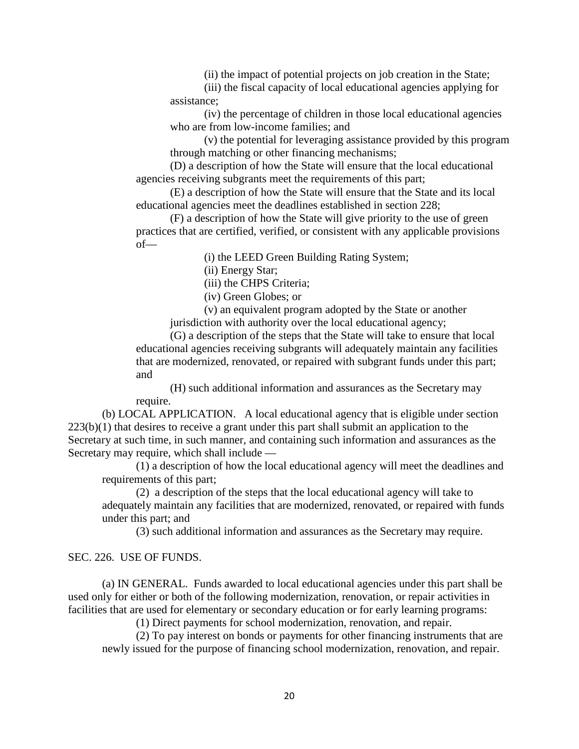(ii) the impact of potential projects on job creation in the State;

(iii) the fiscal capacity of local educational agencies applying for assistance;

(iv) the percentage of children in those local educational agencies who are from low-income families; and

(v) the potential for leveraging assistance provided by this program through matching or other financing mechanisms;

(D) a description of how the State will ensure that the local educational agencies receiving subgrants meet the requirements of this part;

(E) a description of how the State will ensure that the State and its local educational agencies meet the deadlines established in section 228;

(F) a description of how the State will give priority to the use of green practices that are certified, verified, or consistent with any applicable provisions of—

(i) the LEED Green Building Rating System;

(ii) Energy Star;

(iii) the CHPS Criteria;

(iv) Green Globes; or

(v) an equivalent program adopted by the State or another jurisdiction with authority over the local educational agency;

(G) a description of the steps that the State will take to ensure that local educational agencies receiving subgrants will adequately maintain any facilities that are modernized, renovated, or repaired with subgrant funds under this part; and

(H) such additional information and assurances as the Secretary may require.

(b) LOCAL APPLICATION. A local educational agency that is eligible under section 223(b)(1) that desires to receive a grant under this part shall submit an application to the Secretary at such time, in such manner, and containing such information and assurances as the Secretary may require, which shall include —

(1) a description of how the local educational agency will meet the deadlines and requirements of this part;

(2) a description of the steps that the local educational agency will take to adequately maintain any facilities that are modernized, renovated, or repaired with funds under this part; and

(3) such additional information and assurances as the Secretary may require.

SEC. 226. USE OF FUNDS.

(a) IN GENERAL. Funds awarded to local educational agencies under this part shall be used only for either or both of the following modernization, renovation, or repair activities in facilities that are used for elementary or secondary education or for early learning programs:

(1) Direct payments for school modernization, renovation, and repair.

(2) To pay interest on bonds or payments for other financing instruments that are newly issued for the purpose of financing school modernization, renovation, and repair.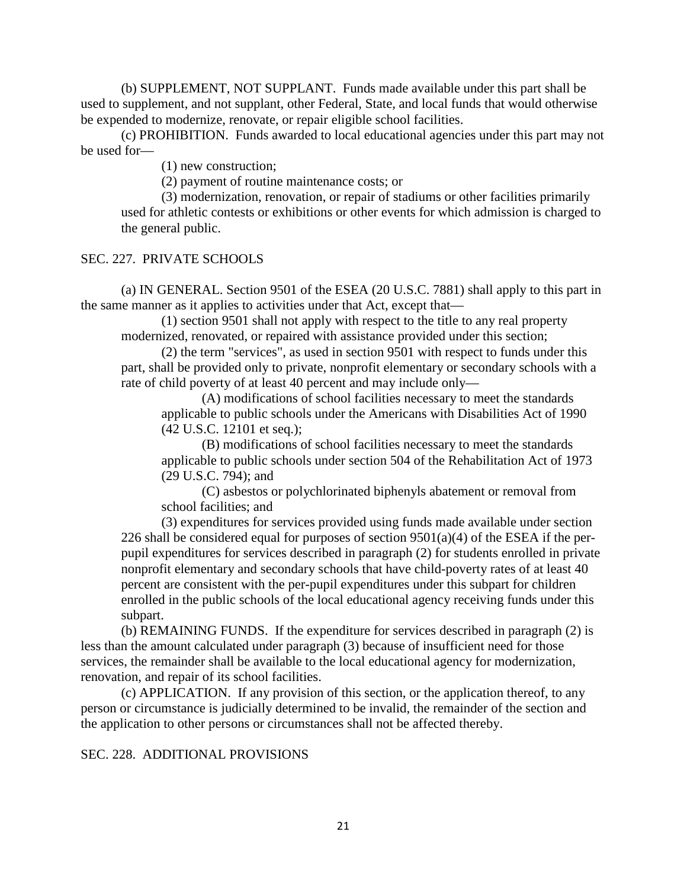(b) SUPPLEMENT, NOT SUPPLANT. Funds made available under this part shall be used to supplement, and not supplant, other Federal, State, and local funds that would otherwise be expended to modernize, renovate, or repair eligible school facilities.

(c) PROHIBITION. Funds awarded to local educational agencies under this part may not be used for—

(1) new construction;

(2) payment of routine maintenance costs; or

(3) modernization, renovation, or repair of stadiums or other facilities primarily used for athletic contests or exhibitions or other events for which admission is charged to the general public.

SEC. 227. PRIVATE SCHOOLS

(a) IN GENERAL. Section 9501 of the ESEA (20 U.S.C. 7881) shall apply to this part in the same manner as it applies to activities under that Act, except that—

(1) section 9501 shall not apply with respect to the title to any real property modernized, renovated, or repaired with assistance provided under this section;

(2) the term "services", as used in section 9501 with respect to funds under this part, shall be provided only to private, nonprofit elementary or secondary schools with a rate of child poverty of at least 40 percent and may include only—

(A) modifications of school facilities necessary to meet the standards applicable to public schools under the Americans with Disabilities Act of 1990 (42 U.S.C. 12101 et seq.);

(B) modifications of school facilities necessary to meet the standards applicable to public schools under section 504 of the Rehabilitation Act of 1973 (29 U.S.C. 794); and

(C) asbestos or polychlorinated biphenyls abatement or removal from school facilities; and

(3) expenditures for services provided using funds made available under section 226 shall be considered equal for purposes of section 9501(a)(4) of the ESEA if the per-pupil expenditures for services described in paragraph (2) for students enrolled in private nonprofit elementary and secondary schools that have child-poverty rates of at least 40 percent are consistent with the per-pupil expenditures under this subpart for children enrolled in the public schools of the local educational agency receiving funds under this subpart.

(b) REMAINING FUNDS. If the expenditure for services described in paragraph (2) is less than the amount calculated under paragraph (3) because of insufficient need for those services, the remainder shall be available to the local educational agency for modernization, renovation, and repair of its school facilities.

(c) APPLICATION. If any provision of this section, or the application thereof, to any person or circumstance is judicially determined to be invalid, the remainder of the section and the application to other persons or circumstances shall not be affected thereby.

SEC. 228. ADDITIONAL PROVISIONS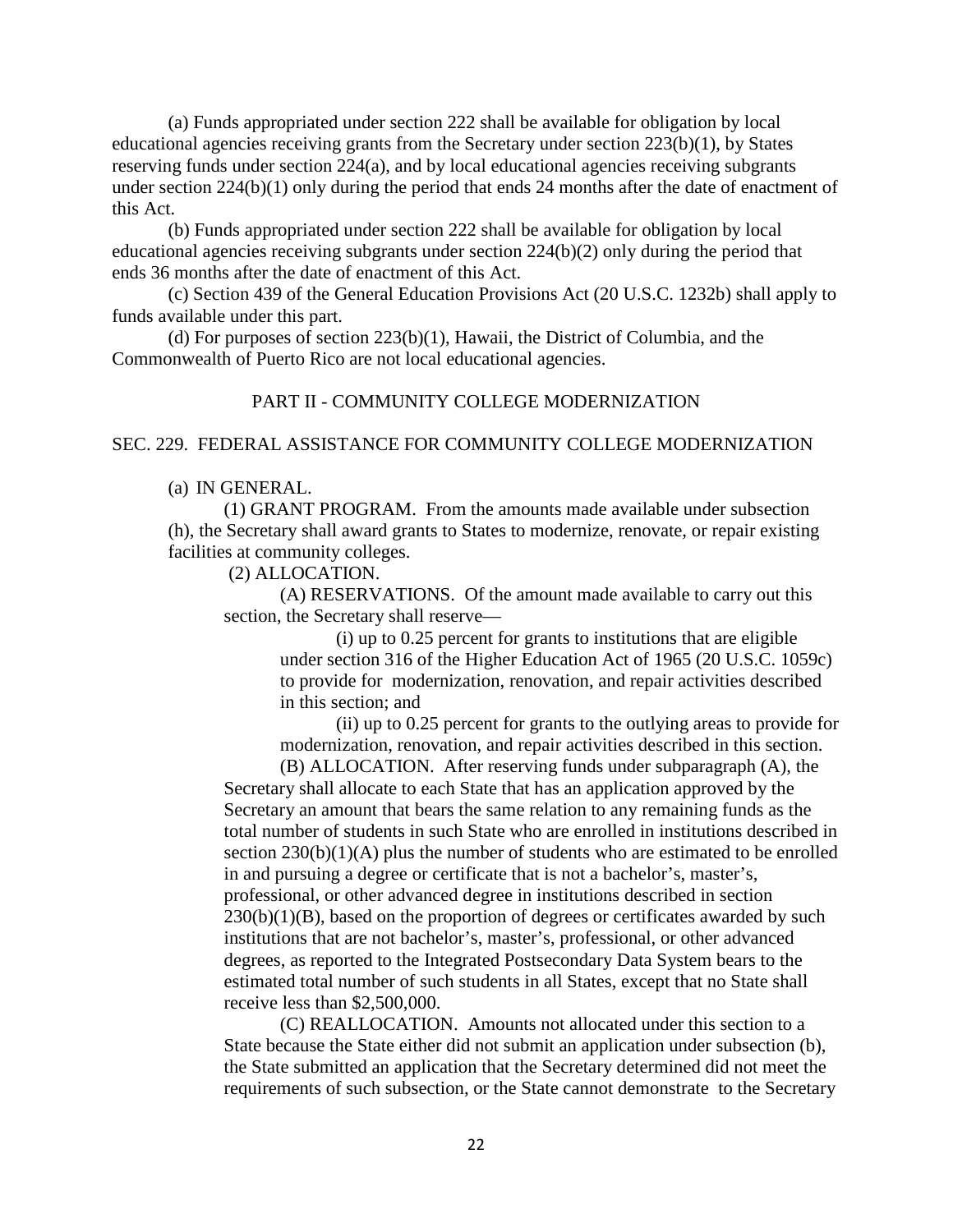(a) Funds appropriated under section 222 shall be available for obligation by local educational agencies receiving grants from the Secretary under section 223(b)(1), by States reserving funds under section 224(a), and by local educational agencies receiving subgrants under section 224(b)(1) only during the period that ends 24 months after the date of enactment of this Act.

(b) Funds appropriated under section 222 shall be available for obligation by local educational agencies receiving subgrants under section 224(b)(2) only during the period that ends 36 months after the date of enactment of this Act.

(c) Section 439 of the General Education Provisions Act (20 U.S.C. 1232b) shall apply to funds available under this part.

(d) For purposes of section 223(b)(1), Hawaii, the District of Columbia, and the Commonwealth of Puerto Rico are not local educational agencies.

## PART II - COMMUNITY COLLEGE MODERNIZATION

### SEC. 229. FEDERAL ASSISTANCE FOR COMMUNITY COLLEGE MODERNIZATION

(a) IN GENERAL.

(1) GRANT PROGRAM. From the amounts made available under subsection (h), the Secretary shall award grants to States to modernize, renovate, or repair existing facilities at community colleges.

(2) ALLOCATION.

(A) RESERVATIONS. Of the amount made available to carry out this section, the Secretary shall reserve—

(i) up to 0.25 percent for grants to institutions that are eligible under section 316 of the Higher Education Act of 1965 (20 U.S.C. 1059c) to provide for modernization, renovation, and repair activities described in this section; and

(ii) up to 0.25 percent for grants to the outlying areas to provide for modernization, renovation, and repair activities described in this section.

(B) ALLOCATION. After reserving funds under subparagraph (A), the Secretary shall allocate to each State that has an application approved by the Secretary an amount that bears the same relation to any remaining funds as the total number of students in such State who are enrolled in institutions described in section 230(b)(1)(A) plus the number of students who are estimated to be enrolled in and pursuing a degree or certificate that is not a bachelor's, master's, professional, or other advanced degree in institutions described in section 230(b)(1)(B), based on the proportion of degrees or certificates awarded by such institutions that are not bachelor's, master's, professional, or other advanced degrees, as reported to the Integrated Postsecondary Data System bears to the estimated total number of such students in all States, except that no State shall receive less than $2,500,000.

(C) REALLOCATION. Amounts not allocated under this section to a State because the State either did not submit an application under subsection (b), the State submitted an application that the Secretary determined did not meet the requirements of such subsection, or the State cannot demonstrate to the Secretary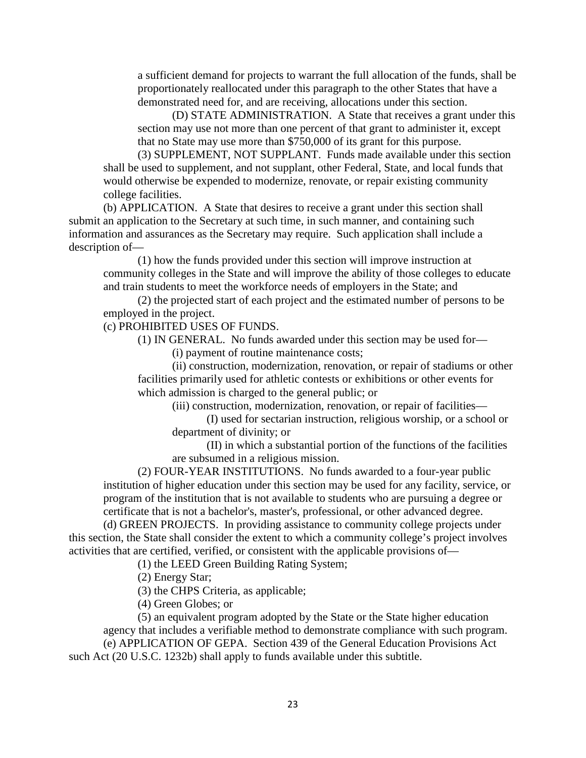a sufficient demand for projects to warrant the full allocation of the funds, shall be proportionately reallocated under this paragraph to the other States that have a demonstrated need for, and are receiving, allocations under this section.

(D) STATE ADMINISTRATION. A State that receives a grant under this section may use not more than one percent of that grant to administer it, except that no State may use more than $750,000 of its grant for this purpose.

(3) SUPPLEMENT, NOT SUPPLANT. Funds made available under this section shall be used to supplement, and not supplant, other Federal, State, and local funds that would otherwise be expended to modernize, renovate, or repair existing community college facilities.

(b) APPLICATION. A State that desires to receive a grant under this section shall submit an application to the Secretary at such time, in such manner, and containing such information and assurances as the Secretary may require. Such application shall include a description of—

(1) how the funds provided under this section will improve instruction at community colleges in the State and will improve the ability of those colleges to educate and train students to meet the workforce needs of employers in the State; and

(2) the projected start of each project and the estimated number of persons to be employed in the project.

(c) PROHIBITED USES OF FUNDS.

(1) IN GENERAL. No funds awarded under this section may be used for—

(i) payment of routine maintenance costs;

(ii) construction, modernization, renovation, or repair of stadiums or other facilities primarily used for athletic contests or exhibitions or other events for which admission is charged to the general public; or

(iii) construction, modernization, renovation, or repair of facilities—

(I) used for sectarian instruction, religious worship, or a school or department of divinity; or

(II) in which a substantial portion of the functions of the facilities are subsumed in a religious mission.

(2) FOUR-YEAR INSTITUTIONS. No funds awarded to a four-year public institution of higher education under this section may be used for any facility, service, or program of the institution that is not available to students who are pursuing a degree or certificate that is not a bachelor's, master's, professional, or other advanced degree.

(d) GREEN PROJECTS. In providing assistance to community college projects under this section, the State shall consider the extent to which a community college's project involves activities that are certified, verified, or consistent with the applicable provisions of—

(1) the LEED Green Building Rating System;

(2) Energy Star;

(3) the CHPS Criteria, as applicable;

(4) Green Globes; or

(5) an equivalent program adopted by the State or the State higher education agency that includes a verifiable method to demonstrate compliance with such program.

(e) APPLICATION OF GEPA. Section 439 of the General Education Provisions Act such Act (20 U.S.C. 1232b) shall apply to funds available under this subtitle.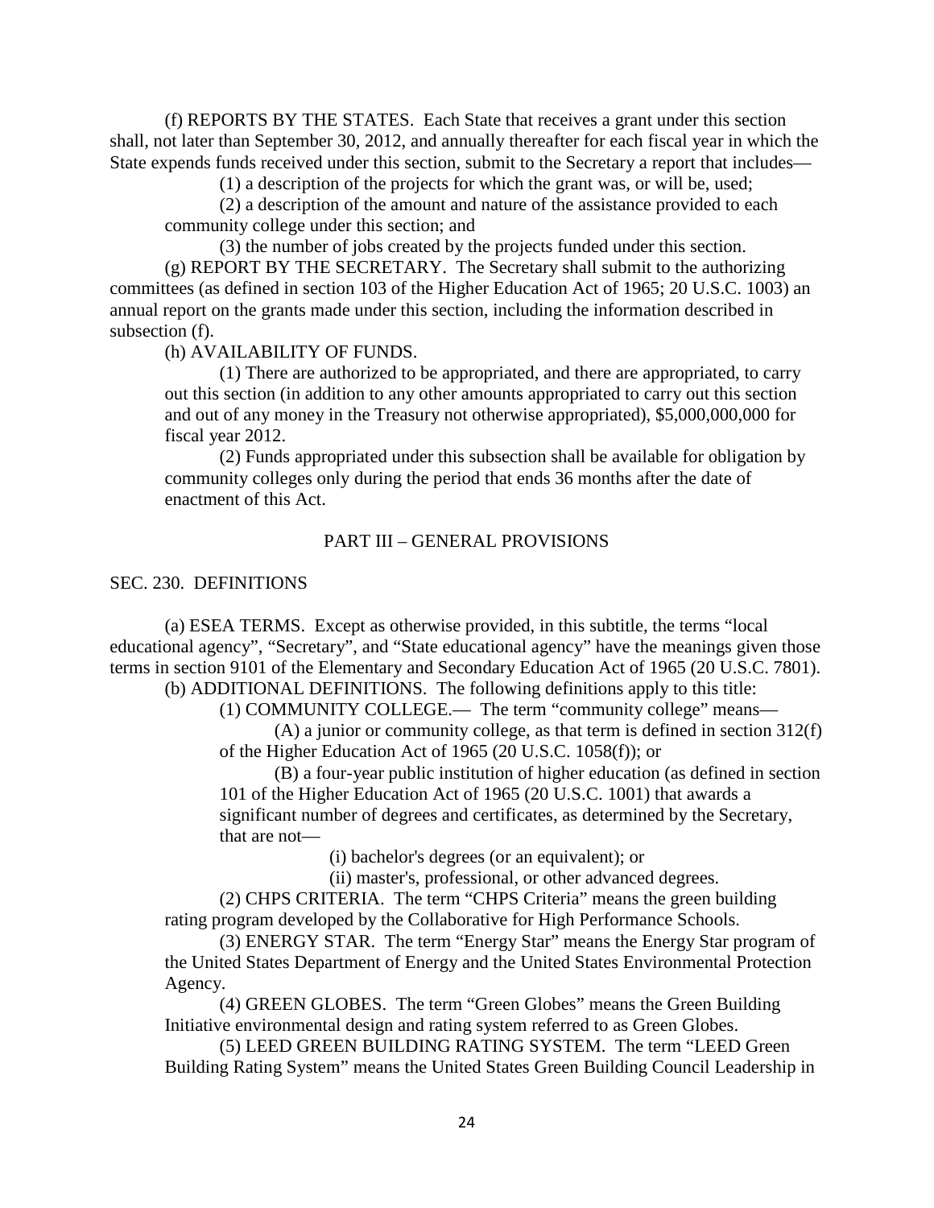(f) REPORTS BY THE STATES. Each State that receives a grant under this section shall, not later than September 30, 2012, and annually thereafter for each fiscal year in which the State expends funds received under this section, submit to the Secretary a report that includes—

(1) a description of the projects for which the grant was, or will be, used;

(2) a description of the amount and nature of the assistance provided to each community college under this section; and

(3) the number of jobs created by the projects funded under this section.

(g) REPORT BY THE SECRETARY. The Secretary shall submit to the authorizing committees (as defined in section 103 of the Higher Education Act of 1965; 20 U.S.C. 1003) an annual report on the grants made under this section, including the information described in subsection (f).

(h) AVAILABILITY OF FUNDS.

(1) There are authorized to be appropriated, and there are appropriated, to carry out this section (in addition to any other amounts appropriated to carry out this section and out of any money in the Treasury not otherwise appropriated), $5,000,000,000 for fiscal year 2012.

(2) Funds appropriated under this subsection shall be available for obligation by community colleges only during the period that ends 36 months after the date of enactment of this Act.

## PART III – GENERAL PROVISIONS

### SEC. 230. DEFINITIONS

(a) ESEA TERMS. Except as otherwise provided, in this subtitle, the terms "local educational agency", "Secretary", and "State educational agency" have the meanings given those terms in section 9101 of the Elementary and Secondary Education Act of 1965 (20 U.S.C. 7801).

(b) ADDITIONAL DEFINITIONS. The following definitions apply to this title:

(1) COMMUNITY COLLEGE.— The term "community college" means—

(A) a junior or community college, as that term is defined in section 312(f) of the Higher Education Act of 1965 (20 U.S.C. 1058(f)); or

(B) a four-year public institution of higher education (as defined in section 101 of the Higher Education Act of 1965 (20 U.S.C. 1001) that awards a significant number of degrees and certificates, as determined by the Secretary, that are not—

(i) bachelor's degrees (or an equivalent); or

(ii) master's, professional, or other advanced degrees.

(2) CHPS CRITERIA. The term "CHPS Criteria" means the green building rating program developed by the Collaborative for High Performance Schools.

(3) ENERGY STAR. The term "Energy Star" means the Energy Star program of the United States Department of Energy and the United States Environmental Protection Agency.

(4) GREEN GLOBES. The term "Green Globes" means the Green Building Initiative environmental design and rating system referred to as Green Globes.

(5) LEED GREEN BUILDING RATING SYSTEM. The term "LEED Green Building Rating System" means the United States Green Building Council Leadership in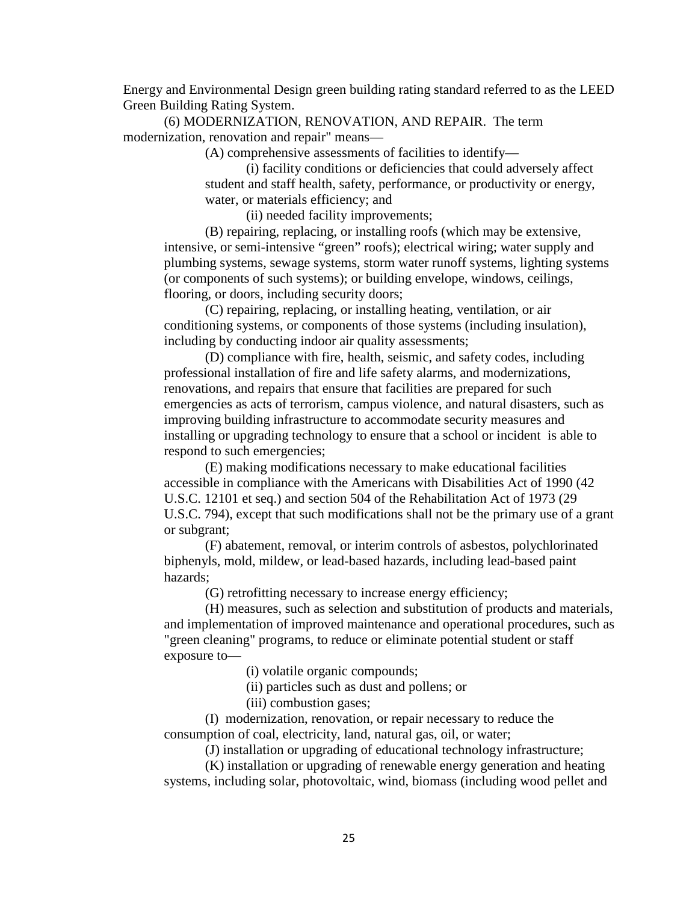Energy and Environmental Design green building rating standard referred to as the LEED Green Building Rating System.

(6) MODERNIZATION, RENOVATION, AND REPAIR. The term modernization, renovation and repair" means—

(A) comprehensive assessments of facilities to identify—

(i) facility conditions or deficiencies that could adversely affect student and staff health, safety, performance, or productivity or energy, water, or materials efficiency; and

(ii) needed facility improvements;

(B) repairing, replacing, or installing roofs (which may be extensive, intensive, or semi-intensive "green" roofs); electrical wiring; water supply and plumbing systems, sewage systems, storm water runoff systems, lighting systems (or components of such systems); or building envelope, windows, ceilings, flooring, or doors, including security doors;

(C) repairing, replacing, or installing heating, ventilation, or air conditioning systems, or components of those systems (including insulation), including by conducting indoor air quality assessments;

(D) compliance with fire, health, seismic, and safety codes, including professional installation of fire and life safety alarms, and modernizations, renovations, and repairs that ensure that facilities are prepared for such emergencies as acts of terrorism, campus violence, and natural disasters, such as improving building infrastructure to accommodate security measures and installing or upgrading technology to ensure that a school or incident is able to respond to such emergencies;

(E) making modifications necessary to make educational facilities accessible in compliance with the Americans with Disabilities Act of 1990 (42 U.S.C. 12101 et seq.) and section 504 of the Rehabilitation Act of 1973 (29 U.S.C. 794), except that such modifications shall not be the primary use of a grant or subgrant;

(F) abatement, removal, or interim controls of asbestos, polychlorinated biphenyls, mold, mildew, or lead-based hazards, including lead-based paint hazards;

(G) retrofitting necessary to increase energy efficiency;

(H) measures, such as selection and substitution of products and materials, and implementation of improved maintenance and operational procedures, such as "green cleaning" programs, to reduce or eliminate potential student or staff exposure to—

(i) volatile organic compounds;

(ii) particles such as dust and pollens; or

(iii) combustion gases;

(I) modernization, renovation, or repair necessary to reduce the consumption of coal, electricity, land, natural gas, oil, or water;

(J) installation or upgrading of educational technology infrastructure;

(K) installation or upgrading of renewable energy generation and heating systems, including solar, photovoltaic, wind, biomass (including wood pellet and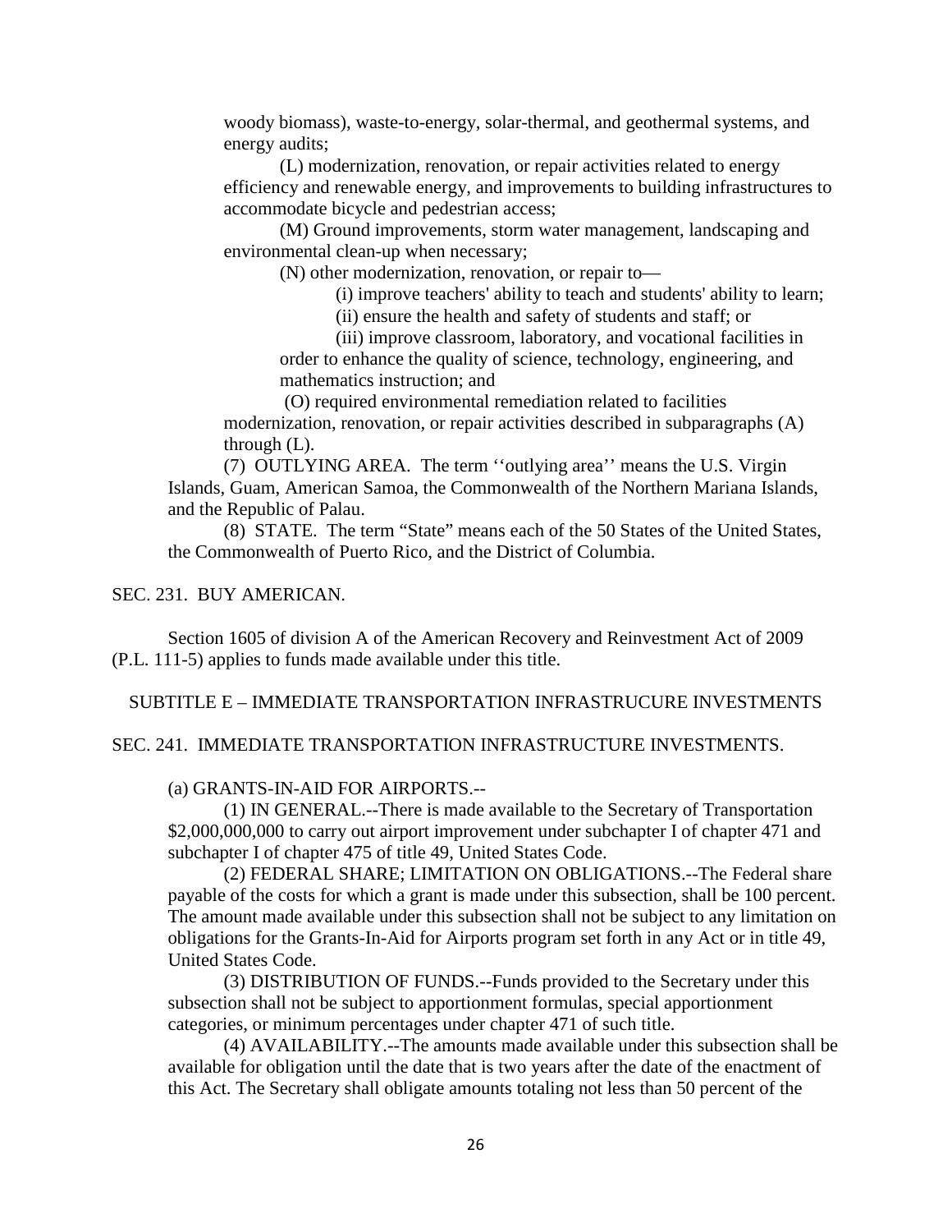woody biomass), waste-to-energy, solar-thermal, and geothermal systems, and energy audits;

(L) modernization, renovation, or repair activities related to energy efficiency and renewable energy, and improvements to building infrastructures to accommodate bicycle and pedestrian access;

(M) Ground improvements, storm water management, landscaping and environmental clean-up when necessary;

(N) other modernization, renovation, or repair to—

(i) improve teachers' ability to teach and students' ability to learn;

(ii) ensure the health and safety of students and staff; or

(iii) improve classroom, laboratory, and vocational facilities in order to enhance the quality of science, technology, engineering, and mathematics instruction; and

(O) required environmental remediation related to facilities modernization, renovation, or repair activities described in subparagraphs (A) through (L).

(7) OUTLYING AREA. The term ''outlying area'' means the U.S. Virgin Islands, Guam, American Samoa, the Commonwealth of the Northern Mariana Islands, and the Republic of Palau.

(8) STATE. The term "State" means each of the 50 States of the United States, the Commonwealth of Puerto Rico, and the District of Columbia.

SEC. 231. BUY AMERICAN.

Section 1605 of division A of the American Recovery and Reinvestment Act of 2009 (P.L. 111-5) applies to funds made available under this title.

SUBTITLE E – IMMEDIATE TRANSPORTATION INFRASTRUCURE INVESTMENTS

SEC. 241. IMMEDIATE TRANSPORTATION INFRASTRUCTURE INVESTMENTS.

(a) GRANTS-IN-AID FOR AIRPORTS.--

(1) IN GENERAL.--There is made available to the Secretary of Transportation $2,000,000,000 to carry out airport improvement under subchapter I of chapter 471 and subchapter I of chapter 475 of title 49, United States Code.

(2) FEDERAL SHARE; LIMITATION ON OBLIGATIONS.--The Federal share payable of the costs for which a grant is made under this subsection, shall be 100 percent. The amount made available under this subsection shall not be subject to any limitation on obligations for the Grants-In-Aid for Airports program set forth in any Act or in title 49, United States Code.

(3) DISTRIBUTION OF FUNDS.--Funds provided to the Secretary under this subsection shall not be subject to apportionment formulas, special apportionment categories, or minimum percentages under chapter 471 of such title.

(4) AVAILABILITY.--The amounts made available under this subsection shall be available for obligation until the date that is two years after the date of the enactment of this Act. The Secretary shall obligate amounts totaling not less than 50 percent of the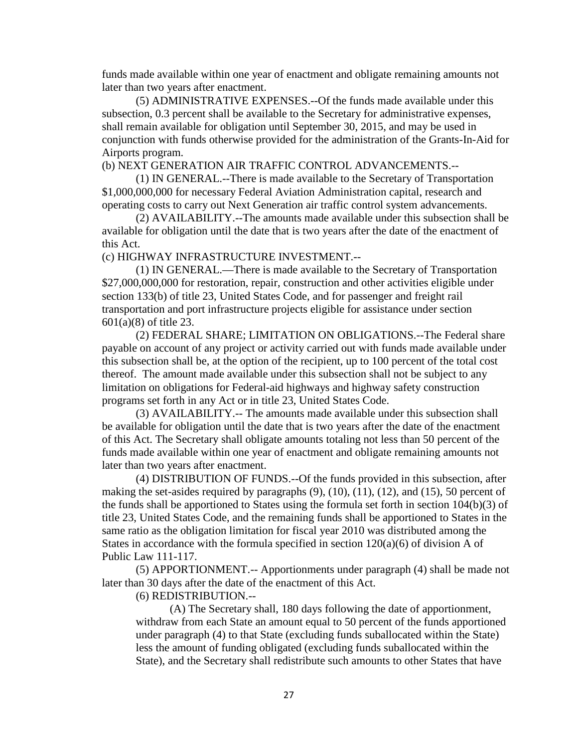funds made available within one year of enactment and obligate remaining amounts not later than two years after enactment.

(5) ADMINISTRATIVE EXPENSES.--Of the funds made available under this subsection, 0.3 percent shall be available to the Secretary for administrative expenses, shall remain available for obligation until September 30, 2015, and may be used in conjunction with funds otherwise provided for the administration of the Grants-In-Aid for Airports program.

(b) NEXT GENERATION AIR TRAFFIC CONTROL ADVANCEMENTS.--

(1) IN GENERAL.--There is made available to the Secretary of Transportation $1,000,000,000 for necessary Federal Aviation Administration capital, research and operating costs to carry out Next Generation air traffic control system advancements.

(2) AVAILABILITY.--The amounts made available under this subsection shall be available for obligation until the date that is two years after the date of the enactment of this Act.

(c) HIGHWAY INFRASTRUCTURE INVESTMENT.--

(1) IN GENERAL.—There is made available to the Secretary of Transportation $27,000,000,000 for restoration, repair, construction and other activities eligible under section 133(b) of title 23, United States Code, and for passenger and freight rail transportation and port infrastructure projects eligible for assistance under section 601(a)(8) of title 23.

(2) FEDERAL SHARE; LIMITATION ON OBLIGATIONS.--The Federal share payable on account of any project or activity carried out with funds made available under this subsection shall be, at the option of the recipient, up to 100 percent of the total cost thereof. The amount made available under this subsection shall not be subject to any limitation on obligations for Federal-aid highways and highway safety construction programs set forth in any Act or in title 23, United States Code.

(3) AVAILABILITY.-- The amounts made available under this subsection shall be available for obligation until the date that is two years after the date of the enactment of this Act. The Secretary shall obligate amounts totaling not less than 50 percent of the funds made available within one year of enactment and obligate remaining amounts not later than two years after enactment.

(4) DISTRIBUTION OF FUNDS.--Of the funds provided in this subsection, after making the set-asides required by paragraphs (9), (10), (11), (12), and (15), 50 percent of the funds shall be apportioned to States using the formula set forth in section 104(b)(3) of title 23, United States Code, and the remaining funds shall be apportioned to States in the same ratio as the obligation limitation for fiscal year 2010 was distributed among the States in accordance with the formula specified in section 120(a)(6) of division A of Public Law 111-117.

(5) APPORTIONMENT.-- Apportionments under paragraph (4) shall be made not later than 30 days after the date of the enactment of this Act.

(6) REDISTRIBUTION.--

(A) The Secretary shall, 180 days following the date of apportionment, withdraw from each State an amount equal to 50 percent of the funds apportioned under paragraph (4) to that State (excluding funds suballocated within the State) less the amount of funding obligated (excluding funds suballocated within the State), and the Secretary shall redistribute such amounts to other States that have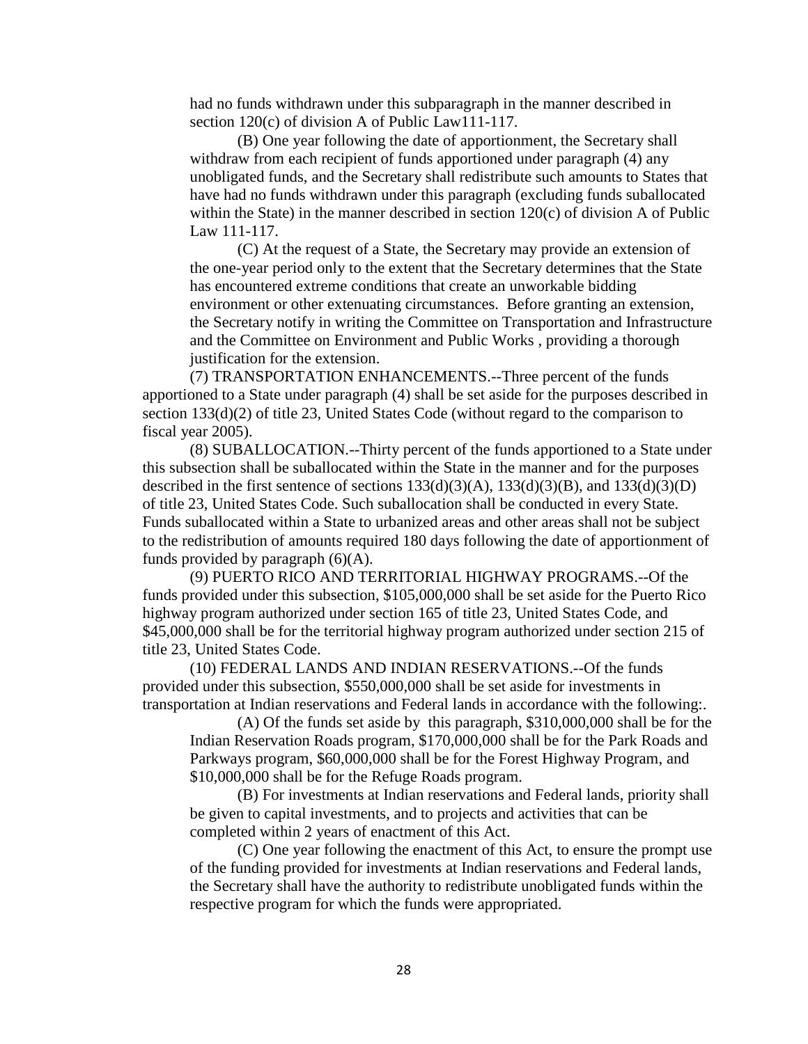had no funds withdrawn under this subparagraph in the manner described in section 120(c) of division A of Public Law111-117.

(B) One year following the date of apportionment, the Secretary shall withdraw from each recipient of funds apportioned under paragraph (4) any unobligated funds, and the Secretary shall redistribute such amounts to States that have had no funds withdrawn under this paragraph (excluding funds suballocated within the State) in the manner described in section 120(c) of division A of Public Law 111-117.

(C) At the request of a State, the Secretary may provide an extension of the one-year period only to the extent that the Secretary determines that the State has encountered extreme conditions that create an unworkable bidding environment or other extenuating circumstances. Before granting an extension, the Secretary notify in writing the Committee on Transportation and Infrastructure and the Committee on Environment and Public Works , providing a thorough justification for the extension.

(7) TRANSPORTATION ENHANCEMENTS.--Three percent of the funds apportioned to a State under paragraph (4) shall be set aside for the purposes described in section 133(d)(2) of title 23, United States Code (without regard to the comparison to fiscal year 2005).

(8) SUBALLOCATION.--Thirty percent of the funds apportioned to a State under this subsection shall be suballocated within the State in the manner and for the purposes described in the first sentence of sections 133(d)(3)(A), 133(d)(3)(B), and 133(d)(3)(D) of title 23, United States Code. Such suballocation shall be conducted in every State. Funds suballocated within a State to urbanized areas and other areas shall not be subject to the redistribution of amounts required 180 days following the date of apportionment of funds provided by paragraph (6)(A).

(9) PUERTO RICO AND TERRITORIAL HIGHWAY PROGRAMS.--Of the funds provided under this subsection, $105,000,000 shall be set aside for the Puerto Rico highway program authorized under section 165 of title 23, United States Code, and $45,000,000 shall be for the territorial highway program authorized under section 215 of title 23, United States Code.

(10) FEDERAL LANDS AND INDIAN RESERVATIONS.--Of the funds provided under this subsection, $550,000,000 shall be set aside for investments in transportation at Indian reservations and Federal lands in accordance with the following:.

(A) Of the funds set aside by this paragraph, $310,000,000 shall be for the Indian Reservation Roads program, $170,000,000 shall be for the Park Roads and Parkways program, $60,000,000 shall be for the Forest Highway Program, and $10,000,000 shall be for the Refuge Roads program.

(B) For investments at Indian reservations and Federal lands, priority shall be given to capital investments, and to projects and activities that can be completed within 2 years of enactment of this Act.

(C) One year following the enactment of this Act, to ensure the prompt use of the funding provided for investments at Indian reservations and Federal lands, the Secretary shall have the authority to redistribute unobligated funds within the respective program for which the funds were appropriated.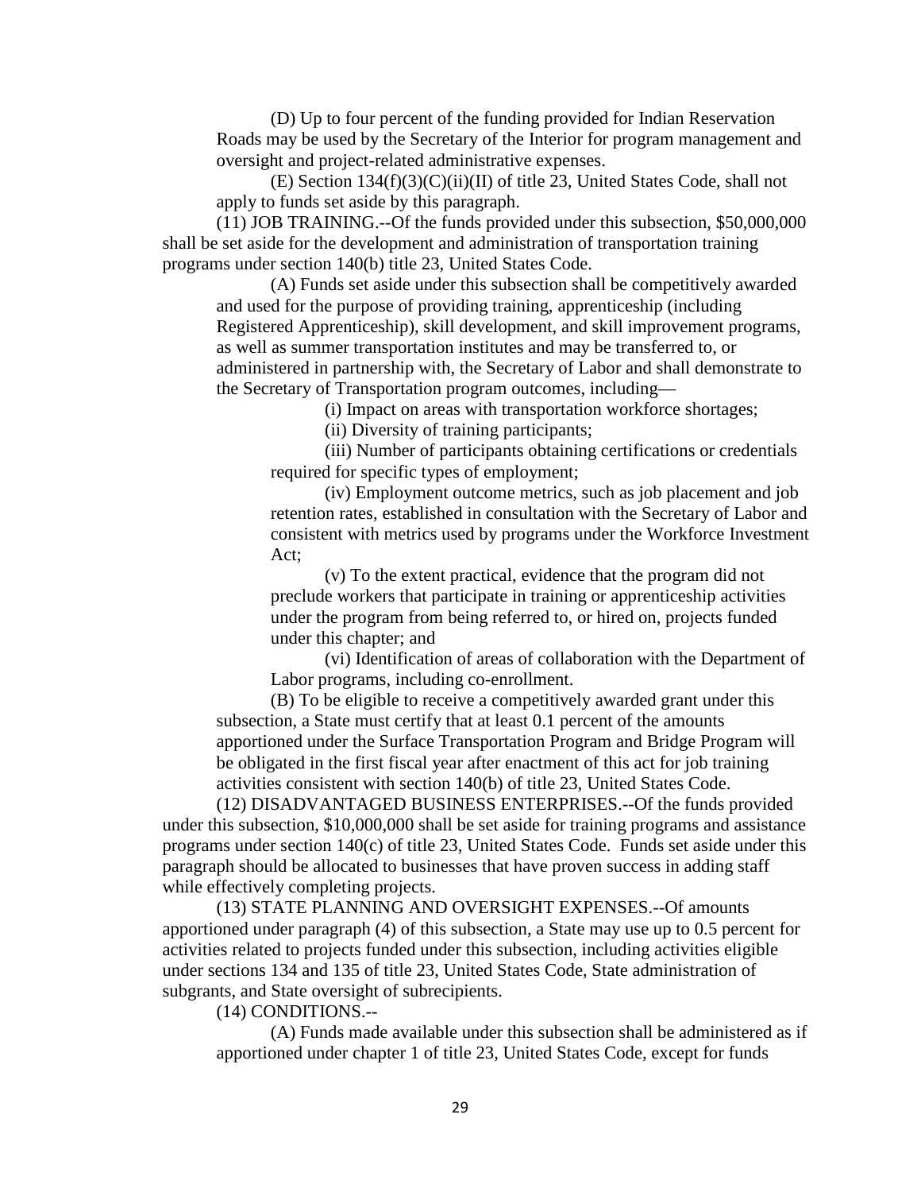(D) Up to four percent of the funding provided for Indian Reservation Roads may be used by the Secretary of the Interior for program management and oversight and project-related administrative expenses.

(E) Section 134(f)(3)(C)(ii)(II) of title 23, United States Code, shall not apply to funds set aside by this paragraph.

(11) JOB TRAINING.--Of the funds provided under this subsection, $50,000,000 shall be set aside for the development and administration of transportation training programs under section 140(b) title 23, United States Code.

(A) Funds set aside under this subsection shall be competitively awarded and used for the purpose of providing training, apprenticeship (including Registered Apprenticeship), skill development, and skill improvement programs, as well as summer transportation institutes and may be transferred to, or administered in partnership with, the Secretary of Labor and shall demonstrate to the Secretary of Transportation program outcomes, including—

(i) Impact on areas with transportation workforce shortages;

(ii) Diversity of training participants;

(iii) Number of participants obtaining certifications or credentials required for specific types of employment;

(iv) Employment outcome metrics, such as job placement and job retention rates, established in consultation with the Secretary of Labor and consistent with metrics used by programs under the Workforce Investment Act;

(v) To the extent practical, evidence that the program did not preclude workers that participate in training or apprenticeship activities under the program from being referred to, or hired on, projects funded under this chapter; and

(vi) Identification of areas of collaboration with the Department of Labor programs, including co-enrollment.

(B) To be eligible to receive a competitively awarded grant under this subsection, a State must certify that at least 0.1 percent of the amounts apportioned under the Surface Transportation Program and Bridge Program will be obligated in the first fiscal year after enactment of this act for job training activities consistent with section 140(b) of title 23, United States Code.

(12) DISADVANTAGED BUSINESS ENTERPRISES.--Of the funds provided under this subsection, $10,000,000 shall be set aside for training programs and assistance programs under section 140(c) of title 23, United States Code. Funds set aside under this paragraph should be allocated to businesses that have proven success in adding staff while effectively completing projects.

(13) STATE PLANNING AND OVERSIGHT EXPENSES.--Of amounts apportioned under paragraph (4) of this subsection, a State may use up to 0.5 percent for activities related to projects funded under this subsection, including activities eligible under sections 134 and 135 of title 23, United States Code, State administration of subgrants, and State oversight of subrecipients.

(14) CONDITIONS.--

(A) Funds made available under this subsection shall be administered as if apportioned under chapter 1 of title 23, United States Code, except for funds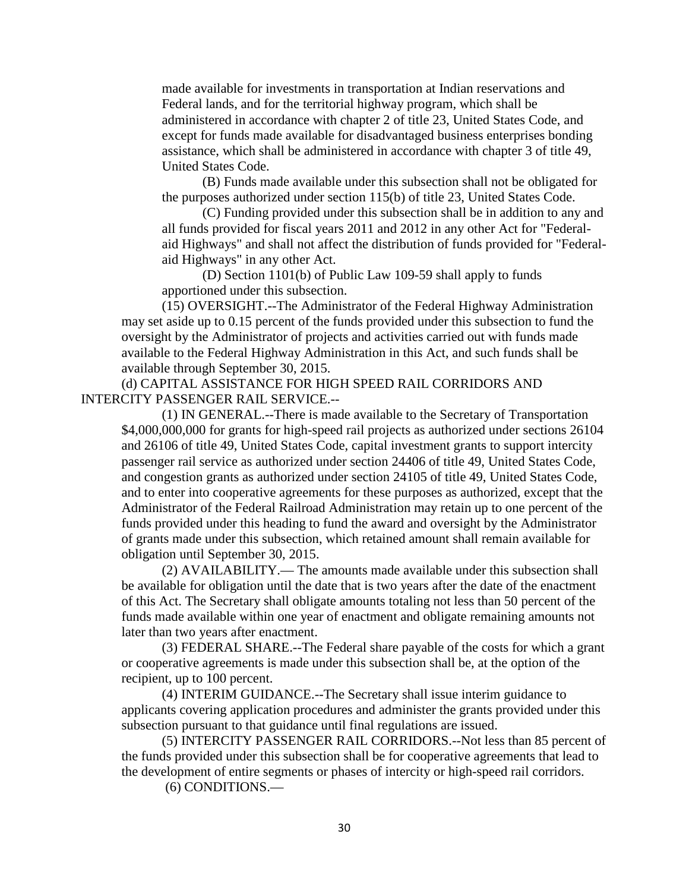made available for investments in transportation at Indian reservations and Federal lands, and for the territorial highway program, which shall be administered in accordance with chapter 2 of title 23, United States Code, and except for funds made available for disadvantaged business enterprises bonding assistance, which shall be administered in accordance with chapter 3 of title 49, United States Code.

(B) Funds made available under this subsection shall not be obligated for the purposes authorized under section 115(b) of title 23, United States Code.

(C) Funding provided under this subsection shall be in addition to any and all funds provided for fiscal years 2011 and 2012 in any other Act for "Federal-aid Highways" and shall not affect the distribution of funds provided for "Federal-aid Highways" in any other Act.

(D) Section 1101(b) of Public Law 109-59 shall apply to funds apportioned under this subsection.

(15) OVERSIGHT.--The Administrator of the Federal Highway Administration may set aside up to 0.15 percent of the funds provided under this subsection to fund the oversight by the Administrator of projects and activities carried out with funds made available to the Federal Highway Administration in this Act, and such funds shall be available through September 30, 2015.

(d) CAPITAL ASSISTANCE FOR HIGH SPEED RAIL CORRIDORS AND INTERCITY PASSENGER RAIL SERVICE.--

(1) IN GENERAL.--There is made available to the Secretary of Transportation $4,000,000,000 for grants for high-speed rail projects as authorized under sections 26104 and 26106 of title 49, United States Code, capital investment grants to support intercity passenger rail service as authorized under section 24406 of title 49, United States Code, and congestion grants as authorized under section 24105 of title 49, United States Code, and to enter into cooperative agreements for these purposes as authorized, except that the Administrator of the Federal Railroad Administration may retain up to one percent of the funds provided under this heading to fund the award and oversight by the Administrator of grants made under this subsection, which retained amount shall remain available for obligation until September 30, 2015.

(2) AVAILABILITY.— The amounts made available under this subsection shall be available for obligation until the date that is two years after the date of the enactment of this Act. The Secretary shall obligate amounts totaling not less than 50 percent of the funds made available within one year of enactment and obligate remaining amounts not later than two years after enactment.

(3) FEDERAL SHARE.--The Federal share payable of the costs for which a grant or cooperative agreements is made under this subsection shall be, at the option of the recipient, up to 100 percent.

(4) INTERIM GUIDANCE.--The Secretary shall issue interim guidance to applicants covering application procedures and administer the grants provided under this subsection pursuant to that guidance until final regulations are issued.

(5) INTERCITY PASSENGER RAIL CORRIDORS.--Not less than 85 percent of the funds provided under this subsection shall be for cooperative agreements that lead to the development of entire segments or phases of intercity or high-speed rail corridors.

(6) CONDITIONS.—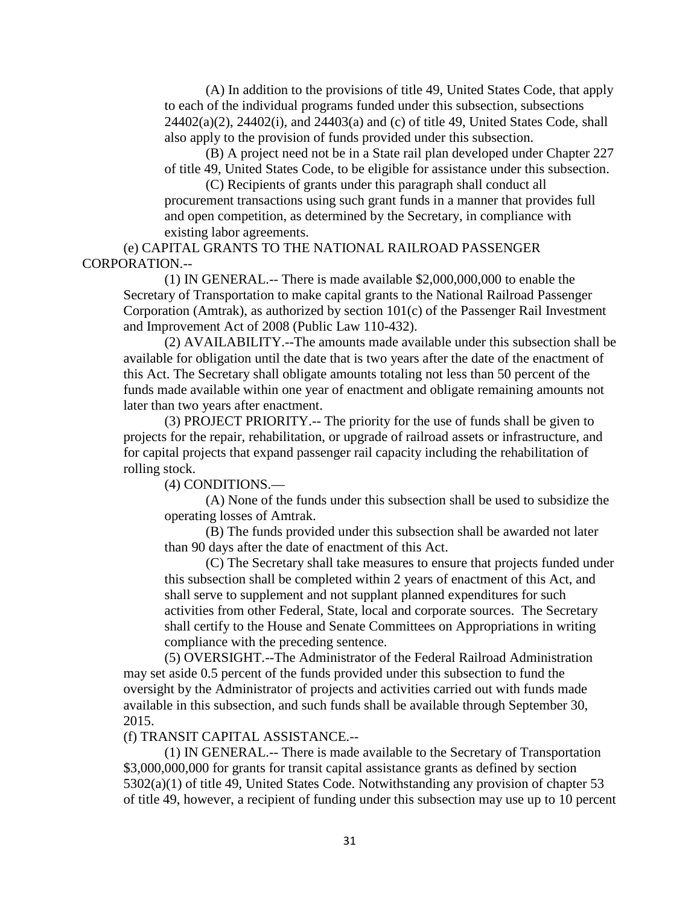(A) In addition to the provisions of title 49, United States Code, that apply to each of the individual programs funded under this subsection, subsections 24402(a)(2), 24402(i), and 24403(a) and (c) of title 49, United States Code, shall also apply to the provision of funds provided under this subsection.

(B) A project need not be in a State rail plan developed under Chapter 227 of title 49, United States Code, to be eligible for assistance under this subsection.

(C) Recipients of grants under this paragraph shall conduct all procurement transactions using such grant funds in a manner that provides full and open competition, as determined by the Secretary, in compliance with existing labor agreements.

(e) CAPITAL GRANTS TO THE NATIONAL RAILROAD PASSENGER CORPORATION.--

(1) IN GENERAL.-- There is made available $2,000,000,000 to enable the Secretary of Transportation to make capital grants to the National Railroad Passenger Corporation (Amtrak), as authorized by section 101(c) of the Passenger Rail Investment and Improvement Act of 2008 (Public Law 110-432).

(2) AVAILABILITY.--The amounts made available under this subsection shall be available for obligation until the date that is two years after the date of the enactment of this Act. The Secretary shall obligate amounts totaling not less than 50 percent of the funds made available within one year of enactment and obligate remaining amounts not later than two years after enactment.

(3) PROJECT PRIORITY.-- The priority for the use of funds shall be given to projects for the repair, rehabilitation, or upgrade of railroad assets or infrastructure, and for capital projects that expand passenger rail capacity including the rehabilitation of rolling stock.

(4) CONDITIONS.—

(A) None of the funds under this subsection shall be used to subsidize the operating losses of Amtrak.

(B) The funds provided under this subsection shall be awarded not later than 90 days after the date of enactment of this Act.

(C) The Secretary shall take measures to ensure that projects funded under this subsection shall be completed within 2 years of enactment of this Act, and shall serve to supplement and not supplant planned expenditures for such activities from other Federal, State, local and corporate sources. The Secretary shall certify to the House and Senate Committees on Appropriations in writing compliance with the preceding sentence.

(5) OVERSIGHT.--The Administrator of the Federal Railroad Administration may set aside 0.5 percent of the funds provided under this subsection to fund the oversight by the Administrator of projects and activities carried out with funds made available in this subsection, and such funds shall be available through September 30, 2015.

(f) TRANSIT CAPITAL ASSISTANCE.--

(1) IN GENERAL.-- There is made available to the Secretary of Transportation $3,000,000,000 for grants for transit capital assistance grants as defined by section 5302(a)(1) of title 49, United States Code. Notwithstanding any provision of chapter 53 of title 49, however, a recipient of funding under this subsection may use up to 10 percent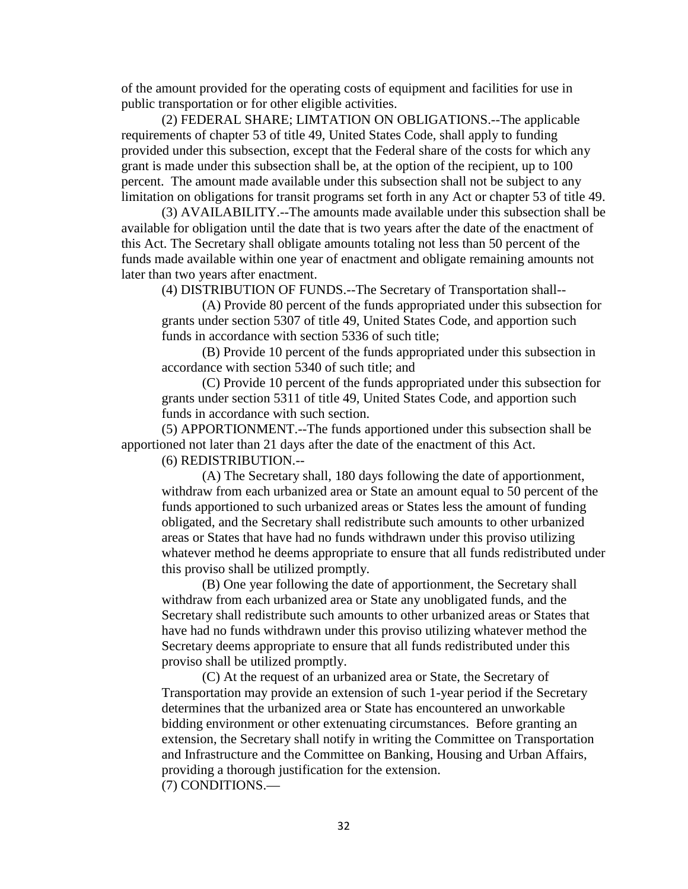of the amount provided for the operating costs of equipment and facilities for use in public transportation or for other eligible activities.

(2) FEDERAL SHARE; LIMTATION ON OBLIGATIONS.--The applicable requirements of chapter 53 of title 49, United States Code, shall apply to funding provided under this subsection, except that the Federal share of the costs for which any grant is made under this subsection shall be, at the option of the recipient, up to 100 percent. The amount made available under this subsection shall not be subject to any limitation on obligations for transit programs set forth in any Act or chapter 53 of title 49.

(3) AVAILABILITY.--The amounts made available under this subsection shall be available for obligation until the date that is two years after the date of the enactment of this Act. The Secretary shall obligate amounts totaling not less than 50 percent of the funds made available within one year of enactment and obligate remaining amounts not later than two years after enactment.

(4) DISTRIBUTION OF FUNDS.--The Secretary of Transportation shall--

> (A) Provide 80 percent of the funds appropriated under this subsection for grants under section 5307 of title 49, United States Code, and apportion such funds in accordance with section 5336 of such title;
>
> (B) Provide 10 percent of the funds appropriated under this subsection in accordance with section 5340 of such title; and
>
> (C) Provide 10 percent of the funds appropriated under this subsection for grants under section 5311 of title 49, United States Code, and apportion such funds in accordance with such section.

(5) APPORTIONMENT.--The funds apportioned under this subsection shall be apportioned not later than 21 days after the date of the enactment of this Act.

(6) REDISTRIBUTION.--

> (A) The Secretary shall, 180 days following the date of apportionment, withdraw from each urbanized area or State an amount equal to 50 percent of the funds apportioned to such urbanized areas or States less the amount of funding obligated, and the Secretary shall redistribute such amounts to other urbanized areas or States that have had no funds withdrawn under this proviso utilizing whatever method he deems appropriate to ensure that all funds redistributed under this proviso shall be utilized promptly.
>
> (B) One year following the date of apportionment, the Secretary shall withdraw from each urbanized area or State any unobligated funds, and the Secretary shall redistribute such amounts to other urbanized areas or States that have had no funds withdrawn under this proviso utilizing whatever method the Secretary deems appropriate to ensure that all funds redistributed under this proviso shall be utilized promptly.
>
> (C) At the request of an urbanized area or State, the Secretary of Transportation may provide an extension of such 1-year period if the Secretary determines that the urbanized area or State has encountered an unworkable bidding environment or other extenuating circumstances. Before granting an extension, the Secretary shall notify in writing the Committee on Transportation and Infrastructure and the Committee on Banking, Housing and Urban Affairs, providing a thorough justification for the extension.

(7) CONDITIONS.—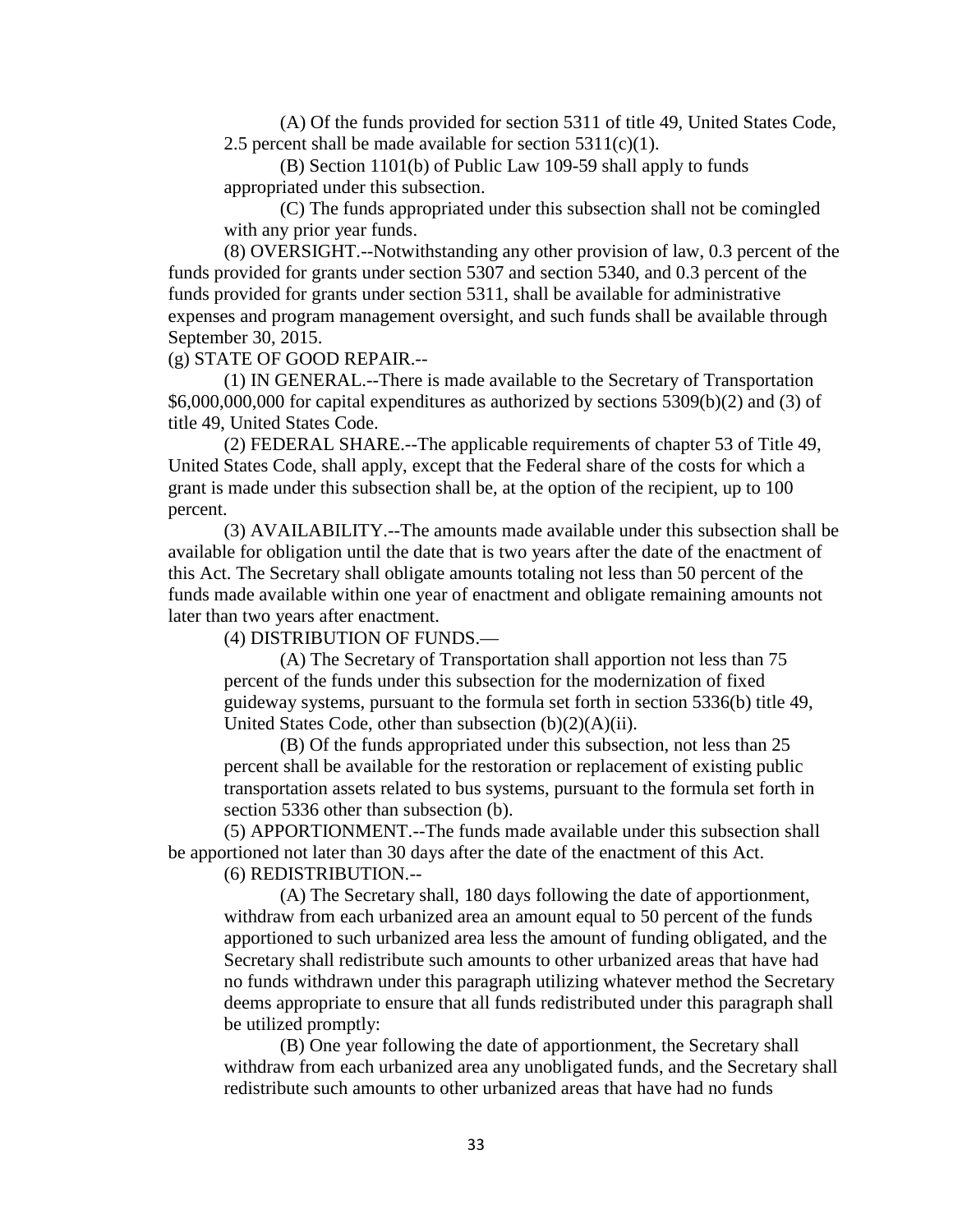(A) Of the funds provided for section 5311 of title 49, United States Code, 2.5 percent shall be made available for section 5311(c)(1).

(B) Section 1101(b) of Public Law 109-59 shall apply to funds appropriated under this subsection.

(C) The funds appropriated under this subsection shall not be comingled with any prior year funds.

(8) OVERSIGHT.--Notwithstanding any other provision of law, 0.3 percent of the funds provided for grants under section 5307 and section 5340, and 0.3 percent of the funds provided for grants under section 5311, shall be available for administrative expenses and program management oversight, and such funds shall be available through September 30, 2015.

(g) STATE OF GOOD REPAIR.--

(1) IN GENERAL.--There is made available to the Secretary of Transportation $6,000,000,000 for capital expenditures as authorized by sections 5309(b)(2) and (3) of title 49, United States Code.

(2) FEDERAL SHARE.--The applicable requirements of chapter 53 of Title 49, United States Code, shall apply, except that the Federal share of the costs for which a grant is made under this subsection shall be, at the option of the recipient, up to 100 percent.

(3) AVAILABILITY.--The amounts made available under this subsection shall be available for obligation until the date that is two years after the date of the enactment of this Act. The Secretary shall obligate amounts totaling not less than 50 percent of the funds made available within one year of enactment and obligate remaining amounts not later than two years after enactment.

(4) DISTRIBUTION OF FUNDS.—

(A) The Secretary of Transportation shall apportion not less than 75 percent of the funds under this subsection for the modernization of fixed guideway systems, pursuant to the formula set forth in section 5336(b) title 49, United States Code, other than subsection (b)(2)(A)(ii).

(B) Of the funds appropriated under this subsection, not less than 25 percent shall be available for the restoration or replacement of existing public transportation assets related to bus systems, pursuant to the formula set forth in section 5336 other than subsection (b).

(5) APPORTIONMENT.--The funds made available under this subsection shall be apportioned not later than 30 days after the date of the enactment of this Act.

(6) REDISTRIBUTION.--

(A) The Secretary shall, 180 days following the date of apportionment, withdraw from each urbanized area an amount equal to 50 percent of the funds apportioned to such urbanized area less the amount of funding obligated, and the Secretary shall redistribute such amounts to other urbanized areas that have had no funds withdrawn under this paragraph utilizing whatever method the Secretary deems appropriate to ensure that all funds redistributed under this paragraph shall be utilized promptly:

(B) One year following the date of apportionment, the Secretary shall withdraw from each urbanized area any unobligated funds, and the Secretary shall redistribute such amounts to other urbanized areas that have had no funds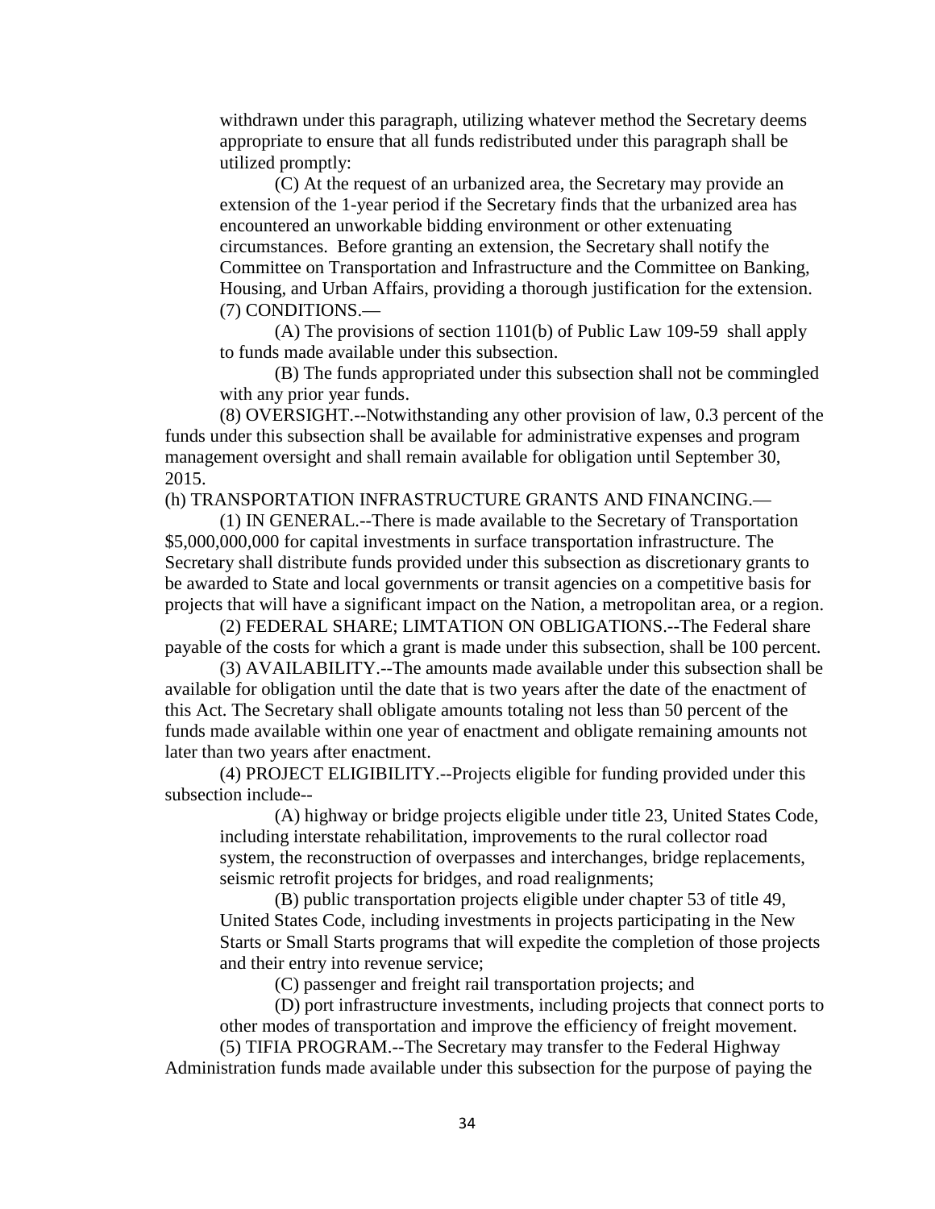withdrawn under this paragraph, utilizing whatever method the Secretary deems appropriate to ensure that all funds redistributed under this paragraph shall be utilized promptly:

(C) At the request of an urbanized area, the Secretary may provide an extension of the 1-year period if the Secretary finds that the urbanized area has encountered an unworkable bidding environment or other extenuating circumstances. Before granting an extension, the Secretary shall notify the Committee on Transportation and Infrastructure and the Committee on Banking, Housing, and Urban Affairs, providing a thorough justification for the extension.

(7) CONDITIONS.—

(A) The provisions of section 1101(b) of Public Law 109-59 shall apply to funds made available under this subsection.

(B) The funds appropriated under this subsection shall not be commingled with any prior year funds.

(8) OVERSIGHT.--Notwithstanding any other provision of law, 0.3 percent of the funds under this subsection shall be available for administrative expenses and program management oversight and shall remain available for obligation until September 30, 2015.

(h) TRANSPORTATION INFRASTRUCTURE GRANTS AND FINANCING.—

(1) IN GENERAL.--There is made available to the Secretary of Transportation $5,000,000,000 for capital investments in surface transportation infrastructure. The Secretary shall distribute funds provided under this subsection as discretionary grants to be awarded to State and local governments or transit agencies on a competitive basis for projects that will have a significant impact on the Nation, a metropolitan area, or a region.

(2) FEDERAL SHARE; LIMTATION ON OBLIGATIONS.--The Federal share payable of the costs for which a grant is made under this subsection, shall be 100 percent.

(3) AVAILABILITY.--The amounts made available under this subsection shall be available for obligation until the date that is two years after the date of the enactment of this Act. The Secretary shall obligate amounts totaling not less than 50 percent of the funds made available within one year of enactment and obligate remaining amounts not later than two years after enactment.

(4) PROJECT ELIGIBILITY.--Projects eligible for funding provided under this subsection include--

(A) highway or bridge projects eligible under title 23, United States Code, including interstate rehabilitation, improvements to the rural collector road system, the reconstruction of overpasses and interchanges, bridge replacements, seismic retrofit projects for bridges, and road realignments;

(B) public transportation projects eligible under chapter 53 of title 49, United States Code, including investments in projects participating in the New Starts or Small Starts programs that will expedite the completion of those projects and their entry into revenue service;

(C) passenger and freight rail transportation projects; and

(D) port infrastructure investments, including projects that connect ports to other modes of transportation and improve the efficiency of freight movement.

(5) TIFIA PROGRAM.--The Secretary may transfer to the Federal Highway Administration funds made available under this subsection for the purpose of paying the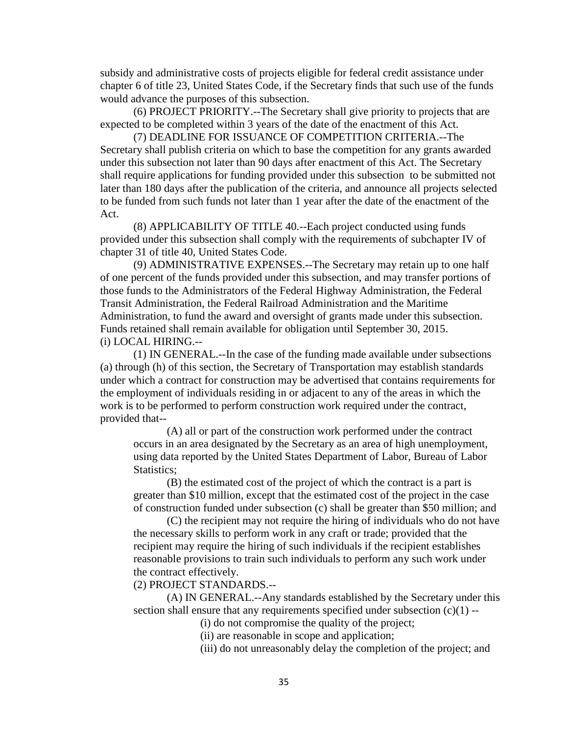subsidy and administrative costs of projects eligible for federal credit assistance under chapter 6 of title 23, United States Code, if the Secretary finds that such use of the funds would advance the purposes of this subsection.

(6) PROJECT PRIORITY.--The Secretary shall give priority to projects that are expected to be completed within 3 years of the date of the enactment of this Act.

(7) DEADLINE FOR ISSUANCE OF COMPETITION CRITERIA.--The Secretary shall publish criteria on which to base the competition for any grants awarded under this subsection not later than 90 days after enactment of this Act. The Secretary shall require applications for funding provided under this subsection to be submitted not later than 180 days after the publication of the criteria, and announce all projects selected to be funded from such funds not later than 1 year after the date of the enactment of the Act.

(8) APPLICABILITY OF TITLE 40.--Each project conducted using funds provided under this subsection shall comply with the requirements of subchapter IV of chapter 31 of title 40, United States Code.

(9) ADMINISTRATIVE EXPENSES.--The Secretary may retain up to one half of one percent of the funds provided under this subsection, and may transfer portions of those funds to the Administrators of the Federal Highway Administration, the Federal Transit Administration, the Federal Railroad Administration and the Maritime Administration, to fund the award and oversight of grants made under this subsection. Funds retained shall remain available for obligation until September 30, 2015.

(i) LOCAL HIRING.--

(1) IN GENERAL.--In the case of the funding made available under subsections (a) through (h) of this section, the Secretary of Transportation may establish standards under which a contract for construction may be advertised that contains requirements for the employment of individuals residing in or adjacent to any of the areas in which the work is to be performed to perform construction work required under the contract, provided that--

(A) all or part of the construction work performed under the contract occurs in an area designated by the Secretary as an area of high unemployment, using data reported by the United States Department of Labor, Bureau of Labor Statistics;

(B) the estimated cost of the project of which the contract is a part is greater than $10 million, except that the estimated cost of the project in the case of construction funded under subsection (c) shall be greater than $50 million; and

(C) the recipient may not require the hiring of individuals who do not have the necessary skills to perform work in any craft or trade; provided that the recipient may require the hiring of such individuals if the recipient establishes reasonable provisions to train such individuals to perform any such work under the contract effectively.

(2) PROJECT STANDARDS.--

(A) IN GENERAL.--Any standards established by the Secretary under this section shall ensure that any requirements specified under subsection (c)(1) --

(i) do not compromise the quality of the project;

(ii) are reasonable in scope and application;

(iii) do not unreasonably delay the completion of the project; and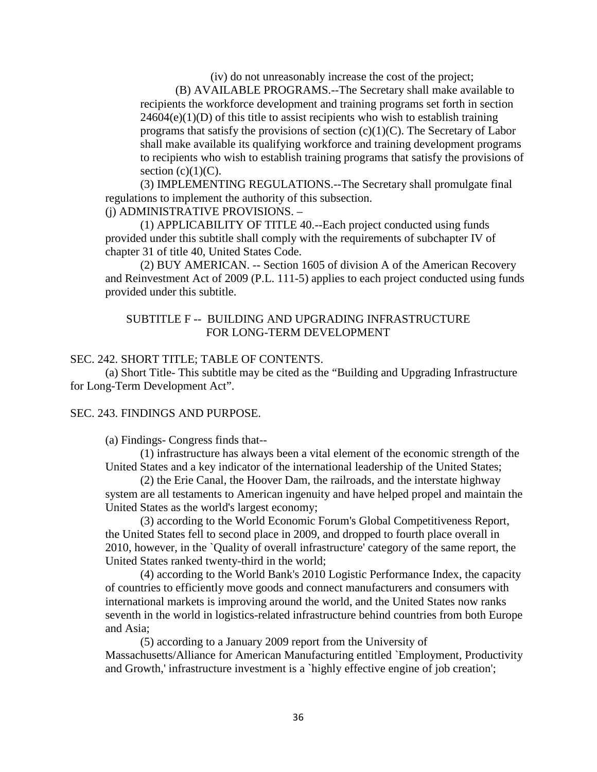(iv) do not unreasonably increase the cost of the project;

(B) AVAILABLE PROGRAMS.--The Secretary shall make available to recipients the workforce development and training programs set forth in section 24604(e)(1)(D) of this title to assist recipients who wish to establish training programs that satisfy the provisions of section (c)(1)(C). The Secretary of Labor shall make available its qualifying workforce and training development programs to recipients who wish to establish training programs that satisfy the provisions of section (c)(1)(C).

(3) IMPLEMENTING REGULATIONS.--The Secretary shall promulgate final regulations to implement the authority of this subsection.

(j) ADMINISTRATIVE PROVISIONS. –

(1) APPLICABILITY OF TITLE 40.--Each project conducted using funds provided under this subtitle shall comply with the requirements of subchapter IV of chapter 31 of title 40, United States Code.

(2) BUY AMERICAN. -- Section 1605 of division A of the American Recovery and Reinvestment Act of 2009 (P.L. 111-5) applies to each project conducted using funds provided under this subtitle.

## SUBTITLE F -- BUILDING AND UPGRADING INFRASTRUCTURE FOR LONG-TERM DEVELOPMENT

SEC. 242. SHORT TITLE; TABLE OF CONTENTS.

(a) Short Title- This subtitle may be cited as the “Building and Upgrading Infrastructure for Long-Term Development Act”.

SEC. 243. FINDINGS AND PURPOSE.

(a) Findings- Congress finds that--

(1) infrastructure has always been a vital element of the economic strength of the United States and a key indicator of the international leadership of the United States;

(2) the Erie Canal, the Hoover Dam, the railroads, and the interstate highway system are all testaments to American ingenuity and have helped propel and maintain the United States as the world's largest economy;

(3) according to the World Economic Forum's Global Competitiveness Report, the United States fell to second place in 2009, and dropped to fourth place overall in 2010, however, in the `Quality of overall infrastructure' category of the same report, the United States ranked twenty-third in the world;

(4) according to the World Bank's 2010 Logistic Performance Index, the capacity of countries to efficiently move goods and connect manufacturers and consumers with international markets is improving around the world, and the United States now ranks seventh in the world in logistics-related infrastructure behind countries from both Europe and Asia;

(5) according to a January 2009 report from the University of Massachusetts/Alliance for American Manufacturing entitled `Employment, Productivity and Growth,' infrastructure investment is a `highly effective engine of job creation';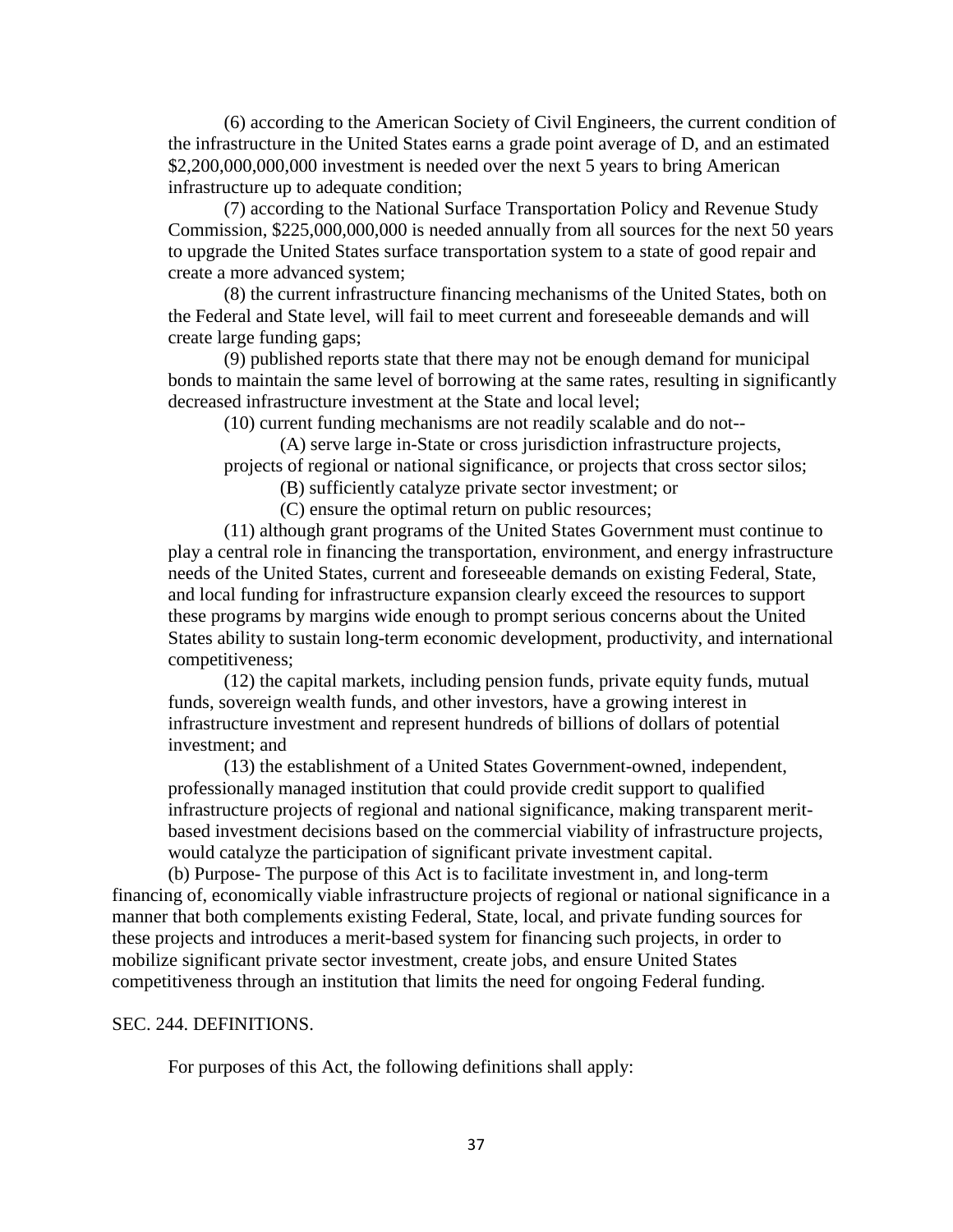(6) according to the American Society of Civil Engineers, the current condition of the infrastructure in the United States earns a grade point average of D, and an estimated $2,200,000,000,000 investment is needed over the next 5 years to bring American infrastructure up to adequate condition;

(7) according to the National Surface Transportation Policy and Revenue Study Commission, $225,000,000,000 is needed annually from all sources for the next 50 years to upgrade the United States surface transportation system to a state of good repair and create a more advanced system;

(8) the current infrastructure financing mechanisms of the United States, both on the Federal and State level, will fail to meet current and foreseeable demands and will create large funding gaps;

(9) published reports state that there may not be enough demand for municipal bonds to maintain the same level of borrowing at the same rates, resulting in significantly decreased infrastructure investment at the State and local level;

(10) current funding mechanisms are not readily scalable and do not--

(A) serve large in-State or cross jurisdiction infrastructure projects, projects of regional or national significance, or projects that cross sector silos;

(B) sufficiently catalyze private sector investment; or

(C) ensure the optimal return on public resources;

(11) although grant programs of the United States Government must continue to play a central role in financing the transportation, environment, and energy infrastructure needs of the United States, current and foreseeable demands on existing Federal, State, and local funding for infrastructure expansion clearly exceed the resources to support these programs by margins wide enough to prompt serious concerns about the United States ability to sustain long-term economic development, productivity, and international competitiveness;

(12) the capital markets, including pension funds, private equity funds, mutual funds, sovereign wealth funds, and other investors, have a growing interest in infrastructure investment and represent hundreds of billions of dollars of potential investment; and

(13) the establishment of a United States Government-owned, independent, professionally managed institution that could provide credit support to qualified infrastructure projects of regional and national significance, making transparent merit-based investment decisions based on the commercial viability of infrastructure projects, would catalyze the participation of significant private investment capital.

(b) Purpose- The purpose of this Act is to facilitate investment in, and long-term financing of, economically viable infrastructure projects of regional or national significance in a manner that both complements existing Federal, State, local, and private funding sources for these projects and introduces a merit-based system for financing such projects, in order to mobilize significant private sector investment, create jobs, and ensure United States competitiveness through an institution that limits the need for ongoing Federal funding.

SEC. 244. DEFINITIONS.

For purposes of this Act, the following definitions shall apply: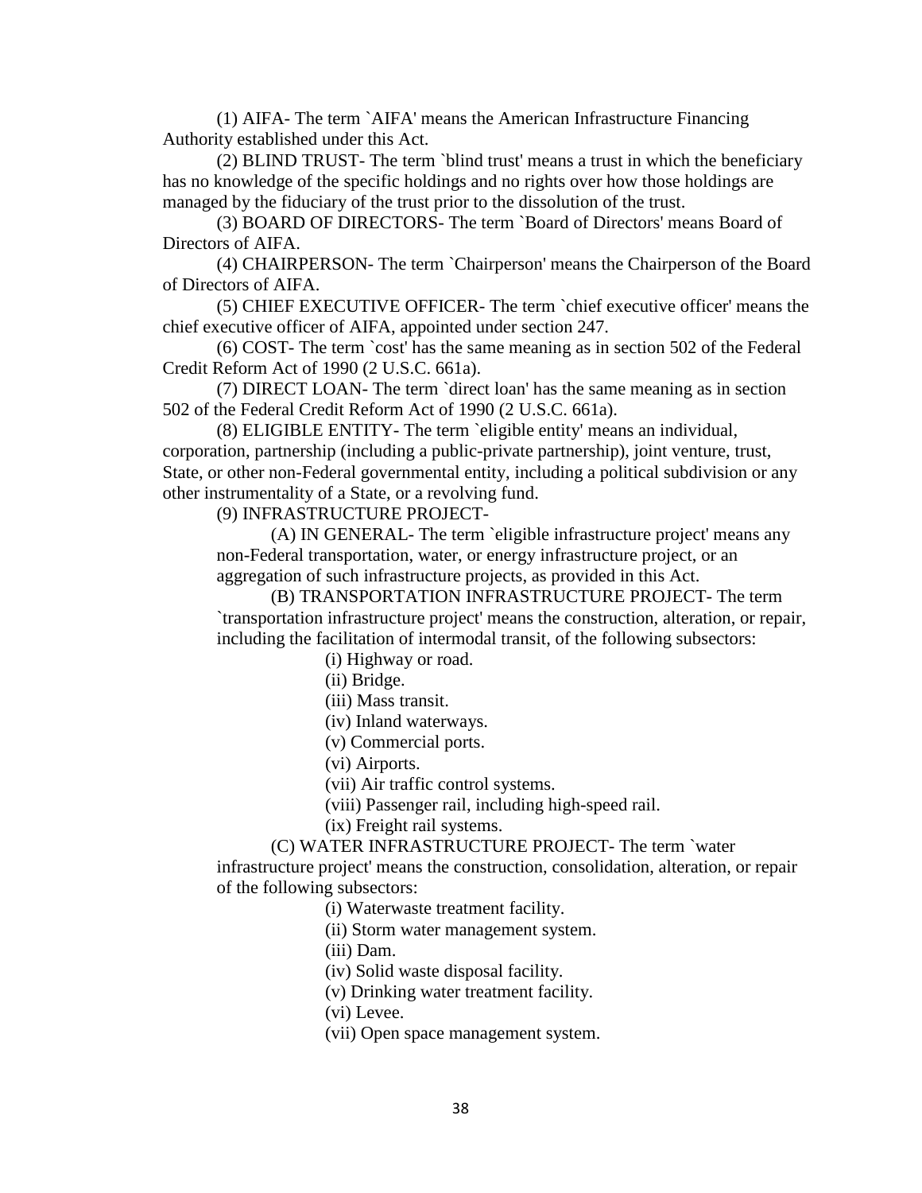(1) AIFA- The term `AIFA' means the American Infrastructure Financing Authority established under this Act.

(2) BLIND TRUST- The term `blind trust' means a trust in which the beneficiary has no knowledge of the specific holdings and no rights over how those holdings are managed by the fiduciary of the trust prior to the dissolution of the trust.

(3) BOARD OF DIRECTORS- The term `Board of Directors' means Board of Directors of AIFA.

(4) CHAIRPERSON- The term `Chairperson' means the Chairperson of the Board of Directors of AIFA.

(5) CHIEF EXECUTIVE OFFICER- The term `chief executive officer' means the chief executive officer of AIFA, appointed under section 247.

(6) COST- The term `cost' has the same meaning as in section 502 of the Federal Credit Reform Act of 1990 (2 U.S.C. 661a).

(7) DIRECT LOAN- The term `direct loan' has the same meaning as in section 502 of the Federal Credit Reform Act of 1990 (2 U.S.C. 661a).

(8) ELIGIBLE ENTITY- The term `eligible entity' means an individual, corporation, partnership (including a public-private partnership), joint venture, trust, State, or other non-Federal governmental entity, including a political subdivision or any other instrumentality of a State, or a revolving fund.

(9) INFRASTRUCTURE PROJECT-

(A) IN GENERAL- The term `eligible infrastructure project' means any non-Federal transportation, water, or energy infrastructure project, or an aggregation of such infrastructure projects, as provided in this Act.

(B) TRANSPORTATION INFRASTRUCTURE PROJECT- The term `transportation infrastructure project' means the construction, alteration, or repair, including the facilitation of intermodal transit, of the following subsectors:

(i) Highway or road.

(ii) Bridge.

(iii) Mass transit.

(iv) Inland waterways.

(v) Commercial ports.

(vi) Airports.

(vii) Air traffic control systems.

(viii) Passenger rail, including high-speed rail.

(ix) Freight rail systems.

(C) WATER INFRASTRUCTURE PROJECT- The term `water infrastructure project' means the construction, consolidation, alteration, or repair of the following subsectors:

(i) Waterwaste treatment facility.

(ii) Storm water management system.

(iii) Dam.

(iv) Solid waste disposal facility.

(v) Drinking water treatment facility.

(vi) Levee.

(vii) Open space management system.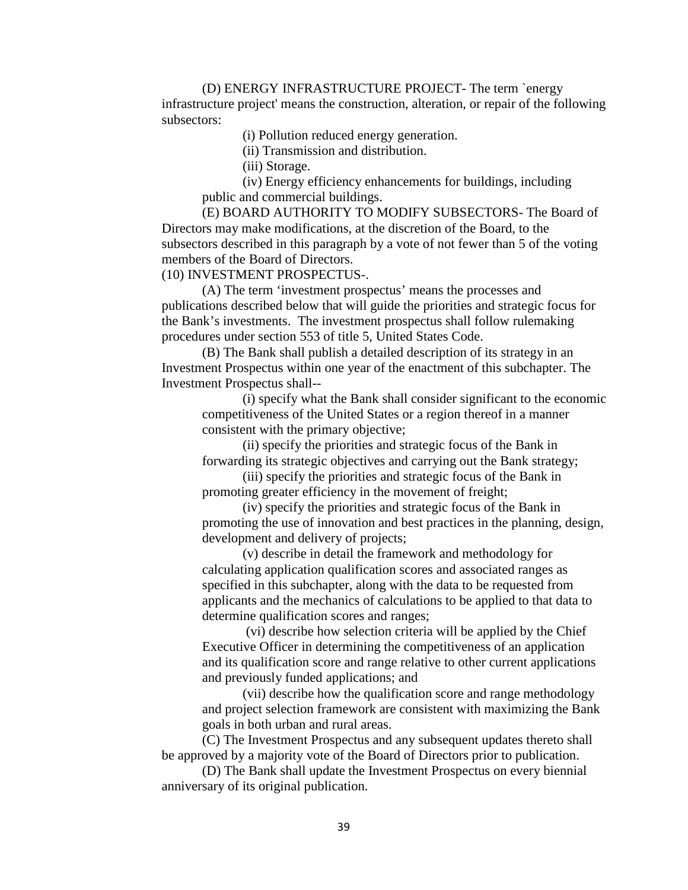(D) ENERGY INFRASTRUCTURE PROJECT- The term `energy infrastructure project' means the construction, alteration, or repair of the following subsectors:

(i) Pollution reduced energy generation.

(ii) Transmission and distribution.

(iii) Storage.

(iv) Energy efficiency enhancements for buildings, including public and commercial buildings.

(E) BOARD AUTHORITY TO MODIFY SUBSECTORS- The Board of Directors may make modifications, at the discretion of the Board, to the subsectors described in this paragraph by a vote of not fewer than 5 of the voting members of the Board of Directors.

(10) INVESTMENT PROSPECTUS-.

(A) The term 'investment prospectus' means the processes and publications described below that will guide the priorities and strategic focus for the Bank's investments. The investment prospectus shall follow rulemaking procedures under section 553 of title 5, United States Code.

(B) The Bank shall publish a detailed description of its strategy in an Investment Prospectus within one year of the enactment of this subchapter. The Investment Prospectus shall--

(i) specify what the Bank shall consider significant to the economic competitiveness of the United States or a region thereof in a manner consistent with the primary objective;

(ii) specify the priorities and strategic focus of the Bank in forwarding its strategic objectives and carrying out the Bank strategy;

(iii) specify the priorities and strategic focus of the Bank in promoting greater efficiency in the movement of freight;

(iv) specify the priorities and strategic focus of the Bank in promoting the use of innovation and best practices in the planning, design, development and delivery of projects;

(v) describe in detail the framework and methodology for calculating application qualification scores and associated ranges as specified in this subchapter, along with the data to be requested from applicants and the mechanics of calculations to be applied to that data to determine qualification scores and ranges;

(vi) describe how selection criteria will be applied by the Chief Executive Officer in determining the competitiveness of an application and its qualification score and range relative to other current applications and previously funded applications; and

(vii) describe how the qualification score and range methodology and project selection framework are consistent with maximizing the Bank goals in both urban and rural areas.

(C) The Investment Prospectus and any subsequent updates thereto shall be approved by a majority vote of the Board of Directors prior to publication.

(D) The Bank shall update the Investment Prospectus on every biennial anniversary of its original publication.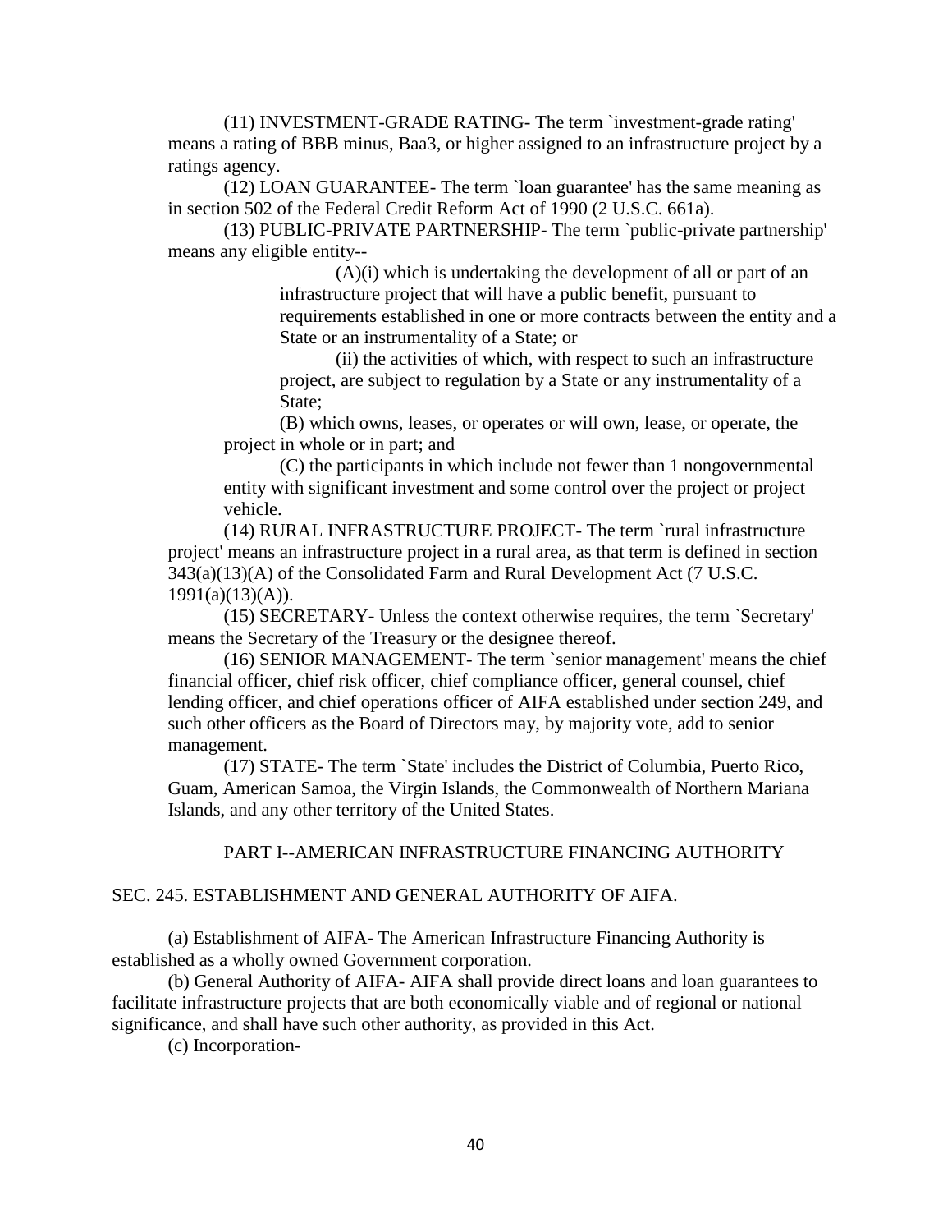(11) INVESTMENT-GRADE RATING- The term `investment-grade rating' means a rating of BBB minus, Baa3, or higher assigned to an infrastructure project by a ratings agency.

(12) LOAN GUARANTEE- The term `loan guarantee' has the same meaning as in section 502 of the Federal Credit Reform Act of 1990 (2 U.S.C. 661a).

(13) PUBLIC-PRIVATE PARTNERSHIP- The term `public-private partnership' means any eligible entity--

(A)(i) which is undertaking the development of all or part of an infrastructure project that will have a public benefit, pursuant to requirements established in one or more contracts between the entity and a State or an instrumentality of a State; or

(ii) the activities of which, with respect to such an infrastructure project, are subject to regulation by a State or any instrumentality of a State;

(B) which owns, leases, or operates or will own, lease, or operate, the project in whole or in part; and

(C) the participants in which include not fewer than 1 nongovernmental entity with significant investment and some control over the project or project vehicle.

(14) RURAL INFRASTRUCTURE PROJECT- The term `rural infrastructure project' means an infrastructure project in a rural area, as that term is defined in section 343(a)(13)(A) of the Consolidated Farm and Rural Development Act (7 U.S.C. 1991(a)(13)(A)).

(15) SECRETARY- Unless the context otherwise requires, the term `Secretary' means the Secretary of the Treasury or the designee thereof.

(16) SENIOR MANAGEMENT- The term `senior management' means the chief financial officer, chief risk officer, chief compliance officer, general counsel, chief lending officer, and chief operations officer of AIFA established under section 249, and such other officers as the Board of Directors may, by majority vote, add to senior management.

(17) STATE- The term `State' includes the District of Columbia, Puerto Rico, Guam, American Samoa, the Virgin Islands, the Commonwealth of Northern Mariana Islands, and any other territory of the United States.

## PART I--AMERICAN INFRASTRUCTURE FINANCING AUTHORITY

### SEC. 245. ESTABLISHMENT AND GENERAL AUTHORITY OF AIFA.

(a) Establishment of AIFA- The American Infrastructure Financing Authority is established as a wholly owned Government corporation.

(b) General Authority of AIFA- AIFA shall provide direct loans and loan guarantees to facilitate infrastructure projects that are both economically viable and of regional or national significance, and shall have such other authority, as provided in this Act.

(c) Incorporation-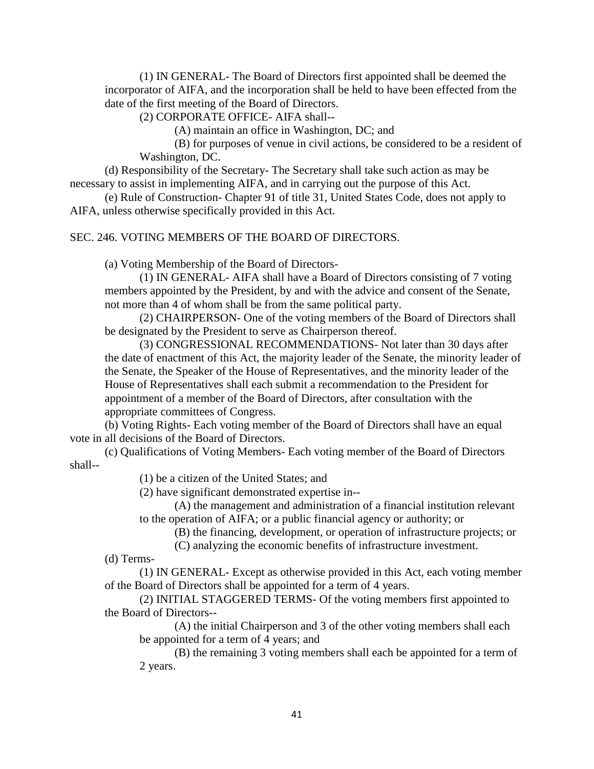(1) IN GENERAL- The Board of Directors first appointed shall be deemed the incorporator of AIFA, and the incorporation shall be held to have been effected from the date of the first meeting of the Board of Directors.

(2) CORPORATE OFFICE- AIFA shall--

(A) maintain an office in Washington, DC; and

(B) for purposes of venue in civil actions, be considered to be a resident of Washington, DC.

(d) Responsibility of the Secretary- The Secretary shall take such action as may be necessary to assist in implementing AIFA, and in carrying out the purpose of this Act.

(e) Rule of Construction- Chapter 91 of title 31, United States Code, does not apply to AIFA, unless otherwise specifically provided in this Act.

SEC. 246. VOTING MEMBERS OF THE BOARD OF DIRECTORS.

(a) Voting Membership of the Board of Directors-

(1) IN GENERAL- AIFA shall have a Board of Directors consisting of 7 voting members appointed by the President, by and with the advice and consent of the Senate, not more than 4 of whom shall be from the same political party.

(2) CHAIRPERSON- One of the voting members of the Board of Directors shall be designated by the President to serve as Chairperson thereof.

(3) CONGRESSIONAL RECOMMENDATIONS- Not later than 30 days after the date of enactment of this Act, the majority leader of the Senate, the minority leader of the Senate, the Speaker of the House of Representatives, and the minority leader of the House of Representatives shall each submit a recommendation to the President for appointment of a member of the Board of Directors, after consultation with the appropriate committees of Congress.

(b) Voting Rights- Each voting member of the Board of Directors shall have an equal vote in all decisions of the Board of Directors.

(c) Qualifications of Voting Members- Each voting member of the Board of Directors shall--

(1) be a citizen of the United States; and

(2) have significant demonstrated expertise in--

(A) the management and administration of a financial institution relevant to the operation of AIFA; or a public financial agency or authority; or

(B) the financing, development, or operation of infrastructure projects; or

(C) analyzing the economic benefits of infrastructure investment.

(d) Terms-

(1) IN GENERAL- Except as otherwise provided in this Act, each voting member of the Board of Directors shall be appointed for a term of 4 years.

(2) INITIAL STAGGERED TERMS- Of the voting members first appointed to the Board of Directors--

(A) the initial Chairperson and 3 of the other voting members shall each be appointed for a term of 4 years; and

(B) the remaining 3 voting members shall each be appointed for a term of 2 years.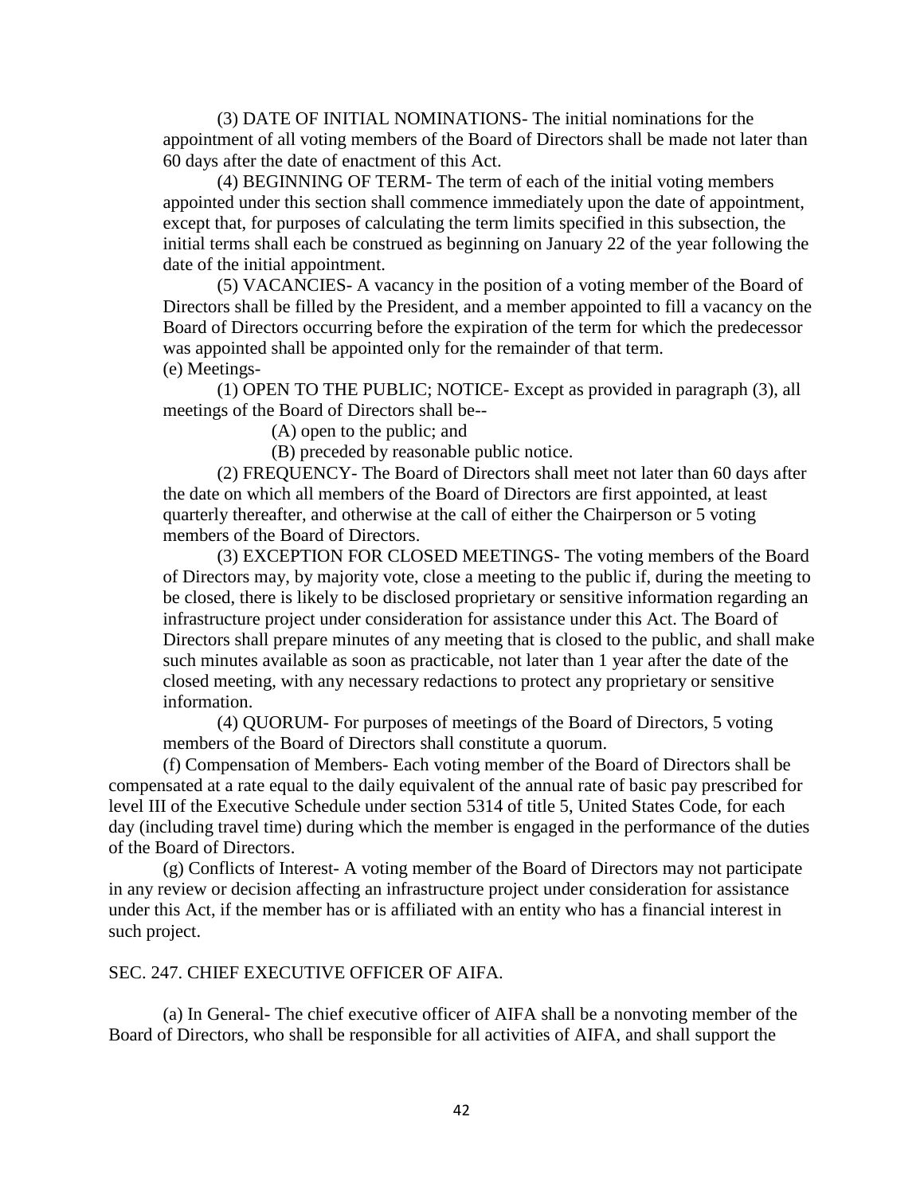(3) DATE OF INITIAL NOMINATIONS- The initial nominations for the appointment of all voting members of the Board of Directors shall be made not later than 60 days after the date of enactment of this Act.

(4) BEGINNING OF TERM- The term of each of the initial voting members appointed under this section shall commence immediately upon the date of appointment, except that, for purposes of calculating the term limits specified in this subsection, the initial terms shall each be construed as beginning on January 22 of the year following the date of the initial appointment.

(5) VACANCIES- A vacancy in the position of a voting member of the Board of Directors shall be filled by the President, and a member appointed to fill a vacancy on the Board of Directors occurring before the expiration of the term for which the predecessor was appointed shall be appointed only for the remainder of that term.

(e) Meetings-

(1) OPEN TO THE PUBLIC; NOTICE- Except as provided in paragraph (3), all meetings of the Board of Directors shall be--

(A) open to the public; and

(B) preceded by reasonable public notice.

(2) FREQUENCY- The Board of Directors shall meet not later than 60 days after the date on which all members of the Board of Directors are first appointed, at least quarterly thereafter, and otherwise at the call of either the Chairperson or 5 voting members of the Board of Directors.

(3) EXCEPTION FOR CLOSED MEETINGS- The voting members of the Board of Directors may, by majority vote, close a meeting to the public if, during the meeting to be closed, there is likely to be disclosed proprietary or sensitive information regarding an infrastructure project under consideration for assistance under this Act. The Board of Directors shall prepare minutes of any meeting that is closed to the public, and shall make such minutes available as soon as practicable, not later than 1 year after the date of the closed meeting, with any necessary redactions to protect any proprietary or sensitive information.

(4) QUORUM- For purposes of meetings of the Board of Directors, 5 voting members of the Board of Directors shall constitute a quorum.

(f) Compensation of Members- Each voting member of the Board of Directors shall be compensated at a rate equal to the daily equivalent of the annual rate of basic pay prescribed for level III of the Executive Schedule under section 5314 of title 5, United States Code, for each day (including travel time) during which the member is engaged in the performance of the duties of the Board of Directors.

(g) Conflicts of Interest- A voting member of the Board of Directors may not participate in any review or decision affecting an infrastructure project under consideration for assistance under this Act, if the member has or is affiliated with an entity who has a financial interest in such project.

SEC. 247. CHIEF EXECUTIVE OFFICER OF AIFA.

(a) In General- The chief executive officer of AIFA shall be a nonvoting member of the Board of Directors, who shall be responsible for all activities of AIFA, and shall support the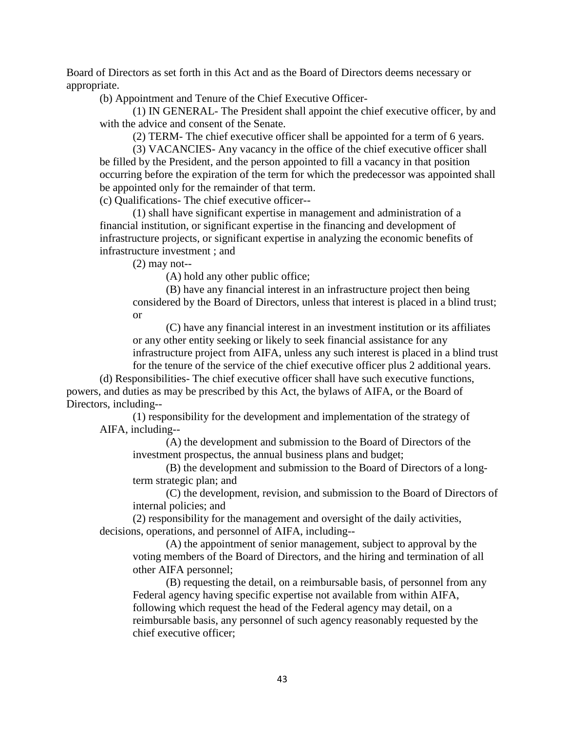Board of Directors as set forth in this Act and as the Board of Directors deems necessary or appropriate.

(b) Appointment and Tenure of the Chief Executive Officer-

(1) IN GENERAL- The President shall appoint the chief executive officer, by and with the advice and consent of the Senate.

(2) TERM- The chief executive officer shall be appointed for a term of 6 years.

(3) VACANCIES- Any vacancy in the office of the chief executive officer shall be filled by the President, and the person appointed to fill a vacancy in that position occurring before the expiration of the term for which the predecessor was appointed shall be appointed only for the remainder of that term.

(c) Qualifications- The chief executive officer--

(1) shall have significant expertise in management and administration of a financial institution, or significant expertise in the financing and development of infrastructure projects, or significant expertise in analyzing the economic benefits of infrastructure investment ; and

(2) may not--

(A) hold any other public office;

(B) have any financial interest in an infrastructure project then being considered by the Board of Directors, unless that interest is placed in a blind trust; or

(C) have any financial interest in an investment institution or its affiliates or any other entity seeking or likely to seek financial assistance for any infrastructure project from AIFA, unless any such interest is placed in a blind trust for the tenure of the service of the chief executive officer plus 2 additional years.

(d) Responsibilities- The chief executive officer shall have such executive functions, powers, and duties as may be prescribed by this Act, the bylaws of AIFA, or the Board of Directors, including--

(1) responsibility for the development and implementation of the strategy of AIFA, including--

(A) the development and submission to the Board of Directors of the investment prospectus, the annual business plans and budget;

(B) the development and submission to the Board of Directors of a long-term strategic plan; and

(C) the development, revision, and submission to the Board of Directors of internal policies; and

(2) responsibility for the management and oversight of the daily activities, decisions, operations, and personnel of AIFA, including--

(A) the appointment of senior management, subject to approval by the voting members of the Board of Directors, and the hiring and termination of all other AIFA personnel;

(B) requesting the detail, on a reimbursable basis, of personnel from any Federal agency having specific expertise not available from within AIFA, following which request the head of the Federal agency may detail, on a reimbursable basis, any personnel of such agency reasonably requested by the chief executive officer;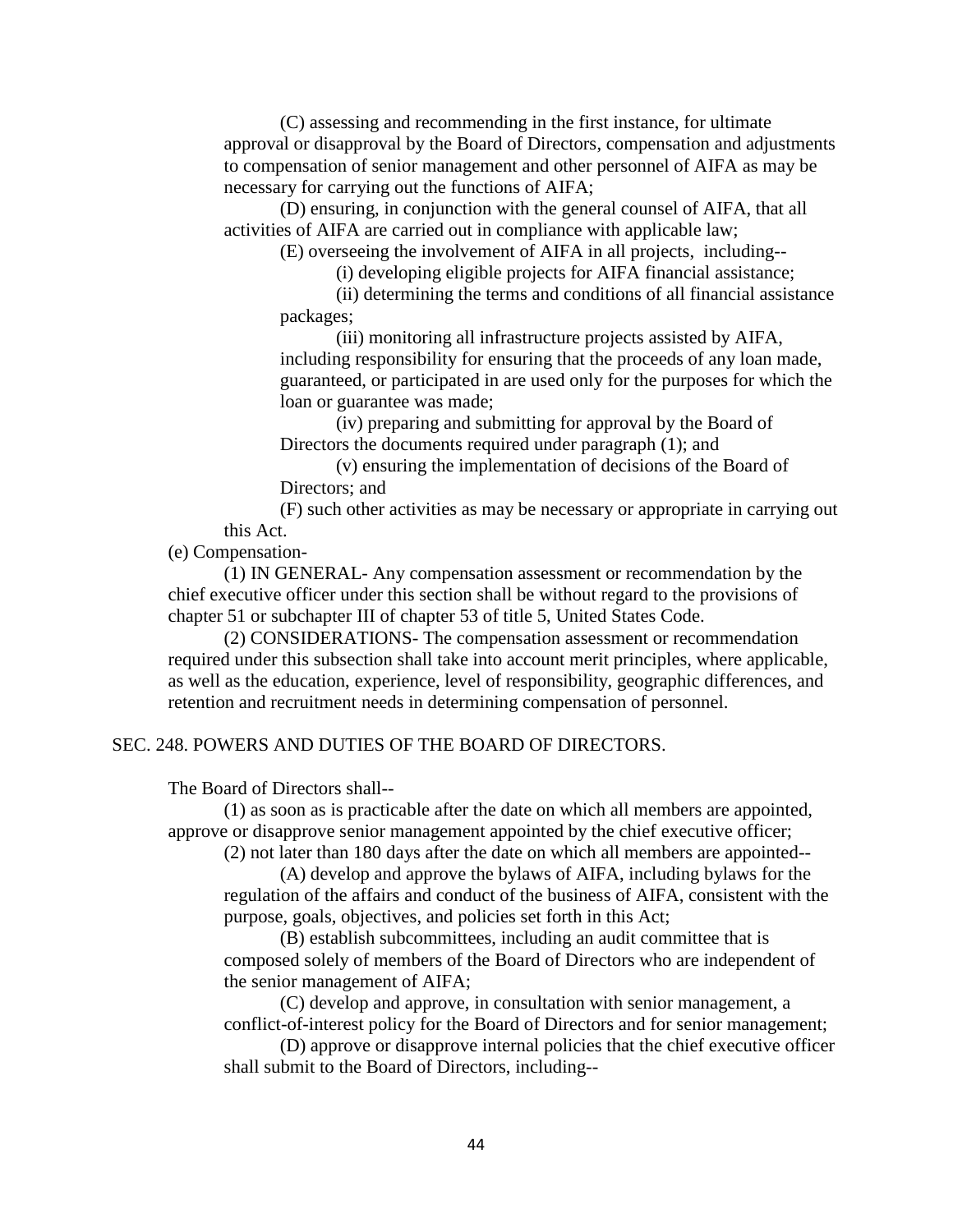(C) assessing and recommending in the first instance, for ultimate approval or disapproval by the Board of Directors, compensation and adjustments to compensation of senior management and other personnel of AIFA as may be necessary for carrying out the functions of AIFA;

(D) ensuring, in conjunction with the general counsel of AIFA, that all activities of AIFA are carried out in compliance with applicable law;

(E) overseeing the involvement of AIFA in all projects, including--

(i) developing eligible projects for AIFA financial assistance;

(ii) determining the terms and conditions of all financial assistance packages;

(iii) monitoring all infrastructure projects assisted by AIFA, including responsibility for ensuring that the proceeds of any loan made, guaranteed, or participated in are used only for the purposes for which the loan or guarantee was made;

(iv) preparing and submitting for approval by the Board of Directors the documents required under paragraph (1); and

(v) ensuring the implementation of decisions of the Board of Directors; and

(F) such other activities as may be necessary or appropriate in carrying out this Act.

(e) Compensation-

(1) IN GENERAL- Any compensation assessment or recommendation by the chief executive officer under this section shall be without regard to the provisions of chapter 51 or subchapter III of chapter 53 of title 5, United States Code.

(2) CONSIDERATIONS- The compensation assessment or recommendation required under this subsection shall take into account merit principles, where applicable, as well as the education, experience, level of responsibility, geographic differences, and retention and recruitment needs in determining compensation of personnel.

## SEC. 248. POWERS AND DUTIES OF THE BOARD OF DIRECTORS.

The Board of Directors shall--

(1) as soon as is practicable after the date on which all members are appointed, approve or disapprove senior management appointed by the chief executive officer;

(2) not later than 180 days after the date on which all members are appointed--

(A) develop and approve the bylaws of AIFA, including bylaws for the regulation of the affairs and conduct of the business of AIFA, consistent with the purpose, goals, objectives, and policies set forth in this Act;

(B) establish subcommittees, including an audit committee that is composed solely of members of the Board of Directors who are independent of the senior management of AIFA;

(C) develop and approve, in consultation with senior management, a conflict-of-interest policy for the Board of Directors and for senior management;

(D) approve or disapprove internal policies that the chief executive officer shall submit to the Board of Directors, including--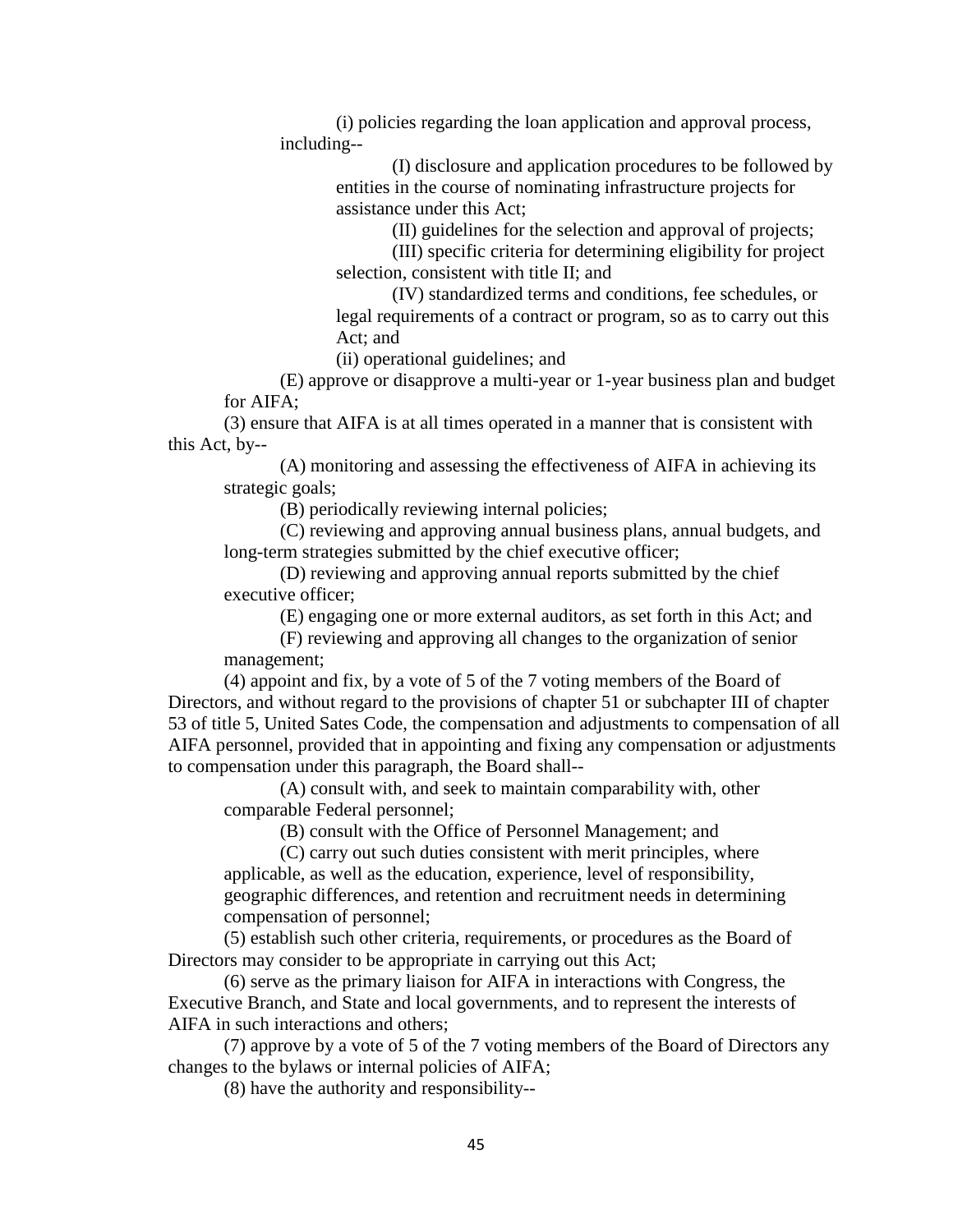(i) policies regarding the loan application and approval process, including--

(I) disclosure and application procedures to be followed by entities in the course of nominating infrastructure projects for assistance under this Act;

(II) guidelines for the selection and approval of projects;

(III) specific criteria for determining eligibility for project selection, consistent with title II; and

(IV) standardized terms and conditions, fee schedules, or legal requirements of a contract or program, so as to carry out this Act; and

(ii) operational guidelines; and

(E) approve or disapprove a multi-year or 1-year business plan and budget for AIFA;

(3) ensure that AIFA is at all times operated in a manner that is consistent with this Act, by--

(A) monitoring and assessing the effectiveness of AIFA in achieving its strategic goals;

(B) periodically reviewing internal policies;

(C) reviewing and approving annual business plans, annual budgets, and long-term strategies submitted by the chief executive officer;

(D) reviewing and approving annual reports submitted by the chief executive officer;

(E) engaging one or more external auditors, as set forth in this Act; and

(F) reviewing and approving all changes to the organization of senior management;

(4) appoint and fix, by a vote of 5 of the 7 voting members of the Board of Directors, and without regard to the provisions of chapter 51 or subchapter III of chapter 53 of title 5, United Sates Code, the compensation and adjustments to compensation of all AIFA personnel, provided that in appointing and fixing any compensation or adjustments to compensation under this paragraph, the Board shall--

(A) consult with, and seek to maintain comparability with, other comparable Federal personnel;

(B) consult with the Office of Personnel Management; and

(C) carry out such duties consistent with merit principles, where applicable, as well as the education, experience, level of responsibility, geographic differences, and retention and recruitment needs in determining compensation of personnel;

(5) establish such other criteria, requirements, or procedures as the Board of Directors may consider to be appropriate in carrying out this Act;

(6) serve as the primary liaison for AIFA in interactions with Congress, the Executive Branch, and State and local governments, and to represent the interests of AIFA in such interactions and others;

(7) approve by a vote of 5 of the 7 voting members of the Board of Directors any changes to the bylaws or internal policies of AIFA;

(8) have the authority and responsibility--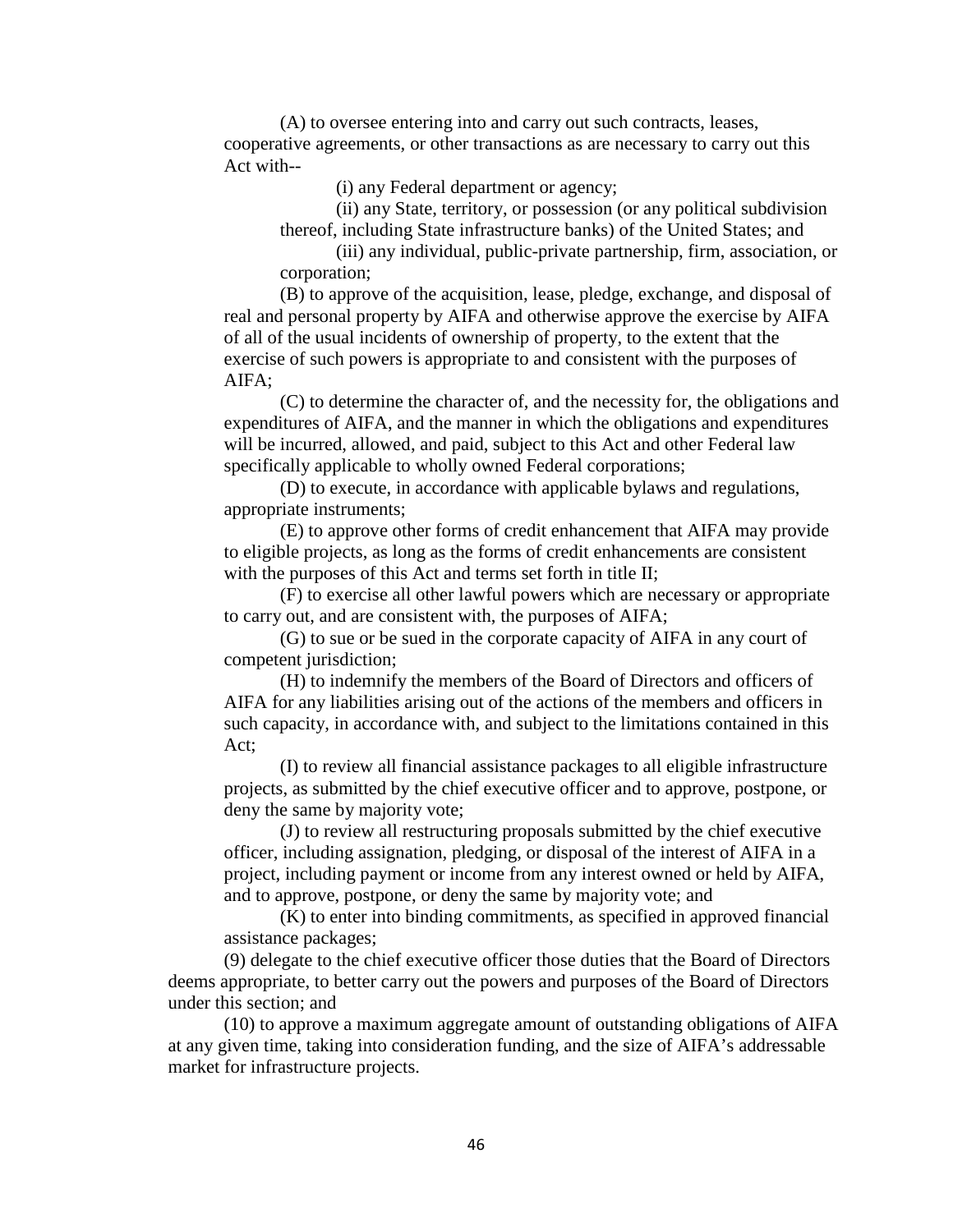(A) to oversee entering into and carry out such contracts, leases, cooperative agreements, or other transactions as are necessary to carry out this Act with--

(i) any Federal department or agency;

(ii) any State, territory, or possession (or any political subdivision thereof, including State infrastructure banks) of the United States; and

(iii) any individual, public-private partnership, firm, association, or corporation;

(B) to approve of the acquisition, lease, pledge, exchange, and disposal of real and personal property by AIFA and otherwise approve the exercise by AIFA of all of the usual incidents of ownership of property, to the extent that the exercise of such powers is appropriate to and consistent with the purposes of AIFA;

(C) to determine the character of, and the necessity for, the obligations and expenditures of AIFA, and the manner in which the obligations and expenditures will be incurred, allowed, and paid, subject to this Act and other Federal law specifically applicable to wholly owned Federal corporations;

(D) to execute, in accordance with applicable bylaws and regulations, appropriate instruments;

(E) to approve other forms of credit enhancement that AIFA may provide to eligible projects, as long as the forms of credit enhancements are consistent with the purposes of this Act and terms set forth in title II;

(F) to exercise all other lawful powers which are necessary or appropriate to carry out, and are consistent with, the purposes of AIFA;

(G) to sue or be sued in the corporate capacity of AIFA in any court of competent jurisdiction;

(H) to indemnify the members of the Board of Directors and officers of AIFA for any liabilities arising out of the actions of the members and officers in such capacity, in accordance with, and subject to the limitations contained in this Act;

(I) to review all financial assistance packages to all eligible infrastructure projects, as submitted by the chief executive officer and to approve, postpone, or deny the same by majority vote;

(J) to review all restructuring proposals submitted by the chief executive officer, including assignation, pledging, or disposal of the interest of AIFA in a project, including payment or income from any interest owned or held by AIFA, and to approve, postpone, or deny the same by majority vote; and

(K) to enter into binding commitments, as specified in approved financial assistance packages;

(9) delegate to the chief executive officer those duties that the Board of Directors deems appropriate, to better carry out the powers and purposes of the Board of Directors under this section; and

(10) to approve a maximum aggregate amount of outstanding obligations of AIFA at any given time, taking into consideration funding, and the size of AIFA's addressable market for infrastructure projects.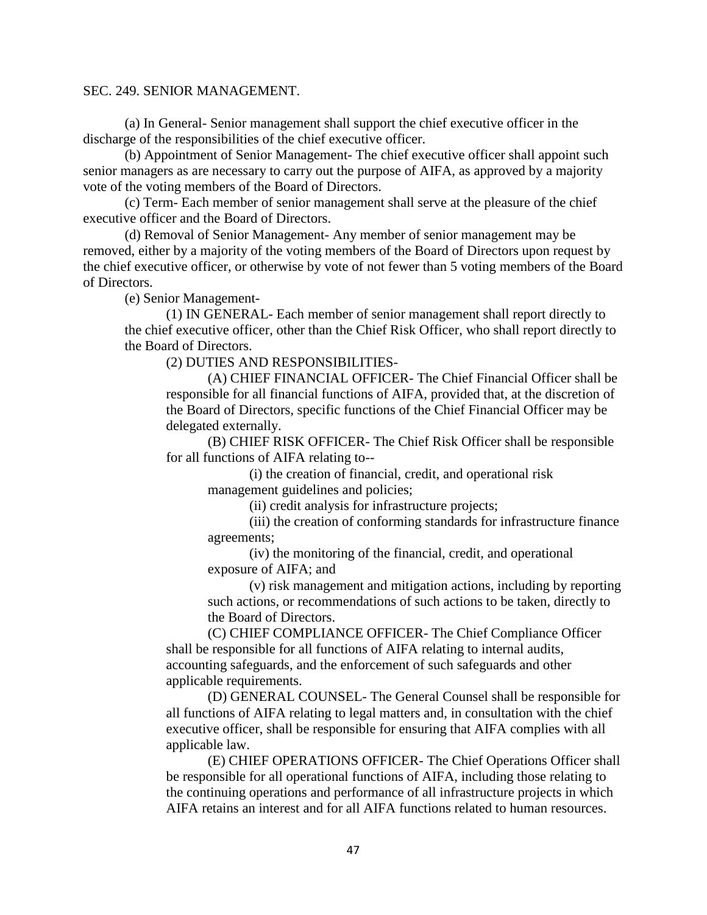SEC. 249. SENIOR MANAGEMENT.

(a) In General- Senior management shall support the chief executive officer in the discharge of the responsibilities of the chief executive officer.

(b) Appointment of Senior Management- The chief executive officer shall appoint such senior managers as are necessary to carry out the purpose of AIFA, as approved by a majority vote of the voting members of the Board of Directors.

(c) Term- Each member of senior management shall serve at the pleasure of the chief executive officer and the Board of Directors.

(d) Removal of Senior Management- Any member of senior management may be removed, either by a majority of the voting members of the Board of Directors upon request by the chief executive officer, or otherwise by vote of not fewer than 5 voting members of the Board of Directors.

(e) Senior Management-

(1) IN GENERAL- Each member of senior management shall report directly to the chief executive officer, other than the Chief Risk Officer, who shall report directly to the Board of Directors.

(2) DUTIES AND RESPONSIBILITIES-

(A) CHIEF FINANCIAL OFFICER- The Chief Financial Officer shall be responsible for all financial functions of AIFA, provided that, at the discretion of the Board of Directors, specific functions of the Chief Financial Officer may be delegated externally.

(B) CHIEF RISK OFFICER- The Chief Risk Officer shall be responsible for all functions of AIFA relating to--

(i) the creation of financial, credit, and operational risk management guidelines and policies;

(ii) credit analysis for infrastructure projects;

(iii) the creation of conforming standards for infrastructure finance agreements;

(iv) the monitoring of the financial, credit, and operational exposure of AIFA; and

(v) risk management and mitigation actions, including by reporting such actions, or recommendations of such actions to be taken, directly to the Board of Directors.

(C) CHIEF COMPLIANCE OFFICER- The Chief Compliance Officer shall be responsible for all functions of AIFA relating to internal audits, accounting safeguards, and the enforcement of such safeguards and other applicable requirements.

(D) GENERAL COUNSEL- The General Counsel shall be responsible for all functions of AIFA relating to legal matters and, in consultation with the chief executive officer, shall be responsible for ensuring that AIFA complies with all applicable law.

(E) CHIEF OPERATIONS OFFICER- The Chief Operations Officer shall be responsible for all operational functions of AIFA, including those relating to the continuing operations and performance of all infrastructure projects in which AIFA retains an interest and for all AIFA functions related to human resources.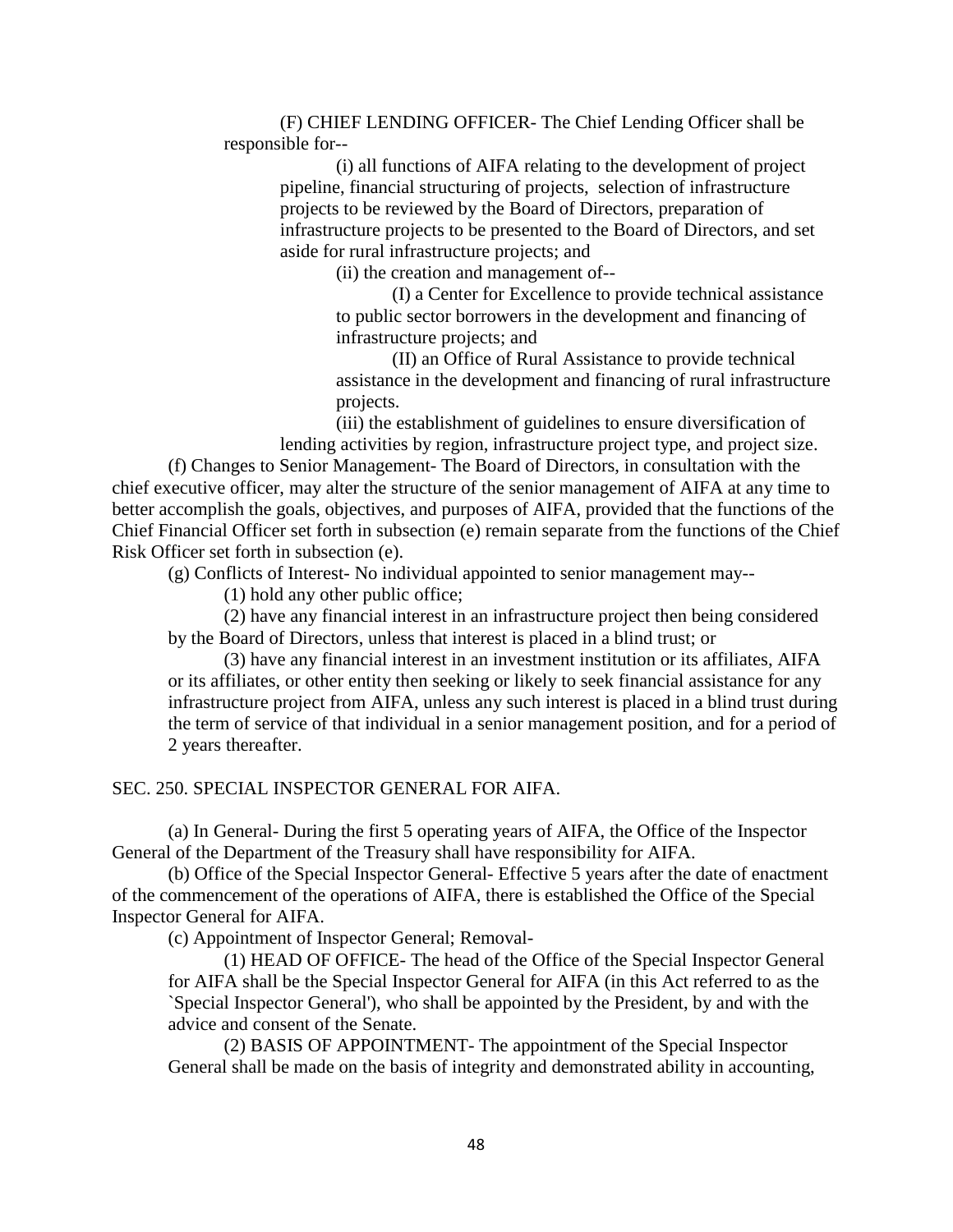(F) CHIEF LENDING OFFICER- The Chief Lending Officer shall be responsible for--

(i) all functions of AIFA relating to the development of project pipeline, financial structuring of projects, selection of infrastructure projects to be reviewed by the Board of Directors, preparation of infrastructure projects to be presented to the Board of Directors, and set aside for rural infrastructure projects; and

(ii) the creation and management of--

(I) a Center for Excellence to provide technical assistance to public sector borrowers in the development and financing of infrastructure projects; and

(II) an Office of Rural Assistance to provide technical assistance in the development and financing of rural infrastructure projects.

(iii) the establishment of guidelines to ensure diversification of lending activities by region, infrastructure project type, and project size.

(f) Changes to Senior Management- The Board of Directors, in consultation with the chief executive officer, may alter the structure of the senior management of AIFA at any time to better accomplish the goals, objectives, and purposes of AIFA, provided that the functions of the Chief Financial Officer set forth in subsection (e) remain separate from the functions of the Chief Risk Officer set forth in subsection (e).

(g) Conflicts of Interest- No individual appointed to senior management may--

(1) hold any other public office;

(2) have any financial interest in an infrastructure project then being considered by the Board of Directors, unless that interest is placed in a blind trust; or

(3) have any financial interest in an investment institution or its affiliates, AIFA or its affiliates, or other entity then seeking or likely to seek financial assistance for any infrastructure project from AIFA, unless any such interest is placed in a blind trust during the term of service of that individual in a senior management position, and for a period of 2 years thereafter.

SEC. 250. SPECIAL INSPECTOR GENERAL FOR AIFA.

(a) In General- During the first 5 operating years of AIFA, the Office of the Inspector General of the Department of the Treasury shall have responsibility for AIFA.

(b) Office of the Special Inspector General- Effective 5 years after the date of enactment of the commencement of the operations of AIFA, there is established the Office of the Special Inspector General for AIFA.

(c) Appointment of Inspector General; Removal-

(1) HEAD OF OFFICE- The head of the Office of the Special Inspector General for AIFA shall be the Special Inspector General for AIFA (in this Act referred to as the `Special Inspector General'), who shall be appointed by the President, by and with the advice and consent of the Senate.

(2) BASIS OF APPOINTMENT- The appointment of the Special Inspector General shall be made on the basis of integrity and demonstrated ability in accounting,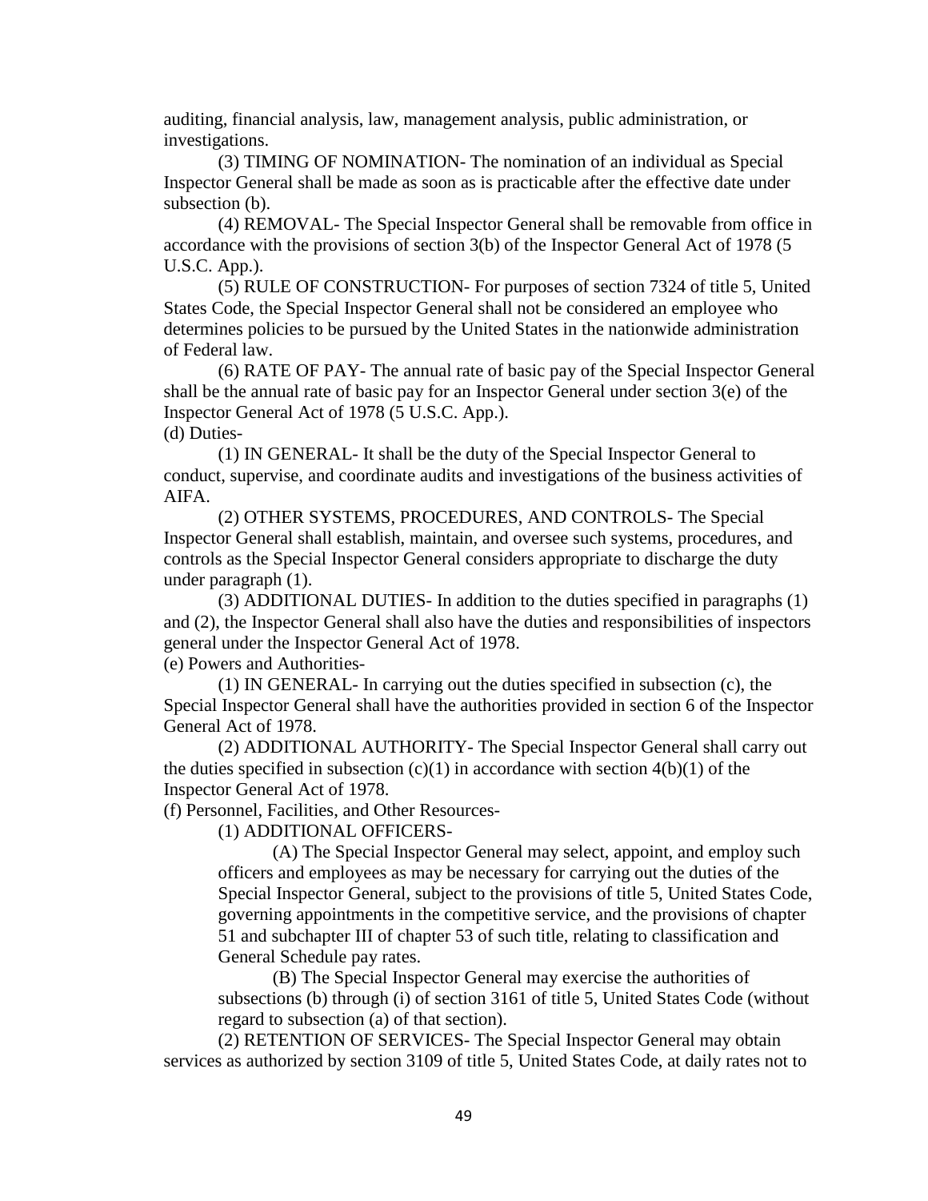auditing, financial analysis, law, management analysis, public administration, or investigations.

(3) TIMING OF NOMINATION- The nomination of an individual as Special Inspector General shall be made as soon as is practicable after the effective date under subsection (b).

(4) REMOVAL- The Special Inspector General shall be removable from office in accordance with the provisions of section 3(b) of the Inspector General Act of 1978 (5 U.S.C. App.).

(5) RULE OF CONSTRUCTION- For purposes of section 7324 of title 5, United States Code, the Special Inspector General shall not be considered an employee who determines policies to be pursued by the United States in the nationwide administration of Federal law.

(6) RATE OF PAY- The annual rate of basic pay of the Special Inspector General shall be the annual rate of basic pay for an Inspector General under section 3(e) of the Inspector General Act of 1978 (5 U.S.C. App.).

(d) Duties-

(1) IN GENERAL- It shall be the duty of the Special Inspector General to conduct, supervise, and coordinate audits and investigations of the business activities of AIFA.

(2) OTHER SYSTEMS, PROCEDURES, AND CONTROLS- The Special Inspector General shall establish, maintain, and oversee such systems, procedures, and controls as the Special Inspector General considers appropriate to discharge the duty under paragraph (1).

(3) ADDITIONAL DUTIES- In addition to the duties specified in paragraphs (1) and (2), the Inspector General shall also have the duties and responsibilities of inspectors general under the Inspector General Act of 1978.

(e) Powers and Authorities-

(1) IN GENERAL- In carrying out the duties specified in subsection (c), the Special Inspector General shall have the authorities provided in section 6 of the Inspector General Act of 1978.

(2) ADDITIONAL AUTHORITY- The Special Inspector General shall carry out the duties specified in subsection (c)(1) in accordance with section 4(b)(1) of the Inspector General Act of 1978.

(f) Personnel, Facilities, and Other Resources-

(1) ADDITIONAL OFFICERS-

(A) The Special Inspector General may select, appoint, and employ such officers and employees as may be necessary for carrying out the duties of the Special Inspector General, subject to the provisions of title 5, United States Code, governing appointments in the competitive service, and the provisions of chapter 51 and subchapter III of chapter 53 of such title, relating to classification and General Schedule pay rates.

(B) The Special Inspector General may exercise the authorities of subsections (b) through (i) of section 3161 of title 5, United States Code (without regard to subsection (a) of that section).

(2) RETENTION OF SERVICES- The Special Inspector General may obtain services as authorized by section 3109 of title 5, United States Code, at daily rates not to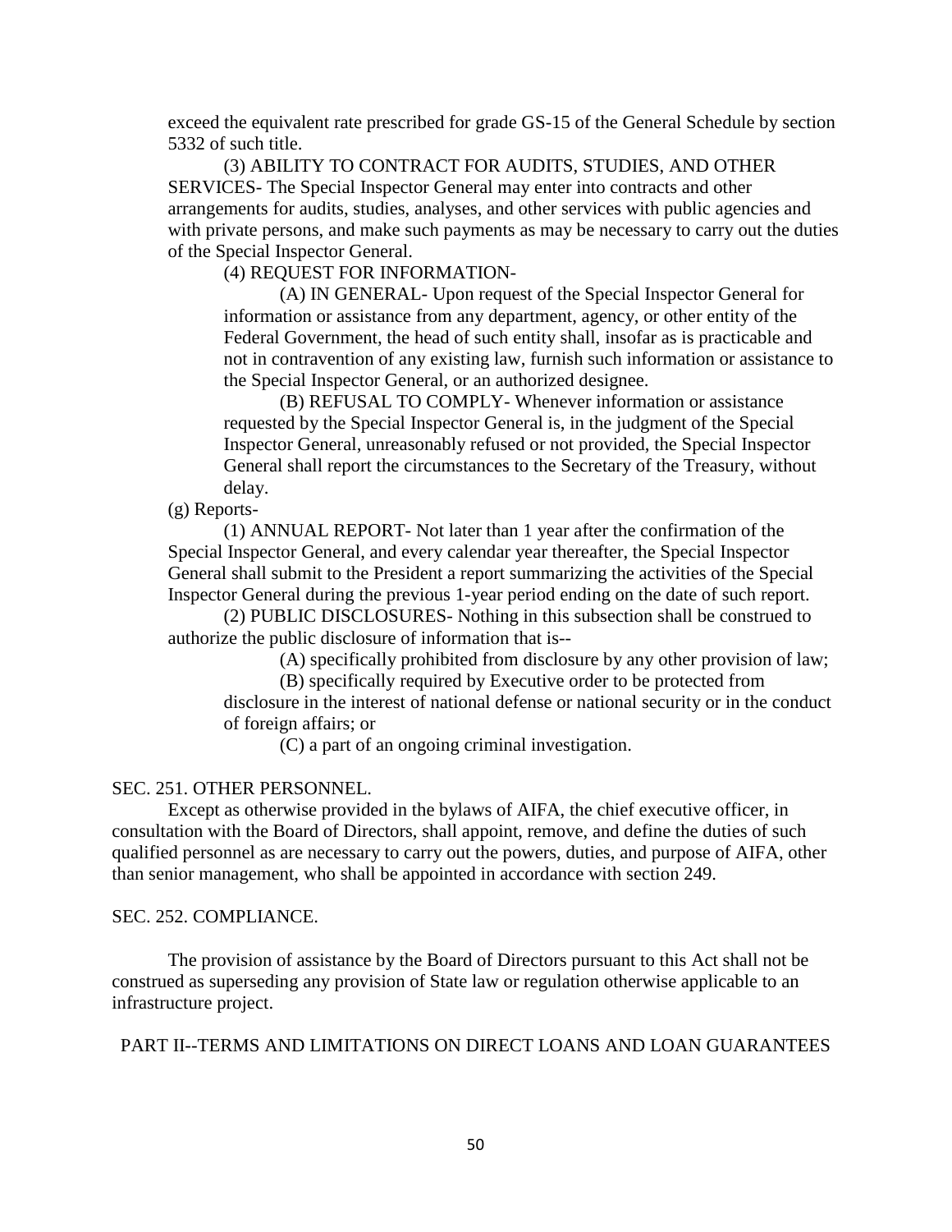exceed the equivalent rate prescribed for grade GS-15 of the General Schedule by section 5332 of such title.

(3) ABILITY TO CONTRACT FOR AUDITS, STUDIES, AND OTHER SERVICES- The Special Inspector General may enter into contracts and other arrangements for audits, studies, analyses, and other services with public agencies and with private persons, and make such payments as may be necessary to carry out the duties of the Special Inspector General.

(4) REQUEST FOR INFORMATION-

(A) IN GENERAL- Upon request of the Special Inspector General for information or assistance from any department, agency, or other entity of the Federal Government, the head of such entity shall, insofar as is practicable and not in contravention of any existing law, furnish such information or assistance to the Special Inspector General, or an authorized designee.

(B) REFUSAL TO COMPLY- Whenever information or assistance requested by the Special Inspector General is, in the judgment of the Special Inspector General, unreasonably refused or not provided, the Special Inspector General shall report the circumstances to the Secretary of the Treasury, without delay.

(g) Reports-

(1) ANNUAL REPORT- Not later than 1 year after the confirmation of the Special Inspector General, and every calendar year thereafter, the Special Inspector General shall submit to the President a report summarizing the activities of the Special Inspector General during the previous 1-year period ending on the date of such report.

(2) PUBLIC DISCLOSURES- Nothing in this subsection shall be construed to authorize the public disclosure of information that is--

(A) specifically prohibited from disclosure by any other provision of law;

(B) specifically required by Executive order to be protected from disclosure in the interest of national defense or national security or in the conduct of foreign affairs; or

(C) a part of an ongoing criminal investigation.

SEC. 251. OTHER PERSONNEL.

Except as otherwise provided in the bylaws of AIFA, the chief executive officer, in consultation with the Board of Directors, shall appoint, remove, and define the duties of such qualified personnel as are necessary to carry out the powers, duties, and purpose of AIFA, other than senior management, who shall be appointed in accordance with section 249.

SEC. 252. COMPLIANCE.

The provision of assistance by the Board of Directors pursuant to this Act shall not be construed as superseding any provision of State law or regulation otherwise applicable to an infrastructure project.

PART II--TERMS AND LIMITATIONS ON DIRECT LOANS AND LOAN GUARANTEES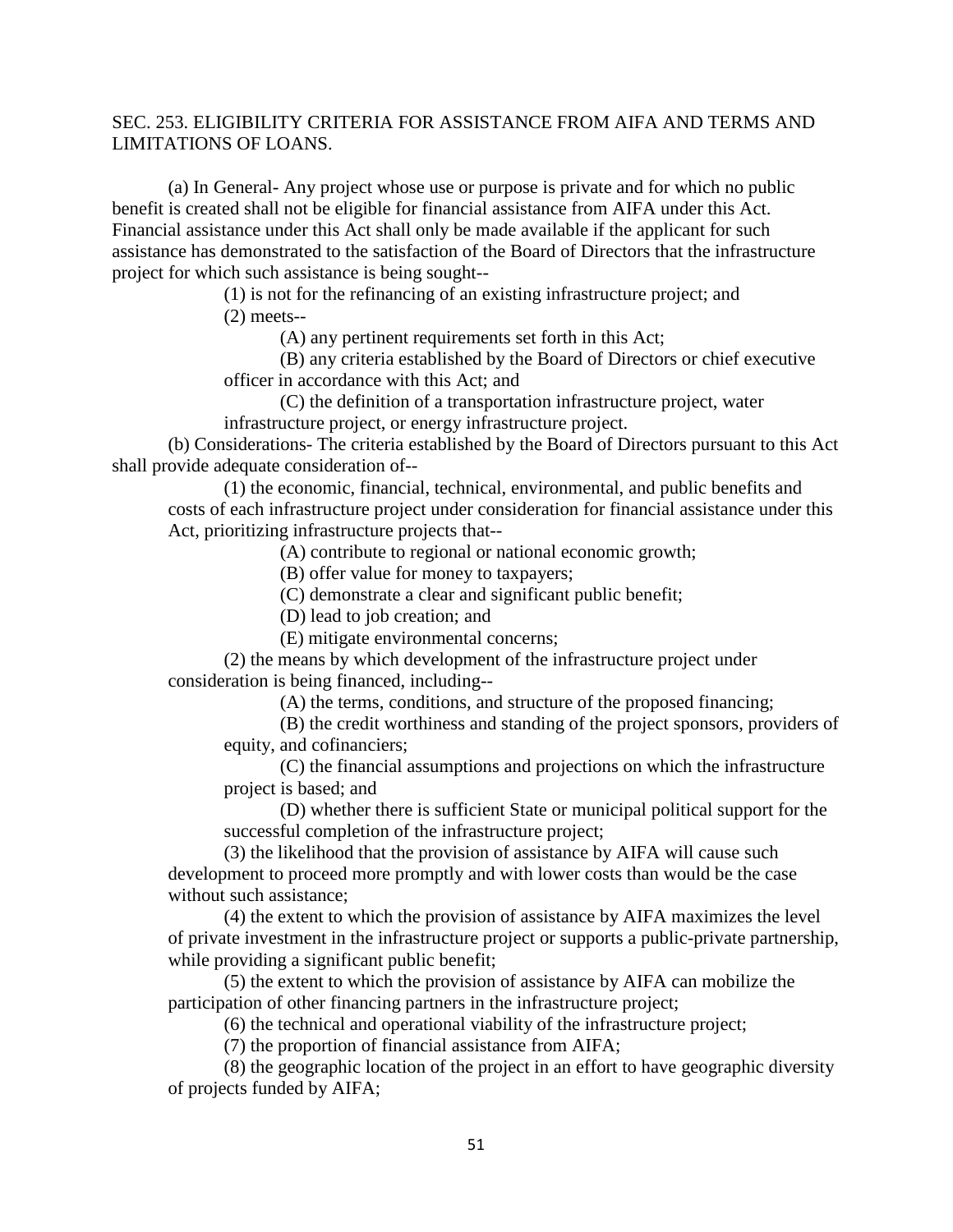## SEC. 253. ELIGIBILITY CRITERIA FOR ASSISTANCE FROM AIFA AND TERMS AND LIMITATIONS OF LOANS.

(a) In General- Any project whose use or purpose is private and for which no public benefit is created shall not be eligible for financial assistance from AIFA under this Act. Financial assistance under this Act shall only be made available if the applicant for such assistance has demonstrated to the satisfaction of the Board of Directors that the infrastructure project for which such assistance is being sought--

(1) is not for the refinancing of an existing infrastructure project; and

(2) meets--

(A) any pertinent requirements set forth in this Act;

(B) any criteria established by the Board of Directors or chief executive officer in accordance with this Act; and

(C) the definition of a transportation infrastructure project, water infrastructure project, or energy infrastructure project.

(b) Considerations- The criteria established by the Board of Directors pursuant to this Act shall provide adequate consideration of--

(1) the economic, financial, technical, environmental, and public benefits and costs of each infrastructure project under consideration for financial assistance under this Act, prioritizing infrastructure projects that--

(A) contribute to regional or national economic growth;

(B) offer value for money to taxpayers;

(C) demonstrate a clear and significant public benefit;

(D) lead to job creation; and

(E) mitigate environmental concerns;

(2) the means by which development of the infrastructure project under consideration is being financed, including--

(A) the terms, conditions, and structure of the proposed financing;

(B) the credit worthiness and standing of the project sponsors, providers of equity, and cofinanciers;

(C) the financial assumptions and projections on which the infrastructure project is based; and

(D) whether there is sufficient State or municipal political support for the successful completion of the infrastructure project;

(3) the likelihood that the provision of assistance by AIFA will cause such development to proceed more promptly and with lower costs than would be the case without such assistance;

(4) the extent to which the provision of assistance by AIFA maximizes the level of private investment in the infrastructure project or supports a public-private partnership, while providing a significant public benefit;

(5) the extent to which the provision of assistance by AIFA can mobilize the participation of other financing partners in the infrastructure project;

(6) the technical and operational viability of the infrastructure project;

(7) the proportion of financial assistance from AIFA;

(8) the geographic location of the project in an effort to have geographic diversity of projects funded by AIFA;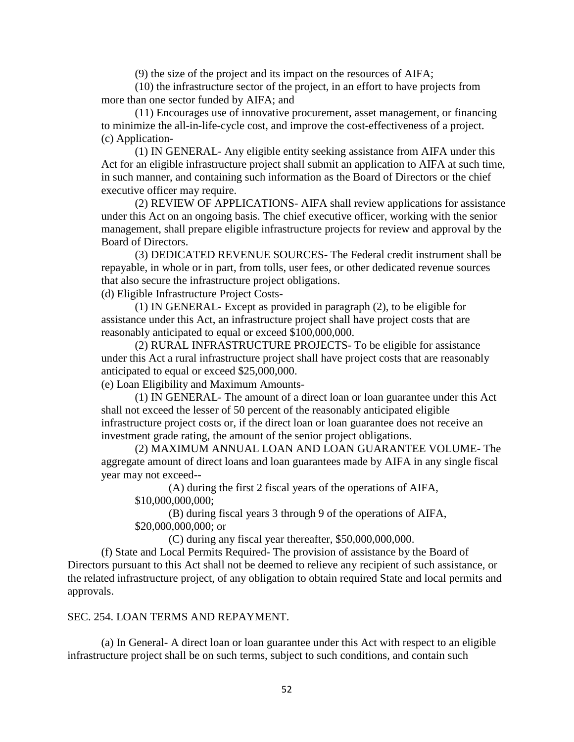(9) the size of the project and its impact on the resources of AIFA;

(10) the infrastructure sector of the project, in an effort to have projects from more than one sector funded by AIFA; and

(11) Encourages use of innovative procurement, asset management, or financing to minimize the all-in-life-cycle cost, and improve the cost-effectiveness of a project.

(c) Application-

(1) IN GENERAL- Any eligible entity seeking assistance from AIFA under this Act for an eligible infrastructure project shall submit an application to AIFA at such time, in such manner, and containing such information as the Board of Directors or the chief executive officer may require.

(2) REVIEW OF APPLICATIONS- AIFA shall review applications for assistance under this Act on an ongoing basis. The chief executive officer, working with the senior management, shall prepare eligible infrastructure projects for review and approval by the Board of Directors.

(3) DEDICATED REVENUE SOURCES- The Federal credit instrument shall be repayable, in whole or in part, from tolls, user fees, or other dedicated revenue sources that also secure the infrastructure project obligations.

(d) Eligible Infrastructure Project Costs-

(1) IN GENERAL- Except as provided in paragraph (2), to be eligible for assistance under this Act, an infrastructure project shall have project costs that are reasonably anticipated to equal or exceed $100,000,000.

(2) RURAL INFRASTRUCTURE PROJECTS- To be eligible for assistance under this Act a rural infrastructure project shall have project costs that are reasonably anticipated to equal or exceed $25,000,000.

(e) Loan Eligibility and Maximum Amounts-

(1) IN GENERAL- The amount of a direct loan or loan guarantee under this Act shall not exceed the lesser of 50 percent of the reasonably anticipated eligible infrastructure project costs or, if the direct loan or loan guarantee does not receive an investment grade rating, the amount of the senior project obligations.

(2) MAXIMUM ANNUAL LOAN AND LOAN GUARANTEE VOLUME- The aggregate amount of direct loans and loan guarantees made by AIFA in any single fiscal year may not exceed--

(A) during the first 2 fiscal years of the operations of AIFA, $10,000,000,000;

(B) during fiscal years 3 through 9 of the operations of AIFA, $20,000,000,000; or

(C) during any fiscal year thereafter, $50,000,000,000.

(f) State and Local Permits Required- The provision of assistance by the Board of Directors pursuant to this Act shall not be deemed to relieve any recipient of such assistance, or the related infrastructure project, of any obligation to obtain required State and local permits and approvals.

SEC. 254. LOAN TERMS AND REPAYMENT.

(a) In General- A direct loan or loan guarantee under this Act with respect to an eligible infrastructure project shall be on such terms, subject to such conditions, and contain such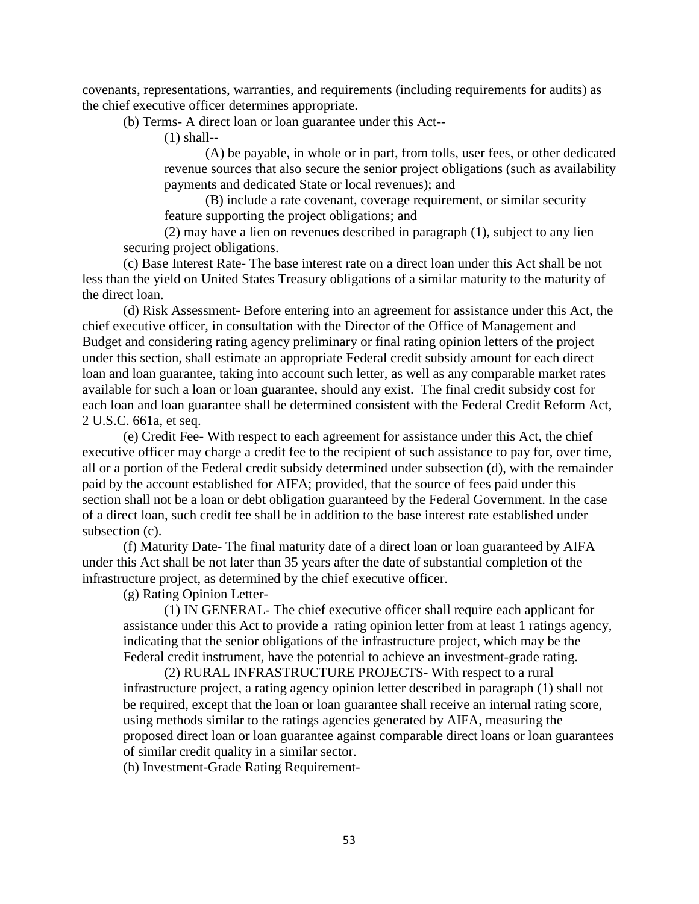covenants, representations, warranties, and requirements (including requirements for audits) as the chief executive officer determines appropriate.

(b) Terms- A direct loan or loan guarantee under this Act--

(1) shall--

(A) be payable, in whole or in part, from tolls, user fees, or other dedicated revenue sources that also secure the senior project obligations (such as availability payments and dedicated State or local revenues); and

(B) include a rate covenant, coverage requirement, or similar security feature supporting the project obligations; and

(2) may have a lien on revenues described in paragraph (1), subject to any lien securing project obligations.

(c) Base Interest Rate- The base interest rate on a direct loan under this Act shall be not less than the yield on United States Treasury obligations of a similar maturity to the maturity of the direct loan.

(d) Risk Assessment- Before entering into an agreement for assistance under this Act, the chief executive officer, in consultation with the Director of the Office of Management and Budget and considering rating agency preliminary or final rating opinion letters of the project under this section, shall estimate an appropriate Federal credit subsidy amount for each direct loan and loan guarantee, taking into account such letter, as well as any comparable market rates available for such a loan or loan guarantee, should any exist. The final credit subsidy cost for each loan and loan guarantee shall be determined consistent with the Federal Credit Reform Act, 2 U.S.C. 661a, et seq.

(e) Credit Fee- With respect to each agreement for assistance under this Act, the chief executive officer may charge a credit fee to the recipient of such assistance to pay for, over time, all or a portion of the Federal credit subsidy determined under subsection (d), with the remainder paid by the account established for AIFA; provided, that the source of fees paid under this section shall not be a loan or debt obligation guaranteed by the Federal Government. In the case of a direct loan, such credit fee shall be in addition to the base interest rate established under subsection (c).

(f) Maturity Date- The final maturity date of a direct loan or loan guaranteed by AIFA under this Act shall be not later than 35 years after the date of substantial completion of the infrastructure project, as determined by the chief executive officer.

(g) Rating Opinion Letter-

(1) IN GENERAL- The chief executive officer shall require each applicant for assistance under this Act to provide a rating opinion letter from at least 1 ratings agency, indicating that the senior obligations of the infrastructure project, which may be the Federal credit instrument, have the potential to achieve an investment-grade rating.

(2) RURAL INFRASTRUCTURE PROJECTS- With respect to a rural infrastructure project, a rating agency opinion letter described in paragraph (1) shall not be required, except that the loan or loan guarantee shall receive an internal rating score, using methods similar to the ratings agencies generated by AIFA, measuring the proposed direct loan or loan guarantee against comparable direct loans or loan guarantees of similar credit quality in a similar sector.

(h) Investment-Grade Rating Requirement-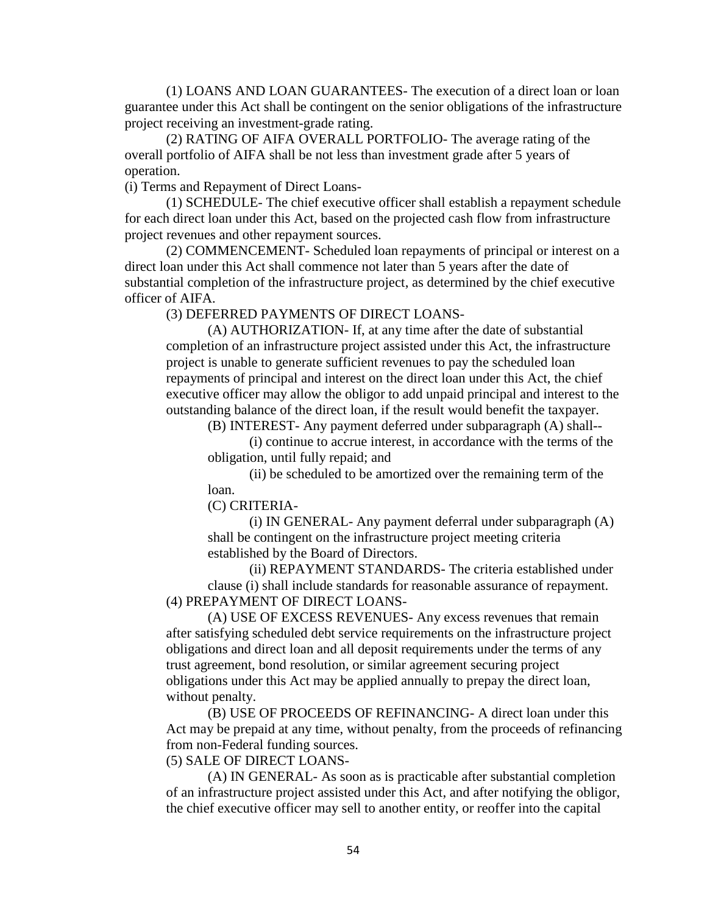(1) LOANS AND LOAN GUARANTEES- The execution of a direct loan or loan guarantee under this Act shall be contingent on the senior obligations of the infrastructure project receiving an investment-grade rating.

(2) RATING OF AIFA OVERALL PORTFOLIO- The average rating of the overall portfolio of AIFA shall be not less than investment grade after 5 years of operation.

(i) Terms and Repayment of Direct Loans-

(1) SCHEDULE- The chief executive officer shall establish a repayment schedule for each direct loan under this Act, based on the projected cash flow from infrastructure project revenues and other repayment sources.

(2) COMMENCEMENT- Scheduled loan repayments of principal or interest on a direct loan under this Act shall commence not later than 5 years after the date of substantial completion of the infrastructure project, as determined by the chief executive officer of AIFA.

(3) DEFERRED PAYMENTS OF DIRECT LOANS-

(A) AUTHORIZATION- If, at any time after the date of substantial completion of an infrastructure project assisted under this Act, the infrastructure project is unable to generate sufficient revenues to pay the scheduled loan repayments of principal and interest on the direct loan under this Act, the chief executive officer may allow the obligor to add unpaid principal and interest to the outstanding balance of the direct loan, if the result would benefit the taxpayer.

(B) INTEREST- Any payment deferred under subparagraph (A) shall--

(i) continue to accrue interest, in accordance with the terms of the obligation, until fully repaid; and

(ii) be scheduled to be amortized over the remaining term of the loan.

(C) CRITERIA-

(i) IN GENERAL- Any payment deferral under subparagraph (A) shall be contingent on the infrastructure project meeting criteria established by the Board of Directors.

(ii) REPAYMENT STANDARDS- The criteria established under clause (i) shall include standards for reasonable assurance of repayment.

(4) PREPAYMENT OF DIRECT LOANS-

(A) USE OF EXCESS REVENUES- Any excess revenues that remain after satisfying scheduled debt service requirements on the infrastructure project obligations and direct loan and all deposit requirements under the terms of any trust agreement, bond resolution, or similar agreement securing project obligations under this Act may be applied annually to prepay the direct loan, without penalty.

(B) USE OF PROCEEDS OF REFINANCING- A direct loan under this Act may be prepaid at any time, without penalty, from the proceeds of refinancing from non-Federal funding sources.

(5) SALE OF DIRECT LOANS-

(A) IN GENERAL- As soon as is practicable after substantial completion of an infrastructure project assisted under this Act, and after notifying the obligor, the chief executive officer may sell to another entity, or reoffer into the capital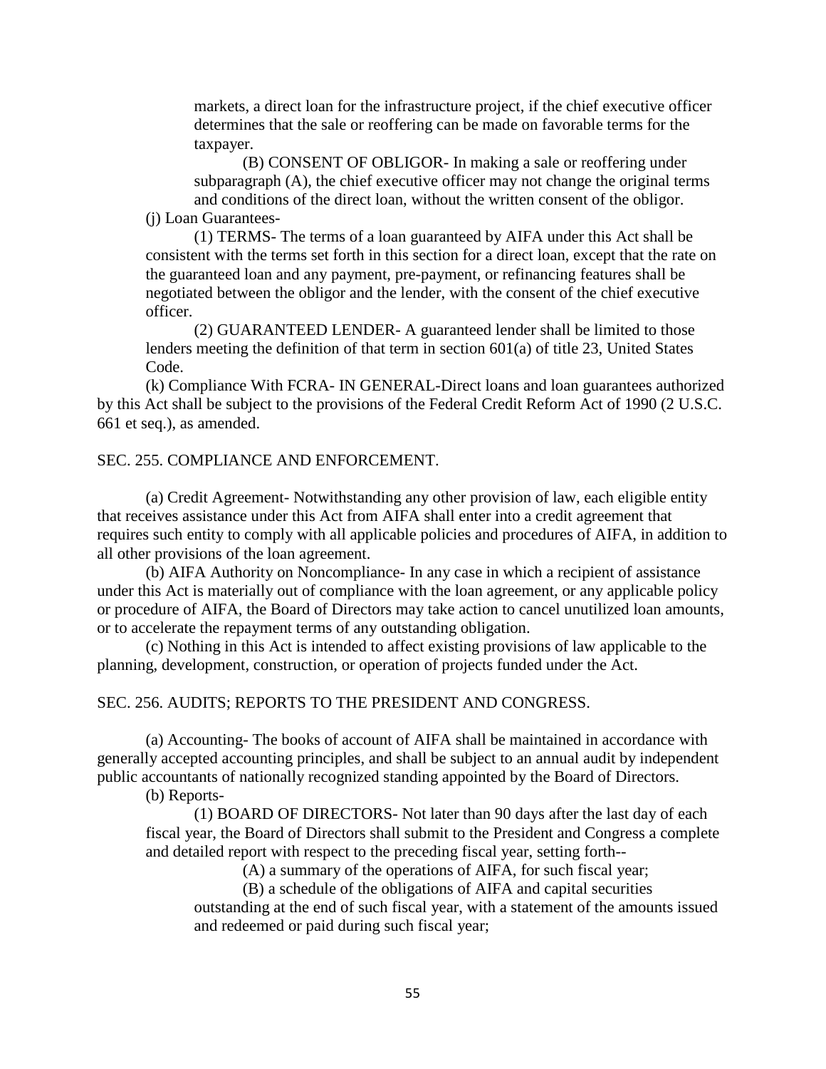markets, a direct loan for the infrastructure project, if the chief executive officer determines that the sale or reoffering can be made on favorable terms for the taxpayer.

(B) CONSENT OF OBLIGOR- In making a sale or reoffering under subparagraph (A), the chief executive officer may not change the original terms and conditions of the direct loan, without the written consent of the obligor.

(j) Loan Guarantees-

(1) TERMS- The terms of a loan guaranteed by AIFA under this Act shall be consistent with the terms set forth in this section for a direct loan, except that the rate on the guaranteed loan and any payment, pre-payment, or refinancing features shall be negotiated between the obligor and the lender, with the consent of the chief executive officer.

(2) GUARANTEED LENDER- A guaranteed lender shall be limited to those lenders meeting the definition of that term in section 601(a) of title 23, United States Code.

(k) Compliance With FCRA- IN GENERAL-Direct loans and loan guarantees authorized by this Act shall be subject to the provisions of the Federal Credit Reform Act of 1990 (2 U.S.C. 661 et seq.), as amended.

SEC. 255. COMPLIANCE AND ENFORCEMENT.

(a) Credit Agreement- Notwithstanding any other provision of law, each eligible entity that receives assistance under this Act from AIFA shall enter into a credit agreement that requires such entity to comply with all applicable policies and procedures of AIFA, in addition to all other provisions of the loan agreement.

(b) AIFA Authority on Noncompliance- In any case in which a recipient of assistance under this Act is materially out of compliance with the loan agreement, or any applicable policy or procedure of AIFA, the Board of Directors may take action to cancel unutilized loan amounts, or to accelerate the repayment terms of any outstanding obligation.

(c) Nothing in this Act is intended to affect existing provisions of law applicable to the planning, development, construction, or operation of projects funded under the Act.

SEC. 256. AUDITS; REPORTS TO THE PRESIDENT AND CONGRESS.

(a) Accounting- The books of account of AIFA shall be maintained in accordance with generally accepted accounting principles, and shall be subject to an annual audit by independent public accountants of nationally recognized standing appointed by the Board of Directors.

(b) Reports-

(1) BOARD OF DIRECTORS- Not later than 90 days after the last day of each fiscal year, the Board of Directors shall submit to the President and Congress a complete and detailed report with respect to the preceding fiscal year, setting forth--

(A) a summary of the operations of AIFA, for such fiscal year;

(B) a schedule of the obligations of AIFA and capital securities outstanding at the end of such fiscal year, with a statement of the amounts issued and redeemed or paid during such fiscal year;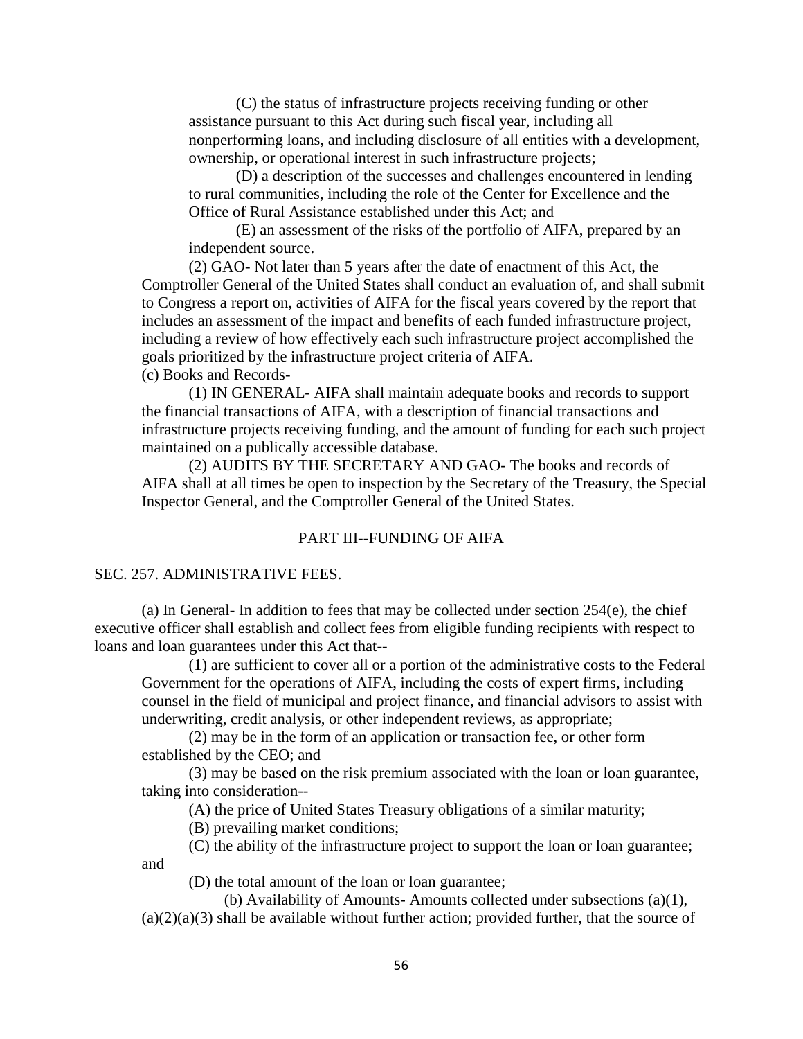(C) the status of infrastructure projects receiving funding or other assistance pursuant to this Act during such fiscal year, including all nonperforming loans, and including disclosure of all entities with a development, ownership, or operational interest in such infrastructure projects;

(D) a description of the successes and challenges encountered in lending to rural communities, including the role of the Center for Excellence and the Office of Rural Assistance established under this Act; and

(E) an assessment of the risks of the portfolio of AIFA, prepared by an independent source.

(2) GAO- Not later than 5 years after the date of enactment of this Act, the Comptroller General of the United States shall conduct an evaluation of, and shall submit to Congress a report on, activities of AIFA for the fiscal years covered by the report that includes an assessment of the impact and benefits of each funded infrastructure project, including a review of how effectively each such infrastructure project accomplished the goals prioritized by the infrastructure project criteria of AIFA.

(c) Books and Records-

(1) IN GENERAL- AIFA shall maintain adequate books and records to support the financial transactions of AIFA, with a description of financial transactions and infrastructure projects receiving funding, and the amount of funding for each such project maintained on a publically accessible database.

(2) AUDITS BY THE SECRETARY AND GAO- The books and records of AIFA shall at all times be open to inspection by the Secretary of the Treasury, the Special Inspector General, and the Comptroller General of the United States.

## PART III--FUNDING OF AIFA

### SEC. 257. ADMINISTRATIVE FEES.

(a) In General- In addition to fees that may be collected under section 254(e), the chief executive officer shall establish and collect fees from eligible funding recipients with respect to loans and loan guarantees under this Act that--

(1) are sufficient to cover all or a portion of the administrative costs to the Federal Government for the operations of AIFA, including the costs of expert firms, including counsel in the field of municipal and project finance, and financial advisors to assist with underwriting, credit analysis, or other independent reviews, as appropriate;

(2) may be in the form of an application or transaction fee, or other form established by the CEO; and

(3) may be based on the risk premium associated with the loan or loan guarantee, taking into consideration--

(A) the price of United States Treasury obligations of a similar maturity;

(B) prevailing market conditions;

(C) the ability of the infrastructure project to support the loan or loan guarantee; and

(D) the total amount of the loan or loan guarantee;

(b) Availability of Amounts- Amounts collected under subsections (a)(1), (a)(2)(a)(3) shall be available without further action; provided further, that the source of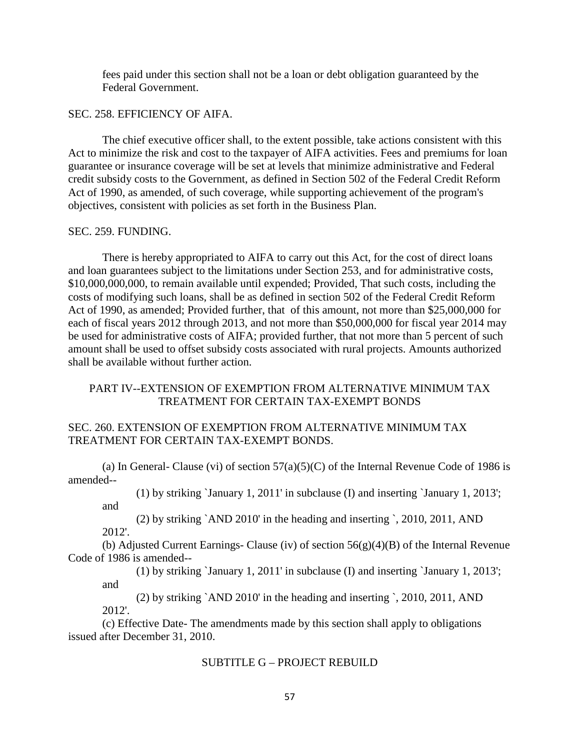fees paid under this section shall not be a loan or debt obligation guaranteed by the Federal Government.

SEC. 258. EFFICIENCY OF AIFA.

The chief executive officer shall, to the extent possible, take actions consistent with this Act to minimize the risk and cost to the taxpayer of AIFA activities. Fees and premiums for loan guarantee or insurance coverage will be set at levels that minimize administrative and Federal credit subsidy costs to the Government, as defined in Section 502 of the Federal Credit Reform Act of 1990, as amended, of such coverage, while supporting achievement of the program's objectives, consistent with policies as set forth in the Business Plan.

SEC. 259. FUNDING.

There is hereby appropriated to AIFA to carry out this Act, for the cost of direct loans and loan guarantees subject to the limitations under Section 253, and for administrative costs, $10,000,000,000, to remain available until expended; Provided, That such costs, including the costs of modifying such loans, shall be as defined in section 502 of the Federal Credit Reform Act of 1990, as amended; Provided further, that of this amount, not more than $25,000,000 for each of fiscal years 2012 through 2013, and not more than $50,000,000 for fiscal year 2014 may be used for administrative costs of AIFA; provided further, that not more than 5 percent of such amount shall be used to offset subsidy costs associated with rural projects. Amounts authorized shall be available without further action.

PART IV--EXTENSION OF EXEMPTION FROM ALTERNATIVE MINIMUM TAX TREATMENT FOR CERTAIN TAX-EXEMPT BONDS

SEC. 260. EXTENSION OF EXEMPTION FROM ALTERNATIVE MINIMUM TAX TREATMENT FOR CERTAIN TAX-EXEMPT BONDS.

(a) In General- Clause (vi) of section 57(a)(5)(C) of the Internal Revenue Code of 1986 is amended--

(1) by striking `January 1, 2011' in subclause (I) and inserting `January 1, 2013'; and

(2) by striking `AND 2010' in the heading and inserting `, 2010, 2011, AND 2012'.

(b) Adjusted Current Earnings- Clause (iv) of section 56(g)(4)(B) of the Internal Revenue Code of 1986 is amended--

(1) by striking `January 1, 2011' in subclause (I) and inserting `January 1, 2013'; and

(2) by striking `AND 2010' in the heading and inserting `, 2010, 2011, AND 2012'.

(c) Effective Date- The amendments made by this section shall apply to obligations issued after December 31, 2010.

SUBTITLE G – PROJECT REBUILD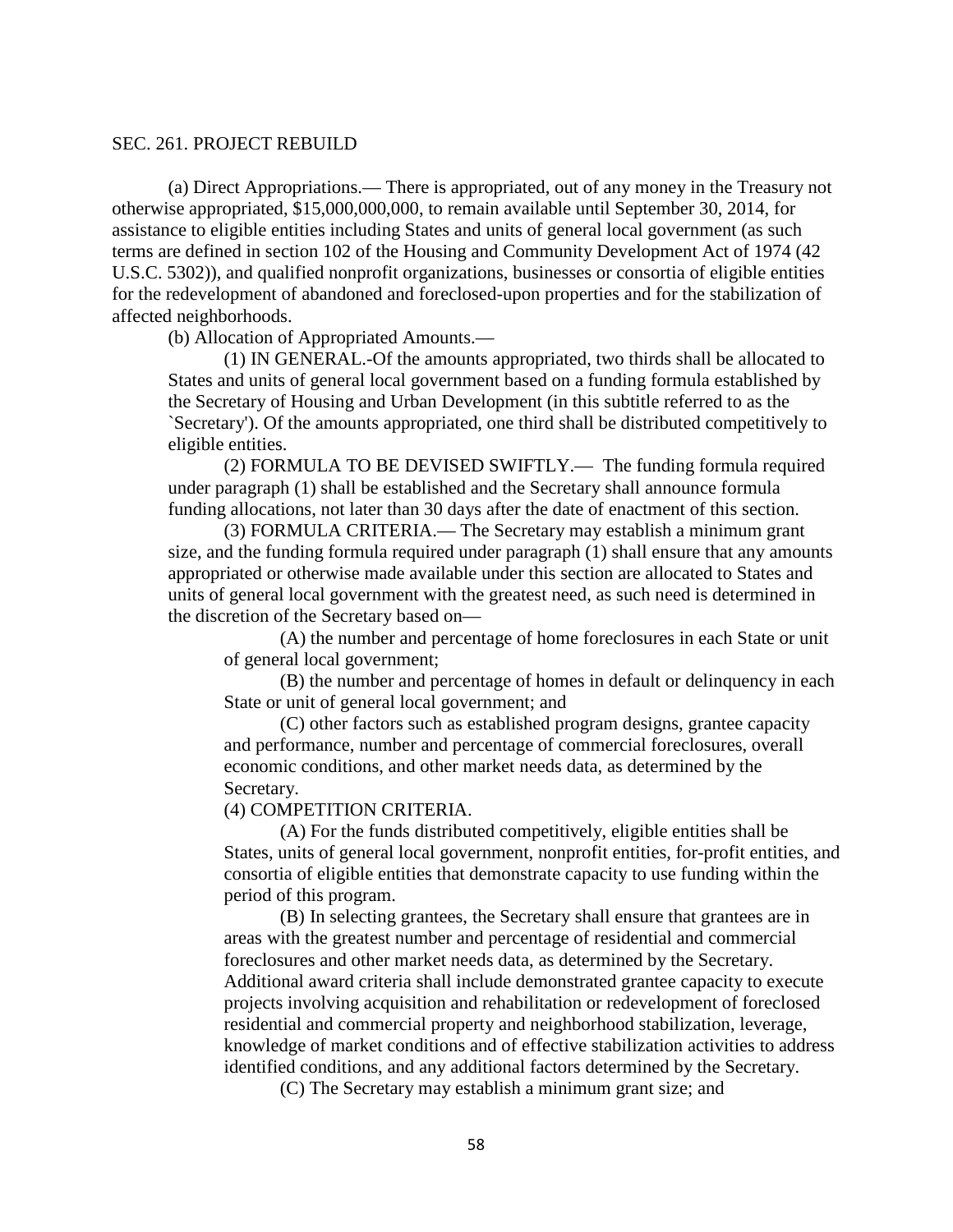SEC. 261. PROJECT REBUILD

(a) Direct Appropriations.— There is appropriated, out of any money in the Treasury not otherwise appropriated, $15,000,000,000, to remain available until September 30, 2014, for assistance to eligible entities including States and units of general local government (as such terms are defined in section 102 of the Housing and Community Development Act of 1974 (42 U.S.C. 5302)), and qualified nonprofit organizations, businesses or consortia of eligible entities for the redevelopment of abandoned and foreclosed-upon properties and for the stabilization of affected neighborhoods.

(b) Allocation of Appropriated Amounts.—

(1) IN GENERAL.-Of the amounts appropriated, two thirds shall be allocated to States and units of general local government based on a funding formula established by the Secretary of Housing and Urban Development (in this subtitle referred to as the `Secretary'). Of the amounts appropriated, one third shall be distributed competitively to eligible entities.

(2) FORMULA TO BE DEVISED SWIFTLY.— The funding formula required under paragraph (1) shall be established and the Secretary shall announce formula funding allocations, not later than 30 days after the date of enactment of this section.

(3) FORMULA CRITERIA.— The Secretary may establish a minimum grant size, and the funding formula required under paragraph (1) shall ensure that any amounts appropriated or otherwise made available under this section are allocated to States and units of general local government with the greatest need, as such need is determined in the discretion of the Secretary based on—

(A) the number and percentage of home foreclosures in each State or unit of general local government;

(B) the number and percentage of homes in default or delinquency in each State or unit of general local government; and

(C) other factors such as established program designs, grantee capacity and performance, number and percentage of commercial foreclosures, overall economic conditions, and other market needs data, as determined by the Secretary.

(4) COMPETITION CRITERIA.

(A) For the funds distributed competitively, eligible entities shall be States, units of general local government, nonprofit entities, for-profit entities, and consortia of eligible entities that demonstrate capacity to use funding within the period of this program.

(B) In selecting grantees, the Secretary shall ensure that grantees are in areas with the greatest number and percentage of residential and commercial foreclosures and other market needs data, as determined by the Secretary. Additional award criteria shall include demonstrated grantee capacity to execute projects involving acquisition and rehabilitation or redevelopment of foreclosed residential and commercial property and neighborhood stabilization, leverage, knowledge of market conditions and of effective stabilization activities to address identified conditions, and any additional factors determined by the Secretary.

(C) The Secretary may establish a minimum grant size; and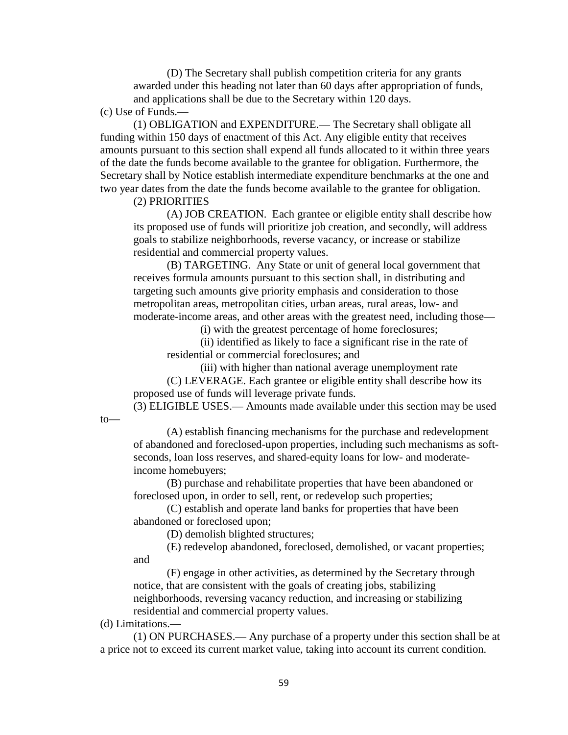(D) The Secretary shall publish competition criteria for any grants awarded under this heading not later than 60 days after appropriation of funds, and applications shall be due to the Secretary within 120 days.

(c) Use of Funds.—

(1) OBLIGATION and EXPENDITURE.— The Secretary shall obligate all funding within 150 days of enactment of this Act. Any eligible entity that receives amounts pursuant to this section shall expend all funds allocated to it within three years of the date the funds become available to the grantee for obligation. Furthermore, the Secretary shall by Notice establish intermediate expenditure benchmarks at the one and two year dates from the date the funds become available to the grantee for obligation.

(2) PRIORITIES

(A) JOB CREATION. Each grantee or eligible entity shall describe how its proposed use of funds will prioritize job creation, and secondly, will address goals to stabilize neighborhoods, reverse vacancy, or increase or stabilize residential and commercial property values.

(B) TARGETING. Any State or unit of general local government that receives formula amounts pursuant to this section shall, in distributing and targeting such amounts give priority emphasis and consideration to those metropolitan areas, metropolitan cities, urban areas, rural areas, low- and moderate-income areas, and other areas with the greatest need, including those—

(i) with the greatest percentage of home foreclosures;

(ii) identified as likely to face a significant rise in the rate of residential or commercial foreclosures; and

(iii) with higher than national average unemployment rate

(C) LEVERAGE. Each grantee or eligible entity shall describe how its proposed use of funds will leverage private funds.

(3) ELIGIBLE USES.— Amounts made available under this section may be used to—

(A) establish financing mechanisms for the purchase and redevelopment of abandoned and foreclosed-upon properties, including such mechanisms as soft-seconds, loan loss reserves, and shared-equity loans for low- and moderate-income homebuyers;

(B) purchase and rehabilitate properties that have been abandoned or foreclosed upon, in order to sell, rent, or redevelop such properties;

(C) establish and operate land banks for properties that have been abandoned or foreclosed upon;

(D) demolish blighted structures;

(E) redevelop abandoned, foreclosed, demolished, or vacant properties; and

(F) engage in other activities, as determined by the Secretary through notice, that are consistent with the goals of creating jobs, stabilizing neighborhoods, reversing vacancy reduction, and increasing or stabilizing residential and commercial property values.

(d) Limitations.—

(1) ON PURCHASES.— Any purchase of a property under this section shall be at a price not to exceed its current market value, taking into account its current condition.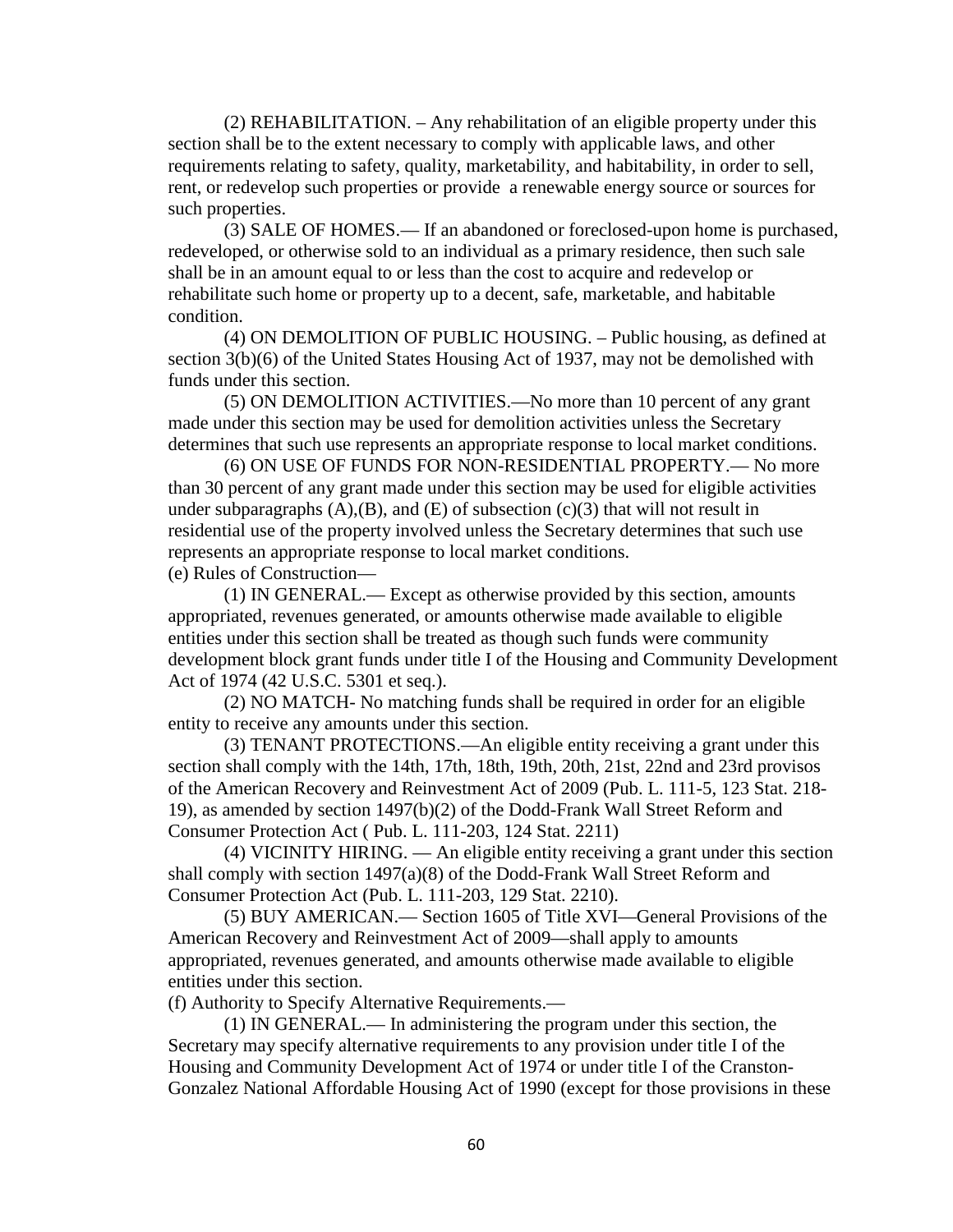(2) REHABILITATION. – Any rehabilitation of an eligible property under this section shall be to the extent necessary to comply with applicable laws, and other requirements relating to safety, quality, marketability, and habitability, in order to sell, rent, or redevelop such properties or provide a renewable energy source or sources for such properties.

(3) SALE OF HOMES.— If an abandoned or foreclosed-upon home is purchased, redeveloped, or otherwise sold to an individual as a primary residence, then such sale shall be in an amount equal to or less than the cost to acquire and redevelop or rehabilitate such home or property up to a decent, safe, marketable, and habitable condition.

(4) ON DEMOLITION OF PUBLIC HOUSING. – Public housing, as defined at section 3(b)(6) of the United States Housing Act of 1937, may not be demolished with funds under this section.

(5) ON DEMOLITION ACTIVITIES.—No more than 10 percent of any grant made under this section may be used for demolition activities unless the Secretary determines that such use represents an appropriate response to local market conditions.

(6) ON USE OF FUNDS FOR NON-RESIDENTIAL PROPERTY.— No more than 30 percent of any grant made under this section may be used for eligible activities under subparagraphs (A),(B), and (E) of subsection (c)(3) that will not result in residential use of the property involved unless the Secretary determines that such use represents an appropriate response to local market conditions.

(e) Rules of Construction—

(1) IN GENERAL.— Except as otherwise provided by this section, amounts appropriated, revenues generated, or amounts otherwise made available to eligible entities under this section shall be treated as though such funds were community development block grant funds under title I of the Housing and Community Development Act of 1974 (42 U.S.C. 5301 et seq.).

(2) NO MATCH- No matching funds shall be required in order for an eligible entity to receive any amounts under this section.

(3) TENANT PROTECTIONS.—An eligible entity receiving a grant under this section shall comply with the 14th, 17th, 18th, 19th, 20th, 21st, 22nd and 23rd provisos of the American Recovery and Reinvestment Act of 2009 (Pub. L. 111-5, 123 Stat. 218-19), as amended by section 1497(b)(2) of the Dodd-Frank Wall Street Reform and Consumer Protection Act ( Pub. L. 111-203, 124 Stat. 2211)

(4) VICINITY HIRING. — An eligible entity receiving a grant under this section shall comply with section 1497(a)(8) of the Dodd-Frank Wall Street Reform and Consumer Protection Act (Pub. L. 111-203, 129 Stat. 2210).

(5) BUY AMERICAN.— Section 1605 of Title XVI—General Provisions of the American Recovery and Reinvestment Act of 2009—shall apply to amounts appropriated, revenues generated, and amounts otherwise made available to eligible entities under this section.

(f) Authority to Specify Alternative Requirements.—

(1) IN GENERAL.— In administering the program under this section, the Secretary may specify alternative requirements to any provision under title I of the Housing and Community Development Act of 1974 or under title I of the Cranston-Gonzalez National Affordable Housing Act of 1990 (except for those provisions in these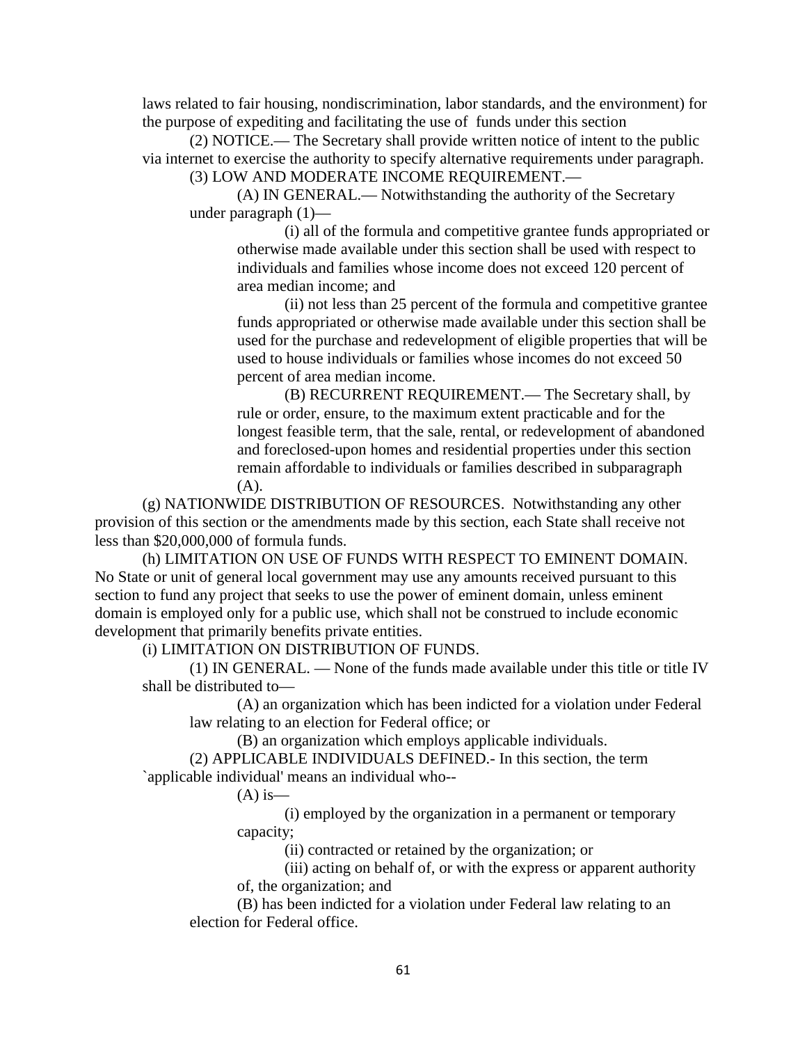laws related to fair housing, nondiscrimination, labor standards, and the environment) for the purpose of expediting and facilitating the use of funds under this section

(2) NOTICE.— The Secretary shall provide written notice of intent to the public via internet to exercise the authority to specify alternative requirements under paragraph.

(3) LOW AND MODERATE INCOME REQUIREMENT.—

(A) IN GENERAL.— Notwithstanding the authority of the Secretary under paragraph (1)—

(i) all of the formula and competitive grantee funds appropriated or otherwise made available under this section shall be used with respect to individuals and families whose income does not exceed 120 percent of area median income; and

(ii) not less than 25 percent of the formula and competitive grantee funds appropriated or otherwise made available under this section shall be used for the purchase and redevelopment of eligible properties that will be used to house individuals or families whose incomes do not exceed 50 percent of area median income.

(B) RECURRENT REQUIREMENT.— The Secretary shall, by rule or order, ensure, to the maximum extent practicable and for the longest feasible term, that the sale, rental, or redevelopment of abandoned and foreclosed-upon homes and residential properties under this section remain affordable to individuals or families described in subparagraph (A).

(g) NATIONWIDE DISTRIBUTION OF RESOURCES. Notwithstanding any other provision of this section or the amendments made by this section, each State shall receive not less than $20,000,000 of formula funds.

(h) LIMITATION ON USE OF FUNDS WITH RESPECT TO EMINENT DOMAIN. No State or unit of general local government may use any amounts received pursuant to this section to fund any project that seeks to use the power of eminent domain, unless eminent domain is employed only for a public use, which shall not be construed to include economic development that primarily benefits private entities.

(i) LIMITATION ON DISTRIBUTION OF FUNDS.

(1) IN GENERAL. — None of the funds made available under this title or title IV shall be distributed to—

(A) an organization which has been indicted for a violation under Federal law relating to an election for Federal office; or

(B) an organization which employs applicable individuals.

(2) APPLICABLE INDIVIDUALS DEFINED.- In this section, the term `applicable individual' means an individual who--

(A) is—

(i) employed by the organization in a permanent or temporary capacity;

(ii) contracted or retained by the organization; or

(iii) acting on behalf of, or with the express or apparent authority of, the organization; and

(B) has been indicted for a violation under Federal law relating to an election for Federal office.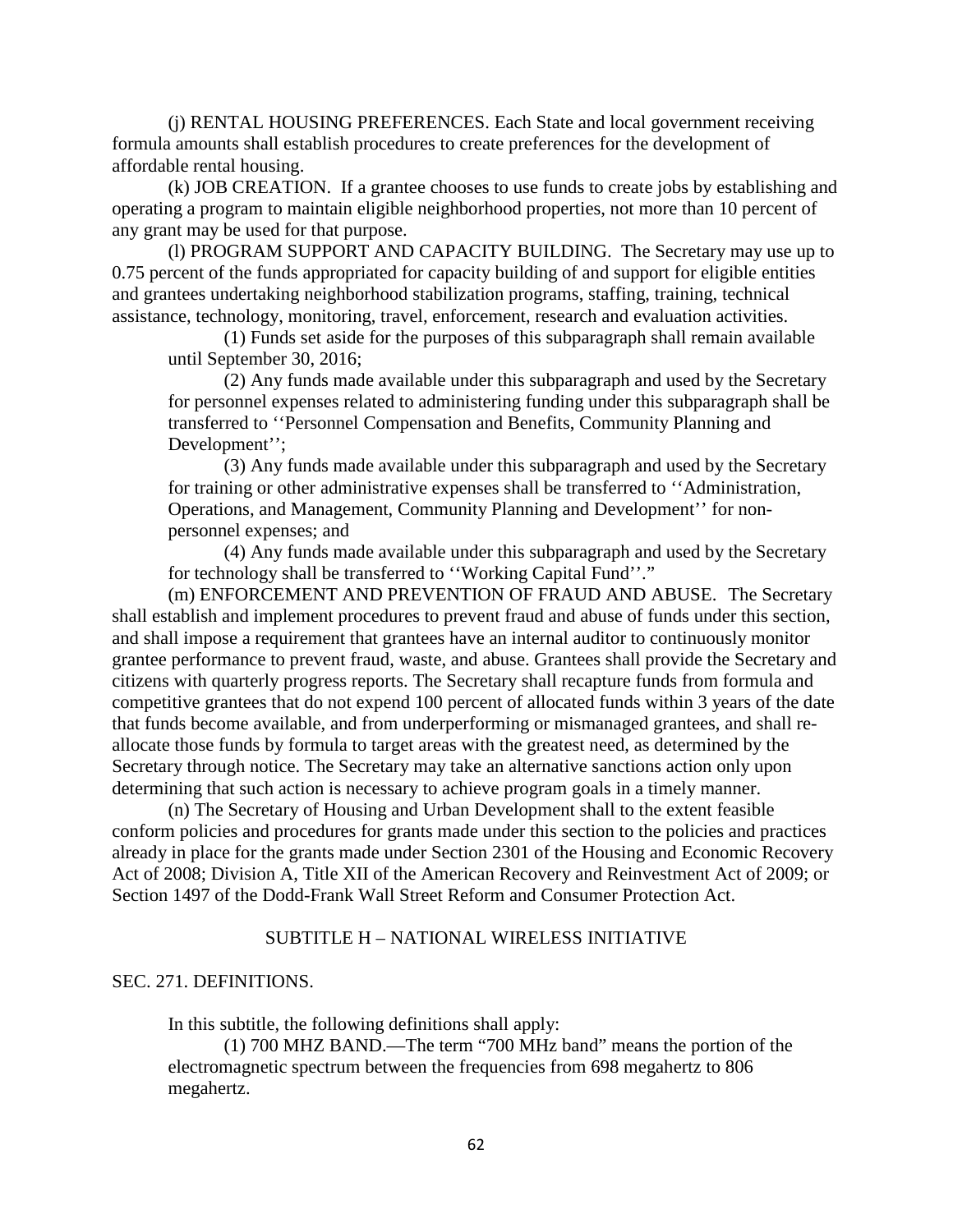(j) RENTAL HOUSING PREFERENCES. Each State and local government receiving formula amounts shall establish procedures to create preferences for the development of affordable rental housing.

(k) JOB CREATION. If a grantee chooses to use funds to create jobs by establishing and operating a program to maintain eligible neighborhood properties, not more than 10 percent of any grant may be used for that purpose.

(l) PROGRAM SUPPORT AND CAPACITY BUILDING. The Secretary may use up to 0.75 percent of the funds appropriated for capacity building of and support for eligible entities and grantees undertaking neighborhood stabilization programs, staffing, training, technical assistance, technology, monitoring, travel, enforcement, research and evaluation activities.

> (1) Funds set aside for the purposes of this subparagraph shall remain available until September 30, 2016;
>
> (2) Any funds made available under this subparagraph and used by the Secretary for personnel expenses related to administering funding under this subparagraph shall be transferred to ''Personnel Compensation and Benefits, Community Planning and Development'';
>
> (3) Any funds made available under this subparagraph and used by the Secretary for training or other administrative expenses shall be transferred to ''Administration, Operations, and Management, Community Planning and Development'' for non-personnel expenses; and
>
> (4) Any funds made available under this subparagraph and used by the Secretary for technology shall be transferred to ''Working Capital Fund''."

(m) ENFORCEMENT AND PREVENTION OF FRAUD AND ABUSE. The Secretary shall establish and implement procedures to prevent fraud and abuse of funds under this section, and shall impose a requirement that grantees have an internal auditor to continuously monitor grantee performance to prevent fraud, waste, and abuse. Grantees shall provide the Secretary and citizens with quarterly progress reports. The Secretary shall recapture funds from formula and competitive grantees that do not expend 100 percent of allocated funds within 3 years of the date that funds become available, and from underperforming or mismanaged grantees, and shall re-allocate those funds by formula to target areas with the greatest need, as determined by the Secretary through notice. The Secretary may take an alternative sanctions action only upon determining that such action is necessary to achieve program goals in a timely manner.

(n) The Secretary of Housing and Urban Development shall to the extent feasible conform policies and procedures for grants made under this section to the policies and practices already in place for the grants made under Section 2301 of the Housing and Economic Recovery Act of 2008; Division A, Title XII of the American Recovery and Reinvestment Act of 2009; or Section 1497 of the Dodd-Frank Wall Street Reform and Consumer Protection Act.

## SUBTITLE H – NATIONAL WIRELESS INITIATIVE

### SEC. 271. DEFINITIONS.

In this subtitle, the following definitions shall apply:

> (1) 700 MHZ BAND.—The term "700 MHz band" means the portion of the electromagnetic spectrum between the frequencies from 698 megahertz to 806 megahertz.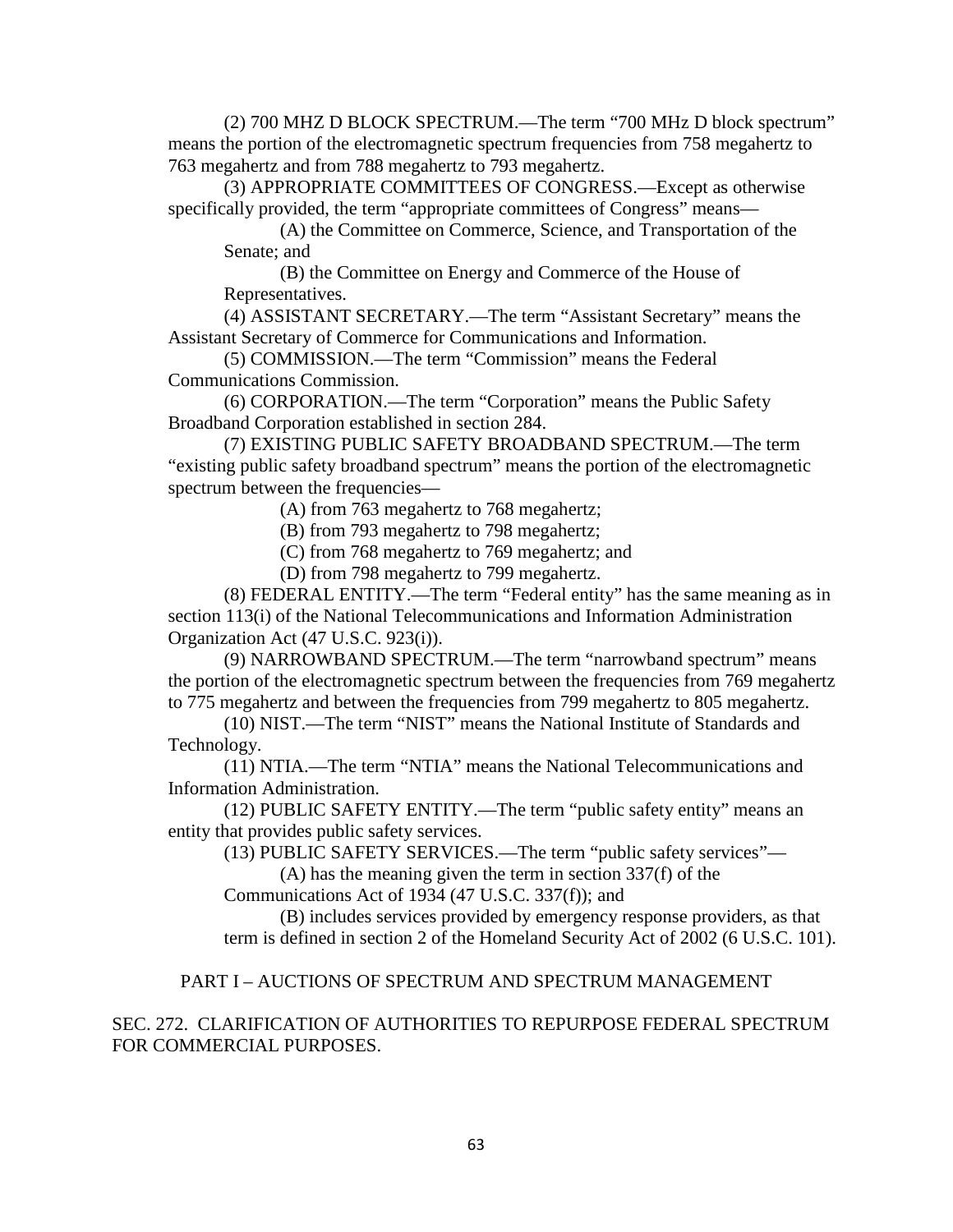(2) 700 MHZ D BLOCK SPECTRUM.—The term "700 MHz D block spectrum" means the portion of the electromagnetic spectrum frequencies from 758 megahertz to 763 megahertz and from 788 megahertz to 793 megahertz.

(3) APPROPRIATE COMMITTEES OF CONGRESS.—Except as otherwise specifically provided, the term "appropriate committees of Congress" means—

(A) the Committee on Commerce, Science, and Transportation of the Senate; and

(B) the Committee on Energy and Commerce of the House of Representatives.

(4) ASSISTANT SECRETARY.—The term "Assistant Secretary" means the Assistant Secretary of Commerce for Communications and Information.

(5) COMMISSION.—The term "Commission" means the Federal Communications Commission.

(6) CORPORATION.—The term "Corporation" means the Public Safety Broadband Corporation established in section 284.

(7) EXISTING PUBLIC SAFETY BROADBAND SPECTRUM.—The term "existing public safety broadband spectrum" means the portion of the electromagnetic spectrum between the frequencies—

(A) from 763 megahertz to 768 megahertz;

(B) from 793 megahertz to 798 megahertz;

(C) from 768 megahertz to 769 megahertz; and

(D) from 798 megahertz to 799 megahertz.

(8) FEDERAL ENTITY.—The term "Federal entity" has the same meaning as in section 113(i) of the National Telecommunications and Information Administration Organization Act (47 U.S.C. 923(i)).

(9) NARROWBAND SPECTRUM.—The term "narrowband spectrum" means the portion of the electromagnetic spectrum between the frequencies from 769 megahertz to 775 megahertz and between the frequencies from 799 megahertz to 805 megahertz.

(10) NIST.—The term "NIST" means the National Institute of Standards and Technology.

(11) NTIA.—The term "NTIA" means the National Telecommunications and Information Administration.

(12) PUBLIC SAFETY ENTITY.—The term "public safety entity" means an entity that provides public safety services.

(13) PUBLIC SAFETY SERVICES.—The term "public safety services"—

(A) has the meaning given the term in section 337(f) of the Communications Act of 1934 (47 U.S.C. 337(f)); and

(B) includes services provided by emergency response providers, as that term is defined in section 2 of the Homeland Security Act of 2002 (6 U.S.C. 101).

## PART I – AUCTIONS OF SPECTRUM AND SPECTRUM MANAGEMENT

### SEC. 272. CLARIFICATION OF AUTHORITIES TO REPURPOSE FEDERAL SPECTRUM FOR COMMERCIAL PURPOSES.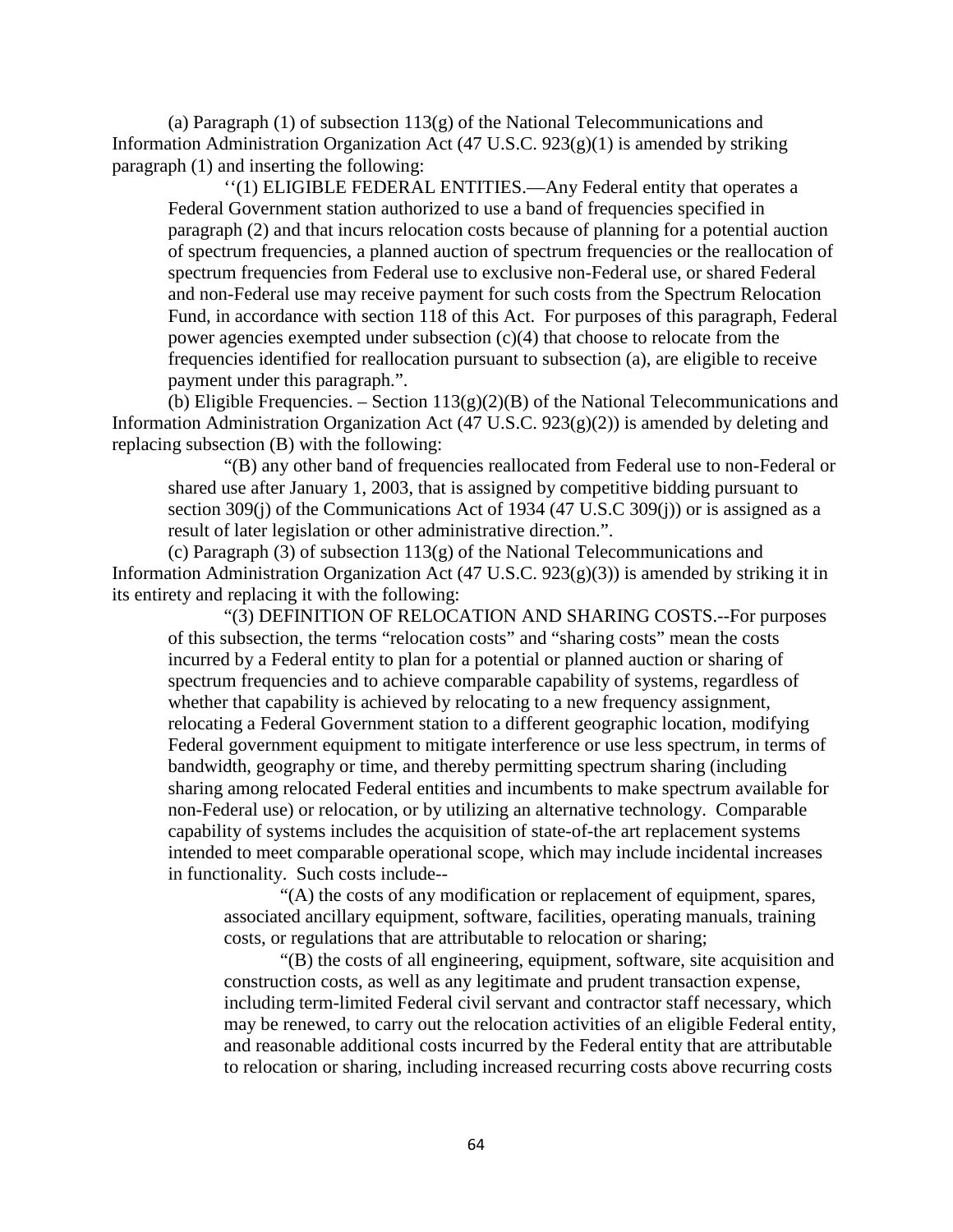(a) Paragraph (1) of subsection 113(g) of the National Telecommunications and Information Administration Organization Act (47 U.S.C. 923(g)(1) is amended by striking paragraph (1) and inserting the following:

> ''(1) ELIGIBLE FEDERAL ENTITIES.—Any Federal entity that operates a Federal Government station authorized to use a band of frequencies specified in paragraph (2) and that incurs relocation costs because of planning for a potential auction of spectrum frequencies, a planned auction of spectrum frequencies or the reallocation of spectrum frequencies from Federal use to exclusive non-Federal use, or shared Federal and non-Federal use may receive payment for such costs from the Spectrum Relocation Fund, in accordance with section 118 of this Act. For purposes of this paragraph, Federal power agencies exempted under subsection (c)(4) that choose to relocate from the frequencies identified for reallocation pursuant to subsection (a), are eligible to receive payment under this paragraph.".

(b) Eligible Frequencies. – Section 113(g)(2)(B) of the National Telecommunications and Information Administration Organization Act (47 U.S.C. 923(g)(2)) is amended by deleting and replacing subsection (B) with the following:

> "(B) any other band of frequencies reallocated from Federal use to non-Federal or shared use after January 1, 2003, that is assigned by competitive bidding pursuant to section 309(j) of the Communications Act of 1934 (47 U.S.C 309(j)) or is assigned as a result of later legislation or other administrative direction.".

(c) Paragraph (3) of subsection 113(g) of the National Telecommunications and Information Administration Organization Act (47 U.S.C. 923(g)(3)) is amended by striking it in its entirety and replacing it with the following:

> "(3) DEFINITION OF RELOCATION AND SHARING COSTS.--For purposes of this subsection, the terms "relocation costs" and "sharing costs" mean the costs incurred by a Federal entity to plan for a potential or planned auction or sharing of spectrum frequencies and to achieve comparable capability of systems, regardless of whether that capability is achieved by relocating to a new frequency assignment, relocating a Federal Government station to a different geographic location, modifying Federal government equipment to mitigate interference or use less spectrum, in terms of bandwidth, geography or time, and thereby permitting spectrum sharing (including sharing among relocated Federal entities and incumbents to make spectrum available for non-Federal use) or relocation, or by utilizing an alternative technology. Comparable capability of systems includes the acquisition of state-of-the art replacement systems intended to meet comparable operational scope, which may include incidental increases in functionality. Such costs include--
>
> > "(A) the costs of any modification or replacement of equipment, spares, associated ancillary equipment, software, facilities, operating manuals, training costs, or regulations that are attributable to relocation or sharing;
> >
> > "(B) the costs of all engineering, equipment, software, site acquisition and construction costs, as well as any legitimate and prudent transaction expense, including term-limited Federal civil servant and contractor staff necessary, which may be renewed, to carry out the relocation activities of an eligible Federal entity, and reasonable additional costs incurred by the Federal entity that are attributable to relocation or sharing, including increased recurring costs above recurring costs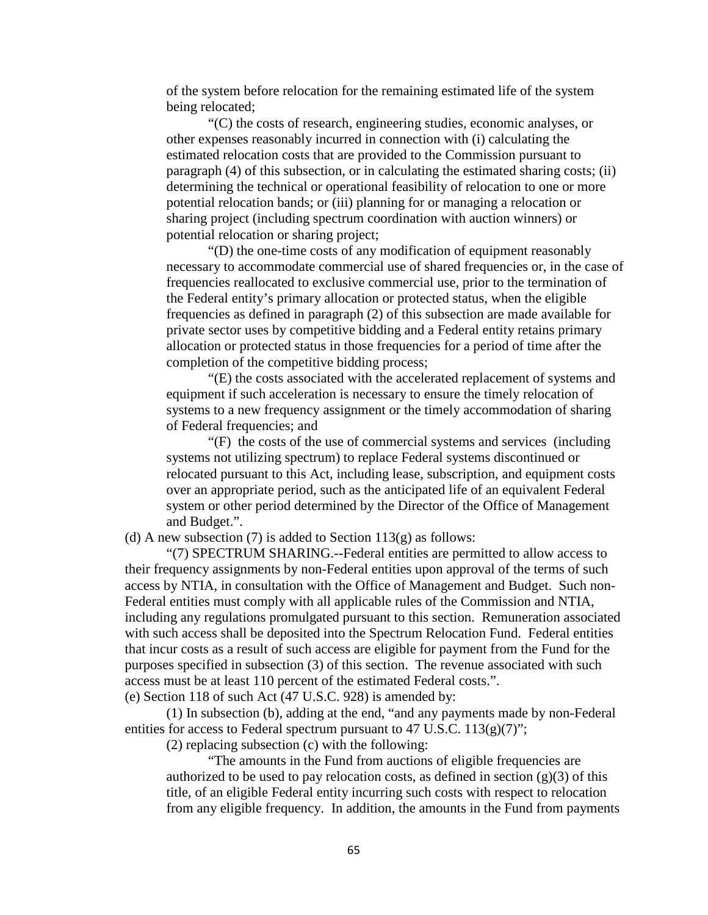of the system before relocation for the remaining estimated life of the system being relocated;

"(C) the costs of research, engineering studies, economic analyses, or other expenses reasonably incurred in connection with (i) calculating the estimated relocation costs that are provided to the Commission pursuant to paragraph (4) of this subsection, or in calculating the estimated sharing costs; (ii) determining the technical or operational feasibility of relocation to one or more potential relocation bands; or (iii) planning for or managing a relocation or sharing project (including spectrum coordination with auction winners) or potential relocation or sharing project;

"(D) the one-time costs of any modification of equipment reasonably necessary to accommodate commercial use of shared frequencies or, in the case of frequencies reallocated to exclusive commercial use, prior to the termination of the Federal entity's primary allocation or protected status, when the eligible frequencies as defined in paragraph (2) of this subsection are made available for private sector uses by competitive bidding and a Federal entity retains primary allocation or protected status in those frequencies for a period of time after the completion of the competitive bidding process;

"(E) the costs associated with the accelerated replacement of systems and equipment if such acceleration is necessary to ensure the timely relocation of systems to a new frequency assignment or the timely accommodation of sharing of Federal frequencies; and

"(F) the costs of the use of commercial systems and services (including systems not utilizing spectrum) to replace Federal systems discontinued or relocated pursuant to this Act, including lease, subscription, and equipment costs over an appropriate period, such as the anticipated life of an equivalent Federal system or other period determined by the Director of the Office of Management and Budget.".

(d) A new subsection (7) is added to Section 113(g) as follows:

"(7) SPECTRUM SHARING.--Federal entities are permitted to allow access to their frequency assignments by non-Federal entities upon approval of the terms of such access by NTIA, in consultation with the Office of Management and Budget. Such non-Federal entities must comply with all applicable rules of the Commission and NTIA, including any regulations promulgated pursuant to this section. Remuneration associated with such access shall be deposited into the Spectrum Relocation Fund. Federal entities that incur costs as a result of such access are eligible for payment from the Fund for the purposes specified in subsection (3) of this section. The revenue associated with such access must be at least 110 percent of the estimated Federal costs.".

(e) Section 118 of such Act (47 U.S.C. 928) is amended by:

(1) In subsection (b), adding at the end, "and any payments made by non-Federal entities for access to Federal spectrum pursuant to 47 U.S.C. 113(g)(7)";

(2) replacing subsection (c) with the following:

"The amounts in the Fund from auctions of eligible frequencies are authorized to be used to pay relocation costs, as defined in section (g)(3) of this title, of an eligible Federal entity incurring such costs with respect to relocation from any eligible frequency. In addition, the amounts in the Fund from payments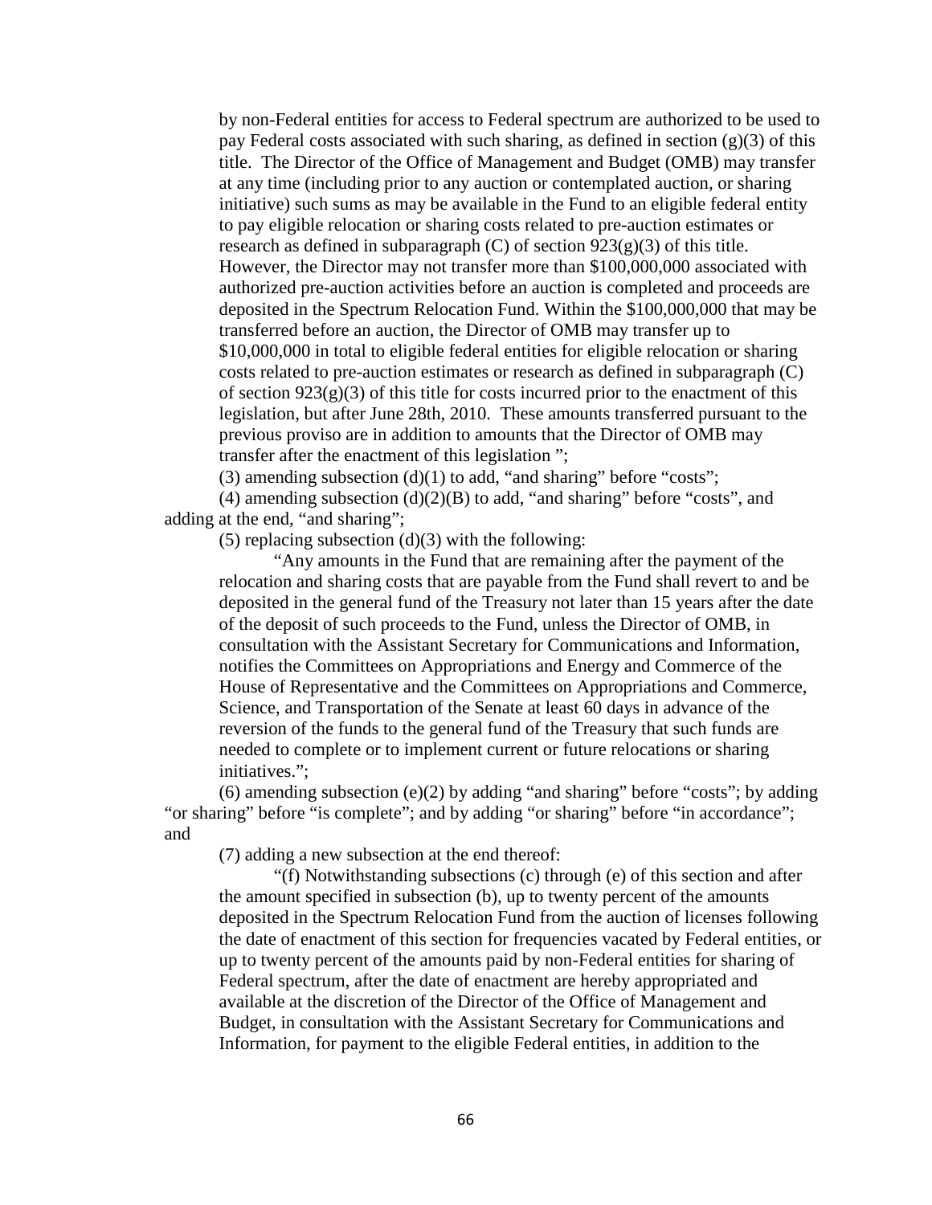by non-Federal entities for access to Federal spectrum are authorized to be used to pay Federal costs associated with such sharing, as defined in section (g)(3) of this title. The Director of the Office of Management and Budget (OMB) may transfer at any time (including prior to any auction or contemplated auction, or sharing initiative) such sums as may be available in the Fund to an eligible federal entity to pay eligible relocation or sharing costs related to pre-auction estimates or research as defined in subparagraph (C) of section 923(g)(3) of this title. However, the Director may not transfer more than \$100,000,000 associated with authorized pre-auction activities before an auction is completed and proceeds are deposited in the Spectrum Relocation Fund. Within the \$100,000,000 that may be transferred before an auction, the Director of OMB may transfer up to \$10,000,000 in total to eligible federal entities for eligible relocation or sharing costs related to pre-auction estimates or research as defined in subparagraph (C) of section 923(g)(3) of this title for costs incurred prior to the enactment of this legislation, but after June 28th, 2010. These amounts transferred pursuant to the previous proviso are in addition to amounts that the Director of OMB may transfer after the enactment of this legislation ";

(3) amending subsection (d)(1) to add, "and sharing" before "costs";

(4) amending subsection (d)(2)(B) to add, "and sharing" before "costs", and adding at the end, "and sharing";

(5) replacing subsection (d)(3) with the following:

"Any amounts in the Fund that are remaining after the payment of the relocation and sharing costs that are payable from the Fund shall revert to and be deposited in the general fund of the Treasury not later than 15 years after the date of the deposit of such proceeds to the Fund, unless the Director of OMB, in consultation with the Assistant Secretary for Communications and Information, notifies the Committees on Appropriations and Energy and Commerce of the House of Representative and the Committees on Appropriations and Commerce, Science, and Transportation of the Senate at least 60 days in advance of the reversion of the funds to the general fund of the Treasury that such funds are needed to complete or to implement current or future relocations or sharing initiatives.";

(6) amending subsection (e)(2) by adding "and sharing" before "costs"; by adding "or sharing" before "is complete"; and by adding "or sharing" before "in accordance"; and

(7) adding a new subsection at the end thereof:

"(f) Notwithstanding subsections (c) through (e) of this section and after the amount specified in subsection (b), up to twenty percent of the amounts deposited in the Spectrum Relocation Fund from the auction of licenses following the date of enactment of this section for frequencies vacated by Federal entities, or up to twenty percent of the amounts paid by non-Federal entities for sharing of Federal spectrum, after the date of enactment are hereby appropriated and available at the discretion of the Director of the Office of Management and Budget, in consultation with the Assistant Secretary for Communications and Information, for payment to the eligible Federal entities, in addition to the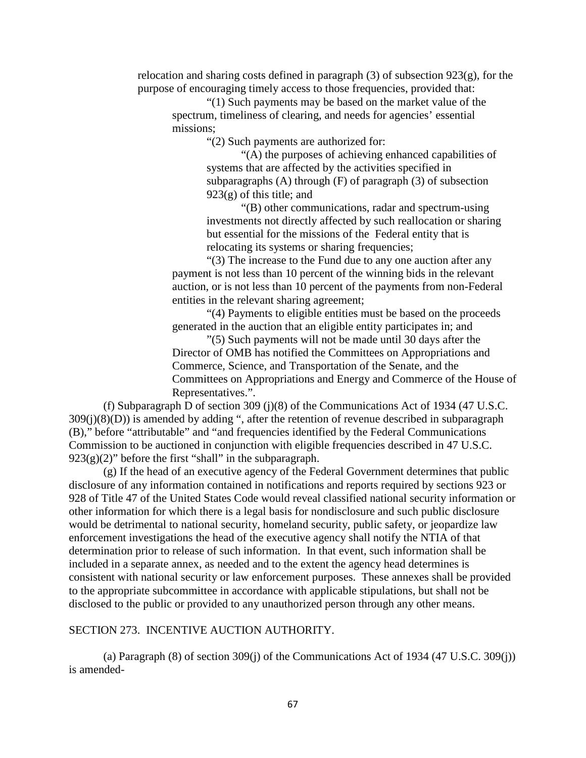relocation and sharing costs defined in paragraph (3) of subsection 923(g), for the purpose of encouraging timely access to those frequencies, provided that:

"(1) Such payments may be based on the market value of the spectrum, timeliness of clearing, and needs for agencies' essential missions;

"(2) Such payments are authorized for:

"(A) the purposes of achieving enhanced capabilities of systems that are affected by the activities specified in subparagraphs (A) through (F) of paragraph (3) of subsection 923(g) of this title; and

"(B) other communications, radar and spectrum-using investments not directly affected by such reallocation or sharing but essential for the missions of the Federal entity that is relocating its systems or sharing frequencies;

"(3) The increase to the Fund due to any one auction after any payment is not less than 10 percent of the winning bids in the relevant auction, or is not less than 10 percent of the payments from non-Federal entities in the relevant sharing agreement;

"(4) Payments to eligible entities must be based on the proceeds generated in the auction that an eligible entity participates in; and

"(5) Such payments will not be made until 30 days after the Director of OMB has notified the Committees on Appropriations and Commerce, Science, and Transportation of the Senate, and the Committees on Appropriations and Energy and Commerce of the House of Representatives.".

(f) Subparagraph D of section 309 (j)(8) of the Communications Act of 1934 (47 U.S.C. 309(j)(8)(D)) is amended by adding ", after the retention of revenue described in subparagraph (B)," before "attributable" and "and frequencies identified by the Federal Communications Commission to be auctioned in conjunction with eligible frequencies described in 47 U.S.C. 923(g)(2)" before the first "shall" in the subparagraph.

(g) If the head of an executive agency of the Federal Government determines that public disclosure of any information contained in notifications and reports required by sections 923 or 928 of Title 47 of the United States Code would reveal classified national security information or other information for which there is a legal basis for nondisclosure and such public disclosure would be detrimental to national security, homeland security, public safety, or jeopardize law enforcement investigations the head of the executive agency shall notify the NTIA of that determination prior to release of such information. In that event, such information shall be included in a separate annex, as needed and to the extent the agency head determines is consistent with national security or law enforcement purposes. These annexes shall be provided to the appropriate subcommittee in accordance with applicable stipulations, but shall not be disclosed to the public or provided to any unauthorized person through any other means.

SECTION 273. INCENTIVE AUCTION AUTHORITY.

(a) Paragraph (8) of section 309(j) of the Communications Act of 1934 (47 U.S.C. 309(j)) is amended-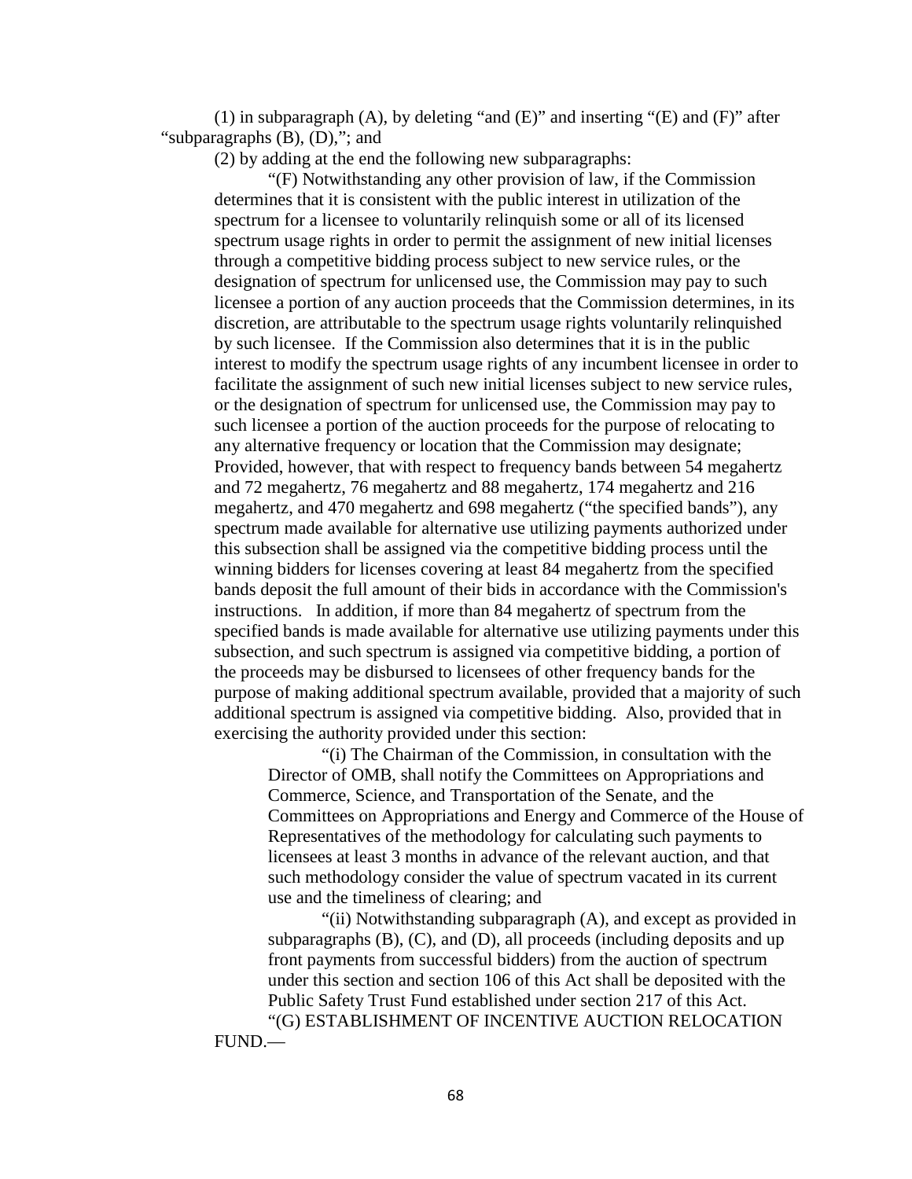(1) in subparagraph (A), by deleting "and (E)" and inserting "(E) and (F)" after "subparagraphs (B), (D),"; and

(2) by adding at the end the following new subparagraphs:

"(F) Notwithstanding any other provision of law, if the Commission determines that it is consistent with the public interest in utilization of the spectrum for a licensee to voluntarily relinquish some or all of its licensed spectrum usage rights in order to permit the assignment of new initial licenses through a competitive bidding process subject to new service rules, or the designation of spectrum for unlicensed use, the Commission may pay to such licensee a portion of any auction proceeds that the Commission determines, in its discretion, are attributable to the spectrum usage rights voluntarily relinquished by such licensee. If the Commission also determines that it is in the public interest to modify the spectrum usage rights of any incumbent licensee in order to facilitate the assignment of such new initial licenses subject to new service rules, or the designation of spectrum for unlicensed use, the Commission may pay to such licensee a portion of the auction proceeds for the purpose of relocating to any alternative frequency or location that the Commission may designate; Provided, however, that with respect to frequency bands between 54 megahertz and 72 megahertz, 76 megahertz and 88 megahertz, 174 megahertz and 216 megahertz, and 470 megahertz and 698 megahertz ("the specified bands"), any spectrum made available for alternative use utilizing payments authorized under this subsection shall be assigned via the competitive bidding process until the winning bidders for licenses covering at least 84 megahertz from the specified bands deposit the full amount of their bids in accordance with the Commission's instructions. In addition, if more than 84 megahertz of spectrum from the specified bands is made available for alternative use utilizing payments under this subsection, and such spectrum is assigned via competitive bidding, a portion of the proceeds may be disbursed to licensees of other frequency bands for the purpose of making additional spectrum available, provided that a majority of such additional spectrum is assigned via competitive bidding. Also, provided that in exercising the authority provided under this section:

"(i) The Chairman of the Commission, in consultation with the Director of OMB, shall notify the Committees on Appropriations and Commerce, Science, and Transportation of the Senate, and the Committees on Appropriations and Energy and Commerce of the House of Representatives of the methodology for calculating such payments to licensees at least 3 months in advance of the relevant auction, and that such methodology consider the value of spectrum vacated in its current use and the timeliness of clearing; and

"(ii) Notwithstanding subparagraph (A), and except as provided in subparagraphs (B), (C), and (D), all proceeds (including deposits and up front payments from successful bidders) from the auction of spectrum under this section and section 106 of this Act shall be deposited with the Public Safety Trust Fund established under section 217 of this Act.

"(G) ESTABLISHMENT OF INCENTIVE AUCTION RELOCATION FUND.—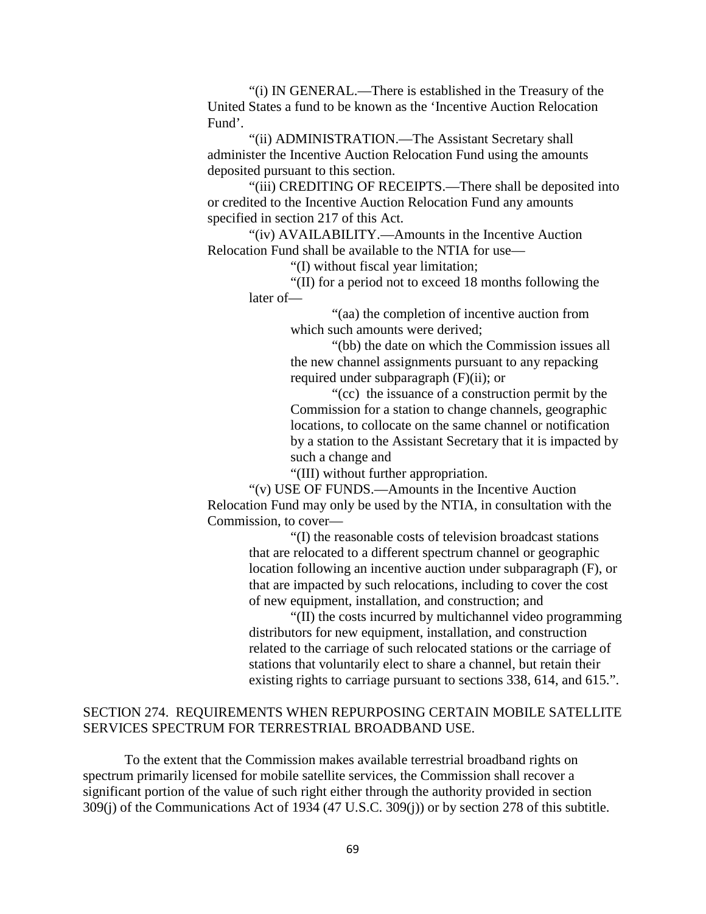"(i) IN GENERAL.—There is established in the Treasury of the United States a fund to be known as the 'Incentive Auction Relocation Fund'.

"(ii) ADMINISTRATION.—The Assistant Secretary shall administer the Incentive Auction Relocation Fund using the amounts deposited pursuant to this section.

"(iii) CREDITING OF RECEIPTS.—There shall be deposited into or credited to the Incentive Auction Relocation Fund any amounts specified in section 217 of this Act.

"(iv) AVAILABILITY.—Amounts in the Incentive Auction Relocation Fund shall be available to the NTIA for use—

"(I) without fiscal year limitation;

"(II) for a period not to exceed 18 months following the later of—

"(aa) the completion of incentive auction from which such amounts were derived;

"(bb) the date on which the Commission issues all the new channel assignments pursuant to any repacking required under subparagraph (F)(ii); or

"(cc) the issuance of a construction permit by the Commission for a station to change channels, geographic locations, to collocate on the same channel or notification by a station to the Assistant Secretary that it is impacted by such a change and

"(III) without further appropriation.

"(v) USE OF FUNDS.—Amounts in the Incentive Auction Relocation Fund may only be used by the NTIA, in consultation with the Commission, to cover—

"(I) the reasonable costs of television broadcast stations that are relocated to a different spectrum channel or geographic location following an incentive auction under subparagraph (F), or that are impacted by such relocations, including to cover the cost of new equipment, installation, and construction; and

"(II) the costs incurred by multichannel video programming distributors for new equipment, installation, and construction related to the carriage of such relocated stations or the carriage of stations that voluntarily elect to share a channel, but retain their existing rights to carriage pursuant to sections 338, 614, and 615.".

## SECTION 274. REQUIREMENTS WHEN REPURPOSING CERTAIN MOBILE SATELLITE SERVICES SPECTRUM FOR TERRESTRIAL BROADBAND USE.

To the extent that the Commission makes available terrestrial broadband rights on spectrum primarily licensed for mobile satellite services, the Commission shall recover a significant portion of the value of such right either through the authority provided in section 309(j) of the Communications Act of 1934 (47 U.S.C. 309(j)) or by section 278 of this subtitle.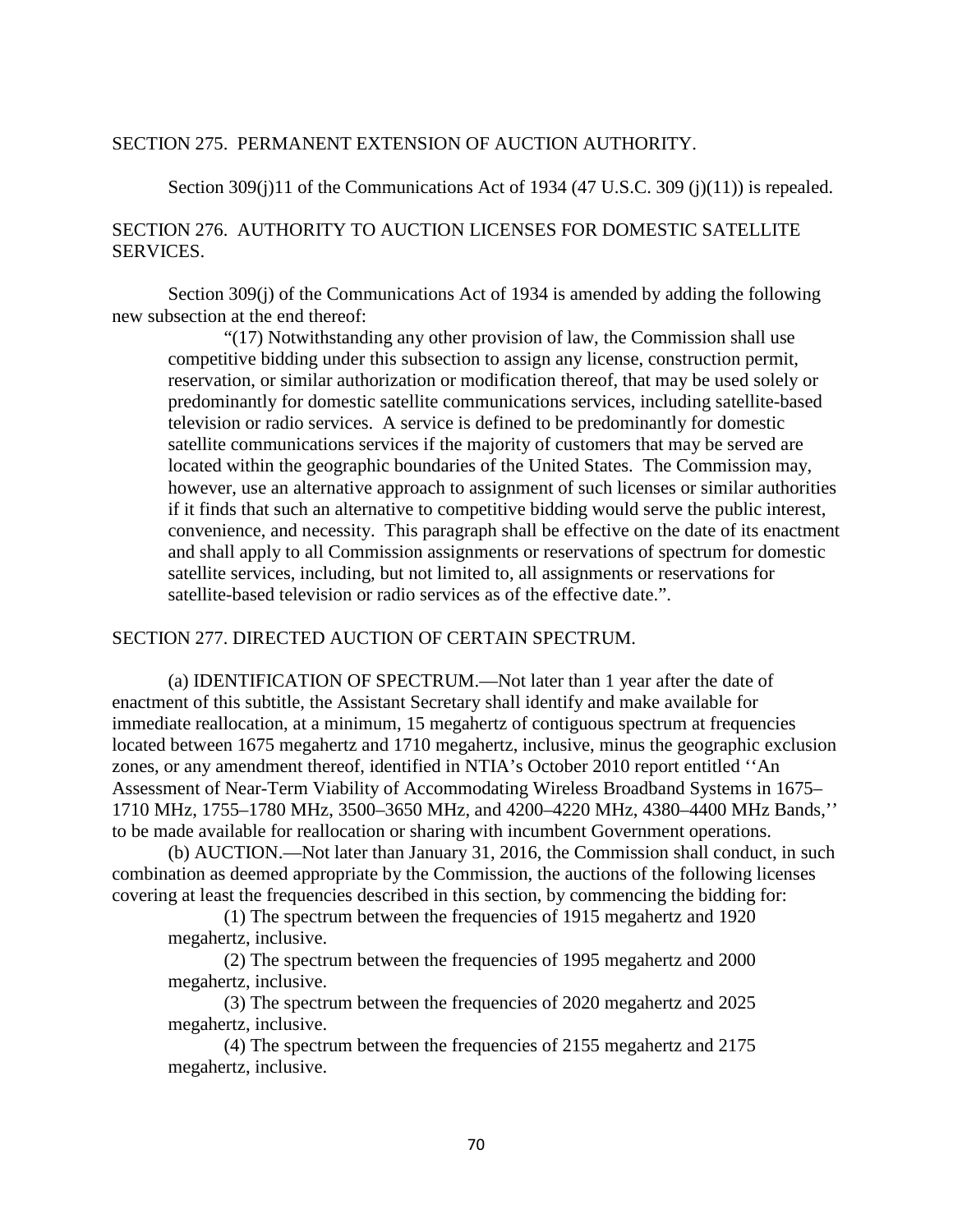SECTION 275. PERMANENT EXTENSION OF AUCTION AUTHORITY.

Section 309(j)11 of the Communications Act of 1934 (47 U.S.C. 309 (j)(11)) is repealed.

SECTION 276. AUTHORITY TO AUCTION LICENSES FOR DOMESTIC SATELLITE SERVICES.

Section 309(j) of the Communications Act of 1934 is amended by adding the following new subsection at the end thereof:

> "(17) Notwithstanding any other provision of law, the Commission shall use competitive bidding under this subsection to assign any license, construction permit, reservation, or similar authorization or modification thereof, that may be used solely or predominantly for domestic satellite communications services, including satellite-based television or radio services. A service is defined to be predominantly for domestic satellite communications services if the majority of customers that may be served are located within the geographic boundaries of the United States. The Commission may, however, use an alternative approach to assignment of such licenses or similar authorities if it finds that such an alternative to competitive bidding would serve the public interest, convenience, and necessity. This paragraph shall be effective on the date of its enactment and shall apply to all Commission assignments or reservations of spectrum for domestic satellite services, including, but not limited to, all assignments or reservations for satellite-based television or radio services as of the effective date.".

SECTION 277. DIRECTED AUCTION OF CERTAIN SPECTRUM.

(a) IDENTIFICATION OF SPECTRUM.—Not later than 1 year after the date of enactment of this subtitle, the Assistant Secretary shall identify and make available for immediate reallocation, at a minimum, 15 megahertz of contiguous spectrum at frequencies located between 1675 megahertz and 1710 megahertz, inclusive, minus the geographic exclusion zones, or any amendment thereof, identified in NTIA's October 2010 report entitled ''An Assessment of Near-Term Viability of Accommodating Wireless Broadband Systems in 1675–1710 MHz, 1755–1780 MHz, 3500–3650 MHz, and 4200–4220 MHz, 4380–4400 MHz Bands,'' to be made available for reallocation or sharing with incumbent Government operations.

(b) AUCTION.—Not later than January 31, 2016, the Commission shall conduct, in such combination as deemed appropriate by the Commission, the auctions of the following licenses covering at least the frequencies described in this section, by commencing the bidding for:

> (1) The spectrum between the frequencies of 1915 megahertz and 1920 megahertz, inclusive.
>
> (2) The spectrum between the frequencies of 1995 megahertz and 2000 megahertz, inclusive.
>
> (3) The spectrum between the frequencies of 2020 megahertz and 2025 megahertz, inclusive.
>
> (4) The spectrum between the frequencies of 2155 megahertz and 2175 megahertz, inclusive.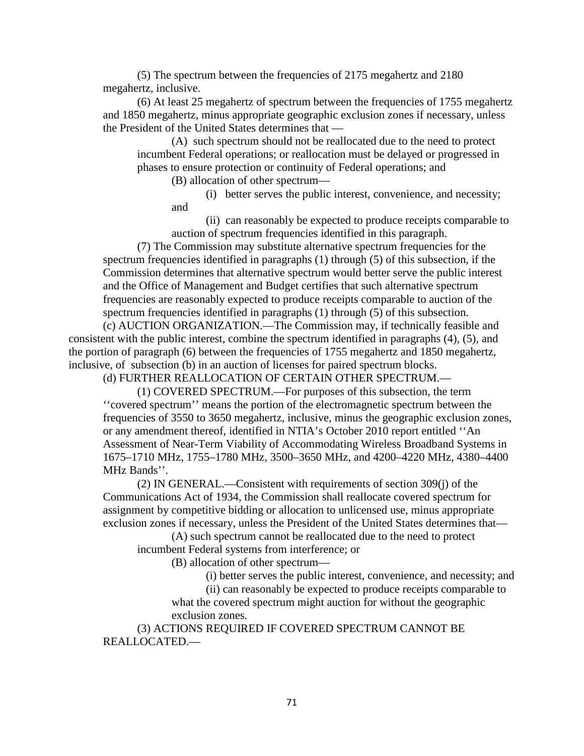(5) The spectrum between the frequencies of 2175 megahertz and 2180 megahertz, inclusive.

(6) At least 25 megahertz of spectrum between the frequencies of 1755 megahertz and 1850 megahertz, minus appropriate geographic exclusion zones if necessary, unless the President of the United States determines that —

(A) such spectrum should not be reallocated due to the need to protect incumbent Federal operations; or reallocation must be delayed or progressed in phases to ensure protection or continuity of Federal operations; and

(B) allocation of other spectrum—

(i) better serves the public interest, convenience, and necessity; and

(ii) can reasonably be expected to produce receipts comparable to auction of spectrum frequencies identified in this paragraph.

(7) The Commission may substitute alternative spectrum frequencies for the spectrum frequencies identified in paragraphs (1) through (5) of this subsection, if the Commission determines that alternative spectrum would better serve the public interest and the Office of Management and Budget certifies that such alternative spectrum frequencies are reasonably expected to produce receipts comparable to auction of the spectrum frequencies identified in paragraphs (1) through (5) of this subsection.

(c) AUCTION ORGANIZATION.—The Commission may, if technically feasible and consistent with the public interest, combine the spectrum identified in paragraphs (4), (5), and the portion of paragraph (6) between the frequencies of 1755 megahertz and 1850 megahertz, inclusive, of subsection (b) in an auction of licenses for paired spectrum blocks.

(d) FURTHER REALLOCATION OF CERTAIN OTHER SPECTRUM.—

(1) COVERED SPECTRUM.—For purposes of this subsection, the term ''covered spectrum'' means the portion of the electromagnetic spectrum between the frequencies of 3550 to 3650 megahertz, inclusive, minus the geographic exclusion zones, or any amendment thereof, identified in NTIA's October 2010 report entitled ''An Assessment of Near-Term Viability of Accommodating Wireless Broadband Systems in 1675–1710 MHz, 1755–1780 MHz, 3500–3650 MHz, and 4200–4220 MHz, 4380–4400 MHz Bands''.

(2) IN GENERAL.—Consistent with requirements of section 309(j) of the Communications Act of 1934, the Commission shall reallocate covered spectrum for assignment by competitive bidding or allocation to unlicensed use, minus appropriate exclusion zones if necessary, unless the President of the United States determines that—

(A) such spectrum cannot be reallocated due to the need to protect incumbent Federal systems from interference; or

(B) allocation of other spectrum—

(i) better serves the public interest, convenience, and necessity; and

(ii) can reasonably be expected to produce receipts comparable to what the covered spectrum might auction for without the geographic exclusion zones.

(3) ACTIONS REQUIRED IF COVERED SPECTRUM CANNOT BE REALLOCATED.—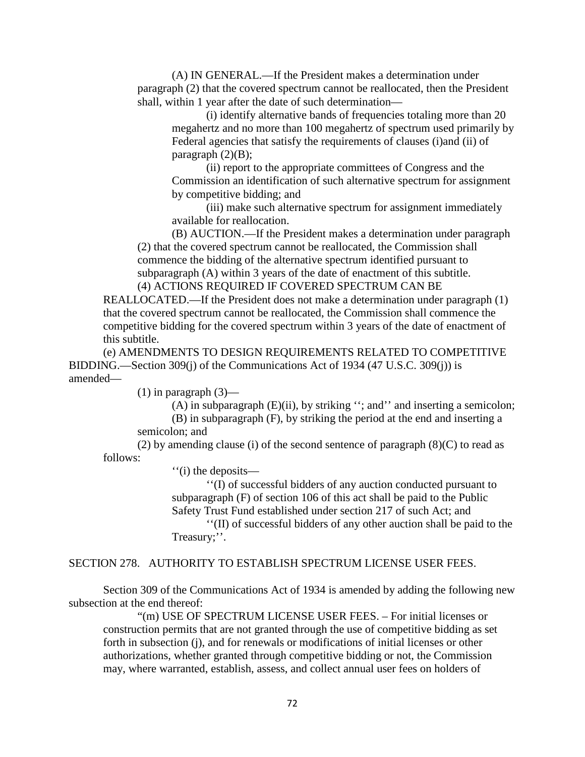(A) IN GENERAL.—If the President makes a determination under paragraph (2) that the covered spectrum cannot be reallocated, then the President shall, within 1 year after the date of such determination—

(i) identify alternative bands of frequencies totaling more than 20 megahertz and no more than 100 megahertz of spectrum used primarily by Federal agencies that satisfy the requirements of clauses (i)and (ii) of paragraph (2)(B);

(ii) report to the appropriate committees of Congress and the Commission an identification of such alternative spectrum for assignment by competitive bidding; and

(iii) make such alternative spectrum for assignment immediately available for reallocation.

(B) AUCTION.—If the President makes a determination under paragraph (2) that the covered spectrum cannot be reallocated, the Commission shall commence the bidding of the alternative spectrum identified pursuant to subparagraph (A) within 3 years of the date of enactment of this subtitle.

(4) ACTIONS REQUIRED IF COVERED SPECTRUM CAN BE REALLOCATED.—If the President does not make a determination under paragraph (1) that the covered spectrum cannot be reallocated, the Commission shall commence the competitive bidding for the covered spectrum within 3 years of the date of enactment of this subtitle.

(e) AMENDMENTS TO DESIGN REQUIREMENTS RELATED TO COMPETITIVE BIDDING.—Section 309(j) of the Communications Act of 1934 (47 U.S.C. 309(j)) is amended—

(1) in paragraph (3)—

(A) in subparagraph (E)(ii), by striking ''; and'' and inserting a semicolon;

(B) in subparagraph (F), by striking the period at the end and inserting a semicolon; and

(2) by amending clause (i) of the second sentence of paragraph (8)(C) to read as follows:

''(i) the deposits—

''(I) of successful bidders of any auction conducted pursuant to subparagraph (F) of section 106 of this act shall be paid to the Public Safety Trust Fund established under section 217 of such Act; and

''(II) of successful bidders of any other auction shall be paid to the Treasury;''.

## SECTION 278. AUTHORITY TO ESTABLISH SPECTRUM LICENSE USER FEES.

Section 309 of the Communications Act of 1934 is amended by adding the following new subsection at the end thereof:

"(m) USE OF SPECTRUM LICENSE USER FEES. – For initial licenses or construction permits that are not granted through the use of competitive bidding as set forth in subsection (j), and for renewals or modifications of initial licenses or other authorizations, whether granted through competitive bidding or not, the Commission may, where warranted, establish, assess, and collect annual user fees on holders of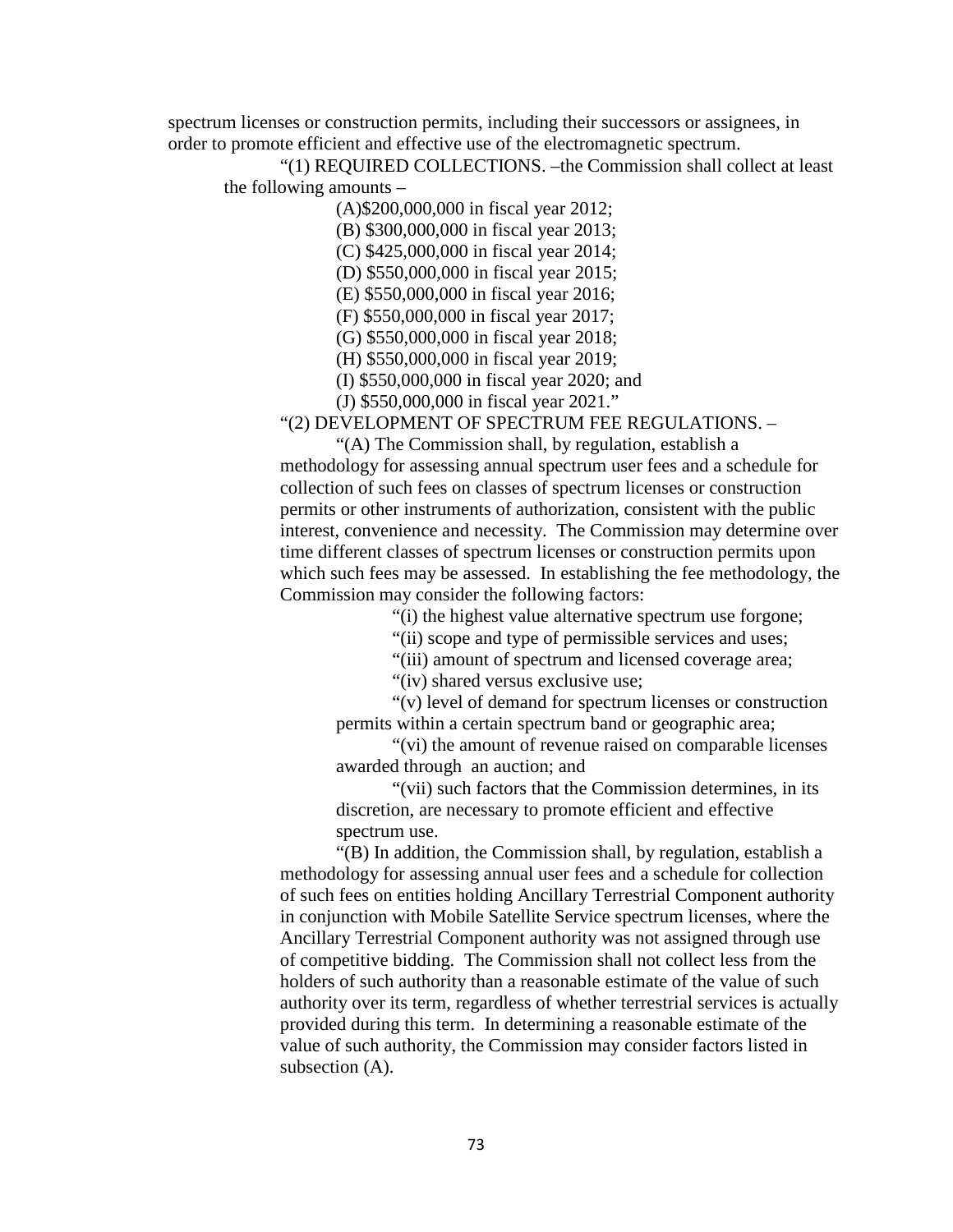spectrum licenses or construction permits, including their successors or assignees, in order to promote efficient and effective use of the electromagnetic spectrum.

"(1) REQUIRED COLLECTIONS. –the Commission shall collect at least the following amounts –

(A)$200,000,000 in fiscal year 2012;

(B) $300,000,000 in fiscal year 2013;

(C) $425,000,000 in fiscal year 2014;

(D) $550,000,000 in fiscal year 2015;

(E) $550,000,000 in fiscal year 2016;

(F) $550,000,000 in fiscal year 2017;

(G) $550,000,000 in fiscal year 2018;

(H) $550,000,000 in fiscal year 2019;

(I) $550,000,000 in fiscal year 2020; and

(J) $550,000,000 in fiscal year 2021."

"(2) DEVELOPMENT OF SPECTRUM FEE REGULATIONS. –

"(A) The Commission shall, by regulation, establish a methodology for assessing annual spectrum user fees and a schedule for collection of such fees on classes of spectrum licenses or construction permits or other instruments of authorization, consistent with the public interest, convenience and necessity. The Commission may determine over time different classes of spectrum licenses or construction permits upon which such fees may be assessed. In establishing the fee methodology, the Commission may consider the following factors:

"(i) the highest value alternative spectrum use forgone;

"(ii) scope and type of permissible services and uses;

"(iii) amount of spectrum and licensed coverage area;

"(iv) shared versus exclusive use;

"(v) level of demand for spectrum licenses or construction permits within a certain spectrum band or geographic area;

"(vi) the amount of revenue raised on comparable licenses awarded through an auction; and

"(vii) such factors that the Commission determines, in its discretion, are necessary to promote efficient and effective spectrum use.

"(B) In addition, the Commission shall, by regulation, establish a methodology for assessing annual user fees and a schedule for collection of such fees on entities holding Ancillary Terrestrial Component authority in conjunction with Mobile Satellite Service spectrum licenses, where the Ancillary Terrestrial Component authority was not assigned through use of competitive bidding. The Commission shall not collect less from the holders of such authority than a reasonable estimate of the value of such authority over its term, regardless of whether terrestrial services is actually provided during this term. In determining a reasonable estimate of the value of such authority, the Commission may consider factors listed in subsection (A).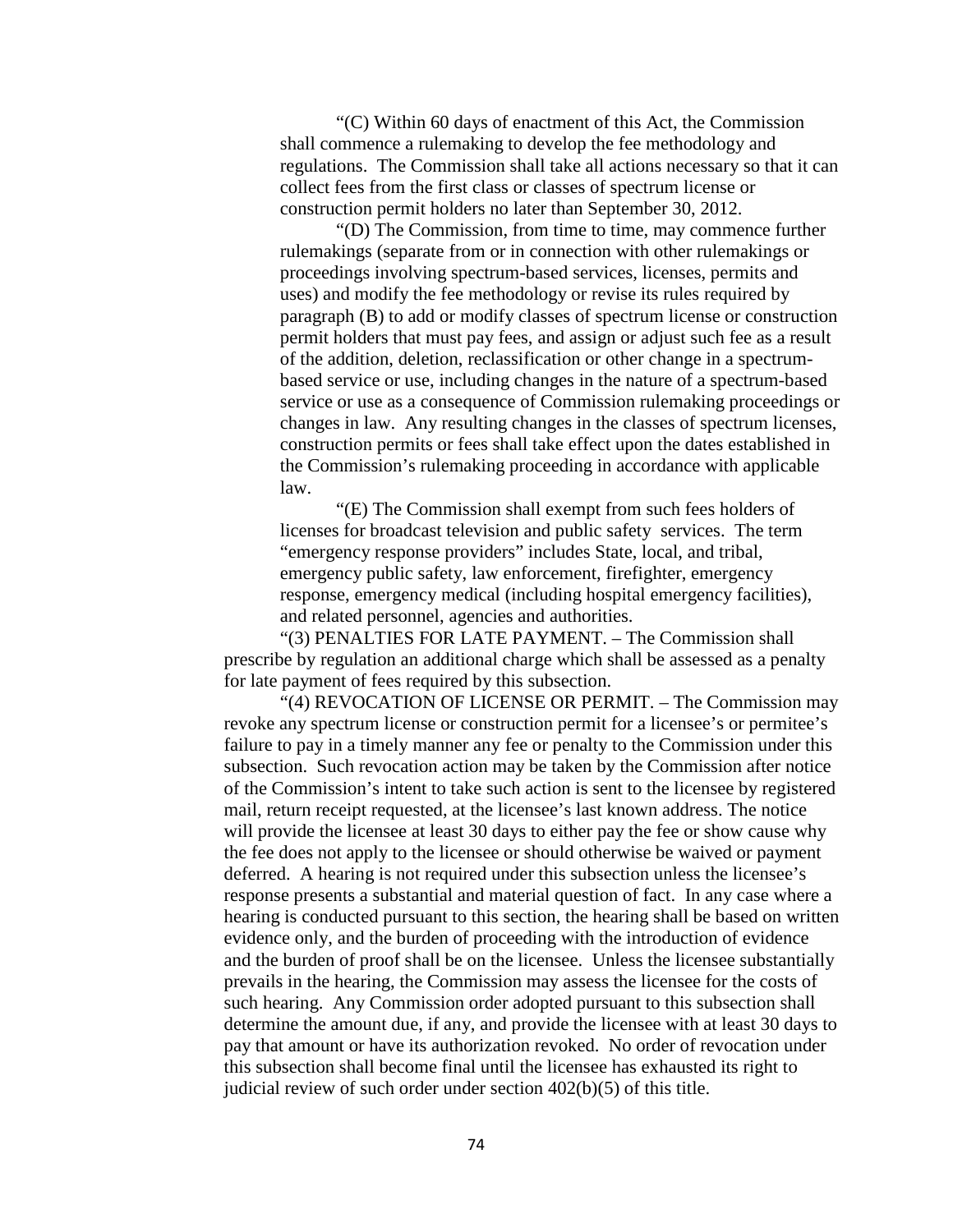"(C) Within 60 days of enactment of this Act, the Commission shall commence a rulemaking to develop the fee methodology and regulations. The Commission shall take all actions necessary so that it can collect fees from the first class or classes of spectrum license or construction permit holders no later than September 30, 2012.

"(D) The Commission, from time to time, may commence further rulemakings (separate from or in connection with other rulemakings or proceedings involving spectrum-based services, licenses, permits and uses) and modify the fee methodology or revise its rules required by paragraph (B) to add or modify classes of spectrum license or construction permit holders that must pay fees, and assign or adjust such fee as a result of the addition, deletion, reclassification or other change in a spectrum-based service or use, including changes in the nature of a spectrum-based service or use as a consequence of Commission rulemaking proceedings or changes in law. Any resulting changes in the classes of spectrum licenses, construction permits or fees shall take effect upon the dates established in the Commission's rulemaking proceeding in accordance with applicable law.

"(E) The Commission shall exempt from such fees holders of licenses for broadcast television and public safety services. The term "emergency response providers" includes State, local, and tribal, emergency public safety, law enforcement, firefighter, emergency response, emergency medical (including hospital emergency facilities), and related personnel, agencies and authorities.

"(3) PENALTIES FOR LATE PAYMENT. – The Commission shall prescribe by regulation an additional charge which shall be assessed as a penalty for late payment of fees required by this subsection.

"(4) REVOCATION OF LICENSE OR PERMIT. – The Commission may revoke any spectrum license or construction permit for a licensee's or permitee's failure to pay in a timely manner any fee or penalty to the Commission under this subsection. Such revocation action may be taken by the Commission after notice of the Commission's intent to take such action is sent to the licensee by registered mail, return receipt requested, at the licensee's last known address. The notice will provide the licensee at least 30 days to either pay the fee or show cause why the fee does not apply to the licensee or should otherwise be waived or payment deferred. A hearing is not required under this subsection unless the licensee's response presents a substantial and material question of fact. In any case where a hearing is conducted pursuant to this section, the hearing shall be based on written evidence only, and the burden of proceeding with the introduction of evidence and the burden of proof shall be on the licensee. Unless the licensee substantially prevails in the hearing, the Commission may assess the licensee for the costs of such hearing. Any Commission order adopted pursuant to this subsection shall determine the amount due, if any, and provide the licensee with at least 30 days to pay that amount or have its authorization revoked. No order of revocation under this subsection shall become final until the licensee has exhausted its right to judicial review of such order under section 402(b)(5) of this title.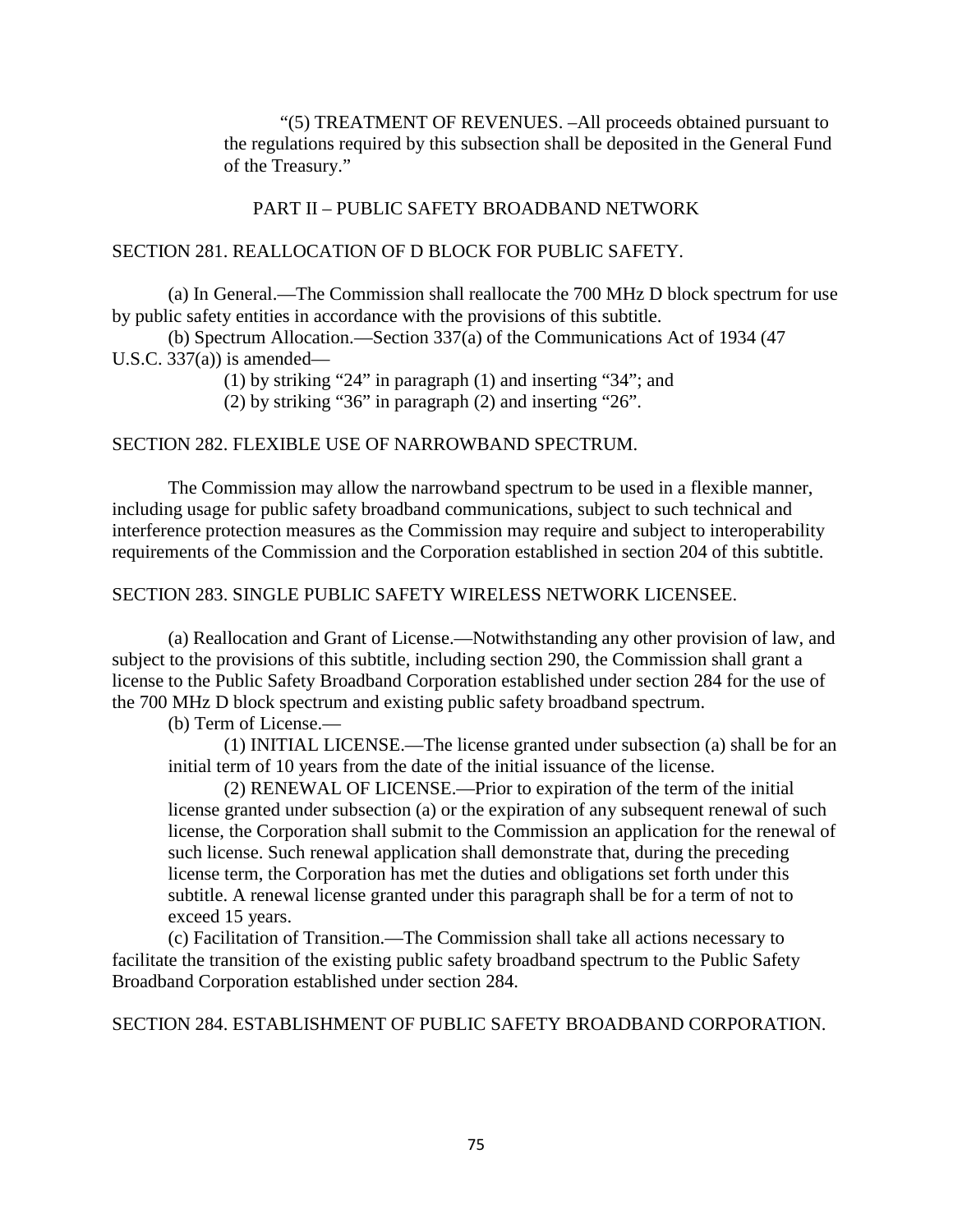"(5) TREATMENT OF REVENUES. –All proceeds obtained pursuant to the regulations required by this subsection shall be deposited in the General Fund of the Treasury."

## PART II – PUBLIC SAFETY BROADBAND NETWORK

### SECTION 281. REALLOCATION OF D BLOCK FOR PUBLIC SAFETY.

(a) In General.—The Commission shall reallocate the 700 MHz D block spectrum for use by public safety entities in accordance with the provisions of this subtitle.

(b) Spectrum Allocation.—Section 337(a) of the Communications Act of 1934 (47 U.S.C. 337(a)) is amended—

(1) by striking "24" in paragraph (1) and inserting "34"; and

(2) by striking "36" in paragraph (2) and inserting "26".

### SECTION 282. FLEXIBLE USE OF NARROWBAND SPECTRUM.

The Commission may allow the narrowband spectrum to be used in a flexible manner, including usage for public safety broadband communications, subject to such technical and interference protection measures as the Commission may require and subject to interoperability requirements of the Commission and the Corporation established in section 204 of this subtitle.

### SECTION 283. SINGLE PUBLIC SAFETY WIRELESS NETWORK LICENSEE.

(a) Reallocation and Grant of License.—Notwithstanding any other provision of law, and subject to the provisions of this subtitle, including section 290, the Commission shall grant a license to the Public Safety Broadband Corporation established under section 284 for the use of the 700 MHz D block spectrum and existing public safety broadband spectrum.

(b) Term of License.—

(1) INITIAL LICENSE.—The license granted under subsection (a) shall be for an initial term of 10 years from the date of the initial issuance of the license.

(2) RENEWAL OF LICENSE.—Prior to expiration of the term of the initial license granted under subsection (a) or the expiration of any subsequent renewal of such license, the Corporation shall submit to the Commission an application for the renewal of such license. Such renewal application shall demonstrate that, during the preceding license term, the Corporation has met the duties and obligations set forth under this subtitle. A renewal license granted under this paragraph shall be for a term of not to exceed 15 years.

(c) Facilitation of Transition.—The Commission shall take all actions necessary to facilitate the transition of the existing public safety broadband spectrum to the Public Safety Broadband Corporation established under section 284.

### SECTION 284. ESTABLISHMENT OF PUBLIC SAFETY BROADBAND CORPORATION.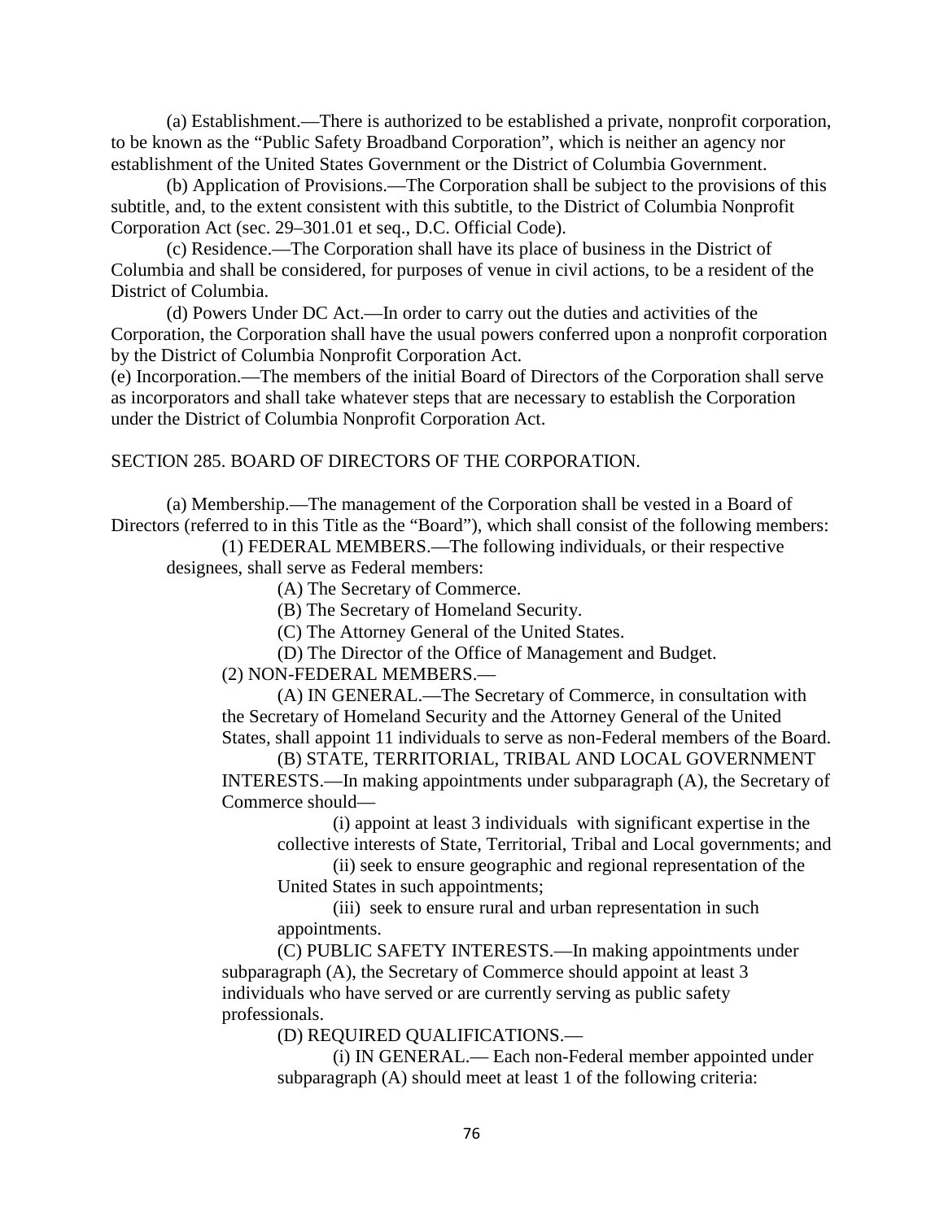(a) Establishment.—There is authorized to be established a private, nonprofit corporation, to be known as the "Public Safety Broadband Corporation", which is neither an agency nor establishment of the United States Government or the District of Columbia Government.

(b) Application of Provisions.—The Corporation shall be subject to the provisions of this subtitle, and, to the extent consistent with this subtitle, to the District of Columbia Nonprofit Corporation Act (sec. 29–301.01 et seq., D.C. Official Code).

(c) Residence.—The Corporation shall have its place of business in the District of Columbia and shall be considered, for purposes of venue in civil actions, to be a resident of the District of Columbia.

(d) Powers Under DC Act.—In order to carry out the duties and activities of the Corporation, the Corporation shall have the usual powers conferred upon a nonprofit corporation by the District of Columbia Nonprofit Corporation Act.

(e) Incorporation.—The members of the initial Board of Directors of the Corporation shall serve as incorporators and shall take whatever steps that are necessary to establish the Corporation under the District of Columbia Nonprofit Corporation Act.

## SECTION 285. BOARD OF DIRECTORS OF THE CORPORATION.

(a) Membership.—The management of the Corporation shall be vested in a Board of Directors (referred to in this Title as the "Board"), which shall consist of the following members:

(1) FEDERAL MEMBERS.—The following individuals, or their respective designees, shall serve as Federal members:

(A) The Secretary of Commerce.

(B) The Secretary of Homeland Security.

(C) The Attorney General of the United States.

(D) The Director of the Office of Management and Budget.

(2) NON-FEDERAL MEMBERS.—

(A) IN GENERAL.—The Secretary of Commerce, in consultation with the Secretary of Homeland Security and the Attorney General of the United States, shall appoint 11 individuals to serve as non-Federal members of the Board.

(B) STATE, TERRITORIAL, TRIBAL AND LOCAL GOVERNMENT INTERESTS.—In making appointments under subparagraph (A), the Secretary of Commerce should—

(i) appoint at least 3 individuals with significant expertise in the collective interests of State, Territorial, Tribal and Local governments; and

(ii) seek to ensure geographic and regional representation of the United States in such appointments;

(iii) seek to ensure rural and urban representation in such appointments.

(C) PUBLIC SAFETY INTERESTS.—In making appointments under subparagraph (A), the Secretary of Commerce should appoint at least 3 individuals who have served or are currently serving as public safety professionals.

(D) REQUIRED QUALIFICATIONS.—

(i) IN GENERAL.— Each non-Federal member appointed under subparagraph (A) should meet at least 1 of the following criteria: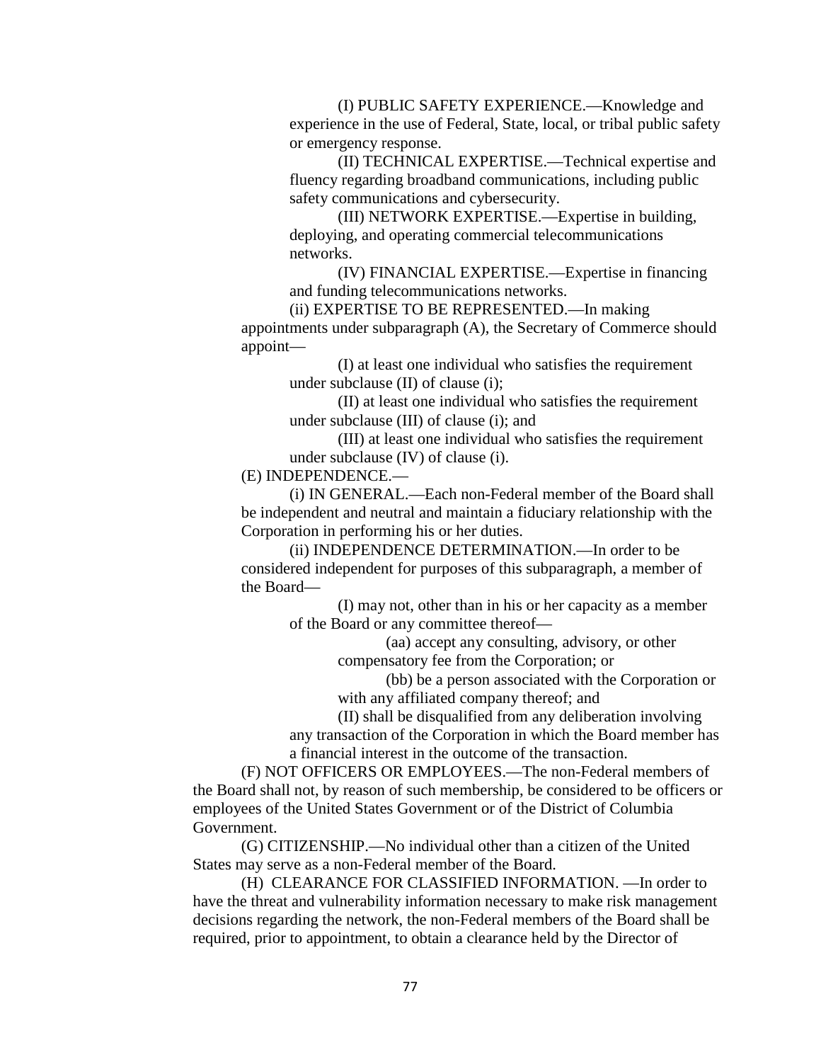(I) PUBLIC SAFETY EXPERIENCE.—Knowledge and experience in the use of Federal, State, local, or tribal public safety or emergency response.

(II) TECHNICAL EXPERTISE.—Technical expertise and fluency regarding broadband communications, including public safety communications and cybersecurity.

(III) NETWORK EXPERTISE.—Expertise in building, deploying, and operating commercial telecommunications networks.

(IV) FINANCIAL EXPERTISE.—Expertise in financing and funding telecommunications networks.

(ii) EXPERTISE TO BE REPRESENTED.—In making appointments under subparagraph (A), the Secretary of Commerce should appoint—

(I) at least one individual who satisfies the requirement under subclause (II) of clause (i);

(II) at least one individual who satisfies the requirement under subclause (III) of clause (i); and

(III) at least one individual who satisfies the requirement under subclause (IV) of clause (i).

(E) INDEPENDENCE.—

(i) IN GENERAL.—Each non-Federal member of the Board shall be independent and neutral and maintain a fiduciary relationship with the Corporation in performing his or her duties.

(ii) INDEPENDENCE DETERMINATION.—In order to be considered independent for purposes of this subparagraph, a member of the Board—

(I) may not, other than in his or her capacity as a member of the Board or any committee thereof—

(aa) accept any consulting, advisory, or other compensatory fee from the Corporation; or

(bb) be a person associated with the Corporation or with any affiliated company thereof; and

(II) shall be disqualified from any deliberation involving any transaction of the Corporation in which the Board member has a financial interest in the outcome of the transaction.

(F) NOT OFFICERS OR EMPLOYEES.—The non-Federal members of the Board shall not, by reason of such membership, be considered to be officers or employees of the United States Government or of the District of Columbia Government.

(G) CITIZENSHIP.—No individual other than a citizen of the United States may serve as a non-Federal member of the Board.

(H) CLEARANCE FOR CLASSIFIED INFORMATION. —In order to have the threat and vulnerability information necessary to make risk management decisions regarding the network, the non-Federal members of the Board shall be required, prior to appointment, to obtain a clearance held by the Director of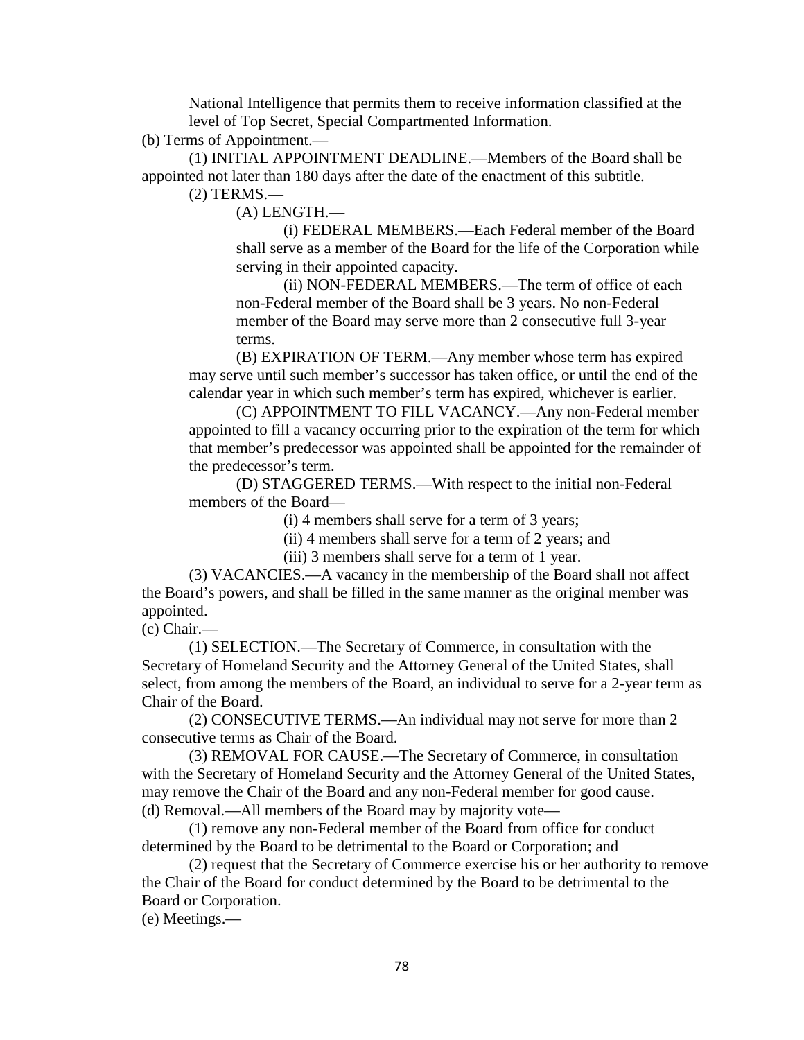National Intelligence that permits them to receive information classified at the level of Top Secret, Special Compartmented Information.

(b) Terms of Appointment.—

(1) INITIAL APPOINTMENT DEADLINE.—Members of the Board shall be appointed not later than 180 days after the date of the enactment of this subtitle.

(2) TERMS.—

(A) LENGTH.—

(i) FEDERAL MEMBERS.—Each Federal member of the Board shall serve as a member of the Board for the life of the Corporation while serving in their appointed capacity.

(ii) NON-FEDERAL MEMBERS.—The term of office of each non-Federal member of the Board shall be 3 years. No non-Federal member of the Board may serve more than 2 consecutive full 3-year terms.

(B) EXPIRATION OF TERM.—Any member whose term has expired may serve until such member's successor has taken office, or until the end of the calendar year in which such member's term has expired, whichever is earlier.

(C) APPOINTMENT TO FILL VACANCY.—Any non-Federal member appointed to fill a vacancy occurring prior to the expiration of the term for which that member's predecessor was appointed shall be appointed for the remainder of the predecessor's term.

(D) STAGGERED TERMS.—With respect to the initial non-Federal members of the Board—

(i) 4 members shall serve for a term of 3 years;

(ii) 4 members shall serve for a term of 2 years; and

(iii) 3 members shall serve for a term of 1 year.

(3) VACANCIES.—A vacancy in the membership of the Board shall not affect the Board's powers, and shall be filled in the same manner as the original member was appointed.

(c) Chair.—

(1) SELECTION.—The Secretary of Commerce, in consultation with the Secretary of Homeland Security and the Attorney General of the United States, shall select, from among the members of the Board, an individual to serve for a 2-year term as Chair of the Board.

(2) CONSECUTIVE TERMS.—An individual may not serve for more than 2 consecutive terms as Chair of the Board.

(3) REMOVAL FOR CAUSE.—The Secretary of Commerce, in consultation with the Secretary of Homeland Security and the Attorney General of the United States, may remove the Chair of the Board and any non-Federal member for good cause.

(d) Removal.—All members of the Board may by majority vote—

(1) remove any non-Federal member of the Board from office for conduct determined by the Board to be detrimental to the Board or Corporation; and

(2) request that the Secretary of Commerce exercise his or her authority to remove the Chair of the Board for conduct determined by the Board to be detrimental to the Board or Corporation.

(e) Meetings.—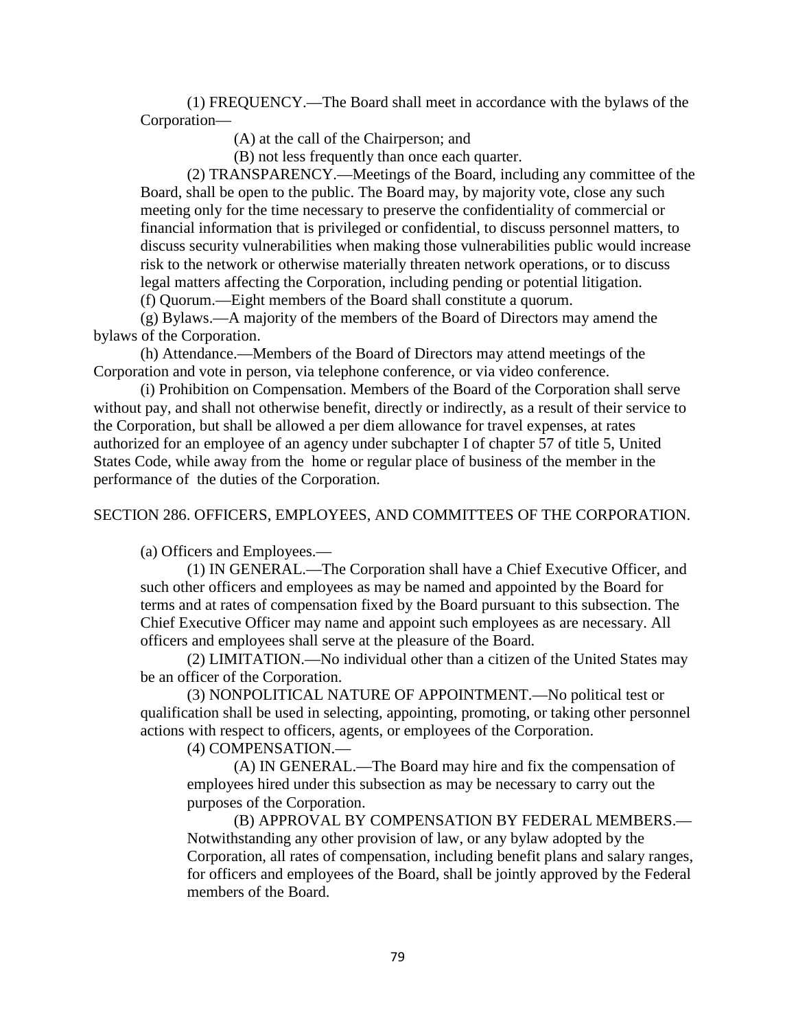(1) FREQUENCY.—The Board shall meet in accordance with the bylaws of the Corporation—

(A) at the call of the Chairperson; and

(B) not less frequently than once each quarter.

(2) TRANSPARENCY.—Meetings of the Board, including any committee of the Board, shall be open to the public. The Board may, by majority vote, close any such meeting only for the time necessary to preserve the confidentiality of commercial or financial information that is privileged or confidential, to discuss personnel matters, to discuss security vulnerabilities when making those vulnerabilities public would increase risk to the network or otherwise materially threaten network operations, or to discuss legal matters affecting the Corporation, including pending or potential litigation.

(f) Quorum.—Eight members of the Board shall constitute a quorum.

(g) Bylaws.—A majority of the members of the Board of Directors may amend the bylaws of the Corporation.

(h) Attendance.—Members of the Board of Directors may attend meetings of the Corporation and vote in person, via telephone conference, or via video conference.

(i) Prohibition on Compensation. Members of the Board of the Corporation shall serve without pay, and shall not otherwise benefit, directly or indirectly, as a result of their service to the Corporation, but shall be allowed a per diem allowance for travel expenses, at rates authorized for an employee of an agency under subchapter I of chapter 57 of title 5, United States Code, while away from the home or regular place of business of the member in the performance of the duties of the Corporation.

SECTION 286. OFFICERS, EMPLOYEES, AND COMMITTEES OF THE CORPORATION.

(a) Officers and Employees.—

(1) IN GENERAL.—The Corporation shall have a Chief Executive Officer, and such other officers and employees as may be named and appointed by the Board for terms and at rates of compensation fixed by the Board pursuant to this subsection. The Chief Executive Officer may name and appoint such employees as are necessary. All officers and employees shall serve at the pleasure of the Board.

(2) LIMITATION.—No individual other than a citizen of the United States may be an officer of the Corporation.

(3) NONPOLITICAL NATURE OF APPOINTMENT.—No political test or qualification shall be used in selecting, appointing, promoting, or taking other personnel actions with respect to officers, agents, or employees of the Corporation.

(4) COMPENSATION.—

(A) IN GENERAL.—The Board may hire and fix the compensation of employees hired under this subsection as may be necessary to carry out the purposes of the Corporation.

(B) APPROVAL BY COMPENSATION BY FEDERAL MEMBERS.—Notwithstanding any other provision of law, or any bylaw adopted by the Corporation, all rates of compensation, including benefit plans and salary ranges, for officers and employees of the Board, shall be jointly approved by the Federal members of the Board.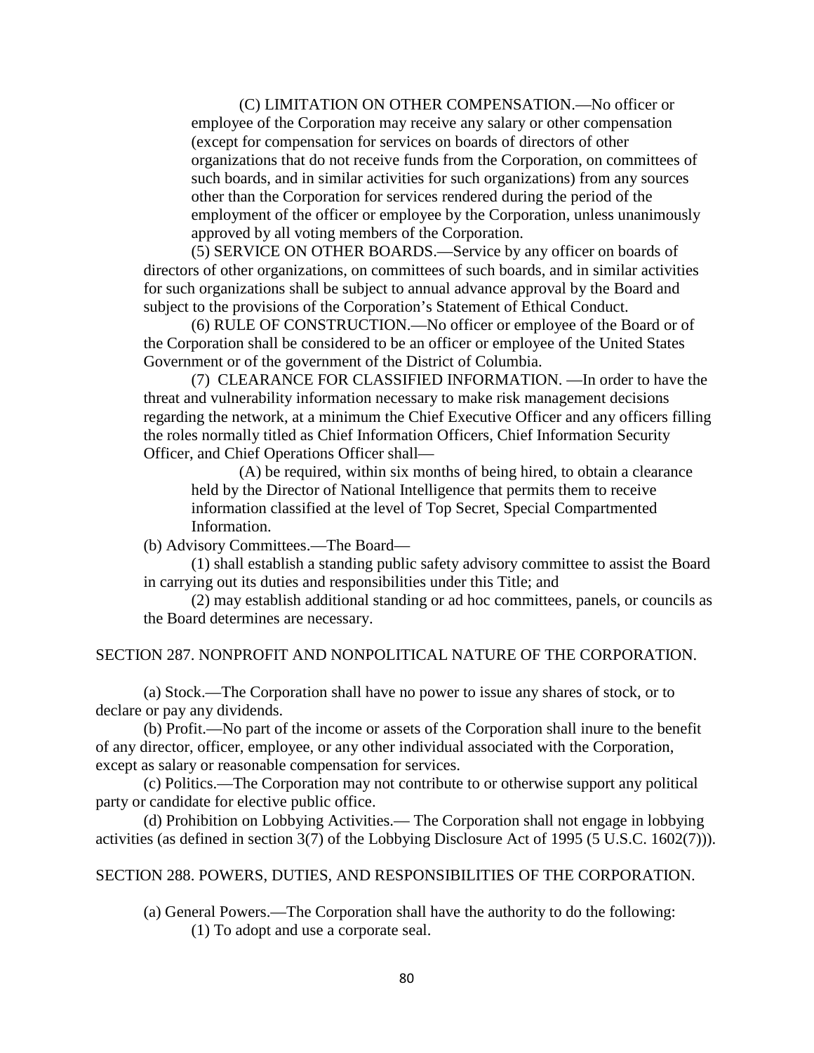(C) LIMITATION ON OTHER COMPENSATION.—No officer or employee of the Corporation may receive any salary or other compensation (except for compensation for services on boards of directors of other organizations that do not receive funds from the Corporation, on committees of such boards, and in similar activities for such organizations) from any sources other than the Corporation for services rendered during the period of the employment of the officer or employee by the Corporation, unless unanimously approved by all voting members of the Corporation.

(5) SERVICE ON OTHER BOARDS.—Service by any officer on boards of directors of other organizations, on committees of such boards, and in similar activities for such organizations shall be subject to annual advance approval by the Board and subject to the provisions of the Corporation's Statement of Ethical Conduct.

(6) RULE OF CONSTRUCTION.—No officer or employee of the Board or of the Corporation shall be considered to be an officer or employee of the United States Government or of the government of the District of Columbia.

(7) CLEARANCE FOR CLASSIFIED INFORMATION. —In order to have the threat and vulnerability information necessary to make risk management decisions regarding the network, at a minimum the Chief Executive Officer and any officers filling the roles normally titled as Chief Information Officers, Chief Information Security Officer, and Chief Operations Officer shall—

(A) be required, within six months of being hired, to obtain a clearance held by the Director of National Intelligence that permits them to receive information classified at the level of Top Secret, Special Compartmented Information.

(b) Advisory Committees.—The Board—

(1) shall establish a standing public safety advisory committee to assist the Board in carrying out its duties and responsibilities under this Title; and

(2) may establish additional standing or ad hoc committees, panels, or councils as the Board determines are necessary.

SECTION 287. NONPROFIT AND NONPOLITICAL NATURE OF THE CORPORATION.

(a) Stock.—The Corporation shall have no power to issue any shares of stock, or to declare or pay any dividends.

(b) Profit.—No part of the income or assets of the Corporation shall inure to the benefit of any director, officer, employee, or any other individual associated with the Corporation, except as salary or reasonable compensation for services.

(c) Politics.—The Corporation may not contribute to or otherwise support any political party or candidate for elective public office.

(d) Prohibition on Lobbying Activities.— The Corporation shall not engage in lobbying activities (as defined in section 3(7) of the Lobbying Disclosure Act of 1995 (5 U.S.C. 1602(7))).

SECTION 288. POWERS, DUTIES, AND RESPONSIBILITIES OF THE CORPORATION.

(a) General Powers.—The Corporation shall have the authority to do the following:

(1) To adopt and use a corporate seal.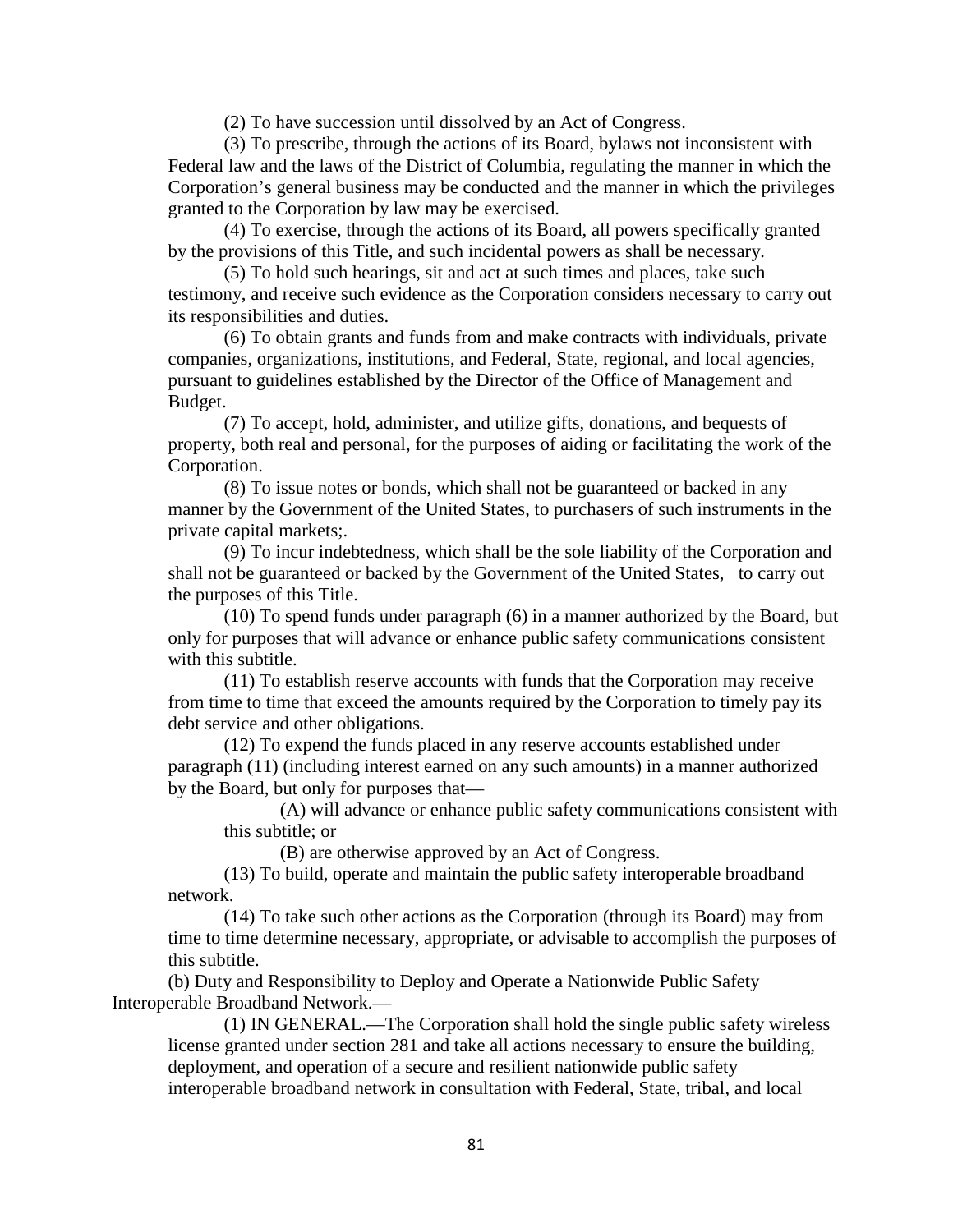(2) To have succession until dissolved by an Act of Congress.

(3) To prescribe, through the actions of its Board, bylaws not inconsistent with Federal law and the laws of the District of Columbia, regulating the manner in which the Corporation's general business may be conducted and the manner in which the privileges granted to the Corporation by law may be exercised.

(4) To exercise, through the actions of its Board, all powers specifically granted by the provisions of this Title, and such incidental powers as shall be necessary.

(5) To hold such hearings, sit and act at such times and places, take such testimony, and receive such evidence as the Corporation considers necessary to carry out its responsibilities and duties.

(6) To obtain grants and funds from and make contracts with individuals, private companies, organizations, institutions, and Federal, State, regional, and local agencies, pursuant to guidelines established by the Director of the Office of Management and Budget.

(7) To accept, hold, administer, and utilize gifts, donations, and bequests of property, both real and personal, for the purposes of aiding or facilitating the work of the Corporation.

(8) To issue notes or bonds, which shall not be guaranteed or backed in any manner by the Government of the United States, to purchasers of such instruments in the private capital markets;.

(9) To incur indebtedness, which shall be the sole liability of the Corporation and shall not be guaranteed or backed by the Government of the United States, to carry out the purposes of this Title.

(10) To spend funds under paragraph (6) in a manner authorized by the Board, but only for purposes that will advance or enhance public safety communications consistent with this subtitle.

(11) To establish reserve accounts with funds that the Corporation may receive from time to time that exceed the amounts required by the Corporation to timely pay its debt service and other obligations.

(12) To expend the funds placed in any reserve accounts established under paragraph (11) (including interest earned on any such amounts) in a manner authorized by the Board, but only for purposes that—

(A) will advance or enhance public safety communications consistent with this subtitle; or

(B) are otherwise approved by an Act of Congress.

(13) To build, operate and maintain the public safety interoperable broadband network.

(14) To take such other actions as the Corporation (through its Board) may from time to time determine necessary, appropriate, or advisable to accomplish the purposes of this subtitle.

(b) Duty and Responsibility to Deploy and Operate a Nationwide Public Safety Interoperable Broadband Network.—

(1) IN GENERAL.—The Corporation shall hold the single public safety wireless license granted under section 281 and take all actions necessary to ensure the building, deployment, and operation of a secure and resilient nationwide public safety interoperable broadband network in consultation with Federal, State, tribal, and local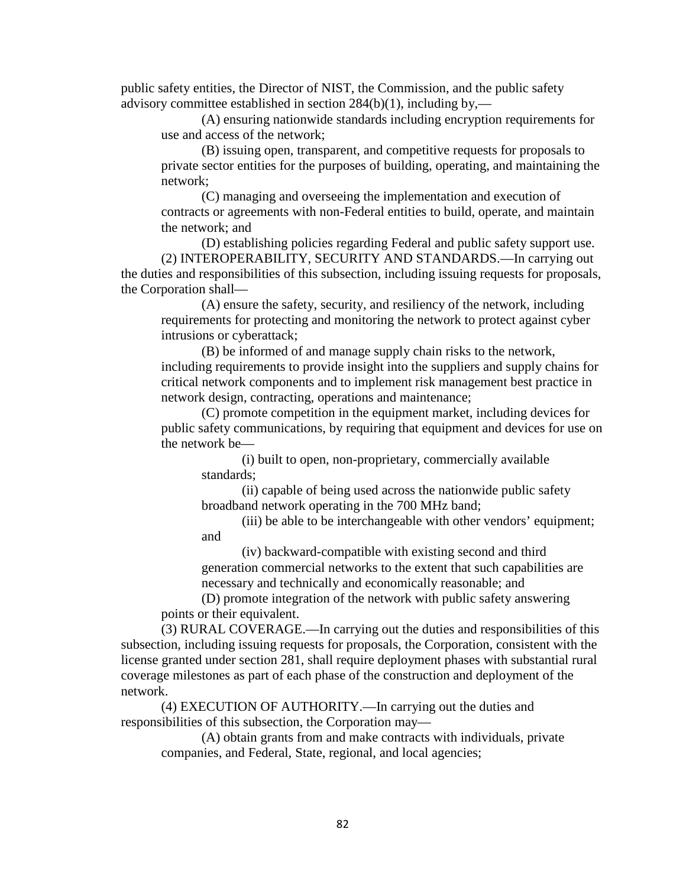public safety entities, the Director of NIST, the Commission, and the public safety advisory committee established in section 284(b)(1), including by,—

(A) ensuring nationwide standards including encryption requirements for use and access of the network;

(B) issuing open, transparent, and competitive requests for proposals to private sector entities for the purposes of building, operating, and maintaining the network;

(C) managing and overseeing the implementation and execution of contracts or agreements with non-Federal entities to build, operate, and maintain the network; and

(D) establishing policies regarding Federal and public safety support use.

(2) INTEROPERABILITY, SECURITY AND STANDARDS.—In carrying out the duties and responsibilities of this subsection, including issuing requests for proposals, the Corporation shall—

(A) ensure the safety, security, and resiliency of the network, including requirements for protecting and monitoring the network to protect against cyber intrusions or cyberattack;

(B) be informed of and manage supply chain risks to the network, including requirements to provide insight into the suppliers and supply chains for critical network components and to implement risk management best practice in network design, contracting, operations and maintenance;

(C) promote competition in the equipment market, including devices for public safety communications, by requiring that equipment and devices for use on the network be—

(i) built to open, non-proprietary, commercially available standards;

(ii) capable of being used across the nationwide public safety broadband network operating in the 700 MHz band;

(iii) be able to be interchangeable with other vendors' equipment; and

(iv) backward-compatible with existing second and third generation commercial networks to the extent that such capabilities are necessary and technically and economically reasonable; and

(D) promote integration of the network with public safety answering points or their equivalent.

(3) RURAL COVERAGE.—In carrying out the duties and responsibilities of this subsection, including issuing requests for proposals, the Corporation, consistent with the license granted under section 281, shall require deployment phases with substantial rural coverage milestones as part of each phase of the construction and deployment of the network.

(4) EXECUTION OF AUTHORITY.—In carrying out the duties and responsibilities of this subsection, the Corporation may—

(A) obtain grants from and make contracts with individuals, private companies, and Federal, State, regional, and local agencies;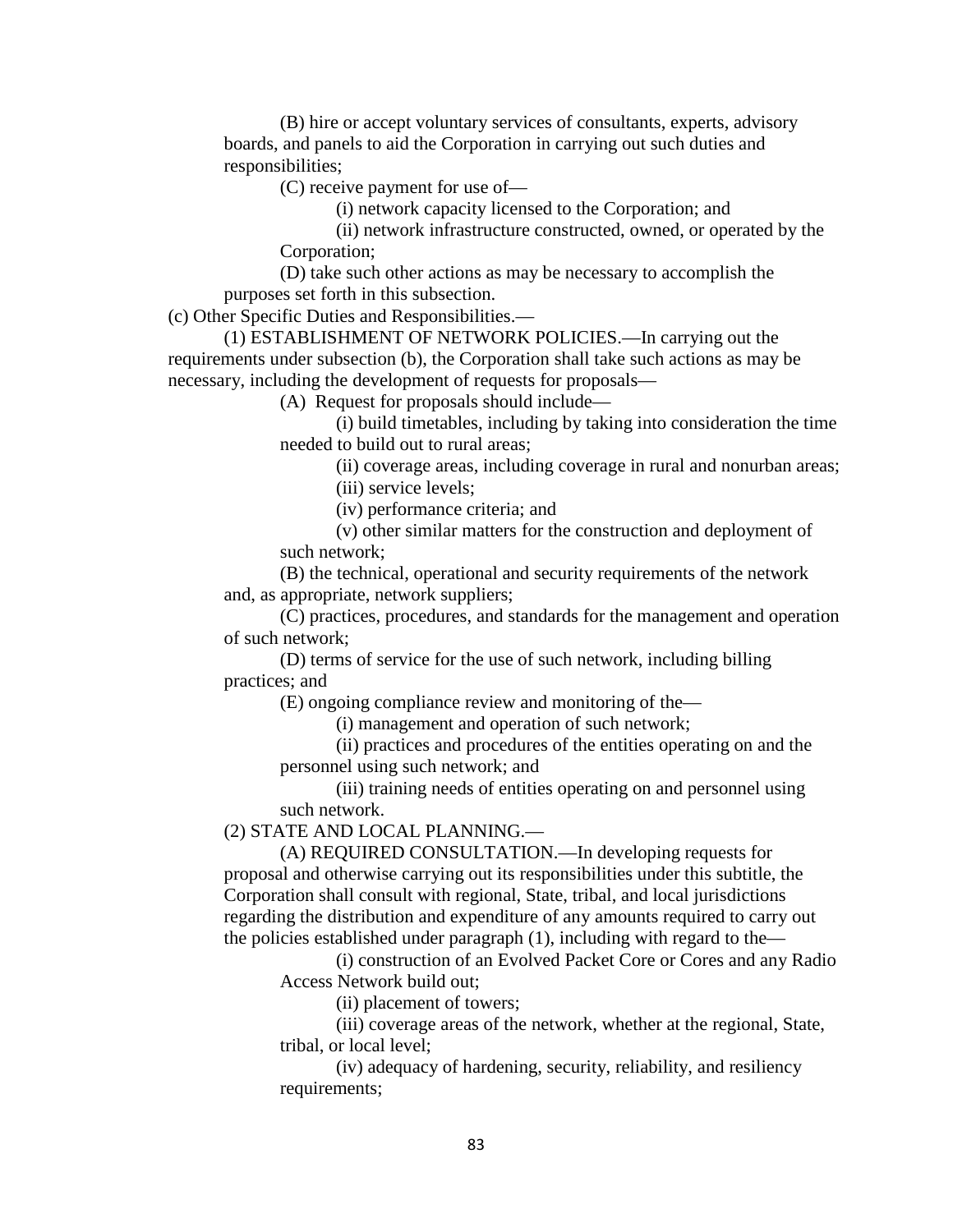(B) hire or accept voluntary services of consultants, experts, advisory boards, and panels to aid the Corporation in carrying out such duties and responsibilities;

(C) receive payment for use of—

(i) network capacity licensed to the Corporation; and

(ii) network infrastructure constructed, owned, or operated by the Corporation;

(D) take such other actions as may be necessary to accomplish the purposes set forth in this subsection.

(c) Other Specific Duties and Responsibilities.—

(1) ESTABLISHMENT OF NETWORK POLICIES.—In carrying out the requirements under subsection (b), the Corporation shall take such actions as may be necessary, including the development of requests for proposals—

(A) Request for proposals should include—

(i) build timetables, including by taking into consideration the time needed to build out to rural areas;

(ii) coverage areas, including coverage in rural and nonurban areas;

(iii) service levels;

(iv) performance criteria; and

(v) other similar matters for the construction and deployment of such network;

(B) the technical, operational and security requirements of the network and, as appropriate, network suppliers;

(C) practices, procedures, and standards for the management and operation of such network;

(D) terms of service for the use of such network, including billing practices; and

(E) ongoing compliance review and monitoring of the—

(i) management and operation of such network;

(ii) practices and procedures of the entities operating on and the personnel using such network; and

(iii) training needs of entities operating on and personnel using such network.

(2) STATE AND LOCAL PLANNING.—

(A) REQUIRED CONSULTATION.—In developing requests for proposal and otherwise carrying out its responsibilities under this subtitle, the Corporation shall consult with regional, State, tribal, and local jurisdictions regarding the distribution and expenditure of any amounts required to carry out the policies established under paragraph (1), including with regard to the—

(i) construction of an Evolved Packet Core or Cores and any Radio Access Network build out;

(ii) placement of towers;

(iii) coverage areas of the network, whether at the regional, State, tribal, or local level;

(iv) adequacy of hardening, security, reliability, and resiliency requirements;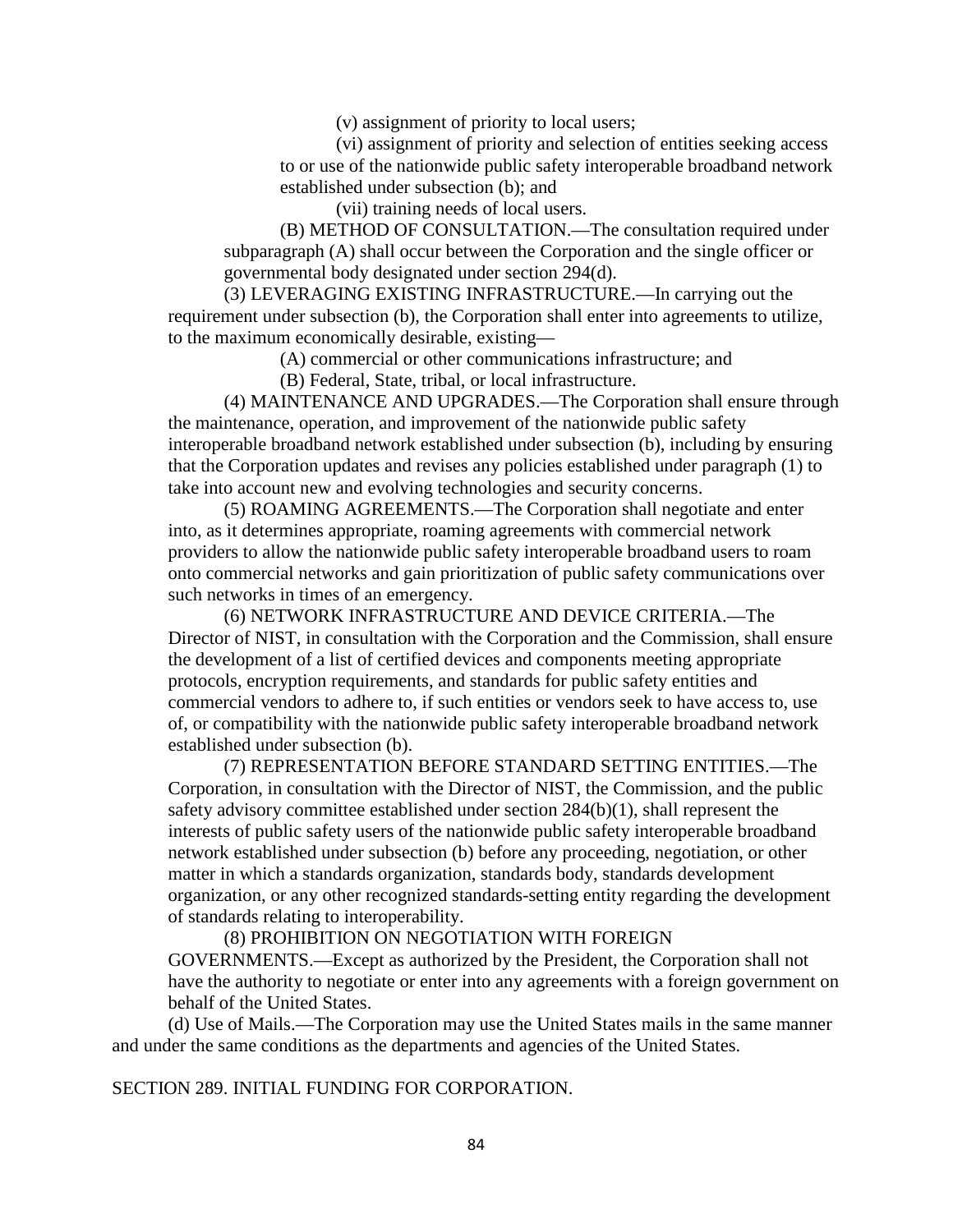(v) assignment of priority to local users;

(vi) assignment of priority and selection of entities seeking access to or use of the nationwide public safety interoperable broadband network established under subsection (b); and

(vii) training needs of local users.

(B) METHOD OF CONSULTATION.—The consultation required under subparagraph (A) shall occur between the Corporation and the single officer or governmental body designated under section 294(d).

(3) LEVERAGING EXISTING INFRASTRUCTURE.—In carrying out the requirement under subsection (b), the Corporation shall enter into agreements to utilize, to the maximum economically desirable, existing—

(A) commercial or other communications infrastructure; and

(B) Federal, State, tribal, or local infrastructure.

(4) MAINTENANCE AND UPGRADES.—The Corporation shall ensure through the maintenance, operation, and improvement of the nationwide public safety interoperable broadband network established under subsection (b), including by ensuring that the Corporation updates and revises any policies established under paragraph (1) to take into account new and evolving technologies and security concerns.

(5) ROAMING AGREEMENTS.—The Corporation shall negotiate and enter into, as it determines appropriate, roaming agreements with commercial network providers to allow the nationwide public safety interoperable broadband users to roam onto commercial networks and gain prioritization of public safety communications over such networks in times of an emergency.

(6) NETWORK INFRASTRUCTURE AND DEVICE CRITERIA.—The Director of NIST, in consultation with the Corporation and the Commission, shall ensure the development of a list of certified devices and components meeting appropriate protocols, encryption requirements, and standards for public safety entities and commercial vendors to adhere to, if such entities or vendors seek to have access to, use of, or compatibility with the nationwide public safety interoperable broadband network established under subsection (b).

(7) REPRESENTATION BEFORE STANDARD SETTING ENTITIES.—The Corporation, in consultation with the Director of NIST, the Commission, and the public safety advisory committee established under section 284(b)(1), shall represent the interests of public safety users of the nationwide public safety interoperable broadband network established under subsection (b) before any proceeding, negotiation, or other matter in which a standards organization, standards body, standards development organization, or any other recognized standards-setting entity regarding the development of standards relating to interoperability.

(8) PROHIBITION ON NEGOTIATION WITH FOREIGN GOVERNMENTS.—Except as authorized by the President, the Corporation shall not have the authority to negotiate or enter into any agreements with a foreign government on behalf of the United States.

(d) Use of Mails.—The Corporation may use the United States mails in the same manner and under the same conditions as the departments and agencies of the United States.

SECTION 289. INITIAL FUNDING FOR CORPORATION.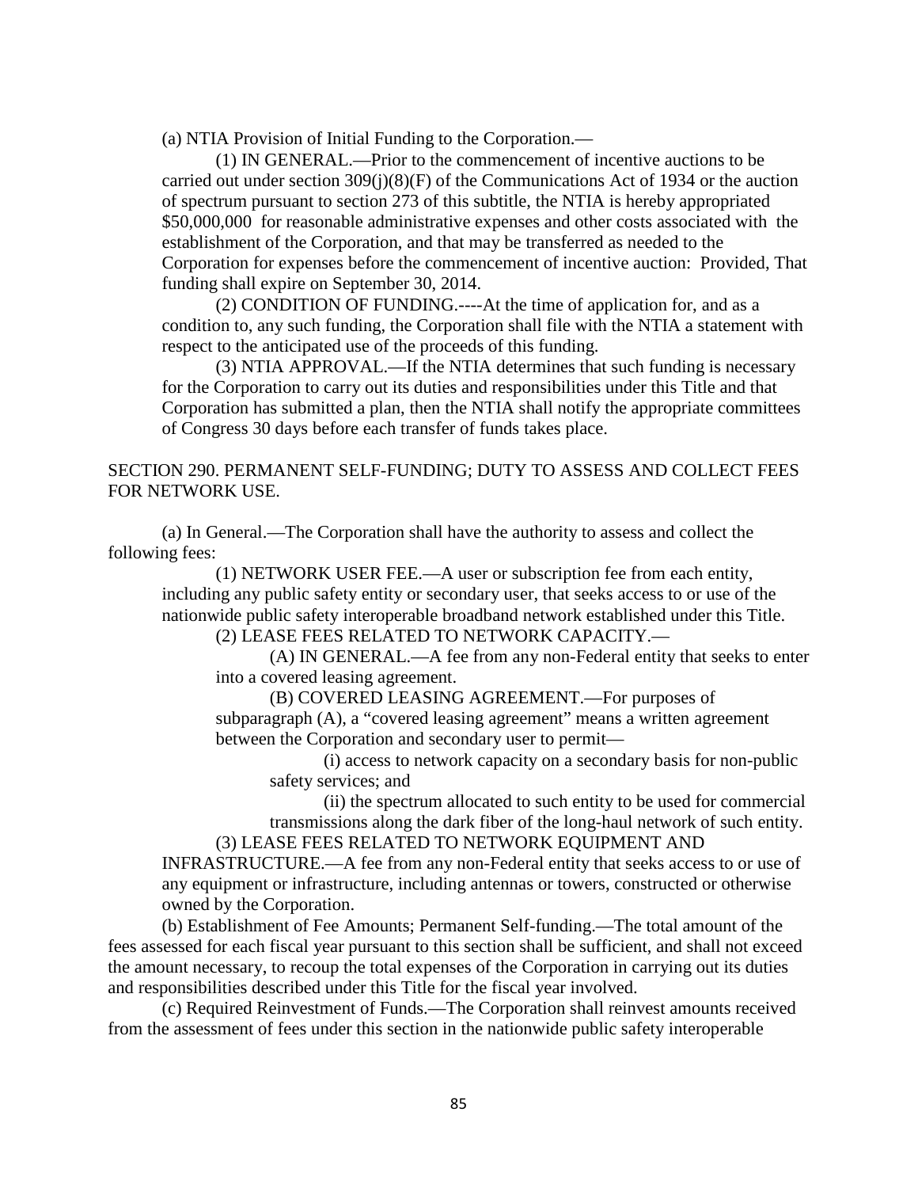(a) NTIA Provision of Initial Funding to the Corporation.—

(1) IN GENERAL.—Prior to the commencement of incentive auctions to be carried out under section 309(j)(8)(F) of the Communications Act of 1934 or the auction of spectrum pursuant to section 273 of this subtitle, the NTIA is hereby appropriated $50,000,000 for reasonable administrative expenses and other costs associated with the establishment of the Corporation, and that may be transferred as needed to the Corporation for expenses before the commencement of incentive auction: Provided, That funding shall expire on September 30, 2014.

(2) CONDITION OF FUNDING.----At the time of application for, and as a condition to, any such funding, the Corporation shall file with the NTIA a statement with respect to the anticipated use of the proceeds of this funding.

(3) NTIA APPROVAL.—If the NTIA determines that such funding is necessary for the Corporation to carry out its duties and responsibilities under this Title and that Corporation has submitted a plan, then the NTIA shall notify the appropriate committees of Congress 30 days before each transfer of funds takes place.

SECTION 290. PERMANENT SELF-FUNDING; DUTY TO ASSESS AND COLLECT FEES FOR NETWORK USE.

(a) In General.—The Corporation shall have the authority to assess and collect the following fees:

(1) NETWORK USER FEE.—A user or subscription fee from each entity, including any public safety entity or secondary user, that seeks access to or use of the nationwide public safety interoperable broadband network established under this Title.

(2) LEASE FEES RELATED TO NETWORK CAPACITY.—

(A) IN GENERAL.—A fee from any non-Federal entity that seeks to enter into a covered leasing agreement.

(B) COVERED LEASING AGREEMENT.—For purposes of subparagraph (A), a "covered leasing agreement" means a written agreement between the Corporation and secondary user to permit—

(i) access to network capacity on a secondary basis for non-public safety services; and

(ii) the spectrum allocated to such entity to be used for commercial transmissions along the dark fiber of the long-haul network of such entity.

(3) LEASE FEES RELATED TO NETWORK EQUIPMENT AND INFRASTRUCTURE.—A fee from any non-Federal entity that seeks access to or use of any equipment or infrastructure, including antennas or towers, constructed or otherwise owned by the Corporation.

(b) Establishment of Fee Amounts; Permanent Self-funding.—The total amount of the fees assessed for each fiscal year pursuant to this section shall be sufficient, and shall not exceed the amount necessary, to recoup the total expenses of the Corporation in carrying out its duties and responsibilities described under this Title for the fiscal year involved.

(c) Required Reinvestment of Funds.—The Corporation shall reinvest amounts received from the assessment of fees under this section in the nationwide public safety interoperable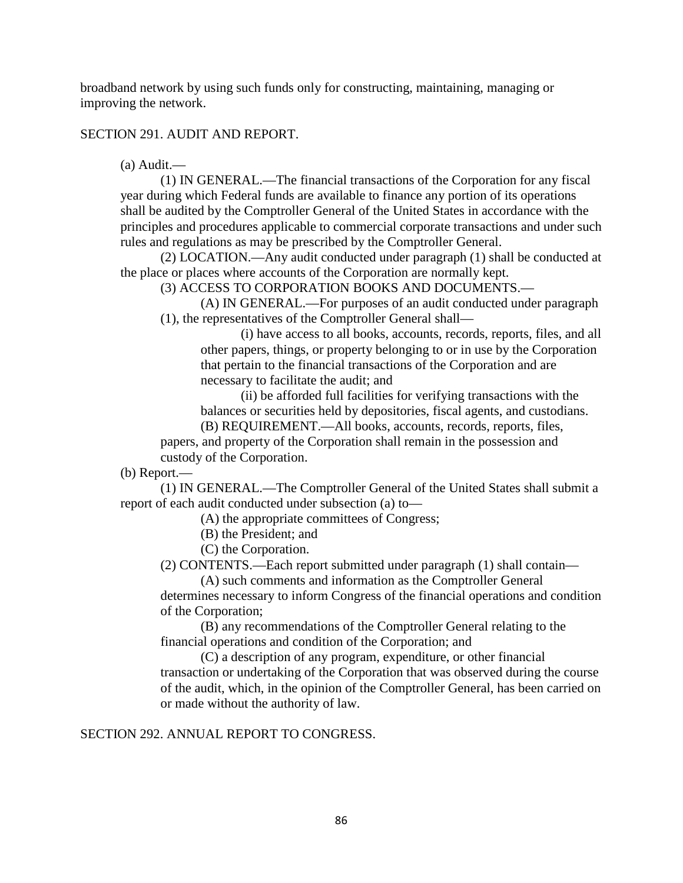broadband network by using such funds only for constructing, maintaining, managing or improving the network.

## SECTION 291. AUDIT AND REPORT.

(a) Audit.—

(1) IN GENERAL.—The financial transactions of the Corporation for any fiscal year during which Federal funds are available to finance any portion of its operations shall be audited by the Comptroller General of the United States in accordance with the principles and procedures applicable to commercial corporate transactions and under such rules and regulations as may be prescribed by the Comptroller General.

(2) LOCATION.—Any audit conducted under paragraph (1) shall be conducted at the place or places where accounts of the Corporation are normally kept.

(3) ACCESS TO CORPORATION BOOKS AND DOCUMENTS.—

(A) IN GENERAL.—For purposes of an audit conducted under paragraph (1), the representatives of the Comptroller General shall—

(i) have access to all books, accounts, records, reports, files, and all other papers, things, or property belonging to or in use by the Corporation that pertain to the financial transactions of the Corporation and are necessary to facilitate the audit; and

(ii) be afforded full facilities for verifying transactions with the balances or securities held by depositories, fiscal agents, and custodians.

(B) REQUIREMENT.—All books, accounts, records, reports, files, papers, and property of the Corporation shall remain in the possession and custody of the Corporation.

(b) Report.—

(1) IN GENERAL.—The Comptroller General of the United States shall submit a report of each audit conducted under subsection (a) to—

(A) the appropriate committees of Congress;

(B) the President; and

(C) the Corporation.

(2) CONTENTS.—Each report submitted under paragraph (1) shall contain—

(A) such comments and information as the Comptroller General determines necessary to inform Congress of the financial operations and condition of the Corporation;

(B) any recommendations of the Comptroller General relating to the financial operations and condition of the Corporation; and

(C) a description of any program, expenditure, or other financial transaction or undertaking of the Corporation that was observed during the course of the audit, which, in the opinion of the Comptroller General, has been carried on or made without the authority of law.

## SECTION 292. ANNUAL REPORT TO CONGRESS.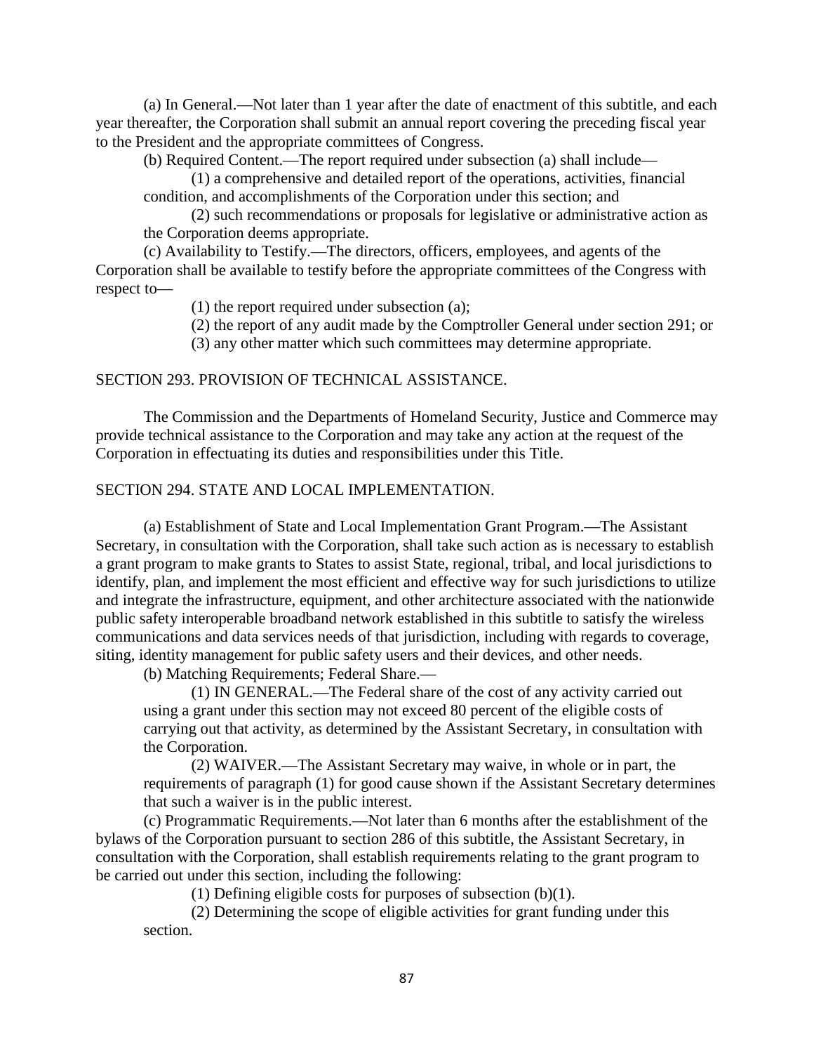(a) In General.—Not later than 1 year after the date of enactment of this subtitle, and each year thereafter, the Corporation shall submit an annual report covering the preceding fiscal year to the President and the appropriate committees of Congress.

(b) Required Content.—The report required under subsection (a) shall include—

(1) a comprehensive and detailed report of the operations, activities, financial condition, and accomplishments of the Corporation under this section; and

(2) such recommendations or proposals for legislative or administrative action as the Corporation deems appropriate.

(c) Availability to Testify.—The directors, officers, employees, and agents of the Corporation shall be available to testify before the appropriate committees of the Congress with respect to—

(1) the report required under subsection (a);

(2) the report of any audit made by the Comptroller General under section 291; or

(3) any other matter which such committees may determine appropriate.

## SECTION 293. PROVISION OF TECHNICAL ASSISTANCE.

The Commission and the Departments of Homeland Security, Justice and Commerce may provide technical assistance to the Corporation and may take any action at the request of the Corporation in effectuating its duties and responsibilities under this Title.

## SECTION 294. STATE AND LOCAL IMPLEMENTATION.

(a) Establishment of State and Local Implementation Grant Program.—The Assistant Secretary, in consultation with the Corporation, shall take such action as is necessary to establish a grant program to make grants to States to assist State, regional, tribal, and local jurisdictions to identify, plan, and implement the most efficient and effective way for such jurisdictions to utilize and integrate the infrastructure, equipment, and other architecture associated with the nationwide public safety interoperable broadband network established in this subtitle to satisfy the wireless communications and data services needs of that jurisdiction, including with regards to coverage, siting, identity management for public safety users and their devices, and other needs.

(b) Matching Requirements; Federal Share.—

(1) IN GENERAL.—The Federal share of the cost of any activity carried out using a grant under this section may not exceed 80 percent of the eligible costs of carrying out that activity, as determined by the Assistant Secretary, in consultation with the Corporation.

(2) WAIVER.—The Assistant Secretary may waive, in whole or in part, the requirements of paragraph (1) for good cause shown if the Assistant Secretary determines that such a waiver is in the public interest.

(c) Programmatic Requirements.—Not later than 6 months after the establishment of the bylaws of the Corporation pursuant to section 286 of this subtitle, the Assistant Secretary, in consultation with the Corporation, shall establish requirements relating to the grant program to be carried out under this section, including the following:

(1) Defining eligible costs for purposes of subsection (b)(1).

(2) Determining the scope of eligible activities for grant funding under this section.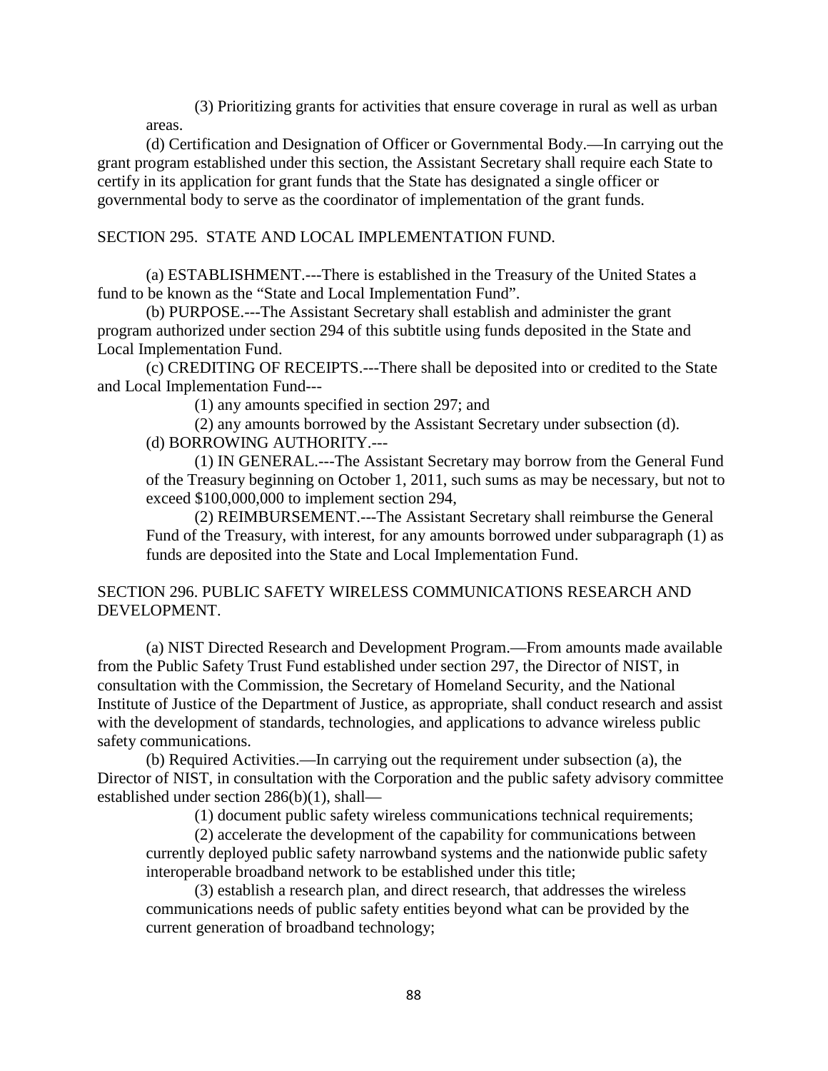(3) Prioritizing grants for activities that ensure coverage in rural as well as urban areas.

(d) Certification and Designation of Officer or Governmental Body.—In carrying out the grant program established under this section, the Assistant Secretary shall require each State to certify in its application for grant funds that the State has designated a single officer or governmental body to serve as the coordinator of implementation of the grant funds.

## SECTION 295. STATE AND LOCAL IMPLEMENTATION FUND.

(a) ESTABLISHMENT.---There is established in the Treasury of the United States a fund to be known as the “State and Local Implementation Fund”.

(b) PURPOSE.---The Assistant Secretary shall establish and administer the grant program authorized under section 294 of this subtitle using funds deposited in the State and Local Implementation Fund.

(c) CREDITING OF RECEIPTS.---There shall be deposited into or credited to the State and Local Implementation Fund---

(1) any amounts specified in section 297; and

(2) any amounts borrowed by the Assistant Secretary under subsection (d).

(d) BORROWING AUTHORITY.---

(1) IN GENERAL.---The Assistant Secretary may borrow from the General Fund of the Treasury beginning on October 1, 2011, such sums as may be necessary, but not to exceed $100,000,000 to implement section 294,

(2) REIMBURSEMENT.---The Assistant Secretary shall reimburse the General Fund of the Treasury, with interest, for any amounts borrowed under subparagraph (1) as funds are deposited into the State and Local Implementation Fund.

## SECTION 296. PUBLIC SAFETY WIRELESS COMMUNICATIONS RESEARCH AND DEVELOPMENT.

(a) NIST Directed Research and Development Program.—From amounts made available from the Public Safety Trust Fund established under section 297, the Director of NIST, in consultation with the Commission, the Secretary of Homeland Security, and the National Institute of Justice of the Department of Justice, as appropriate, shall conduct research and assist with the development of standards, technologies, and applications to advance wireless public safety communications.

(b) Required Activities.—In carrying out the requirement under subsection (a), the Director of NIST, in consultation with the Corporation and the public safety advisory committee established under section 286(b)(1), shall—

(1) document public safety wireless communications technical requirements;

(2) accelerate the development of the capability for communications between currently deployed public safety narrowband systems and the nationwide public safety interoperable broadband network to be established under this title;

(3) establish a research plan, and direct research, that addresses the wireless communications needs of public safety entities beyond what can be provided by the current generation of broadband technology;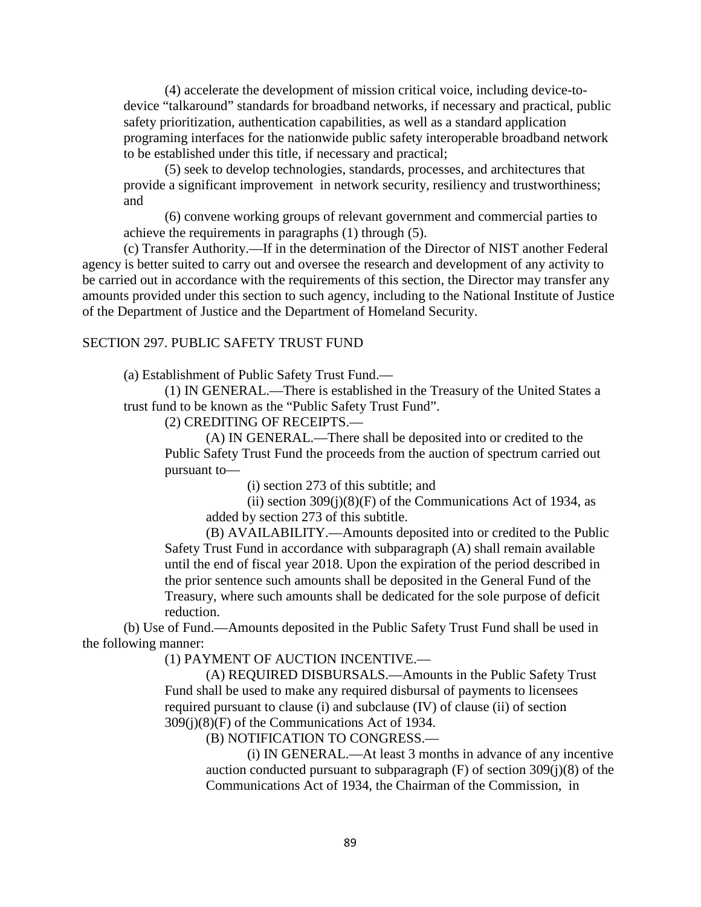(4) accelerate the development of mission critical voice, including device-to-device "talkaround" standards for broadband networks, if necessary and practical, public safety prioritization, authentication capabilities, as well as a standard application programing interfaces for the nationwide public safety interoperable broadband network to be established under this title, if necessary and practical;

(5) seek to develop technologies, standards, processes, and architectures that provide a significant improvement in network security, resiliency and trustworthiness; and

(6) convene working groups of relevant government and commercial parties to achieve the requirements in paragraphs (1) through (5).

(c) Transfer Authority.—If in the determination of the Director of NIST another Federal agency is better suited to carry out and oversee the research and development of any activity to be carried out in accordance with the requirements of this section, the Director may transfer any amounts provided under this section to such agency, including to the National Institute of Justice of the Department of Justice and the Department of Homeland Security.

SECTION 297. PUBLIC SAFETY TRUST FUND

(a) Establishment of Public Safety Trust Fund.—

(1) IN GENERAL.—There is established in the Treasury of the United States a trust fund to be known as the "Public Safety Trust Fund".

(2) CREDITING OF RECEIPTS.—

(A) IN GENERAL.—There shall be deposited into or credited to the Public Safety Trust Fund the proceeds from the auction of spectrum carried out pursuant to—

(i) section 273 of this subtitle; and

(ii) section 309(j)(8)(F) of the Communications Act of 1934, as added by section 273 of this subtitle.

(B) AVAILABILITY.—Amounts deposited into or credited to the Public Safety Trust Fund in accordance with subparagraph (A) shall remain available until the end of fiscal year 2018. Upon the expiration of the period described in the prior sentence such amounts shall be deposited in the General Fund of the Treasury, where such amounts shall be dedicated for the sole purpose of deficit reduction.

(b) Use of Fund.—Amounts deposited in the Public Safety Trust Fund shall be used in the following manner:

(1) PAYMENT OF AUCTION INCENTIVE.—

(A) REQUIRED DISBURSALS.—Amounts in the Public Safety Trust Fund shall be used to make any required disbursal of payments to licensees required pursuant to clause (i) and subclause (IV) of clause (ii) of section 309(j)(8)(F) of the Communications Act of 1934.

(B) NOTIFICATION TO CONGRESS.—

(i) IN GENERAL.—At least 3 months in advance of any incentive auction conducted pursuant to subparagraph (F) of section 309(j)(8) of the Communications Act of 1934, the Chairman of the Commission, in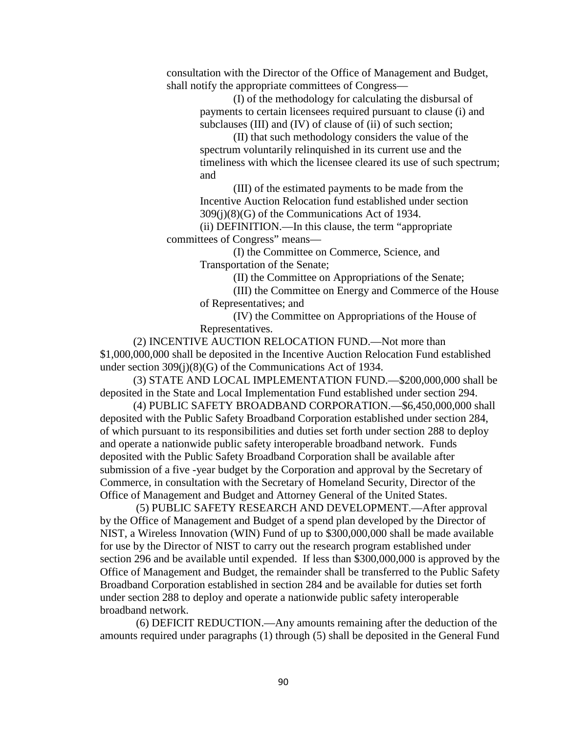consultation with the Director of the Office of Management and Budget, shall notify the appropriate committees of Congress—

(I) of the methodology for calculating the disbursal of payments to certain licensees required pursuant to clause (i) and subclauses (III) and (IV) of clause of (ii) of such section;

(II) that such methodology considers the value of the spectrum voluntarily relinquished in its current use and the timeliness with which the licensee cleared its use of such spectrum; and

(III) of the estimated payments to be made from the Incentive Auction Relocation fund established under section 309(j)(8)(G) of the Communications Act of 1934.

(ii) DEFINITION.—In this clause, the term "appropriate committees of Congress" means—

(I) the Committee on Commerce, Science, and Transportation of the Senate;

(II) the Committee on Appropriations of the Senate;

(III) the Committee on Energy and Commerce of the House of Representatives; and

(IV) the Committee on Appropriations of the House of Representatives.

(2) INCENTIVE AUCTION RELOCATION FUND.—Not more than $1,000,000,000 shall be deposited in the Incentive Auction Relocation Fund established under section 309(j)(8)(G) of the Communications Act of 1934.

(3) STATE AND LOCAL IMPLEMENTATION FUND.—$200,000,000 shall be deposited in the State and Local Implementation Fund established under section 294.

(4) PUBLIC SAFETY BROADBAND CORPORATION.—$6,450,000,000 shall deposited with the Public Safety Broadband Corporation established under section 284, of which pursuant to its responsibilities and duties set forth under section 288 to deploy and operate a nationwide public safety interoperable broadband network. Funds deposited with the Public Safety Broadband Corporation shall be available after submission of a five -year budget by the Corporation and approval by the Secretary of Commerce, in consultation with the Secretary of Homeland Security, Director of the Office of Management and Budget and Attorney General of the United States.

(5) PUBLIC SAFETY RESEARCH AND DEVELOPMENT.—After approval by the Office of Management and Budget of a spend plan developed by the Director of NIST, a Wireless Innovation (WIN) Fund of up to $300,000,000 shall be made available for use by the Director of NIST to carry out the research program established under section 296 and be available until expended. If less than $300,000,000 is approved by the Office of Management and Budget, the remainder shall be transferred to the Public Safety Broadband Corporation established in section 284 and be available for duties set forth under section 288 to deploy and operate a nationwide public safety interoperable broadband network.

(6) DEFICIT REDUCTION.—Any amounts remaining after the deduction of the amounts required under paragraphs (1) through (5) shall be deposited in the General Fund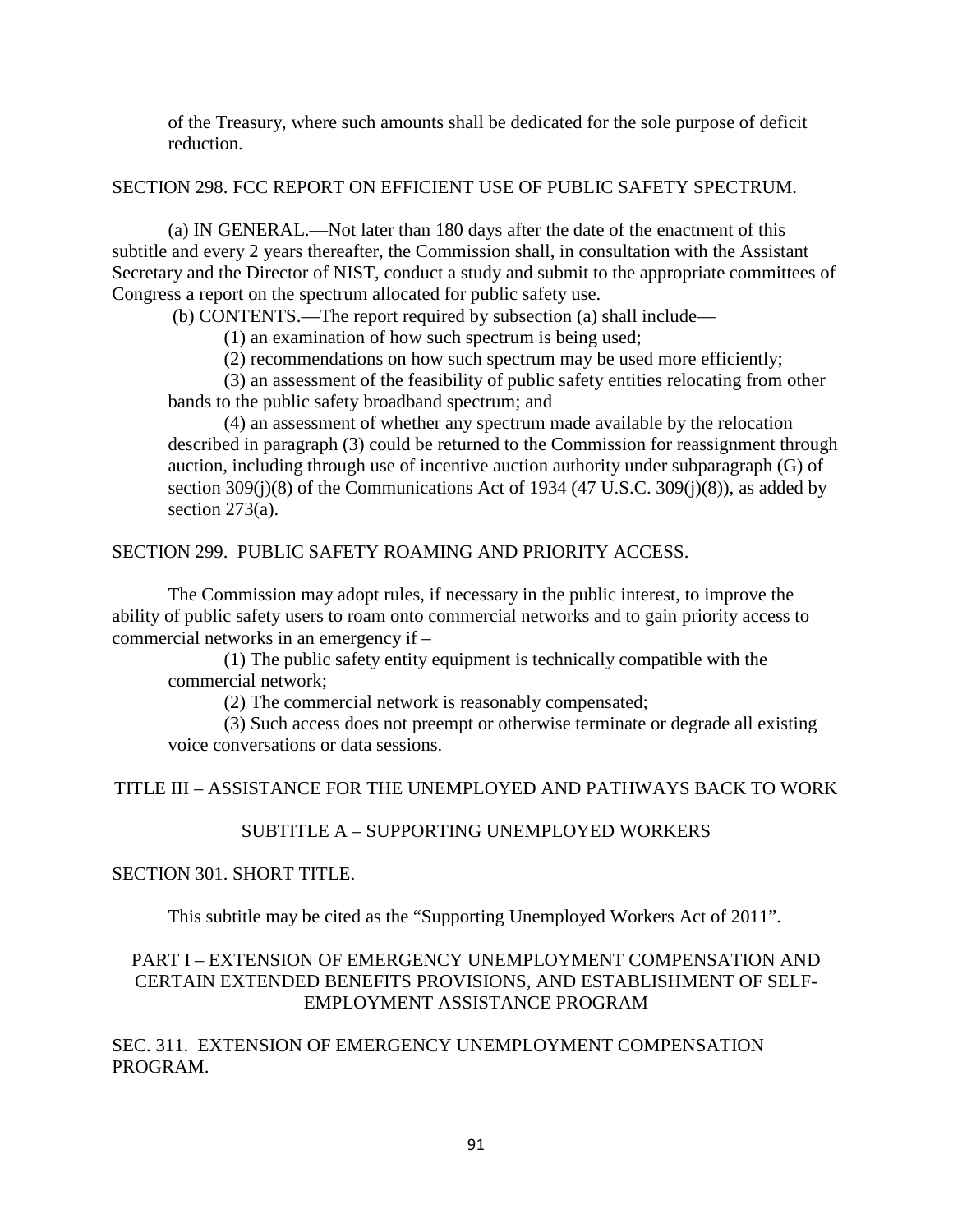of the Treasury, where such amounts shall be dedicated for the sole purpose of deficit reduction.

SECTION 298. FCC REPORT ON EFFICIENT USE OF PUBLIC SAFETY SPECTRUM.

(a) IN GENERAL.—Not later than 180 days after the date of the enactment of this subtitle and every 2 years thereafter, the Commission shall, in consultation with the Assistant Secretary and the Director of NIST, conduct a study and submit to the appropriate committees of Congress a report on the spectrum allocated for public safety use.

(b) CONTENTS.—The report required by subsection (a) shall include—

(1) an examination of how such spectrum is being used;

(2) recommendations on how such spectrum may be used more efficiently;

(3) an assessment of the feasibility of public safety entities relocating from other bands to the public safety broadband spectrum; and

(4) an assessment of whether any spectrum made available by the relocation described in paragraph (3) could be returned to the Commission for reassignment through auction, including through use of incentive auction authority under subparagraph (G) of section 309(j)(8) of the Communications Act of 1934 (47 U.S.C. 309(j)(8)), as added by section 273(a).

SECTION 299. PUBLIC SAFETY ROAMING AND PRIORITY ACCESS.

The Commission may adopt rules, if necessary in the public interest, to improve the ability of public safety users to roam onto commercial networks and to gain priority access to commercial networks in an emergency if –

(1) The public safety entity equipment is technically compatible with the commercial network;

(2) The commercial network is reasonably compensated;

(3) Such access does not preempt or otherwise terminate or degrade all existing voice conversations or data sessions.

# TITLE III – ASSISTANCE FOR THE UNEMPLOYED AND PATHWAYS BACK TO WORK

## SUBTITLE A – SUPPORTING UNEMPLOYED WORKERS

SECTION 301. SHORT TITLE.

This subtitle may be cited as the "Supporting Unemployed Workers Act of 2011".

### PART I – EXTENSION OF EMERGENCY UNEMPLOYMENT COMPENSATION AND CERTAIN EXTENDED BENEFITS PROVISIONS, AND ESTABLISHMENT OF SELF-EMPLOYMENT ASSISTANCE PROGRAM

SEC. 311. EXTENSION OF EMERGENCY UNEMPLOYMENT COMPENSATION PROGRAM.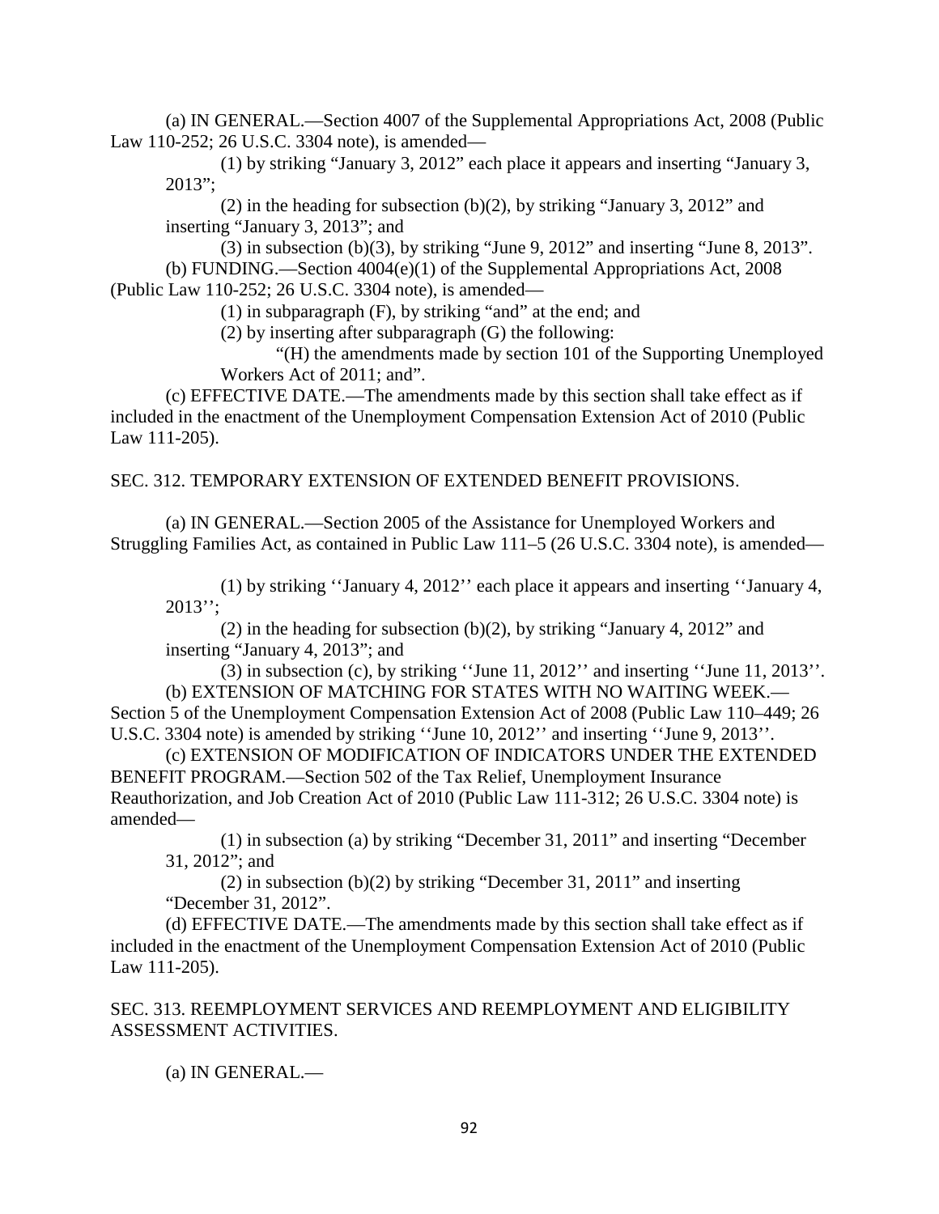(a) IN GENERAL.—Section 4007 of the Supplemental Appropriations Act, 2008 (Public Law 110-252; 26 U.S.C. 3304 note), is amended—

(1) by striking "January 3, 2012" each place it appears and inserting "January 3, 2013";

(2) in the heading for subsection (b)(2), by striking "January 3, 2012" and inserting "January 3, 2013"; and

(3) in subsection (b)(3), by striking "June 9, 2012" and inserting "June 8, 2013".

(b) FUNDING.—Section 4004(e)(1) of the Supplemental Appropriations Act, 2008 (Public Law 110-252; 26 U.S.C. 3304 note), is amended—

(1) in subparagraph (F), by striking "and" at the end; and

(2) by inserting after subparagraph (G) the following:

"(H) the amendments made by section 101 of the Supporting Unemployed Workers Act of 2011; and".

(c) EFFECTIVE DATE.—The amendments made by this section shall take effect as if included in the enactment of the Unemployment Compensation Extension Act of 2010 (Public Law 111-205).

SEC. 312. TEMPORARY EXTENSION OF EXTENDED BENEFIT PROVISIONS.

(a) IN GENERAL.—Section 2005 of the Assistance for Unemployed Workers and Struggling Families Act, as contained in Public Law 111–5 (26 U.S.C. 3304 note), is amended—

(1) by striking ''January 4, 2012'' each place it appears and inserting ''January 4, 2013'';

(2) in the heading for subsection (b)(2), by striking "January 4, 2012" and inserting "January 4, 2013"; and

(3) in subsection (c), by striking ''June 11, 2012'' and inserting ''June 11, 2013''.

(b) EXTENSION OF MATCHING FOR STATES WITH NO WAITING WEEK.—Section 5 of the Unemployment Compensation Extension Act of 2008 (Public Law 110–449; 26 U.S.C. 3304 note) is amended by striking ''June 10, 2012'' and inserting ''June 9, 2013''.

(c) EXTENSION OF MODIFICATION OF INDICATORS UNDER THE EXTENDED BENEFIT PROGRAM.—Section 502 of the Tax Relief, Unemployment Insurance Reauthorization, and Job Creation Act of 2010 (Public Law 111-312; 26 U.S.C. 3304 note) is amended—

(1) in subsection (a) by striking "December 31, 2011" and inserting "December 31, 2012"; and

(2) in subsection (b)(2) by striking "December 31, 2011" and inserting "December 31, 2012".

(d) EFFECTIVE DATE.—The amendments made by this section shall take effect as if included in the enactment of the Unemployment Compensation Extension Act of 2010 (Public Law 111-205).

SEC. 313. REEMPLOYMENT SERVICES AND REEMPLOYMENT AND ELIGIBILITY ASSESSMENT ACTIVITIES.

(a) IN GENERAL.—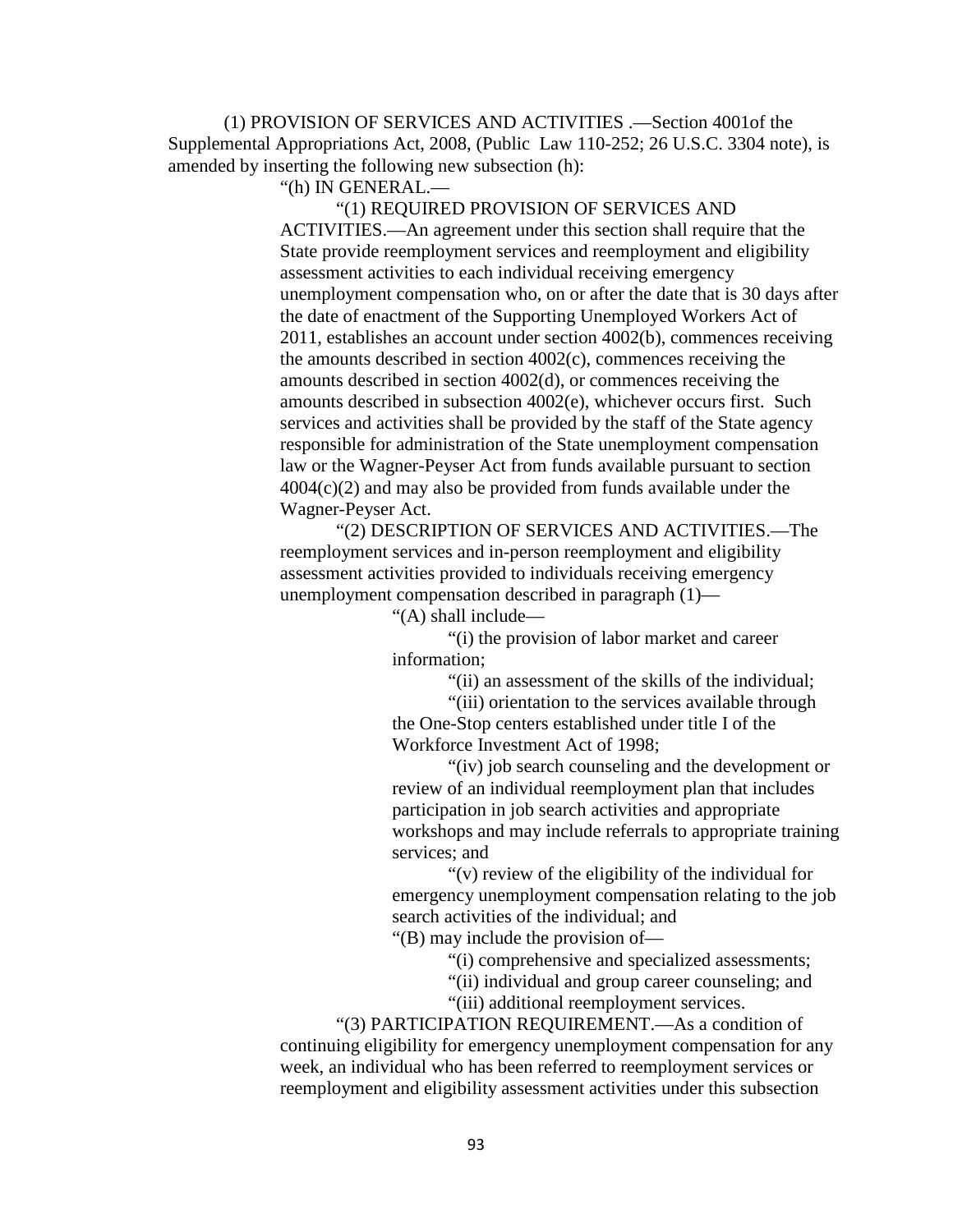(1) PROVISION OF SERVICES AND ACTIVITIES .—Section 4001of the Supplemental Appropriations Act, 2008, (Public Law 110-252; 26 U.S.C. 3304 note), is amended by inserting the following new subsection (h):

"(h) IN GENERAL.—

"(1) REQUIRED PROVISION OF SERVICES AND ACTIVITIES.—An agreement under this section shall require that the State provide reemployment services and reemployment and eligibility assessment activities to each individual receiving emergency unemployment compensation who, on or after the date that is 30 days after the date of enactment of the Supporting Unemployed Workers Act of 2011, establishes an account under section 4002(b), commences receiving the amounts described in section 4002(c), commences receiving the amounts described in section 4002(d), or commences receiving the amounts described in subsection 4002(e), whichever occurs first. Such services and activities shall be provided by the staff of the State agency responsible for administration of the State unemployment compensation law or the Wagner-Peyser Act from funds available pursuant to section 4004(c)(2) and may also be provided from funds available under the Wagner-Peyser Act.

"(2) DESCRIPTION OF SERVICES AND ACTIVITIES.—The reemployment services and in-person reemployment and eligibility assessment activities provided to individuals receiving emergency unemployment compensation described in paragraph (1)—

"(A) shall include—

"(i) the provision of labor market and career information;

"(ii) an assessment of the skills of the individual;

"(iii) orientation to the services available through the One-Stop centers established under title I of the Workforce Investment Act of 1998;

"(iv) job search counseling and the development or review of an individual reemployment plan that includes participation in job search activities and appropriate workshops and may include referrals to appropriate training services; and

"(v) review of the eligibility of the individual for emergency unemployment compensation relating to the job search activities of the individual; and

"(B) may include the provision of—

"(i) comprehensive and specialized assessments;

"(ii) individual and group career counseling; and

"(iii) additional reemployment services.

"(3) PARTICIPATION REQUIREMENT.—As a condition of continuing eligibility for emergency unemployment compensation for any week, an individual who has been referred to reemployment services or reemployment and eligibility assessment activities under this subsection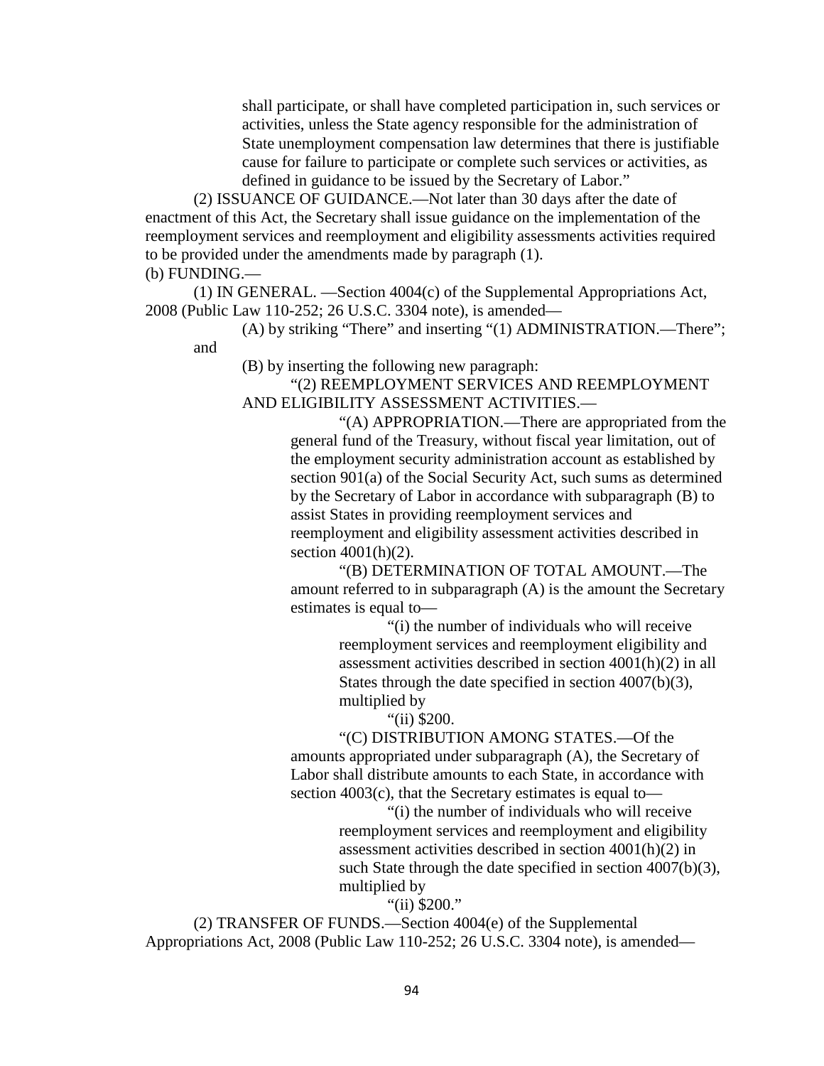shall participate, or shall have completed participation in, such services or activities, unless the State agency responsible for the administration of State unemployment compensation law determines that there is justifiable cause for failure to participate or complete such services or activities, as defined in guidance to be issued by the Secretary of Labor."

(2) ISSUANCE OF GUIDANCE.—Not later than 30 days after the date of enactment of this Act, the Secretary shall issue guidance on the implementation of the reemployment services and reemployment and eligibility assessments activities required to be provided under the amendments made by paragraph (1).

(b) FUNDING.—

(1) IN GENERAL. —Section 4004(c) of the Supplemental Appropriations Act, 2008 (Public Law 110-252; 26 U.S.C. 3304 note), is amended—

(A) by striking "There" and inserting "(1) ADMINISTRATION.—There"; and

(B) by inserting the following new paragraph:

"(2) REEMPLOYMENT SERVICES AND REEMPLOYMENT AND ELIGIBILITY ASSESSMENT ACTIVITIES.—

"(A) APPROPRIATION.—There are appropriated from the general fund of the Treasury, without fiscal year limitation, out of the employment security administration account as established by section 901(a) of the Social Security Act, such sums as determined by the Secretary of Labor in accordance with subparagraph (B) to assist States in providing reemployment services and reemployment and eligibility assessment activities described in section 4001(h)(2).

"(B) DETERMINATION OF TOTAL AMOUNT.—The amount referred to in subparagraph (A) is the amount the Secretary estimates is equal to—

"(i) the number of individuals who will receive reemployment services and reemployment eligibility and assessment activities described in section 4001(h)(2) in all States through the date specified in section 4007(b)(3), multiplied by

"(ii) $200.

"(C) DISTRIBUTION AMONG STATES.—Of the amounts appropriated under subparagraph (A), the Secretary of Labor shall distribute amounts to each State, in accordance with section 4003(c), that the Secretary estimates is equal to—

"(i) the number of individuals who will receive reemployment services and reemployment and eligibility assessment activities described in section 4001(h)(2) in such State through the date specified in section 4007(b)(3), multiplied by

"(ii) $200."

(2) TRANSFER OF FUNDS.—Section 4004(e) of the Supplemental Appropriations Act, 2008 (Public Law 110-252; 26 U.S.C. 3304 note), is amended—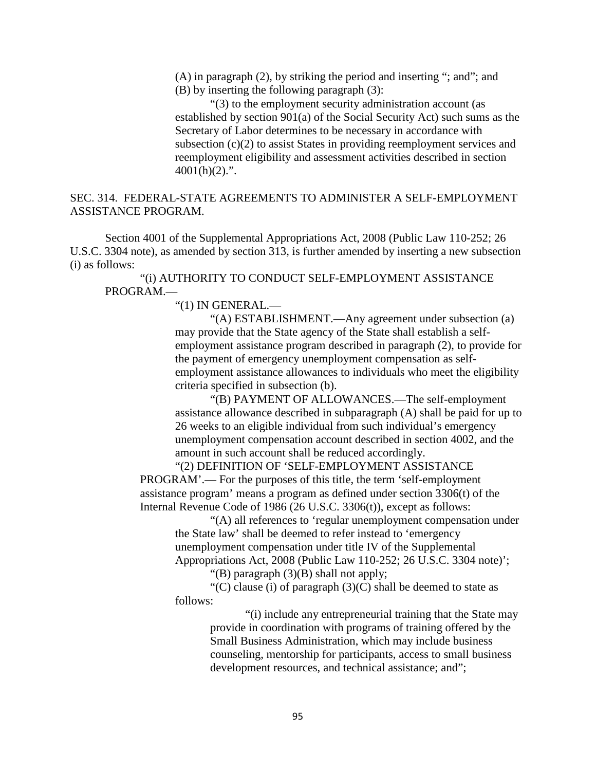(A) in paragraph (2), by striking the period and inserting "; and"; and

(B) by inserting the following paragraph (3):

"(3) to the employment security administration account (as established by section 901(a) of the Social Security Act) such sums as the Secretary of Labor determines to be necessary in accordance with subsection (c)(2) to assist States in providing reemployment services and reemployment eligibility and assessment activities described in section 4001(h)(2).".

SEC. 314. FEDERAL-STATE AGREEMENTS TO ADMINISTER A SELF-EMPLOYMENT ASSISTANCE PROGRAM.

Section 4001 of the Supplemental Appropriations Act, 2008 (Public Law 110-252; 26 U.S.C. 3304 note), as amended by section 313, is further amended by inserting a new subsection (i) as follows:

"(i) AUTHORITY TO CONDUCT SELF-EMPLOYMENT ASSISTANCE PROGRAM.—

"(1) IN GENERAL.—

"(A) ESTABLISHMENT.—Any agreement under subsection (a) may provide that the State agency of the State shall establish a self-employment assistance program described in paragraph (2), to provide for the payment of emergency unemployment compensation as self-employment assistance allowances to individuals who meet the eligibility criteria specified in subsection (b).

"(B) PAYMENT OF ALLOWANCES.—The self-employment assistance allowance described in subparagraph (A) shall be paid for up to 26 weeks to an eligible individual from such individual's emergency unemployment compensation account described in section 4002, and the amount in such account shall be reduced accordingly.

"(2) DEFINITION OF 'SELF-EMPLOYMENT ASSISTANCE PROGRAM'.— For the purposes of this title, the term 'self-employment assistance program' means a program as defined under section 3306(t) of the Internal Revenue Code of 1986 (26 U.S.C. 3306(t)), except as follows:

"(A) all references to 'regular unemployment compensation under the State law' shall be deemed to refer instead to 'emergency unemployment compensation under title IV of the Supplemental Appropriations Act, 2008 (Public Law 110-252; 26 U.S.C. 3304 note)';

"(B) paragraph (3)(B) shall not apply;

"(C) clause (i) of paragraph (3)(C) shall be deemed to state as follows:

"(i) include any entrepreneurial training that the State may provide in coordination with programs of training offered by the Small Business Administration, which may include business counseling, mentorship for participants, access to small business development resources, and technical assistance; and";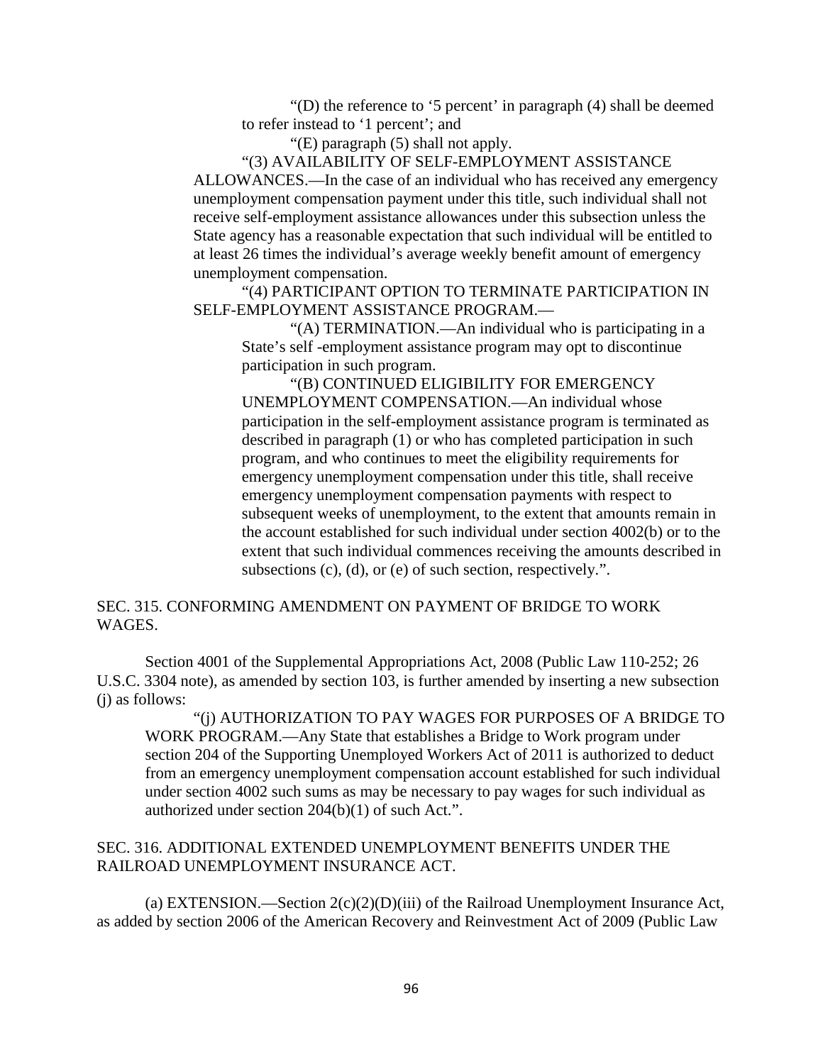"(D) the reference to '5 percent' in paragraph (4) shall be deemed to refer instead to '1 percent'; and

"(E) paragraph (5) shall not apply.

"(3) AVAILABILITY OF SELF-EMPLOYMENT ASSISTANCE ALLOWANCES.—In the case of an individual who has received any emergency unemployment compensation payment under this title, such individual shall not receive self-employment assistance allowances under this subsection unless the State agency has a reasonable expectation that such individual will be entitled to at least 26 times the individual's average weekly benefit amount of emergency unemployment compensation.

"(4) PARTICIPANT OPTION TO TERMINATE PARTICIPATION IN SELF-EMPLOYMENT ASSISTANCE PROGRAM.—

"(A) TERMINATION.—An individual who is participating in a State's self -employment assistance program may opt to discontinue participation in such program.

"(B) CONTINUED ELIGIBILITY FOR EMERGENCY UNEMPLOYMENT COMPENSATION.—An individual whose participation in the self-employment assistance program is terminated as described in paragraph (1) or who has completed participation in such program, and who continues to meet the eligibility requirements for emergency unemployment compensation under this title, shall receive emergency unemployment compensation payments with respect to subsequent weeks of unemployment, to the extent that amounts remain in the account established for such individual under section 4002(b) or to the extent that such individual commences receiving the amounts described in subsections (c), (d), or (e) of such section, respectively.".

## SEC. 315. CONFORMING AMENDMENT ON PAYMENT OF BRIDGE TO WORK WAGES.

Section 4001 of the Supplemental Appropriations Act, 2008 (Public Law 110-252; 26 U.S.C. 3304 note), as amended by section 103, is further amended by inserting a new subsection (j) as follows:

"(j) AUTHORIZATION TO PAY WAGES FOR PURPOSES OF A BRIDGE TO WORK PROGRAM.—Any State that establishes a Bridge to Work program under section 204 of the Supporting Unemployed Workers Act of 2011 is authorized to deduct from an emergency unemployment compensation account established for such individual under section 4002 such sums as may be necessary to pay wages for such individual as authorized under section 204(b)(1) of such Act.".

## SEC. 316. ADDITIONAL EXTENDED UNEMPLOYMENT BENEFITS UNDER THE RAILROAD UNEMPLOYMENT INSURANCE ACT.

(a) EXTENSION.—Section 2(c)(2)(D)(iii) of the Railroad Unemployment Insurance Act, as added by section 2006 of the American Recovery and Reinvestment Act of 2009 (Public Law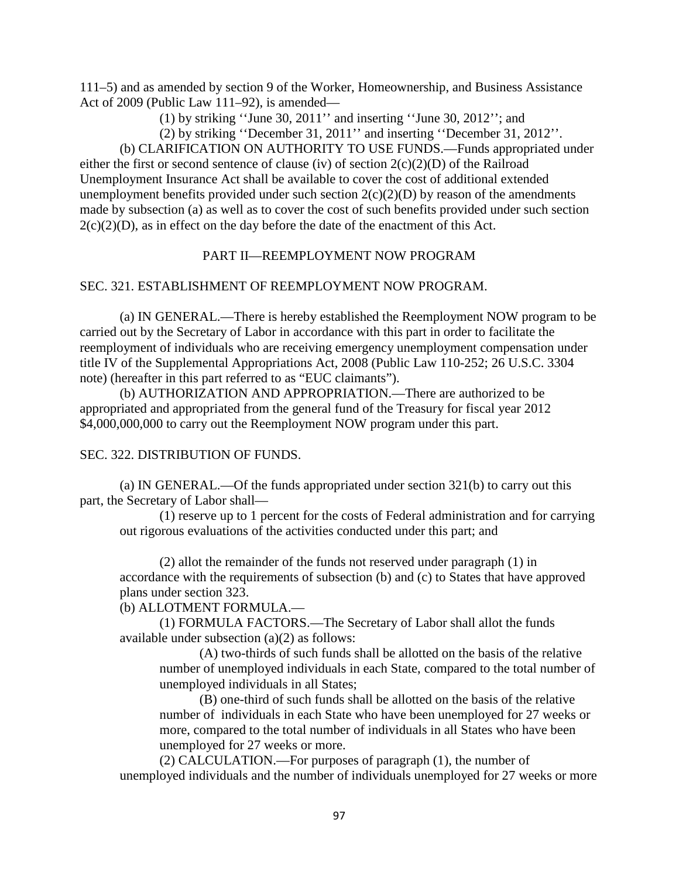111–5) and as amended by section 9 of the Worker, Homeownership, and Business Assistance Act of 2009 (Public Law 111–92), is amended—

(1) by striking ''June 30, 2011'' and inserting ''June 30, 2012''; and

(2) by striking ''December 31, 2011'' and inserting ''December 31, 2012''.

(b) CLARIFICATION ON AUTHORITY TO USE FUNDS.—Funds appropriated under either the first or second sentence of clause (iv) of section 2(c)(2)(D) of the Railroad Unemployment Insurance Act shall be available to cover the cost of additional extended unemployment benefits provided under such section 2(c)(2)(D) by reason of the amendments made by subsection (a) as well as to cover the cost of such benefits provided under such section 2(c)(2)(D), as in effect on the day before the date of the enactment of this Act.

PART II—REEMPLOYMENT NOW PROGRAM

SEC. 321. ESTABLISHMENT OF REEMPLOYMENT NOW PROGRAM.

(a) IN GENERAL.—There is hereby established the Reemployment NOW program to be carried out by the Secretary of Labor in accordance with this part in order to facilitate the reemployment of individuals who are receiving emergency unemployment compensation under title IV of the Supplemental Appropriations Act, 2008 (Public Law 110-252; 26 U.S.C. 3304 note) (hereafter in this part referred to as "EUC claimants").

(b) AUTHORIZATION AND APPROPRIATION.—There are authorized to be appropriated and appropriated from the general fund of the Treasury for fiscal year 2012 $4,000,000,000 to carry out the Reemployment NOW program under this part.

SEC. 322. DISTRIBUTION OF FUNDS.

(a) IN GENERAL.—Of the funds appropriated under section 321(b) to carry out this part, the Secretary of Labor shall—

(1) reserve up to 1 percent for the costs of Federal administration and for carrying out rigorous evaluations of the activities conducted under this part; and

(2) allot the remainder of the funds not reserved under paragraph (1) in accordance with the requirements of subsection (b) and (c) to States that have approved plans under section 323.

(b) ALLOTMENT FORMULA.—

(1) FORMULA FACTORS.—The Secretary of Labor shall allot the funds available under subsection (a)(2) as follows:

(A) two-thirds of such funds shall be allotted on the basis of the relative number of unemployed individuals in each State, compared to the total number of unemployed individuals in all States;

(B) one-third of such funds shall be allotted on the basis of the relative number of individuals in each State who have been unemployed for 27 weeks or more, compared to the total number of individuals in all States who have been unemployed for 27 weeks or more.

(2) CALCULATION.—For purposes of paragraph (1), the number of unemployed individuals and the number of individuals unemployed for 27 weeks or more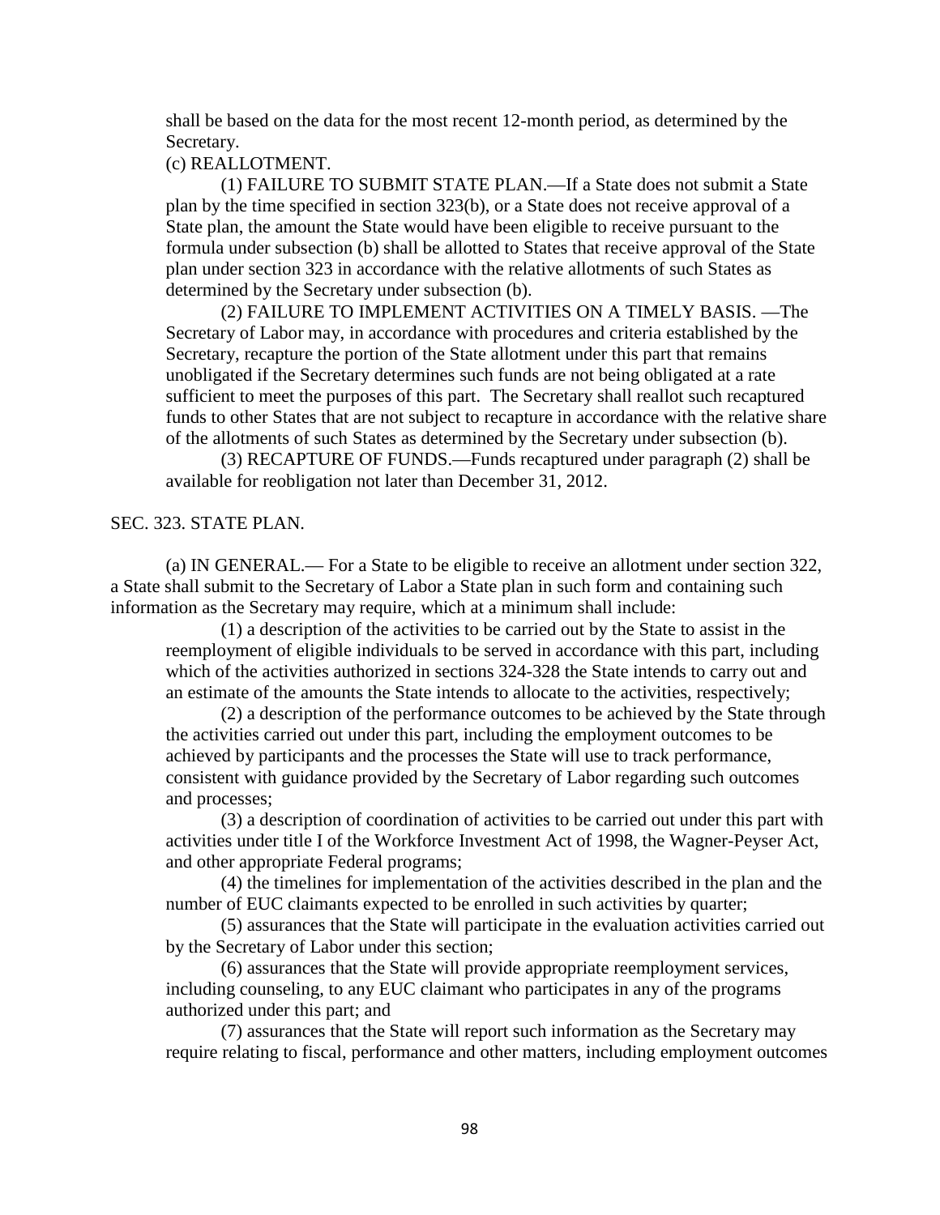shall be based on the data for the most recent 12-month period, as determined by the Secretary.

(c) REALLOTMENT.

(1) FAILURE TO SUBMIT STATE PLAN.—If a State does not submit a State plan by the time specified in section 323(b), or a State does not receive approval of a State plan, the amount the State would have been eligible to receive pursuant to the formula under subsection (b) shall be allotted to States that receive approval of the State plan under section 323 in accordance with the relative allotments of such States as determined by the Secretary under subsection (b).

(2) FAILURE TO IMPLEMENT ACTIVITIES ON A TIMELY BASIS. —The Secretary of Labor may, in accordance with procedures and criteria established by the Secretary, recapture the portion of the State allotment under this part that remains unobligated if the Secretary determines such funds are not being obligated at a rate sufficient to meet the purposes of this part. The Secretary shall reallot such recaptured funds to other States that are not subject to recapture in accordance with the relative share of the allotments of such States as determined by the Secretary under subsection (b).

(3) RECAPTURE OF FUNDS.—Funds recaptured under paragraph (2) shall be available for reobligation not later than December 31, 2012.

SEC. 323. STATE PLAN.

(a) IN GENERAL.— For a State to be eligible to receive an allotment under section 322, a State shall submit to the Secretary of Labor a State plan in such form and containing such information as the Secretary may require, which at a minimum shall include:

(1) a description of the activities to be carried out by the State to assist in the reemployment of eligible individuals to be served in accordance with this part, including which of the activities authorized in sections 324-328 the State intends to carry out and an estimate of the amounts the State intends to allocate to the activities, respectively;

(2) a description of the performance outcomes to be achieved by the State through the activities carried out under this part, including the employment outcomes to be achieved by participants and the processes the State will use to track performance, consistent with guidance provided by the Secretary of Labor regarding such outcomes and processes;

(3) a description of coordination of activities to be carried out under this part with activities under title I of the Workforce Investment Act of 1998, the Wagner-Peyser Act, and other appropriate Federal programs;

(4) the timelines for implementation of the activities described in the plan and the number of EUC claimants expected to be enrolled in such activities by quarter;

(5) assurances that the State will participate in the evaluation activities carried out by the Secretary of Labor under this section;

(6) assurances that the State will provide appropriate reemployment services, including counseling, to any EUC claimant who participates in any of the programs authorized under this part; and

(7) assurances that the State will report such information as the Secretary may require relating to fiscal, performance and other matters, including employment outcomes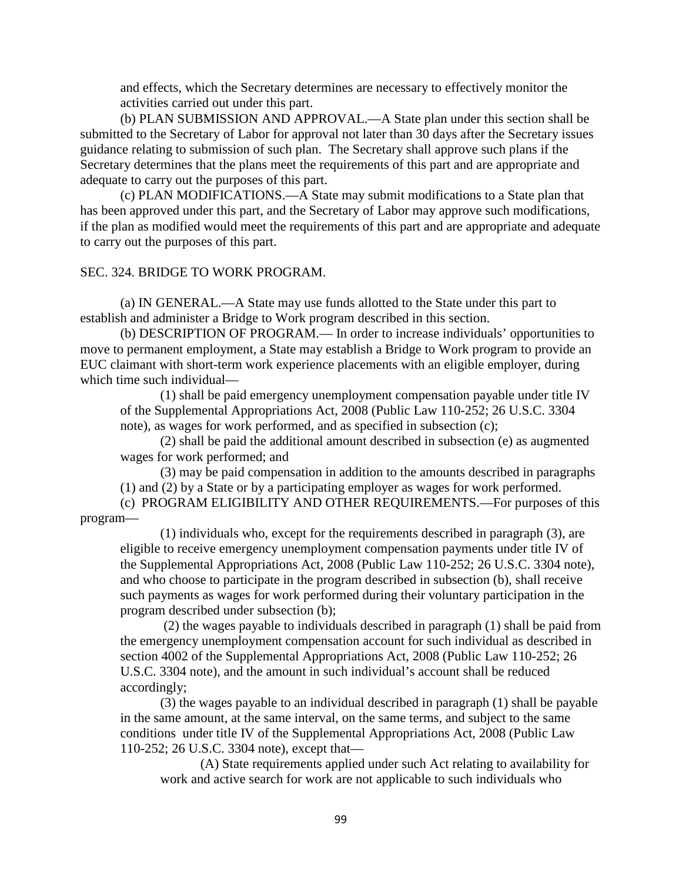and effects, which the Secretary determines are necessary to effectively monitor the activities carried out under this part.

(b) PLAN SUBMISSION AND APPROVAL.—A State plan under this section shall be submitted to the Secretary of Labor for approval not later than 30 days after the Secretary issues guidance relating to submission of such plan. The Secretary shall approve such plans if the Secretary determines that the plans meet the requirements of this part and are appropriate and adequate to carry out the purposes of this part.

(c) PLAN MODIFICATIONS.—A State may submit modifications to a State plan that has been approved under this part, and the Secretary of Labor may approve such modifications, if the plan as modified would meet the requirements of this part and are appropriate and adequate to carry out the purposes of this part.

SEC. 324. BRIDGE TO WORK PROGRAM.

(a) IN GENERAL.—A State may use funds allotted to the State under this part to establish and administer a Bridge to Work program described in this section.

(b) DESCRIPTION OF PROGRAM.— In order to increase individuals' opportunities to move to permanent employment, a State may establish a Bridge to Work program to provide an EUC claimant with short-term work experience placements with an eligible employer, during which time such individual—

(1) shall be paid emergency unemployment compensation payable under title IV of the Supplemental Appropriations Act, 2008 (Public Law 110-252; 26 U.S.C. 3304 note), as wages for work performed, and as specified in subsection (c);

(2) shall be paid the additional amount described in subsection (e) as augmented wages for work performed; and

(3) may be paid compensation in addition to the amounts described in paragraphs (1) and (2) by a State or by a participating employer as wages for work performed.

(c) PROGRAM ELIGIBILITY AND OTHER REQUIREMENTS.—For purposes of this program—

(1) individuals who, except for the requirements described in paragraph (3), are eligible to receive emergency unemployment compensation payments under title IV of the Supplemental Appropriations Act, 2008 (Public Law 110-252; 26 U.S.C. 3304 note), and who choose to participate in the program described in subsection (b), shall receive such payments as wages for work performed during their voluntary participation in the program described under subsection (b);

(2) the wages payable to individuals described in paragraph (1) shall be paid from the emergency unemployment compensation account for such individual as described in section 4002 of the Supplemental Appropriations Act, 2008 (Public Law 110-252; 26 U.S.C. 3304 note), and the amount in such individual's account shall be reduced accordingly;

(3) the wages payable to an individual described in paragraph (1) shall be payable in the same amount, at the same interval, on the same terms, and subject to the same conditions under title IV of the Supplemental Appropriations Act, 2008 (Public Law 110-252; 26 U.S.C. 3304 note), except that—

(A) State requirements applied under such Act relating to availability for work and active search for work are not applicable to such individuals who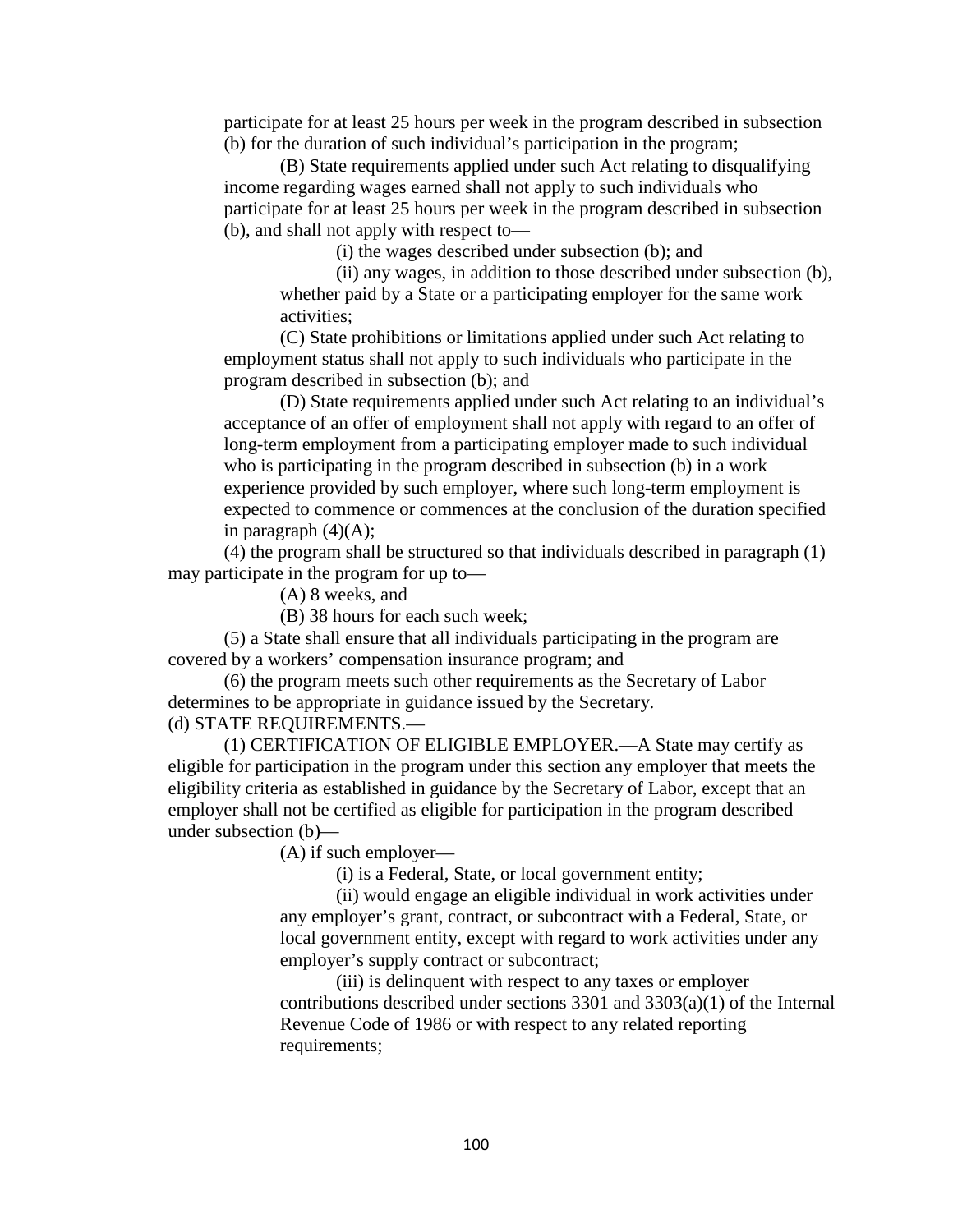participate for at least 25 hours per week in the program described in subsection (b) for the duration of such individual's participation in the program;

(B) State requirements applied under such Act relating to disqualifying income regarding wages earned shall not apply to such individuals who participate for at least 25 hours per week in the program described in subsection (b), and shall not apply with respect to—

(i) the wages described under subsection (b); and

(ii) any wages, in addition to those described under subsection (b), whether paid by a State or a participating employer for the same work activities;

(C) State prohibitions or limitations applied under such Act relating to employment status shall not apply to such individuals who participate in the program described in subsection (b); and

(D) State requirements applied under such Act relating to an individual's acceptance of an offer of employment shall not apply with regard to an offer of long-term employment from a participating employer made to such individual who is participating in the program described in subsection (b) in a work experience provided by such employer, where such long-term employment is expected to commence or commences at the conclusion of the duration specified in paragraph (4)(A);

(4) the program shall be structured so that individuals described in paragraph (1) may participate in the program for up to—

(A) 8 weeks, and

(B) 38 hours for each such week;

(5) a State shall ensure that all individuals participating in the program are covered by a workers' compensation insurance program; and

(6) the program meets such other requirements as the Secretary of Labor determines to be appropriate in guidance issued by the Secretary.

(d) STATE REQUIREMENTS.—

(1) CERTIFICATION OF ELIGIBLE EMPLOYER.—A State may certify as eligible for participation in the program under this section any employer that meets the eligibility criteria as established in guidance by the Secretary of Labor, except that an employer shall not be certified as eligible for participation in the program described under subsection (b)—

(A) if such employer—

(i) is a Federal, State, or local government entity;

(ii) would engage an eligible individual in work activities under any employer's grant, contract, or subcontract with a Federal, State, or local government entity, except with regard to work activities under any employer's supply contract or subcontract;

(iii) is delinquent with respect to any taxes or employer contributions described under sections 3301 and 3303(a)(1) of the Internal Revenue Code of 1986 or with respect to any related reporting requirements;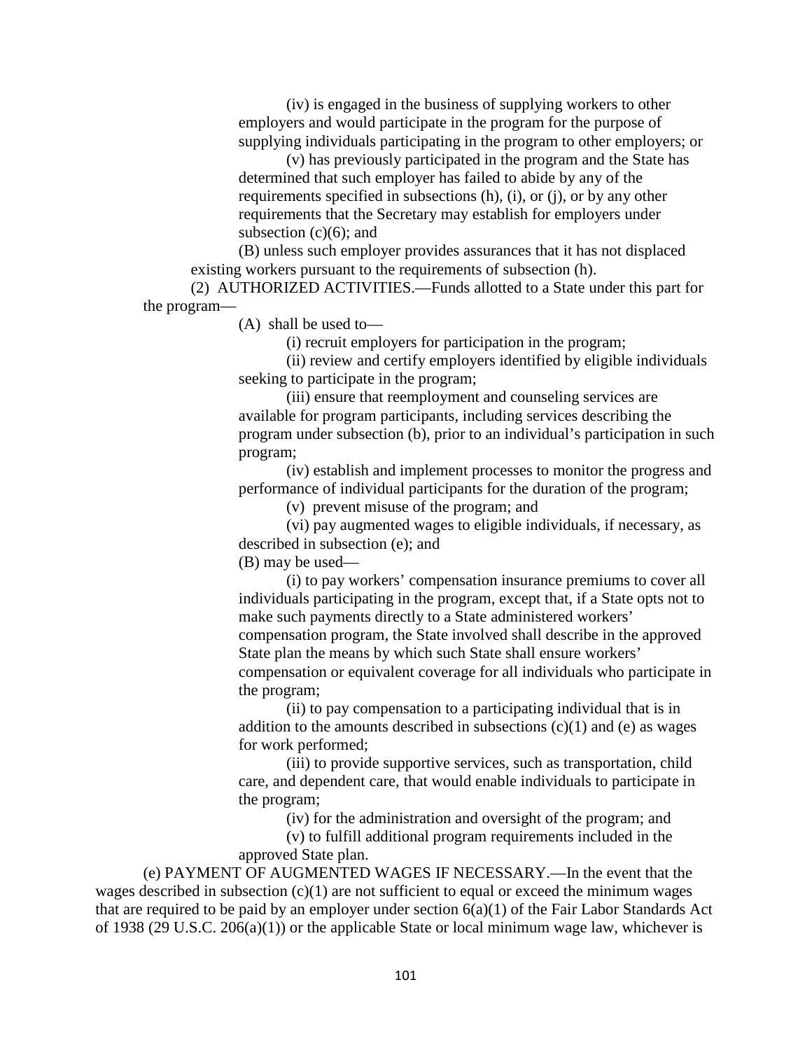(iv) is engaged in the business of supplying workers to other employers and would participate in the program for the purpose of supplying individuals participating in the program to other employers; or

(v) has previously participated in the program and the State has determined that such employer has failed to abide by any of the requirements specified in subsections (h), (i), or (j), or by any other requirements that the Secretary may establish for employers under subsection (c)(6); and

(B) unless such employer provides assurances that it has not displaced existing workers pursuant to the requirements of subsection (h).

(2) AUTHORIZED ACTIVITIES.—Funds allotted to a State under this part for the program—

(A) shall be used to—

(i) recruit employers for participation in the program;

(ii) review and certify employers identified by eligible individuals seeking to participate in the program;

(iii) ensure that reemployment and counseling services are available for program participants, including services describing the program under subsection (b), prior to an individual's participation in such program;

(iv) establish and implement processes to monitor the progress and performance of individual participants for the duration of the program;

(v) prevent misuse of the program; and

(vi) pay augmented wages to eligible individuals, if necessary, as described in subsection (e); and

(B) may be used—

(i) to pay workers' compensation insurance premiums to cover all individuals participating in the program, except that, if a State opts not to make such payments directly to a State administered workers' compensation program, the State involved shall describe in the approved State plan the means by which such State shall ensure workers' compensation or equivalent coverage for all individuals who participate in the program;

(ii) to pay compensation to a participating individual that is in addition to the amounts described in subsections (c)(1) and (e) as wages for work performed;

(iii) to provide supportive services, such as transportation, child care, and dependent care, that would enable individuals to participate in the program;

(iv) for the administration and oversight of the program; and

(v) to fulfill additional program requirements included in the approved State plan.

(e) PAYMENT OF AUGMENTED WAGES IF NECESSARY.—In the event that the wages described in subsection (c)(1) are not sufficient to equal or exceed the minimum wages that are required to be paid by an employer under section 6(a)(1) of the Fair Labor Standards Act of 1938 (29 U.S.C. 206(a)(1)) or the applicable State or local minimum wage law, whichever is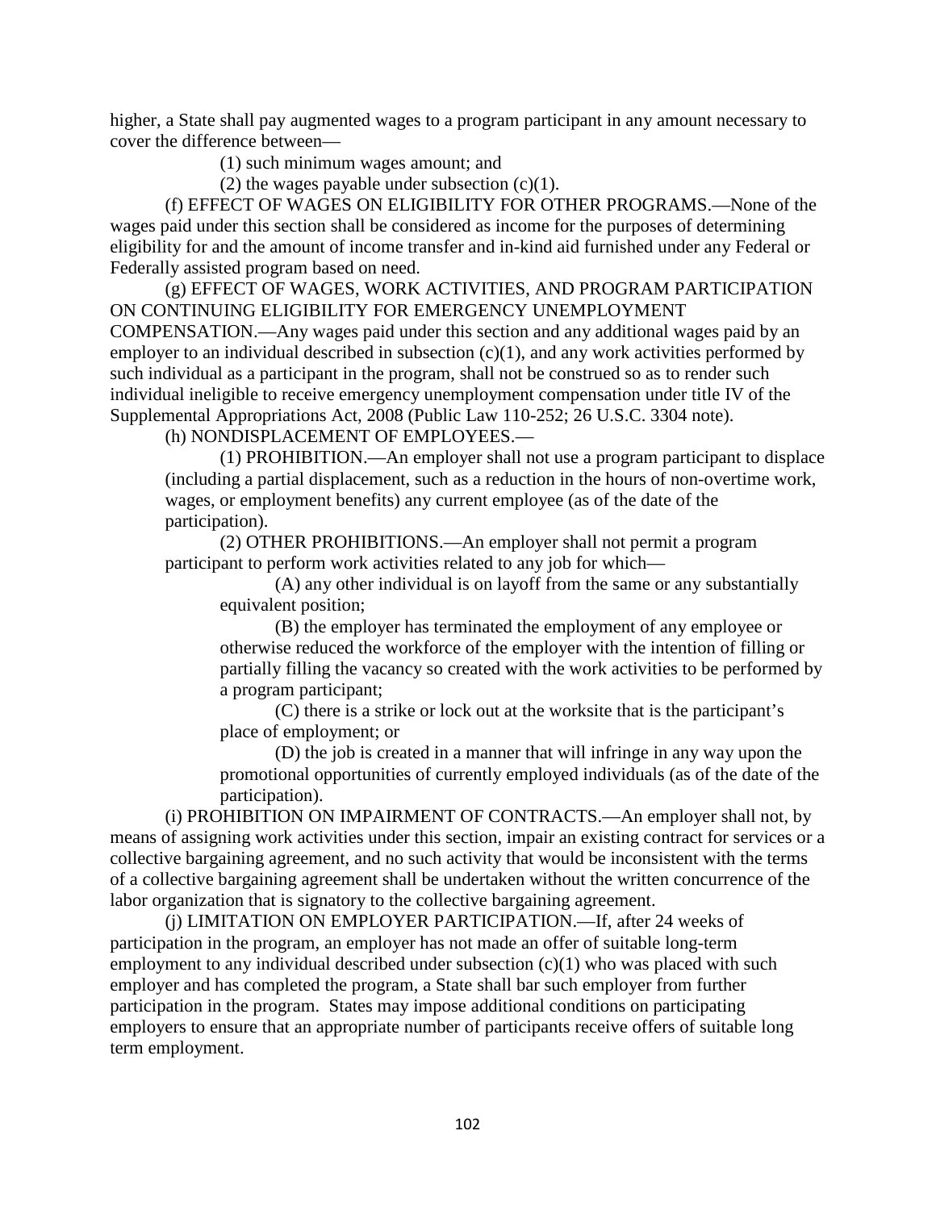higher, a State shall pay augmented wages to a program participant in any amount necessary to cover the difference between—

(1) such minimum wages amount; and

(2) the wages payable under subsection (c)(1).

(f) EFFECT OF WAGES ON ELIGIBILITY FOR OTHER PROGRAMS.—None of the wages paid under this section shall be considered as income for the purposes of determining eligibility for and the amount of income transfer and in-kind aid furnished under any Federal or Federally assisted program based on need.

(g) EFFECT OF WAGES, WORK ACTIVITIES, AND PROGRAM PARTICIPATION ON CONTINUING ELIGIBILITY FOR EMERGENCY UNEMPLOYMENT COMPENSATION.—Any wages paid under this section and any additional wages paid by an employer to an individual described in subsection (c)(1), and any work activities performed by such individual as a participant in the program, shall not be construed so as to render such individual ineligible to receive emergency unemployment compensation under title IV of the Supplemental Appropriations Act, 2008 (Public Law 110-252; 26 U.S.C. 3304 note).

(h) NONDISPLACEMENT OF EMPLOYEES.—

(1) PROHIBITION.—An employer shall not use a program participant to displace (including a partial displacement, such as a reduction in the hours of non-overtime work, wages, or employment benefits) any current employee (as of the date of the participation).

(2) OTHER PROHIBITIONS.—An employer shall not permit a program participant to perform work activities related to any job for which—

(A) any other individual is on layoff from the same or any substantially equivalent position;

(B) the employer has terminated the employment of any employee or otherwise reduced the workforce of the employer with the intention of filling or partially filling the vacancy so created with the work activities to be performed by a program participant;

(C) there is a strike or lock out at the worksite that is the participant's place of employment; or

(D) the job is created in a manner that will infringe in any way upon the promotional opportunities of currently employed individuals (as of the date of the participation).

(i) PROHIBITION ON IMPAIRMENT OF CONTRACTS.—An employer shall not, by means of assigning work activities under this section, impair an existing contract for services or a collective bargaining agreement, and no such activity that would be inconsistent with the terms of a collective bargaining agreement shall be undertaken without the written concurrence of the labor organization that is signatory to the collective bargaining agreement.

(j) LIMITATION ON EMPLOYER PARTICIPATION.—If, after 24 weeks of participation in the program, an employer has not made an offer of suitable long-term employment to any individual described under subsection (c)(1) who was placed with such employer and has completed the program, a State shall bar such employer from further participation in the program. States may impose additional conditions on participating employers to ensure that an appropriate number of participants receive offers of suitable long term employment.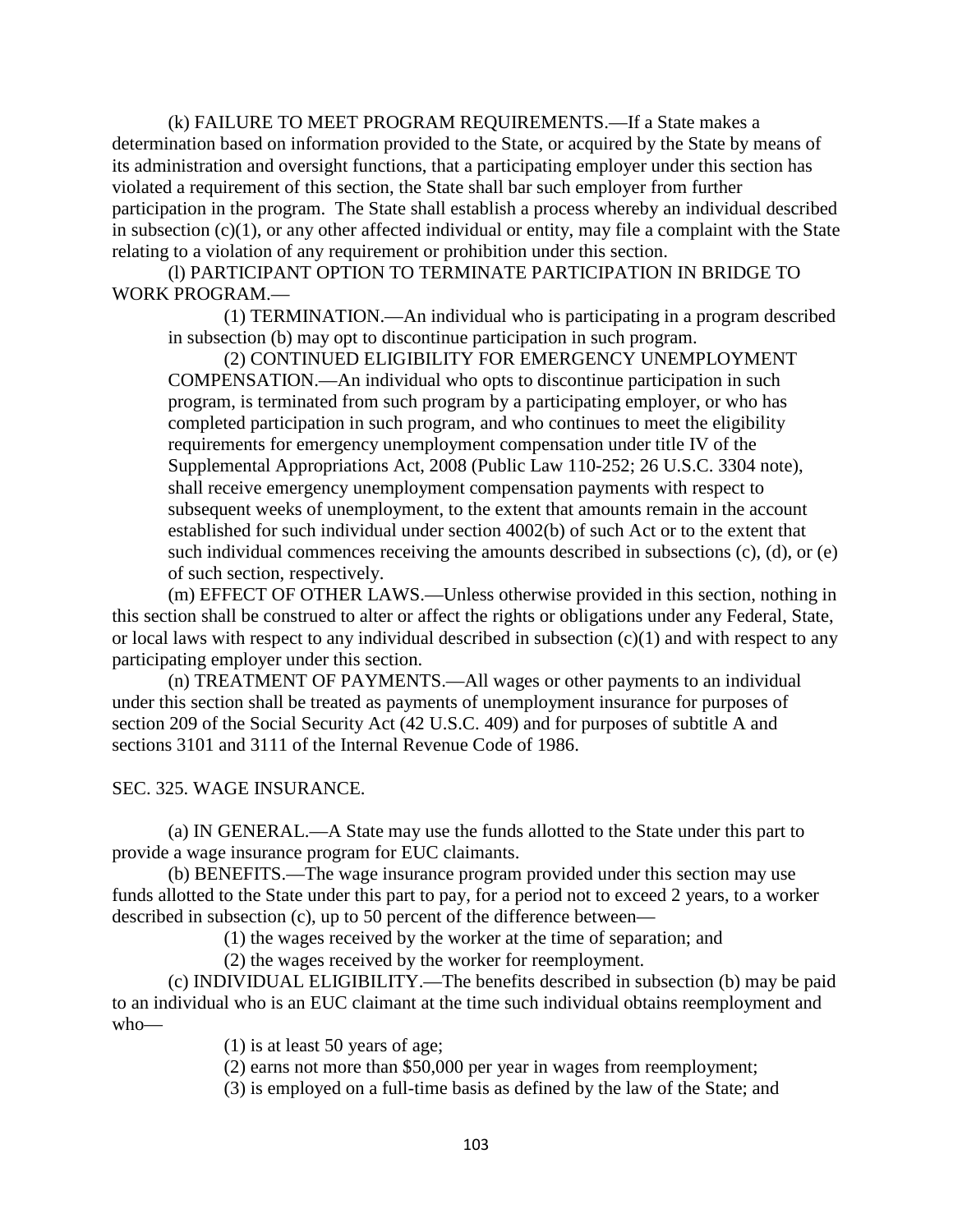(k) FAILURE TO MEET PROGRAM REQUIREMENTS.—If a State makes a determination based on information provided to the State, or acquired by the State by means of its administration and oversight functions, that a participating employer under this section has violated a requirement of this section, the State shall bar such employer from further participation in the program. The State shall establish a process whereby an individual described in subsection (c)(1), or any other affected individual or entity, may file a complaint with the State relating to a violation of any requirement or prohibition under this section.

(l) PARTICIPANT OPTION TO TERMINATE PARTICIPATION IN BRIDGE TO WORK PROGRAM.—

(1) TERMINATION.—An individual who is participating in a program described in subsection (b) may opt to discontinue participation in such program.

(2) CONTINUED ELIGIBILITY FOR EMERGENCY UNEMPLOYMENT COMPENSATION.—An individual who opts to discontinue participation in such program, is terminated from such program by a participating employer, or who has completed participation in such program, and who continues to meet the eligibility requirements for emergency unemployment compensation under title IV of the Supplemental Appropriations Act, 2008 (Public Law 110-252; 26 U.S.C. 3304 note), shall receive emergency unemployment compensation payments with respect to subsequent weeks of unemployment, to the extent that amounts remain in the account established for such individual under section 4002(b) of such Act or to the extent that such individual commences receiving the amounts described in subsections (c), (d), or (e) of such section, respectively.

(m) EFFECT OF OTHER LAWS.—Unless otherwise provided in this section, nothing in this section shall be construed to alter or affect the rights or obligations under any Federal, State, or local laws with respect to any individual described in subsection (c)(1) and with respect to any participating employer under this section.

(n) TREATMENT OF PAYMENTS.—All wages or other payments to an individual under this section shall be treated as payments of unemployment insurance for purposes of section 209 of the Social Security Act (42 U.S.C. 409) and for purposes of subtitle A and sections 3101 and 3111 of the Internal Revenue Code of 1986.

SEC. 325. WAGE INSURANCE.

(a) IN GENERAL.—A State may use the funds allotted to the State under this part to provide a wage insurance program for EUC claimants.

(b) BENEFITS.—The wage insurance program provided under this section may use funds allotted to the State under this part to pay, for a period not to exceed 2 years, to a worker described in subsection (c), up to 50 percent of the difference between—

(1) the wages received by the worker at the time of separation; and

(2) the wages received by the worker for reemployment.

(c) INDIVIDUAL ELIGIBILITY.—The benefits described in subsection (b) may be paid to an individual who is an EUC claimant at the time such individual obtains reemployment and who—

(1) is at least 50 years of age;

(2) earns not more than $50,000 per year in wages from reemployment;

(3) is employed on a full-time basis as defined by the law of the State; and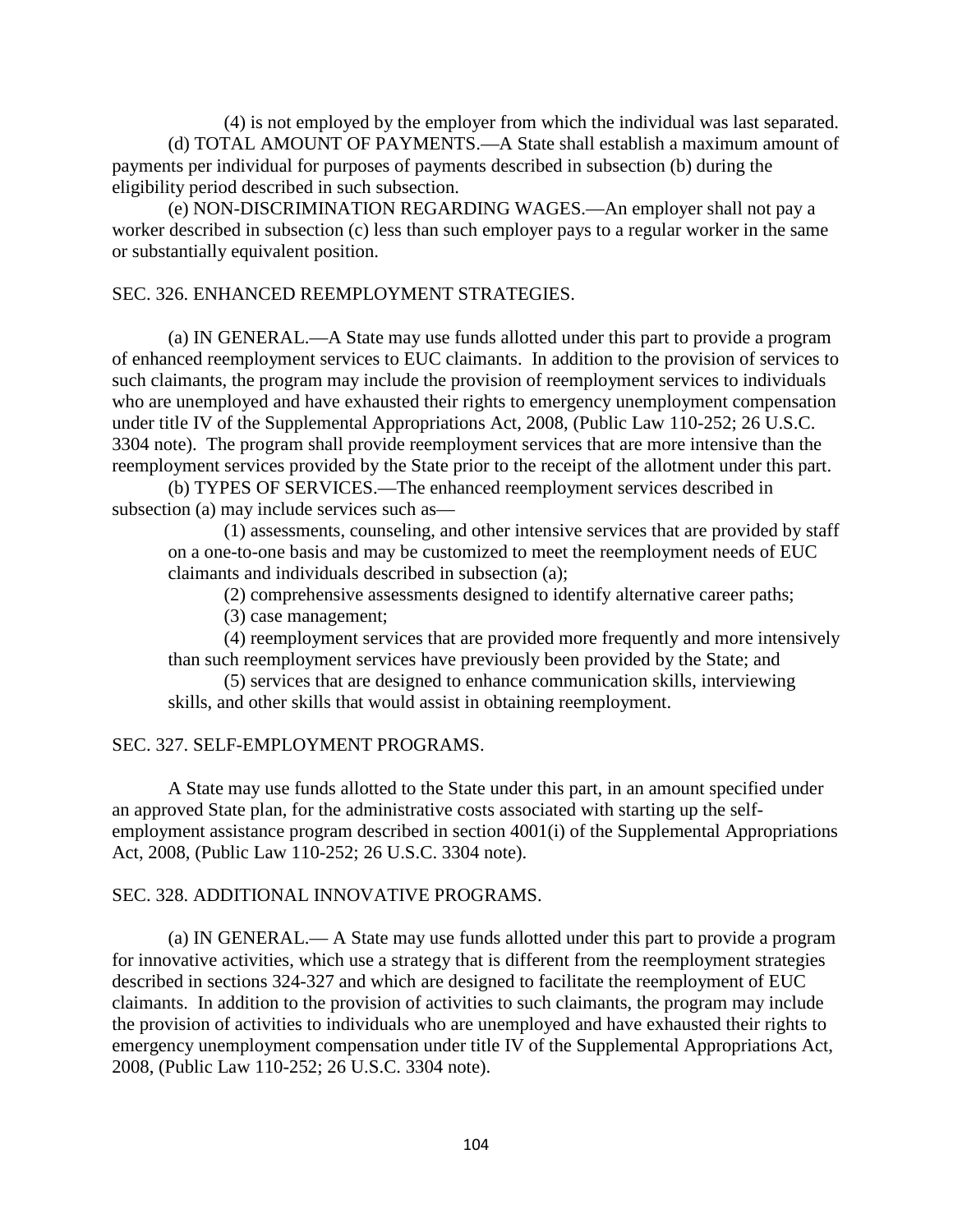(4) is not employed by the employer from which the individual was last separated.

(d) TOTAL AMOUNT OF PAYMENTS.—A State shall establish a maximum amount of payments per individual for purposes of payments described in subsection (b) during the eligibility period described in such subsection.

(e) NON-DISCRIMINATION REGARDING WAGES.—An employer shall not pay a worker described in subsection (c) less than such employer pays to a regular worker in the same or substantially equivalent position.

## SEC. 326. ENHANCED REEMPLOYMENT STRATEGIES.

(a) IN GENERAL.—A State may use funds allotted under this part to provide a program of enhanced reemployment services to EUC claimants. In addition to the provision of services to such claimants, the program may include the provision of reemployment services to individuals who are unemployed and have exhausted their rights to emergency unemployment compensation under title IV of the Supplemental Appropriations Act, 2008, (Public Law 110-252; 26 U.S.C. 3304 note). The program shall provide reemployment services that are more intensive than the reemployment services provided by the State prior to the receipt of the allotment under this part.

(b) TYPES OF SERVICES.—The enhanced reemployment services described in subsection (a) may include services such as—

(1) assessments, counseling, and other intensive services that are provided by staff on a one-to-one basis and may be customized to meet the reemployment needs of EUC claimants and individuals described in subsection (a);

(2) comprehensive assessments designed to identify alternative career paths;

(3) case management;

(4) reemployment services that are provided more frequently and more intensively than such reemployment services have previously been provided by the State; and

(5) services that are designed to enhance communication skills, interviewing skills, and other skills that would assist in obtaining reemployment.

## SEC. 327. SELF-EMPLOYMENT PROGRAMS.

A State may use funds allotted to the State under this part, in an amount specified under an approved State plan, for the administrative costs associated with starting up the self-employment assistance program described in section 4001(i) of the Supplemental Appropriations Act, 2008, (Public Law 110-252; 26 U.S.C. 3304 note).

## SEC. 328. ADDITIONAL INNOVATIVE PROGRAMS.

(a) IN GENERAL.— A State may use funds allotted under this part to provide a program for innovative activities, which use a strategy that is different from the reemployment strategies described in sections 324-327 and which are designed to facilitate the reemployment of EUC claimants. In addition to the provision of activities to such claimants, the program may include the provision of activities to individuals who are unemployed and have exhausted their rights to emergency unemployment compensation under title IV of the Supplemental Appropriations Act, 2008, (Public Law 110-252; 26 U.S.C. 3304 note).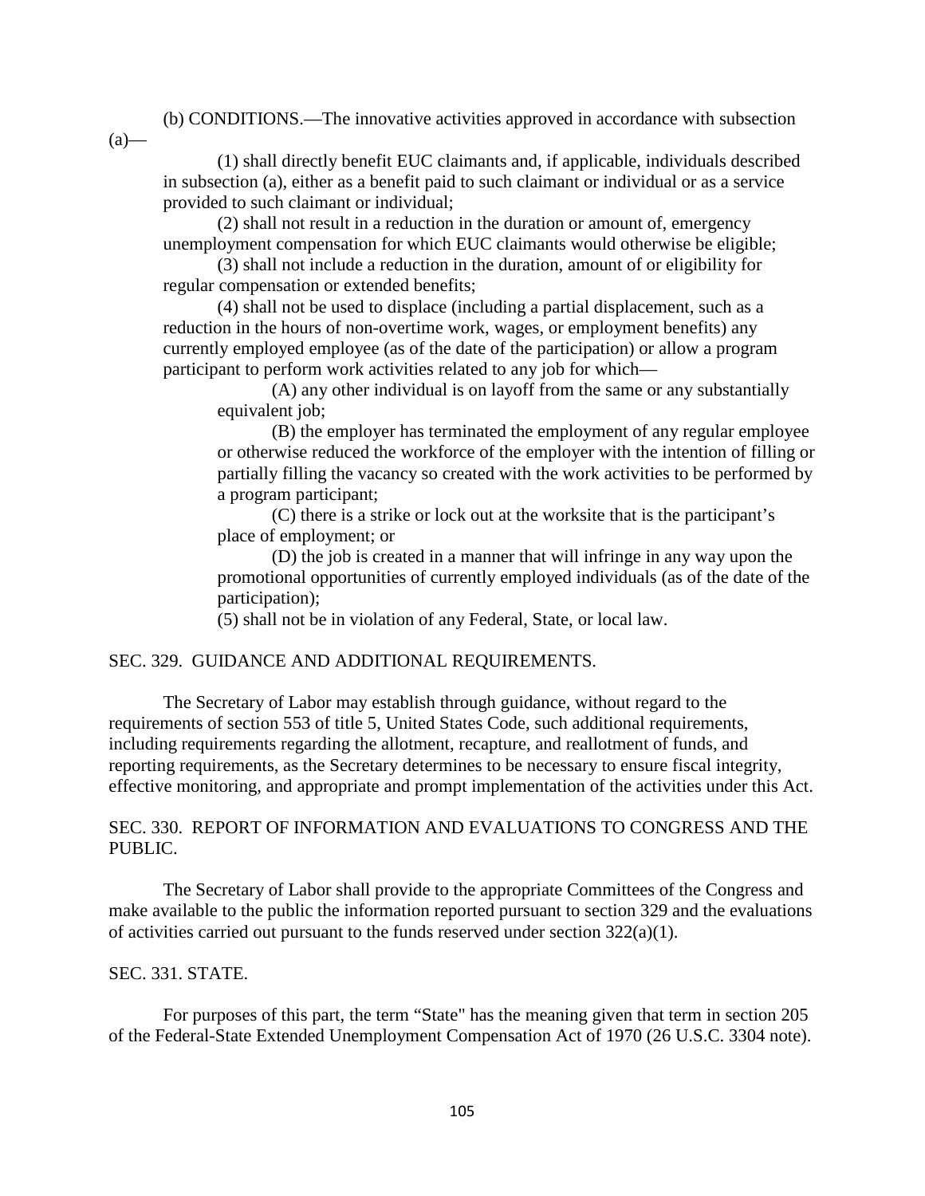(b) CONDITIONS.—The innovative activities approved in accordance with subsection (a)—

(1) shall directly benefit EUC claimants and, if applicable, individuals described in subsection (a), either as a benefit paid to such claimant or individual or as a service provided to such claimant or individual;

(2) shall not result in a reduction in the duration or amount of, emergency unemployment compensation for which EUC claimants would otherwise be eligible;

(3) shall not include a reduction in the duration, amount of or eligibility for regular compensation or extended benefits;

(4) shall not be used to displace (including a partial displacement, such as a reduction in the hours of non-overtime work, wages, or employment benefits) any currently employed employee (as of the date of the participation) or allow a program participant to perform work activities related to any job for which—

(A) any other individual is on layoff from the same or any substantially equivalent job;

(B) the employer has terminated the employment of any regular employee or otherwise reduced the workforce of the employer with the intention of filling or partially filling the vacancy so created with the work activities to be performed by a program participant;

(C) there is a strike or lock out at the worksite that is the participant's place of employment; or

(D) the job is created in a manner that will infringe in any way upon the promotional opportunities of currently employed individuals (as of the date of the participation);

(5) shall not be in violation of any Federal, State, or local law.

SEC. 329. GUIDANCE AND ADDITIONAL REQUIREMENTS.

The Secretary of Labor may establish through guidance, without regard to the requirements of section 553 of title 5, United States Code, such additional requirements, including requirements regarding the allotment, recapture, and reallotment of funds, and reporting requirements, as the Secretary determines to be necessary to ensure fiscal integrity, effective monitoring, and appropriate and prompt implementation of the activities under this Act.

SEC. 330. REPORT OF INFORMATION AND EVALUATIONS TO CONGRESS AND THE PUBLIC.

The Secretary of Labor shall provide to the appropriate Committees of the Congress and make available to the public the information reported pursuant to section 329 and the evaluations of activities carried out pursuant to the funds reserved under section 322(a)(1).

SEC. 331. STATE.

For purposes of this part, the term "State" has the meaning given that term in section 205 of the Federal-State Extended Unemployment Compensation Act of 1970 (26 U.S.C. 3304 note).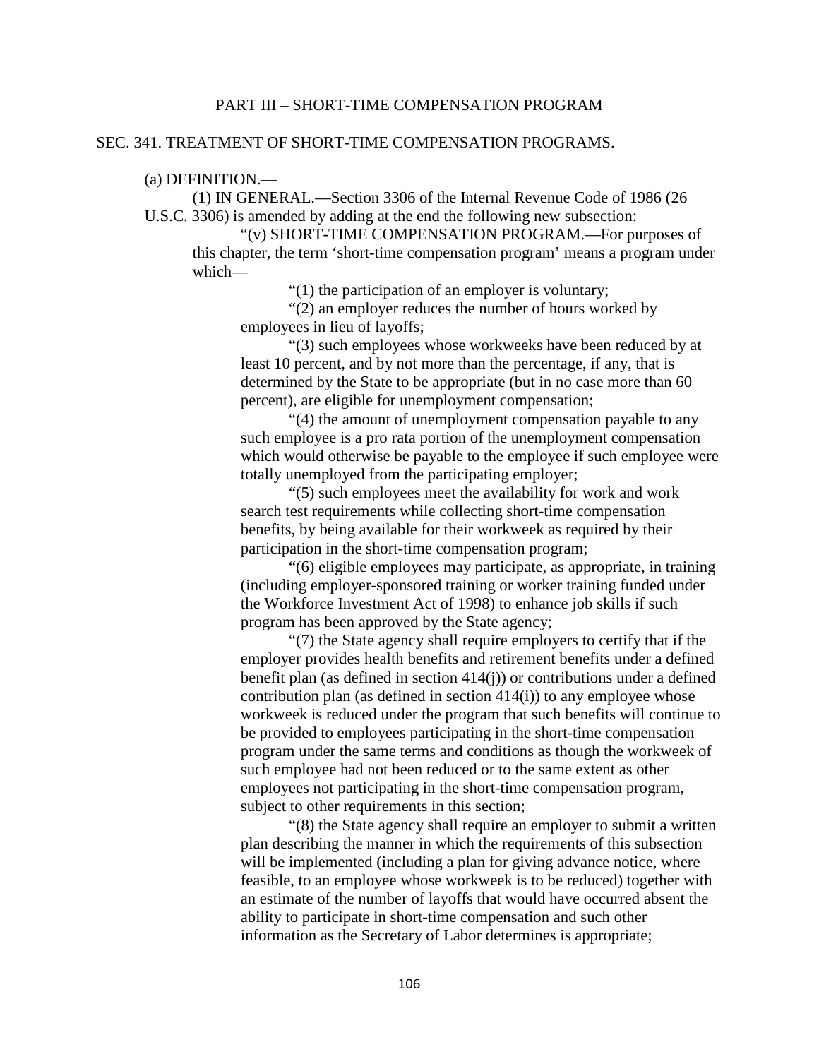PART III – SHORT-TIME COMPENSATION PROGRAM

SEC. 341. TREATMENT OF SHORT-TIME COMPENSATION PROGRAMS.

(a) DEFINITION.—

(1) IN GENERAL.—Section 3306 of the Internal Revenue Code of 1986 (26 U.S.C. 3306) is amended by adding at the end the following new subsection:

"(v) SHORT-TIME COMPENSATION PROGRAM.—For purposes of this chapter, the term 'short-time compensation program' means a program under which—

"(1) the participation of an employer is voluntary;

"(2) an employer reduces the number of hours worked by employees in lieu of layoffs;

"(3) such employees whose workweeks have been reduced by at least 10 percent, and by not more than the percentage, if any, that is determined by the State to be appropriate (but in no case more than 60 percent), are eligible for unemployment compensation;

"(4) the amount of unemployment compensation payable to any such employee is a pro rata portion of the unemployment compensation which would otherwise be payable to the employee if such employee were totally unemployed from the participating employer;

"(5) such employees meet the availability for work and work search test requirements while collecting short-time compensation benefits, by being available for their workweek as required by their participation in the short-time compensation program;

"(6) eligible employees may participate, as appropriate, in training (including employer-sponsored training or worker training funded under the Workforce Investment Act of 1998) to enhance job skills if such program has been approved by the State agency;

"(7) the State agency shall require employers to certify that if the employer provides health benefits and retirement benefits under a defined benefit plan (as defined in section 414(j)) or contributions under a defined contribution plan (as defined in section 414(i)) to any employee whose workweek is reduced under the program that such benefits will continue to be provided to employees participating in the short-time compensation program under the same terms and conditions as though the workweek of such employee had not been reduced or to the same extent as other employees not participating in the short-time compensation program, subject to other requirements in this section;

"(8) the State agency shall require an employer to submit a written plan describing the manner in which the requirements of this subsection will be implemented (including a plan for giving advance notice, where feasible, to an employee whose workweek is to be reduced) together with an estimate of the number of layoffs that would have occurred absent the ability to participate in short-time compensation and such other information as the Secretary of Labor determines is appropriate;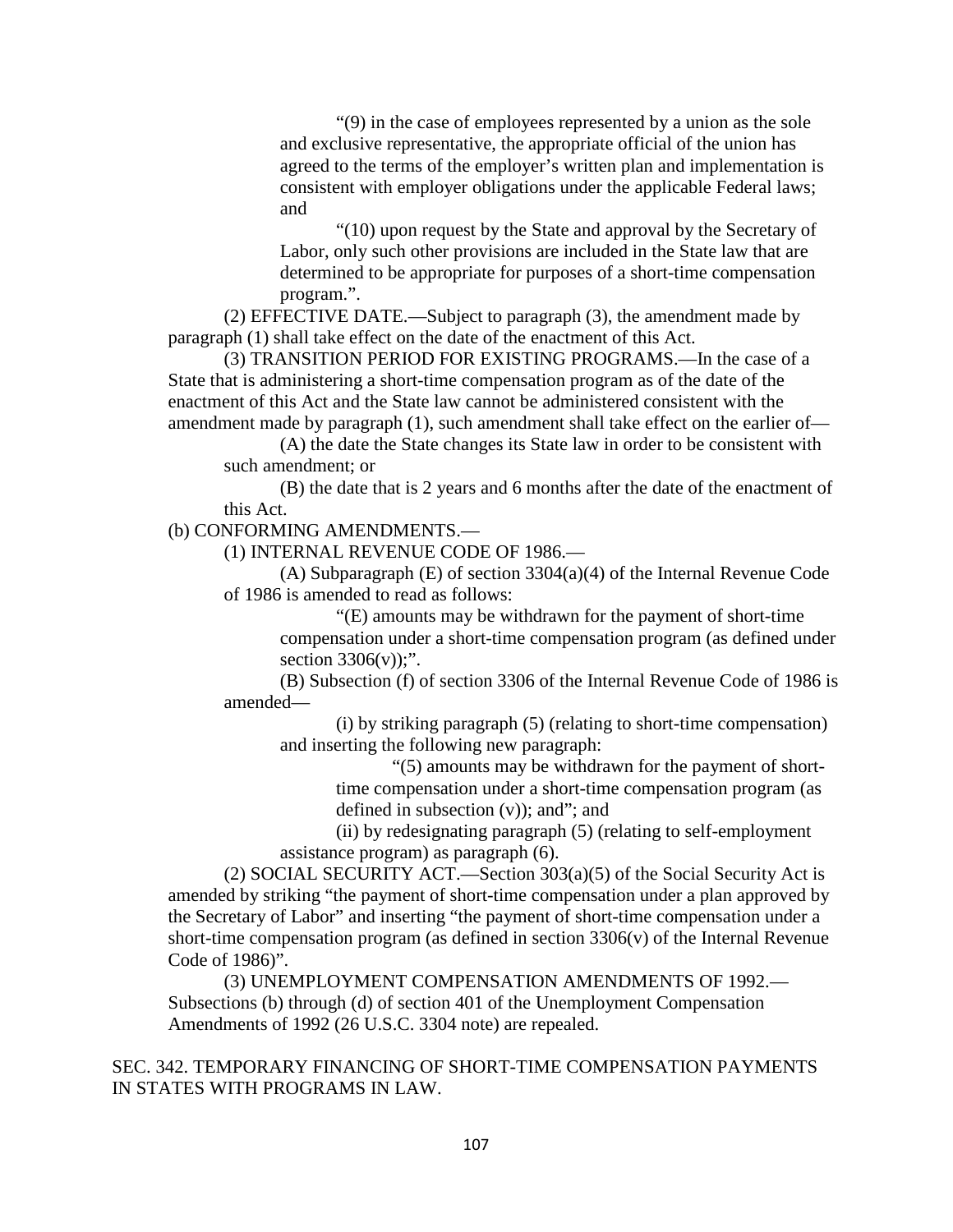"(9) in the case of employees represented by a union as the sole and exclusive representative, the appropriate official of the union has agreed to the terms of the employer's written plan and implementation is consistent with employer obligations under the applicable Federal laws; and

"(10) upon request by the State and approval by the Secretary of Labor, only such other provisions are included in the State law that are determined to be appropriate for purposes of a short-time compensation program.".

(2) EFFECTIVE DATE.—Subject to paragraph (3), the amendment made by paragraph (1) shall take effect on the date of the enactment of this Act.

(3) TRANSITION PERIOD FOR EXISTING PROGRAMS.—In the case of a State that is administering a short-time compensation program as of the date of the enactment of this Act and the State law cannot be administered consistent with the amendment made by paragraph (1), such amendment shall take effect on the earlier of—

(A) the date the State changes its State law in order to be consistent with such amendment; or

(B) the date that is 2 years and 6 months after the date of the enactment of this Act.

(b) CONFORMING AMENDMENTS.—

(1) INTERNAL REVENUE CODE OF 1986.—

(A) Subparagraph (E) of section 3304(a)(4) of the Internal Revenue Code of 1986 is amended to read as follows:

"(E) amounts may be withdrawn for the payment of short-time compensation under a short-time compensation program (as defined under section 3306(v));".

(B) Subsection (f) of section 3306 of the Internal Revenue Code of 1986 is amended—

(i) by striking paragraph (5) (relating to short-time compensation) and inserting the following new paragraph:

"(5) amounts may be withdrawn for the payment of short-time compensation under a short-time compensation program (as defined in subsection (v)); and"; and

(ii) by redesignating paragraph (5) (relating to self-employment assistance program) as paragraph (6).

(2) SOCIAL SECURITY ACT.—Section 303(a)(5) of the Social Security Act is amended by striking "the payment of short-time compensation under a plan approved by the Secretary of Labor" and inserting "the payment of short-time compensation under a short-time compensation program (as defined in section 3306(v) of the Internal Revenue Code of 1986)".

(3) UNEMPLOYMENT COMPENSATION AMENDMENTS OF 1992.—Subsections (b) through (d) of section 401 of the Unemployment Compensation Amendments of 1992 (26 U.S.C. 3304 note) are repealed.

SEC. 342. TEMPORARY FINANCING OF SHORT-TIME COMPENSATION PAYMENTS IN STATES WITH PROGRAMS IN LAW.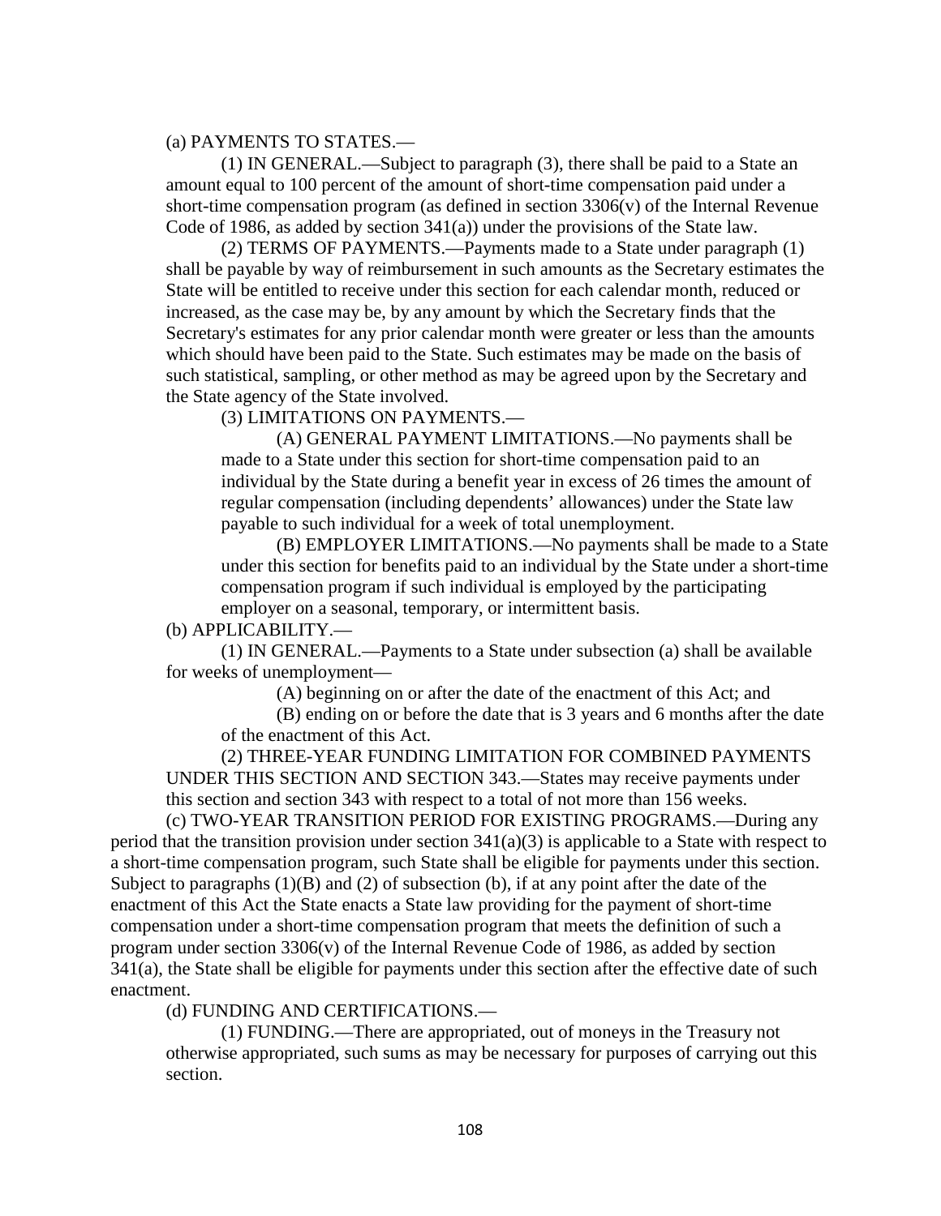(a) PAYMENTS TO STATES.—

(1) IN GENERAL.—Subject to paragraph (3), there shall be paid to a State an amount equal to 100 percent of the amount of short-time compensation paid under a short-time compensation program (as defined in section 3306(v) of the Internal Revenue Code of 1986, as added by section 341(a)) under the provisions of the State law.

(2) TERMS OF PAYMENTS.—Payments made to a State under paragraph (1) shall be payable by way of reimbursement in such amounts as the Secretary estimates the State will be entitled to receive under this section for each calendar month, reduced or increased, as the case may be, by any amount by which the Secretary finds that the Secretary's estimates for any prior calendar month were greater or less than the amounts which should have been paid to the State. Such estimates may be made on the basis of such statistical, sampling, or other method as may be agreed upon by the Secretary and the State agency of the State involved.

(3) LIMITATIONS ON PAYMENTS.—

(A) GENERAL PAYMENT LIMITATIONS.—No payments shall be made to a State under this section for short-time compensation paid to an individual by the State during a benefit year in excess of 26 times the amount of regular compensation (including dependents' allowances) under the State law payable to such individual for a week of total unemployment.

(B) EMPLOYER LIMITATIONS.—No payments shall be made to a State under this section for benefits paid to an individual by the State under a short-time compensation program if such individual is employed by the participating employer on a seasonal, temporary, or intermittent basis.

(b) APPLICABILITY.—

(1) IN GENERAL.—Payments to a State under subsection (a) shall be available for weeks of unemployment—

(A) beginning on or after the date of the enactment of this Act; and

(B) ending on or before the date that is 3 years and 6 months after the date of the enactment of this Act.

(2) THREE-YEAR FUNDING LIMITATION FOR COMBINED PAYMENTS UNDER THIS SECTION AND SECTION 343.—States may receive payments under this section and section 343 with respect to a total of not more than 156 weeks.

(c) TWO-YEAR TRANSITION PERIOD FOR EXISTING PROGRAMS.—During any period that the transition provision under section 341(a)(3) is applicable to a State with respect to a short-time compensation program, such State shall be eligible for payments under this section. Subject to paragraphs (1)(B) and (2) of subsection (b), if at any point after the date of the enactment of this Act the State enacts a State law providing for the payment of short-time compensation under a short-time compensation program that meets the definition of such a program under section 3306(v) of the Internal Revenue Code of 1986, as added by section 341(a), the State shall be eligible for payments under this section after the effective date of such enactment.

(d) FUNDING AND CERTIFICATIONS.—

(1) FUNDING.—There are appropriated, out of moneys in the Treasury not otherwise appropriated, such sums as may be necessary for purposes of carrying out this section.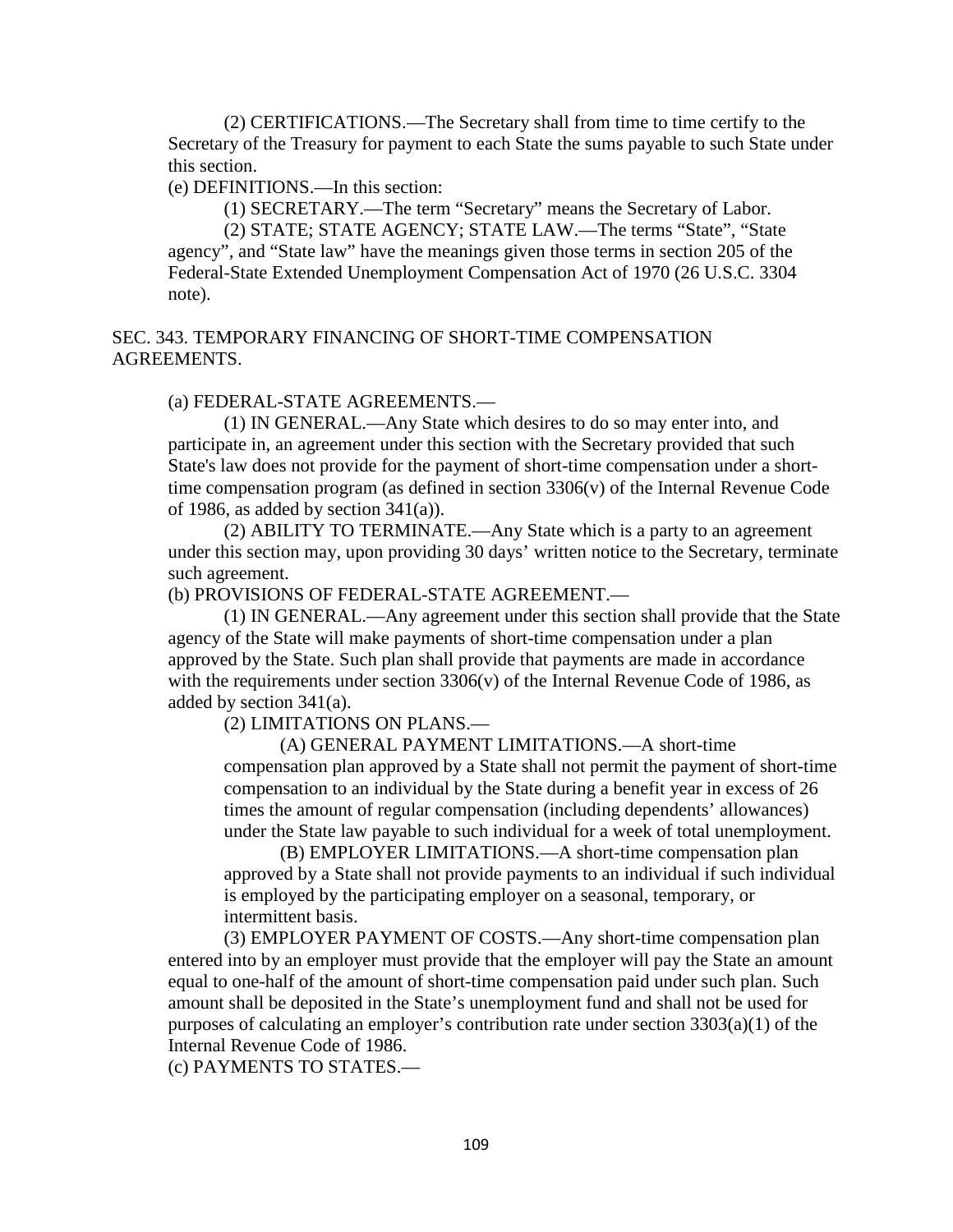(2) CERTIFICATIONS.—The Secretary shall from time to time certify to the Secretary of the Treasury for payment to each State the sums payable to such State under this section.

(e) DEFINITIONS.—In this section:

(1) SECRETARY.—The term "Secretary" means the Secretary of Labor.

(2) STATE; STATE AGENCY; STATE LAW.—The terms "State", "State agency", and "State law" have the meanings given those terms in section 205 of the Federal-State Extended Unemployment Compensation Act of 1970 (26 U.S.C. 3304 note).

SEC. 343. TEMPORARY FINANCING OF SHORT-TIME COMPENSATION AGREEMENTS.

(a) FEDERAL-STATE AGREEMENTS.—

(1) IN GENERAL.—Any State which desires to do so may enter into, and participate in, an agreement under this section with the Secretary provided that such State's law does not provide for the payment of short-time compensation under a short-time compensation program (as defined in section 3306(v) of the Internal Revenue Code of 1986, as added by section 341(a)).

(2) ABILITY TO TERMINATE.—Any State which is a party to an agreement under this section may, upon providing 30 days' written notice to the Secretary, terminate such agreement.

(b) PROVISIONS OF FEDERAL-STATE AGREEMENT.—

(1) IN GENERAL.—Any agreement under this section shall provide that the State agency of the State will make payments of short-time compensation under a plan approved by the State. Such plan shall provide that payments are made in accordance with the requirements under section 3306(v) of the Internal Revenue Code of 1986, as added by section 341(a).

(2) LIMITATIONS ON PLANS.—

(A) GENERAL PAYMENT LIMITATIONS.—A short-time compensation plan approved by a State shall not permit the payment of short-time compensation to an individual by the State during a benefit year in excess of 26 times the amount of regular compensation (including dependents' allowances) under the State law payable to such individual for a week of total unemployment.

(B) EMPLOYER LIMITATIONS.—A short-time compensation plan approved by a State shall not provide payments to an individual if such individual is employed by the participating employer on a seasonal, temporary, or intermittent basis.

(3) EMPLOYER PAYMENT OF COSTS.—Any short-time compensation plan entered into by an employer must provide that the employer will pay the State an amount equal to one-half of the amount of short-time compensation paid under such plan. Such amount shall be deposited in the State's unemployment fund and shall not be used for purposes of calculating an employer's contribution rate under section 3303(a)(1) of the Internal Revenue Code of 1986.

(c) PAYMENTS TO STATES.—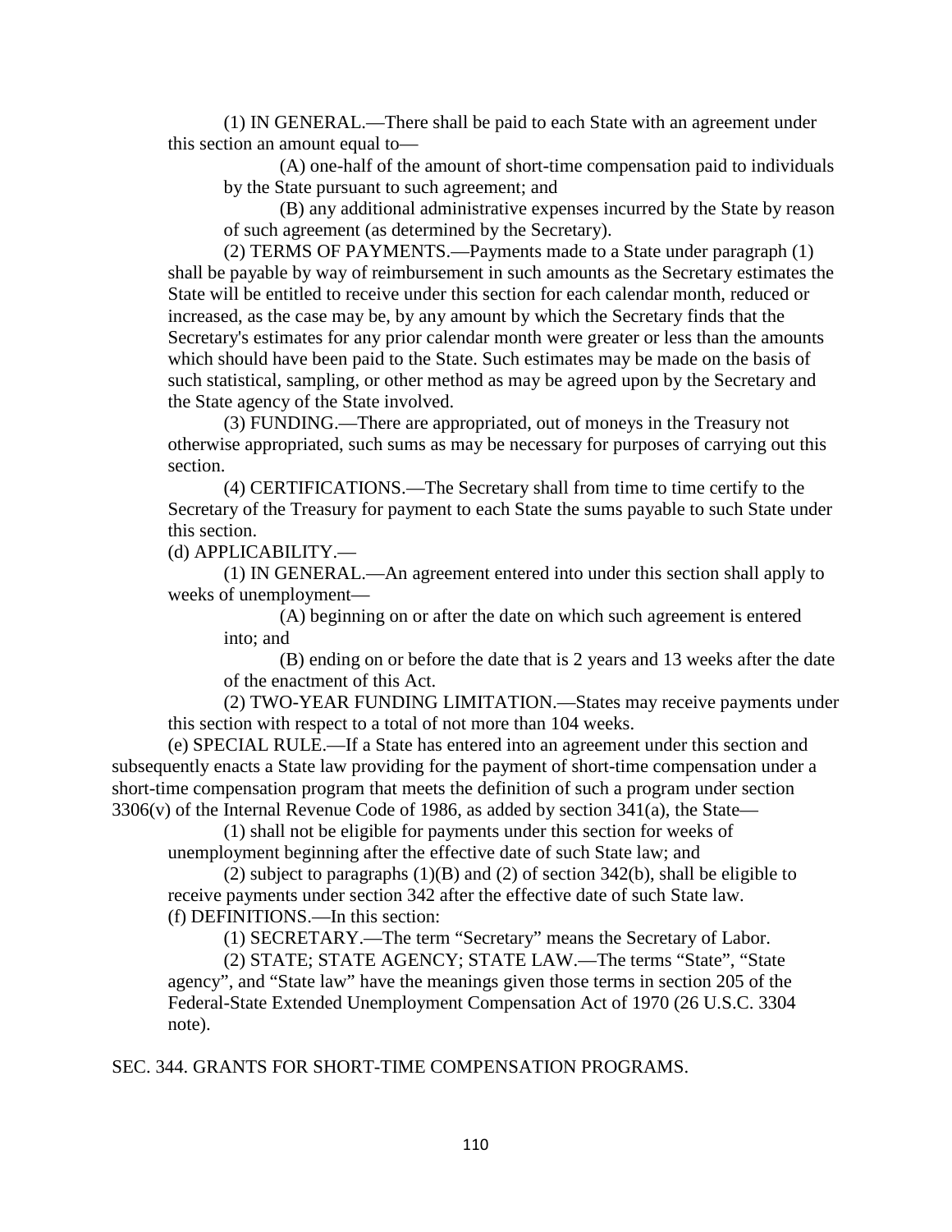(1) IN GENERAL.—There shall be paid to each State with an agreement under this section an amount equal to—

(A) one-half of the amount of short-time compensation paid to individuals by the State pursuant to such agreement; and

(B) any additional administrative expenses incurred by the State by reason of such agreement (as determined by the Secretary).

(2) TERMS OF PAYMENTS.—Payments made to a State under paragraph (1) shall be payable by way of reimbursement in such amounts as the Secretary estimates the State will be entitled to receive under this section for each calendar month, reduced or increased, as the case may be, by any amount by which the Secretary finds that the Secretary's estimates for any prior calendar month were greater or less than the amounts which should have been paid to the State. Such estimates may be made on the basis of such statistical, sampling, or other method as may be agreed upon by the Secretary and the State agency of the State involved.

(3) FUNDING.—There are appropriated, out of moneys in the Treasury not otherwise appropriated, such sums as may be necessary for purposes of carrying out this section.

(4) CERTIFICATIONS.—The Secretary shall from time to time certify to the Secretary of the Treasury for payment to each State the sums payable to such State under this section.

(d) APPLICABILITY.—

(1) IN GENERAL.—An agreement entered into under this section shall apply to weeks of unemployment—

(A) beginning on or after the date on which such agreement is entered into; and

(B) ending on or before the date that is 2 years and 13 weeks after the date of the enactment of this Act.

(2) TWO-YEAR FUNDING LIMITATION.—States may receive payments under this section with respect to a total of not more than 104 weeks.

(e) SPECIAL RULE.—If a State has entered into an agreement under this section and subsequently enacts a State law providing for the payment of short-time compensation under a short-time compensation program that meets the definition of such a program under section 3306(v) of the Internal Revenue Code of 1986, as added by section 341(a), the State—

(1) shall not be eligible for payments under this section for weeks of unemployment beginning after the effective date of such State law; and

(2) subject to paragraphs (1)(B) and (2) of section 342(b), shall be eligible to receive payments under section 342 after the effective date of such State law.

(f) DEFINITIONS.—In this section:

(1) SECRETARY.—The term "Secretary" means the Secretary of Labor.

(2) STATE; STATE AGENCY; STATE LAW.—The terms "State", "State agency", and "State law" have the meanings given those terms in section 205 of the Federal-State Extended Unemployment Compensation Act of 1970 (26 U.S.C. 3304 note).

SEC. 344. GRANTS FOR SHORT-TIME COMPENSATION PROGRAMS.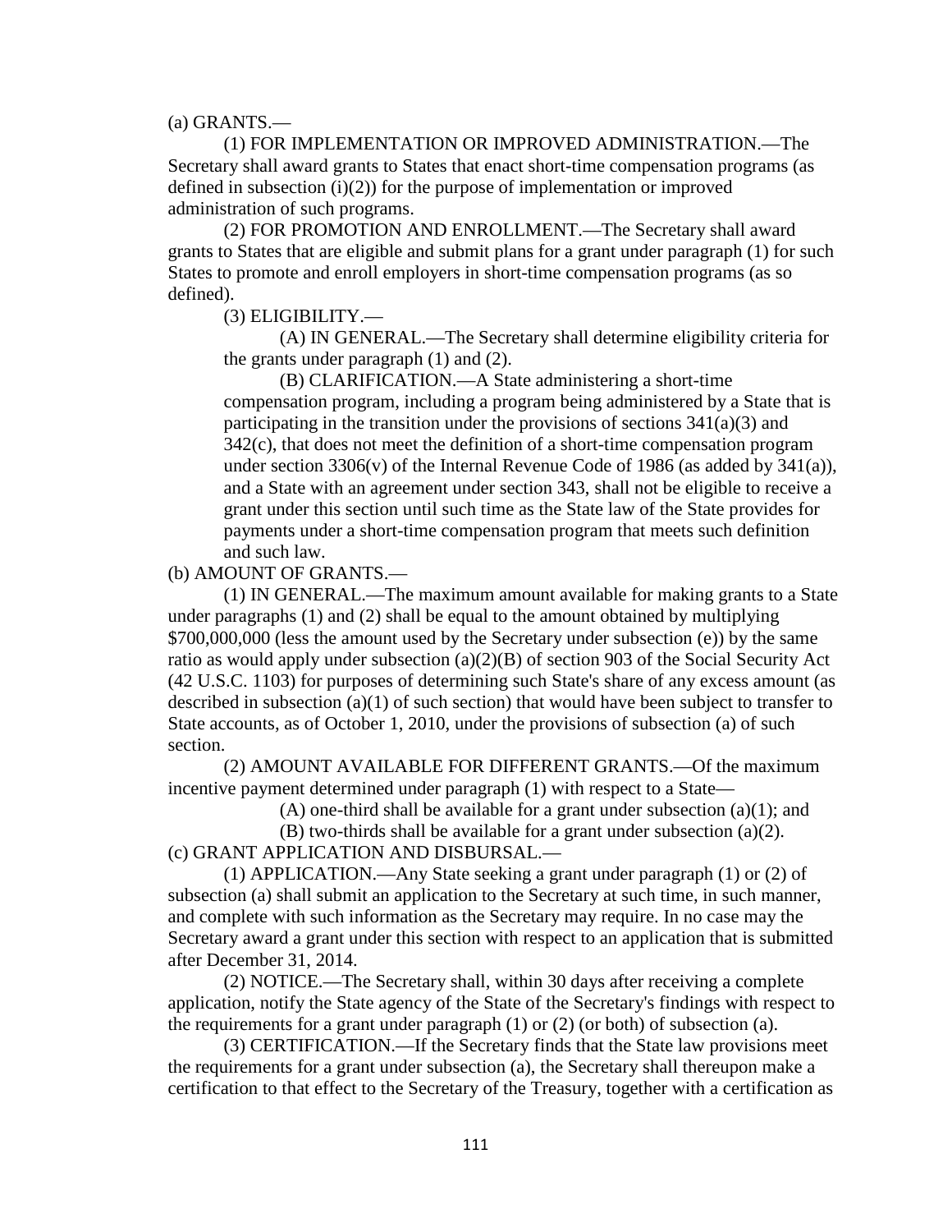(a) GRANTS.—

(1) FOR IMPLEMENTATION OR IMPROVED ADMINISTRATION.—The Secretary shall award grants to States that enact short-time compensation programs (as defined in subsection (i)(2)) for the purpose of implementation or improved administration of such programs.

(2) FOR PROMOTION AND ENROLLMENT.—The Secretary shall award grants to States that are eligible and submit plans for a grant under paragraph (1) for such States to promote and enroll employers in short-time compensation programs (as so defined).

(3) ELIGIBILITY.—

(A) IN GENERAL.—The Secretary shall determine eligibility criteria for the grants under paragraph (1) and (2).

(B) CLARIFICATION.—A State administering a short-time compensation program, including a program being administered by a State that is participating in the transition under the provisions of sections 341(a)(3) and 342(c), that does not meet the definition of a short-time compensation program under section 3306(v) of the Internal Revenue Code of 1986 (as added by 341(a)), and a State with an agreement under section 343, shall not be eligible to receive a grant under this section until such time as the State law of the State provides for payments under a short-time compensation program that meets such definition and such law.

(b) AMOUNT OF GRANTS.—

(1) IN GENERAL.—The maximum amount available for making grants to a State under paragraphs (1) and (2) shall be equal to the amount obtained by multiplying $700,000,000 (less the amount used by the Secretary under subsection (e)) by the same ratio as would apply under subsection (a)(2)(B) of section 903 of the Social Security Act (42 U.S.C. 1103) for purposes of determining such State's share of any excess amount (as described in subsection (a)(1) of such section) that would have been subject to transfer to State accounts, as of October 1, 2010, under the provisions of subsection (a) of such section.

(2) AMOUNT AVAILABLE FOR DIFFERENT GRANTS.—Of the maximum incentive payment determined under paragraph (1) with respect to a State—

(A) one-third shall be available for a grant under subsection (a)(1); and

(B) two-thirds shall be available for a grant under subsection (a)(2).

(c) GRANT APPLICATION AND DISBURSAL.—

(1) APPLICATION.—Any State seeking a grant under paragraph (1) or (2) of subsection (a) shall submit an application to the Secretary at such time, in such manner, and complete with such information as the Secretary may require. In no case may the Secretary award a grant under this section with respect to an application that is submitted after December 31, 2014.

(2) NOTICE.—The Secretary shall, within 30 days after receiving a complete application, notify the State agency of the State of the Secretary's findings with respect to the requirements for a grant under paragraph (1) or (2) (or both) of subsection (a).

(3) CERTIFICATION.—If the Secretary finds that the State law provisions meet the requirements for a grant under subsection (a), the Secretary shall thereupon make a certification to that effect to the Secretary of the Treasury, together with a certification as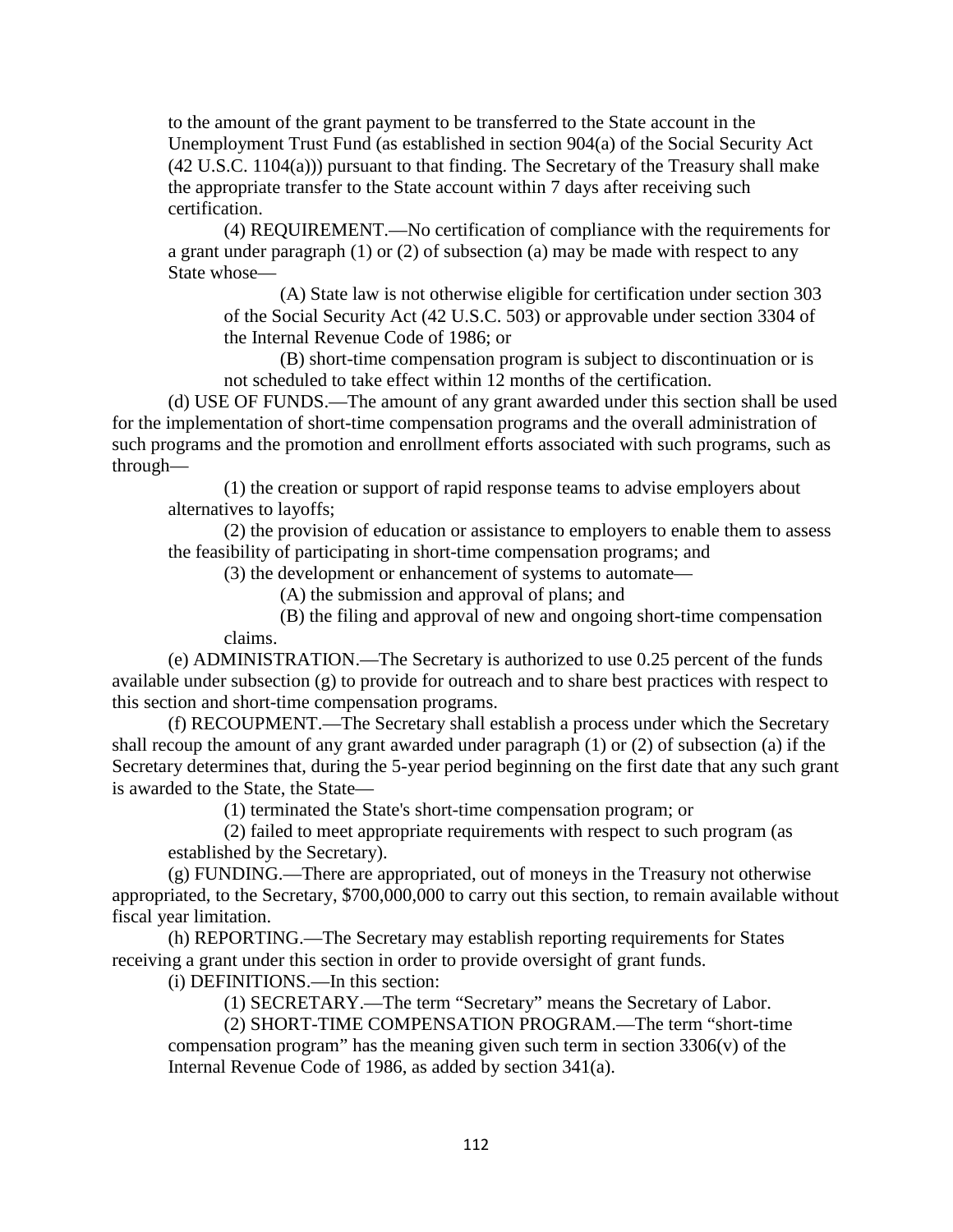to the amount of the grant payment to be transferred to the State account in the Unemployment Trust Fund (as established in section 904(a) of the Social Security Act (42 U.S.C. 1104(a))) pursuant to that finding. The Secretary of the Treasury shall make the appropriate transfer to the State account within 7 days after receiving such certification.

(4) REQUIREMENT.—No certification of compliance with the requirements for a grant under paragraph (1) or (2) of subsection (a) may be made with respect to any State whose—

(A) State law is not otherwise eligible for certification under section 303 of the Social Security Act (42 U.S.C. 503) or approvable under section 3304 of the Internal Revenue Code of 1986; or

(B) short-time compensation program is subject to discontinuation or is not scheduled to take effect within 12 months of the certification.

(d) USE OF FUNDS.—The amount of any grant awarded under this section shall be used for the implementation of short-time compensation programs and the overall administration of such programs and the promotion and enrollment efforts associated with such programs, such as through—

(1) the creation or support of rapid response teams to advise employers about alternatives to layoffs;

(2) the provision of education or assistance to employers to enable them to assess the feasibility of participating in short-time compensation programs; and

(3) the development or enhancement of systems to automate—

(A) the submission and approval of plans; and

(B) the filing and approval of new and ongoing short-time compensation claims.

(e) ADMINISTRATION.—The Secretary is authorized to use 0.25 percent of the funds available under subsection (g) to provide for outreach and to share best practices with respect to this section and short-time compensation programs.

(f) RECOUPMENT.—The Secretary shall establish a process under which the Secretary shall recoup the amount of any grant awarded under paragraph (1) or (2) of subsection (a) if the Secretary determines that, during the 5-year period beginning on the first date that any such grant is awarded to the State, the State—

(1) terminated the State's short-time compensation program; or

(2) failed to meet appropriate requirements with respect to such program (as established by the Secretary).

(g) FUNDING.—There are appropriated, out of moneys in the Treasury not otherwise appropriated, to the Secretary, $700,000,000 to carry out this section, to remain available without fiscal year limitation.

(h) REPORTING.—The Secretary may establish reporting requirements for States receiving a grant under this section in order to provide oversight of grant funds.

(i) DEFINITIONS.—In this section:

(1) SECRETARY.—The term "Secretary" means the Secretary of Labor.

(2) SHORT-TIME COMPENSATION PROGRAM.—The term "short-time compensation program" has the meaning given such term in section 3306(v) of the Internal Revenue Code of 1986, as added by section 341(a).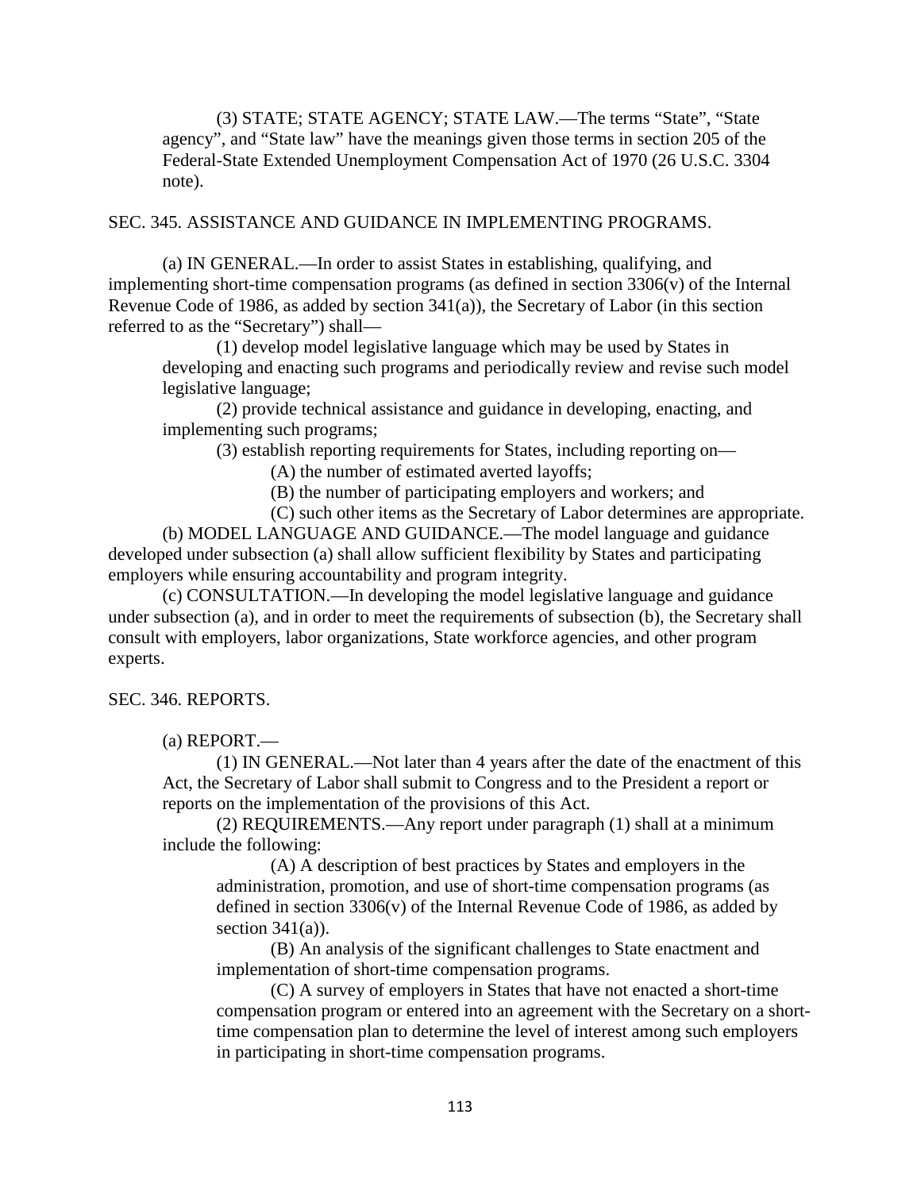(3) STATE; STATE AGENCY; STATE LAW.—The terms "State", "State agency", and "State law" have the meanings given those terms in section 205 of the Federal-State Extended Unemployment Compensation Act of 1970 (26 U.S.C. 3304 note).

SEC. 345. ASSISTANCE AND GUIDANCE IN IMPLEMENTING PROGRAMS.

(a) IN GENERAL.—In order to assist States in establishing, qualifying, and implementing short-time compensation programs (as defined in section 3306(v) of the Internal Revenue Code of 1986, as added by section 341(a)), the Secretary of Labor (in this section referred to as the "Secretary") shall—

(1) develop model legislative language which may be used by States in developing and enacting such programs and periodically review and revise such model legislative language;

(2) provide technical assistance and guidance in developing, enacting, and implementing such programs;

(3) establish reporting requirements for States, including reporting on—

(A) the number of estimated averted layoffs;

(B) the number of participating employers and workers; and

(C) such other items as the Secretary of Labor determines are appropriate.

(b) MODEL LANGUAGE AND GUIDANCE.—The model language and guidance developed under subsection (a) shall allow sufficient flexibility by States and participating employers while ensuring accountability and program integrity.

(c) CONSULTATION.—In developing the model legislative language and guidance under subsection (a), and in order to meet the requirements of subsection (b), the Secretary shall consult with employers, labor organizations, State workforce agencies, and other program experts.

SEC. 346. REPORTS.

(a) REPORT.—

(1) IN GENERAL.—Not later than 4 years after the date of the enactment of this Act, the Secretary of Labor shall submit to Congress and to the President a report or reports on the implementation of the provisions of this Act.

(2) REQUIREMENTS.—Any report under paragraph (1) shall at a minimum include the following:

(A) A description of best practices by States and employers in the administration, promotion, and use of short-time compensation programs (as defined in section 3306(v) of the Internal Revenue Code of 1986, as added by section 341(a)).

(B) An analysis of the significant challenges to State enactment and implementation of short-time compensation programs.

(C) A survey of employers in States that have not enacted a short-time compensation program or entered into an agreement with the Secretary on a short-time compensation plan to determine the level of interest among such employers in participating in short-time compensation programs.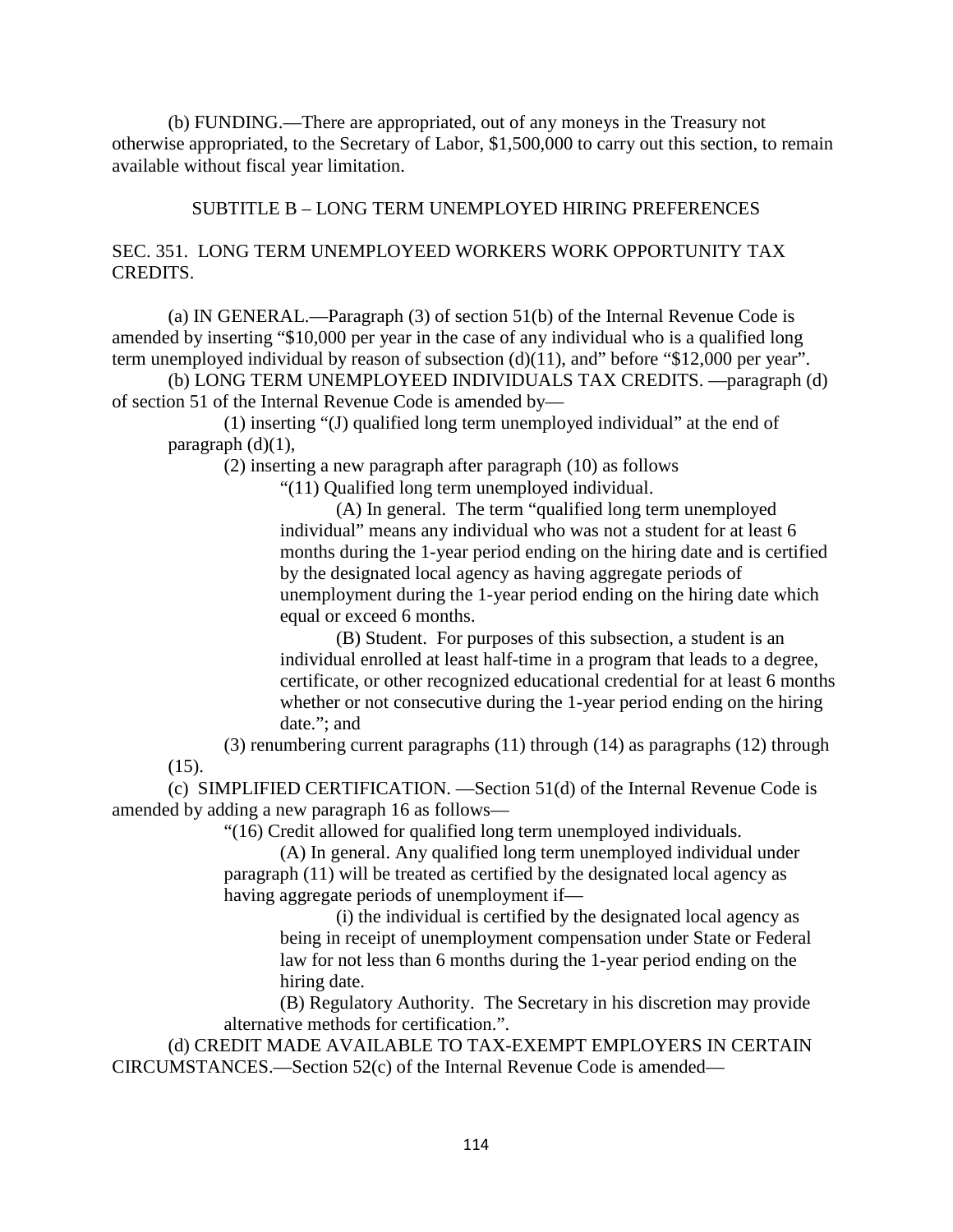(b) FUNDING.—There are appropriated, out of any moneys in the Treasury not otherwise appropriated, to the Secretary of Labor, $1,500,000 to carry out this section, to remain available without fiscal year limitation.

## SUBTITLE B – LONG TERM UNEMPLOYED HIRING PREFERENCES

### SEC. 351. LONG TERM UNEMPLOYEED WORKERS WORK OPPORTUNITY TAX CREDITS.

(a) IN GENERAL.—Paragraph (3) of section 51(b) of the Internal Revenue Code is amended by inserting "$10,000 per year in the case of any individual who is a qualified long term unemployed individual by reason of subsection (d)(11), and" before "$12,000 per year".

(b) LONG TERM UNEMPLOYEED INDIVIDUALS TAX CREDITS. —paragraph (d) of section 51 of the Internal Revenue Code is amended by—

(1) inserting "(J) qualified long term unemployed individual" at the end of paragraph (d)(1),

(2) inserting a new paragraph after paragraph (10) as follows

"(11) Qualified long term unemployed individual.

(A) In general. The term "qualified long term unemployed individual" means any individual who was not a student for at least 6 months during the 1-year period ending on the hiring date and is certified by the designated local agency as having aggregate periods of unemployment during the 1-year period ending on the hiring date which equal or exceed 6 months.

(B) Student. For purposes of this subsection, a student is an individual enrolled at least half-time in a program that leads to a degree, certificate, or other recognized educational credential for at least 6 months whether or not consecutive during the 1-year period ending on the hiring date."; and

(3) renumbering current paragraphs (11) through (14) as paragraphs (12) through (15).

(c) SIMPLIFIED CERTIFICATION. —Section 51(d) of the Internal Revenue Code is amended by adding a new paragraph 16 as follows—

"(16) Credit allowed for qualified long term unemployed individuals.

(A) In general. Any qualified long term unemployed individual under paragraph (11) will be treated as certified by the designated local agency as having aggregate periods of unemployment if—

(i) the individual is certified by the designated local agency as being in receipt of unemployment compensation under State or Federal law for not less than 6 months during the 1-year period ending on the hiring date.

(B) Regulatory Authority. The Secretary in his discretion may provide alternative methods for certification.".

(d) CREDIT MADE AVAILABLE TO TAX-EXEMPT EMPLOYERS IN CERTAIN CIRCUMSTANCES.—Section 52(c) of the Internal Revenue Code is amended—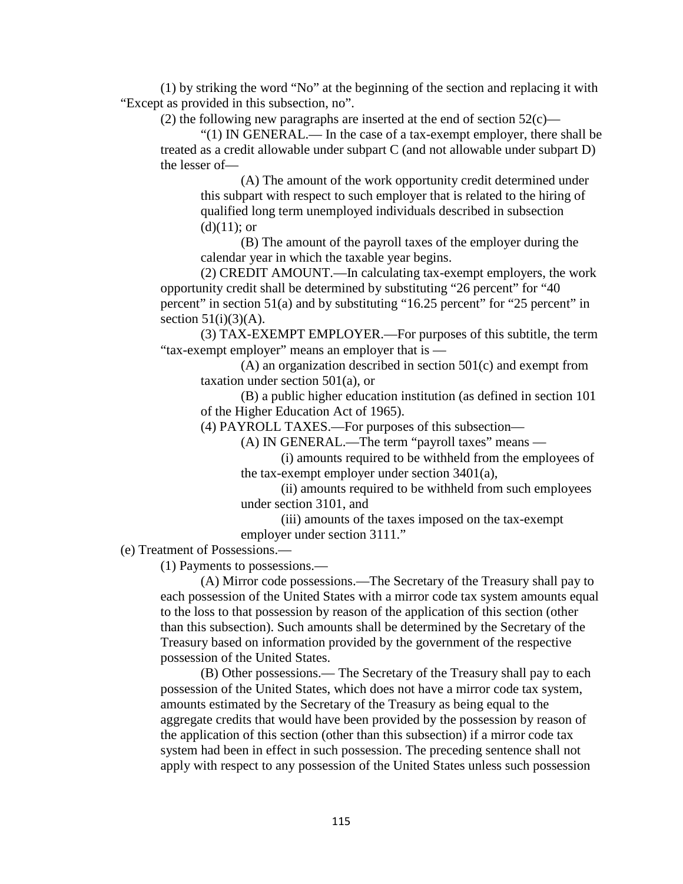(1) by striking the word "No" at the beginning of the section and replacing it with "Except as provided in this subsection, no".

(2) the following new paragraphs are inserted at the end of section 52(c)—

"(1) IN GENERAL.— In the case of a tax-exempt employer, there shall be treated as a credit allowable under subpart C (and not allowable under subpart D) the lesser of—

(A) The amount of the work opportunity credit determined under this subpart with respect to such employer that is related to the hiring of qualified long term unemployed individuals described in subsection (d)(11); or

(B) The amount of the payroll taxes of the employer during the calendar year in which the taxable year begins.

(2) CREDIT AMOUNT.—In calculating tax-exempt employers, the work opportunity credit shall be determined by substituting "26 percent" for "40 percent" in section 51(a) and by substituting "16.25 percent" for "25 percent" in section 51(i)(3)(A).

(3) TAX-EXEMPT EMPLOYER.—For purposes of this subtitle, the term "tax-exempt employer" means an employer that is —

(A) an organization described in section 501(c) and exempt from taxation under section 501(a), or

(B) a public higher education institution (as defined in section 101 of the Higher Education Act of 1965).

(4) PAYROLL TAXES.—For purposes of this subsection—

(A) IN GENERAL.—The term "payroll taxes" means —

(i) amounts required to be withheld from the employees of the tax-exempt employer under section 3401(a),

(ii) amounts required to be withheld from such employees under section 3101, and

(iii) amounts of the taxes imposed on the tax-exempt employer under section 3111."

(e) Treatment of Possessions.—

(1) Payments to possessions.—

(A) Mirror code possessions.—The Secretary of the Treasury shall pay to each possession of the United States with a mirror code tax system amounts equal to the loss to that possession by reason of the application of this section (other than this subsection). Such amounts shall be determined by the Secretary of the Treasury based on information provided by the government of the respective possession of the United States.

(B) Other possessions.— The Secretary of the Treasury shall pay to each possession of the United States, which does not have a mirror code tax system, amounts estimated by the Secretary of the Treasury as being equal to the aggregate credits that would have been provided by the possession by reason of the application of this section (other than this subsection) if a mirror code tax system had been in effect in such possession. The preceding sentence shall not apply with respect to any possession of the United States unless such possession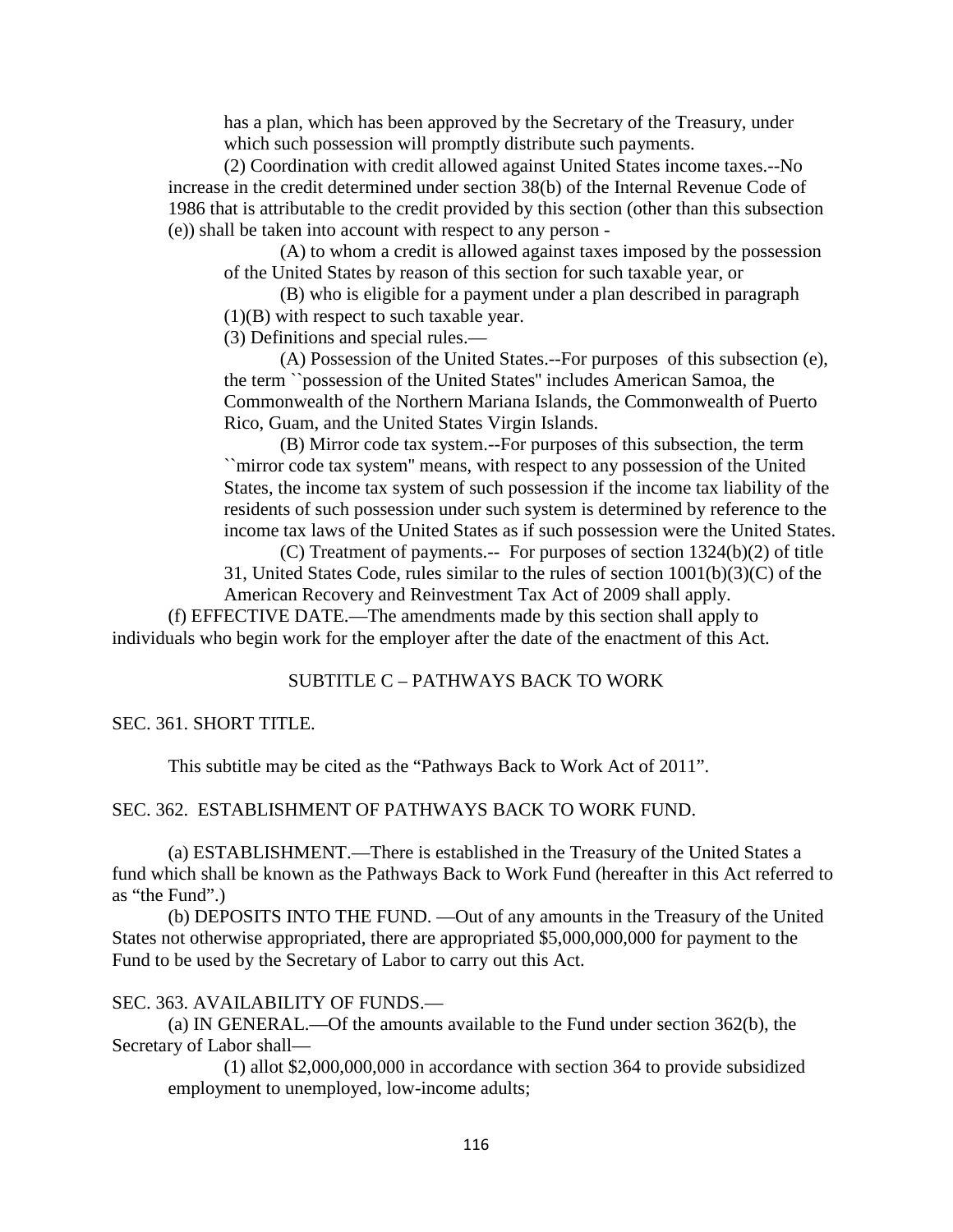has a plan, which has been approved by the Secretary of the Treasury, under which such possession will promptly distribute such payments.

(2) Coordination with credit allowed against United States income taxes.--No increase in the credit determined under section 38(b) of the Internal Revenue Code of 1986 that is attributable to the credit provided by this section (other than this subsection (e)) shall be taken into account with respect to any person -

(A) to whom a credit is allowed against taxes imposed by the possession of the United States by reason of this section for such taxable year, or

(B) who is eligible for a payment under a plan described in paragraph (1)(B) with respect to such taxable year.

(3) Definitions and special rules.—

(A) Possession of the United States.--For purposes of this subsection (e), the term ``possession of the United States'' includes American Samoa, the Commonwealth of the Northern Mariana Islands, the Commonwealth of Puerto Rico, Guam, and the United States Virgin Islands.

(B) Mirror code tax system.--For purposes of this subsection, the term ``mirror code tax system'' means, with respect to any possession of the United States, the income tax system of such possession if the income tax liability of the residents of such possession under such system is determined by reference to the income tax laws of the United States as if such possession were the United States.

(C) Treatment of payments.-- For purposes of section 1324(b)(2) of title 31, United States Code, rules similar to the rules of section 1001(b)(3)(C) of the American Recovery and Reinvestment Tax Act of 2009 shall apply.

(f) EFFECTIVE DATE.—The amendments made by this section shall apply to individuals who begin work for the employer after the date of the enactment of this Act.

## SUBTITLE C – PATHWAYS BACK TO WORK

### SEC. 361. SHORT TITLE.

This subtitle may be cited as the "Pathways Back to Work Act of 2011".

### SEC. 362. ESTABLISHMENT OF PATHWAYS BACK TO WORK FUND.

(a) ESTABLISHMENT.—There is established in the Treasury of the United States a fund which shall be known as the Pathways Back to Work Fund (hereafter in this Act referred to as "the Fund".)

(b) DEPOSITS INTO THE FUND. —Out of any amounts in the Treasury of the United States not otherwise appropriated, there are appropriated $5,000,000,000 for payment to the Fund to be used by the Secretary of Labor to carry out this Act.

### SEC. 363. AVAILABILITY OF FUNDS.—

(a) IN GENERAL.—Of the amounts available to the Fund under section 362(b), the Secretary of Labor shall—

(1) allot $2,000,000,000 in accordance with section 364 to provide subsidized employment to unemployed, low-income adults;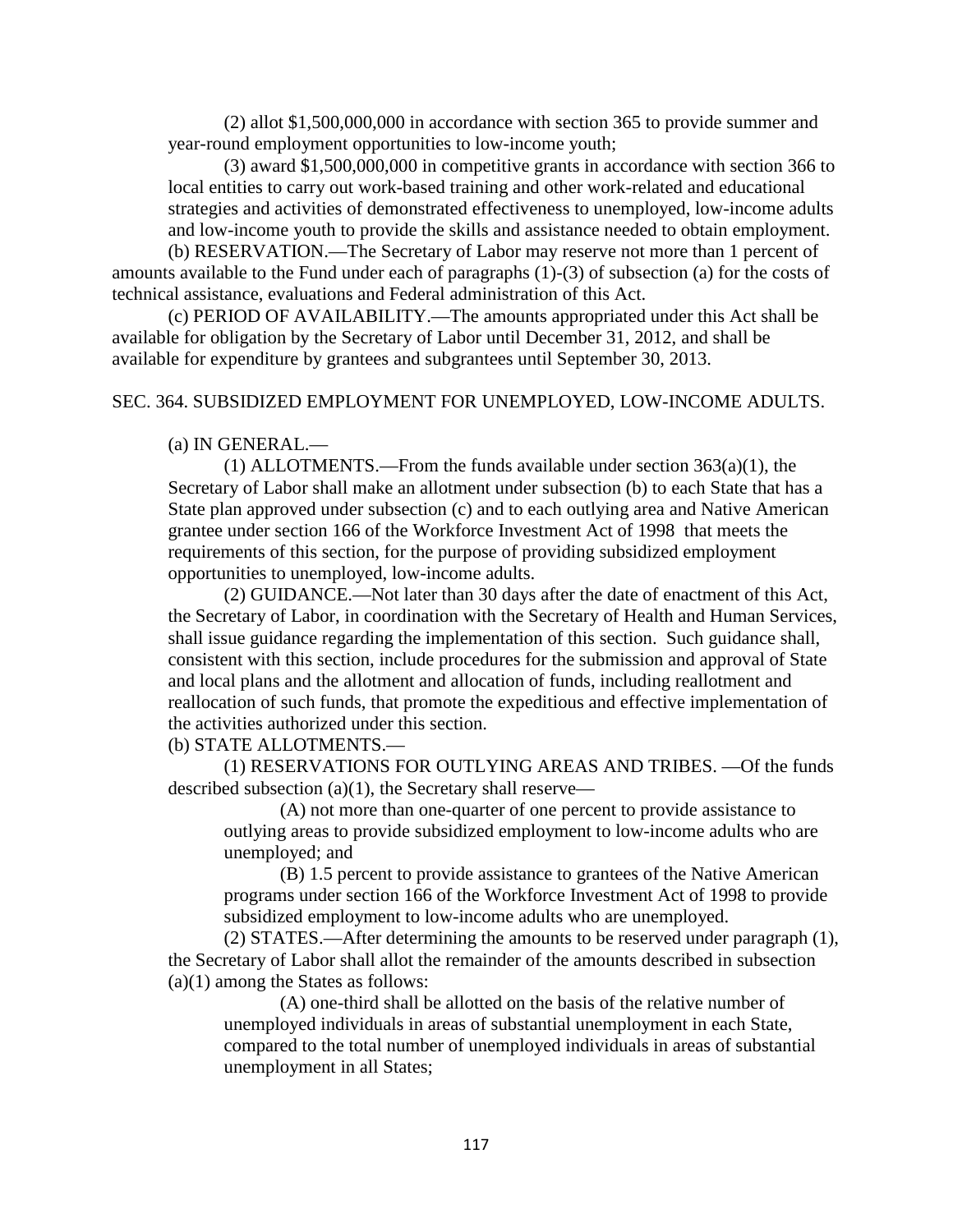(2) allot $1,500,000,000 in accordance with section 365 to provide summer and year-round employment opportunities to low-income youth;

(3) award $1,500,000,000 in competitive grants in accordance with section 366 to local entities to carry out work-based training and other work-related and educational strategies and activities of demonstrated effectiveness to unemployed, low-income adults and low-income youth to provide the skills and assistance needed to obtain employment.

(b) RESERVATION.—The Secretary of Labor may reserve not more than 1 percent of amounts available to the Fund under each of paragraphs (1)-(3) of subsection (a) for the costs of technical assistance, evaluations and Federal administration of this Act.

(c) PERIOD OF AVAILABILITY.—The amounts appropriated under this Act shall be available for obligation by the Secretary of Labor until December 31, 2012, and shall be available for expenditure by grantees and subgrantees until September 30, 2013.

SEC. 364. SUBSIDIZED EMPLOYMENT FOR UNEMPLOYED, LOW-INCOME ADULTS.

(a) IN GENERAL.—

(1) ALLOTMENTS.—From the funds available under section 363(a)(1), the Secretary of Labor shall make an allotment under subsection (b) to each State that has a State plan approved under subsection (c) and to each outlying area and Native American grantee under section 166 of the Workforce Investment Act of 1998 that meets the requirements of this section, for the purpose of providing subsidized employment opportunities to unemployed, low-income adults.

(2) GUIDANCE.—Not later than 30 days after the date of enactment of this Act, the Secretary of Labor, in coordination with the Secretary of Health and Human Services, shall issue guidance regarding the implementation of this section. Such guidance shall, consistent with this section, include procedures for the submission and approval of State and local plans and the allotment and allocation of funds, including reallotment and reallocation of such funds, that promote the expeditious and effective implementation of the activities authorized under this section.

(b) STATE ALLOTMENTS.—

(1) RESERVATIONS FOR OUTLYING AREAS AND TRIBES. —Of the funds described subsection (a)(1), the Secretary shall reserve—

(A) not more than one-quarter of one percent to provide assistance to outlying areas to provide subsidized employment to low-income adults who are unemployed; and

(B) 1.5 percent to provide assistance to grantees of the Native American programs under section 166 of the Workforce Investment Act of 1998 to provide subsidized employment to low-income adults who are unemployed.

(2) STATES.—After determining the amounts to be reserved under paragraph (1), the Secretary of Labor shall allot the remainder of the amounts described in subsection (a)(1) among the States as follows:

(A) one-third shall be allotted on the basis of the relative number of unemployed individuals in areas of substantial unemployment in each State, compared to the total number of unemployed individuals in areas of substantial unemployment in all States;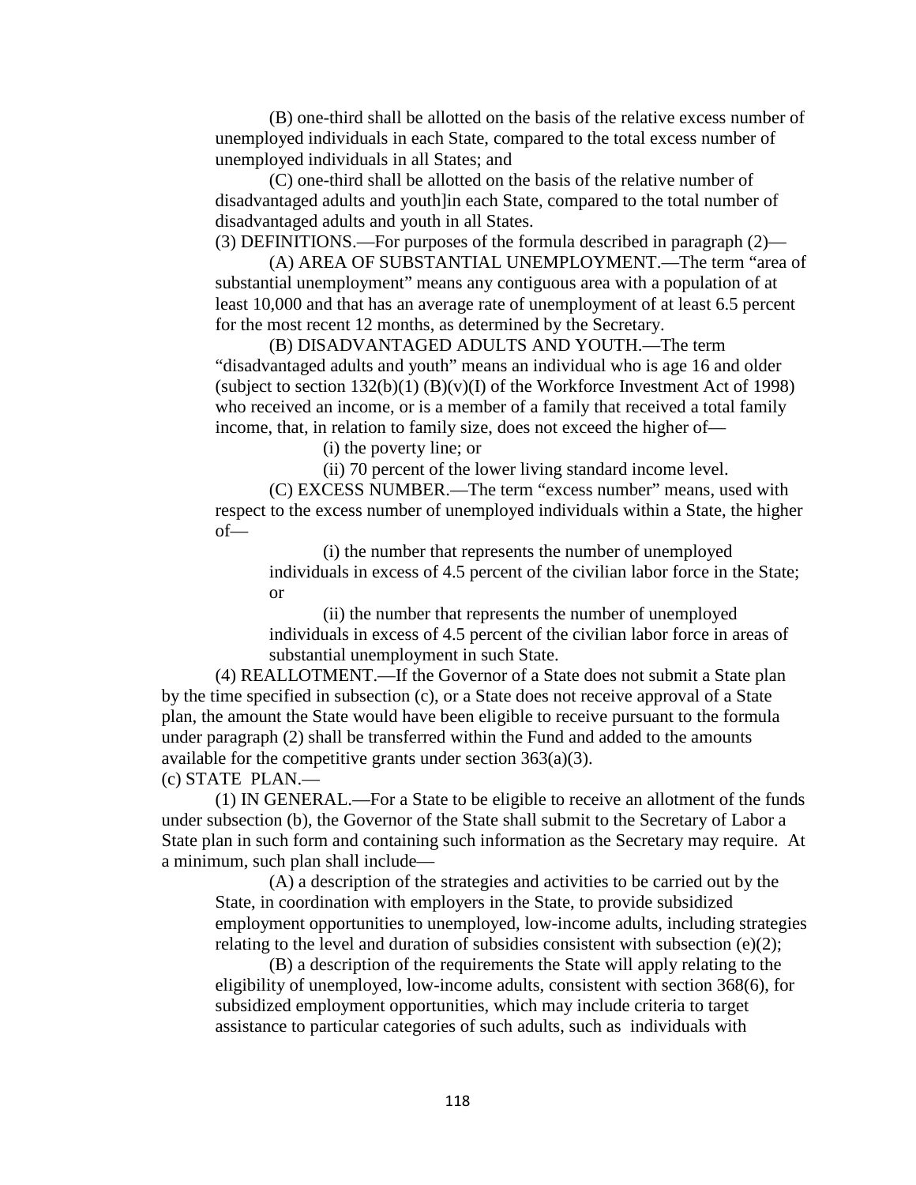(B) one-third shall be allotted on the basis of the relative excess number of unemployed individuals in each State, compared to the total excess number of unemployed individuals in all States; and

(C) one-third shall be allotted on the basis of the relative number of disadvantaged adults and youth]in each State, compared to the total number of disadvantaged adults and youth in all States.

(3) DEFINITIONS.—For purposes of the formula described in paragraph (2)—

(A) AREA OF SUBSTANTIAL UNEMPLOYMENT.—The term "area of substantial unemployment" means any contiguous area with a population of at least 10,000 and that has an average rate of unemployment of at least 6.5 percent for the most recent 12 months, as determined by the Secretary.

(B) DISADVANTAGED ADULTS AND YOUTH.—The term "disadvantaged adults and youth" means an individual who is age 16 and older (subject to section 132(b)(1) (B)(v)(I) of the Workforce Investment Act of 1998) who received an income, or is a member of a family that received a total family income, that, in relation to family size, does not exceed the higher of—

(i) the poverty line; or

(ii) 70 percent of the lower living standard income level.

(C) EXCESS NUMBER.—The term "excess number" means, used with respect to the excess number of unemployed individuals within a State, the higher of—

(i) the number that represents the number of unemployed individuals in excess of 4.5 percent of the civilian labor force in the State; or

(ii) the number that represents the number of unemployed individuals in excess of 4.5 percent of the civilian labor force in areas of substantial unemployment in such State.

(4) REALLOTMENT.—If the Governor of a State does not submit a State plan by the time specified in subsection (c), or a State does not receive approval of a State plan, the amount the State would have been eligible to receive pursuant to the formula under paragraph (2) shall be transferred within the Fund and added to the amounts available for the competitive grants under section 363(a)(3).

(c) STATE PLAN.—

(1) IN GENERAL.—For a State to be eligible to receive an allotment of the funds under subsection (b), the Governor of the State shall submit to the Secretary of Labor a State plan in such form and containing such information as the Secretary may require. At a minimum, such plan shall include—

(A) a description of the strategies and activities to be carried out by the State, in coordination with employers in the State, to provide subsidized employment opportunities to unemployed, low-income adults, including strategies relating to the level and duration of subsidies consistent with subsection (e)(2);

(B) a description of the requirements the State will apply relating to the eligibility of unemployed, low-income adults, consistent with section 368(6), for subsidized employment opportunities, which may include criteria to target assistance to particular categories of such adults, such as individuals with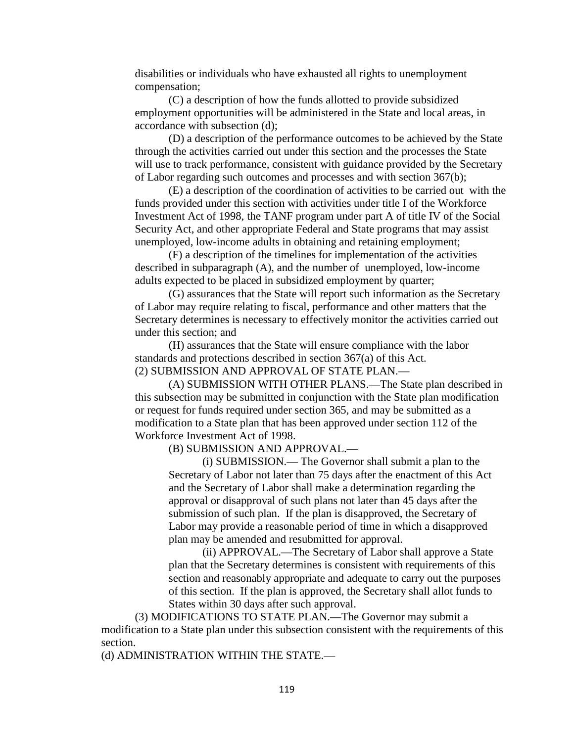disabilities or individuals who have exhausted all rights to unemployment compensation;

(C) a description of how the funds allotted to provide subsidized employment opportunities will be administered in the State and local areas, in accordance with subsection (d);

(D) a description of the performance outcomes to be achieved by the State through the activities carried out under this section and the processes the State will use to track performance, consistent with guidance provided by the Secretary of Labor regarding such outcomes and processes and with section 367(b);

(E) a description of the coordination of activities to be carried out with the funds provided under this section with activities under title I of the Workforce Investment Act of 1998, the TANF program under part A of title IV of the Social Security Act, and other appropriate Federal and State programs that may assist unemployed, low-income adults in obtaining and retaining employment;

(F) a description of the timelines for implementation of the activities described in subparagraph (A), and the number of unemployed, low-income adults expected to be placed in subsidized employment by quarter;

(G) assurances that the State will report such information as the Secretary of Labor may require relating to fiscal, performance and other matters that the Secretary determines is necessary to effectively monitor the activities carried out under this section; and

(H) assurances that the State will ensure compliance with the labor standards and protections described in section 367(a) of this Act.

(2) SUBMISSION AND APPROVAL OF STATE PLAN.—

(A) SUBMISSION WITH OTHER PLANS.—The State plan described in this subsection may be submitted in conjunction with the State plan modification or request for funds required under section 365, and may be submitted as a modification to a State plan that has been approved under section 112 of the Workforce Investment Act of 1998.

(B) SUBMISSION AND APPROVAL.—

(i) SUBMISSION.— The Governor shall submit a plan to the Secretary of Labor not later than 75 days after the enactment of this Act and the Secretary of Labor shall make a determination regarding the approval or disapproval of such plans not later than 45 days after the submission of such plan. If the plan is disapproved, the Secretary of Labor may provide a reasonable period of time in which a disapproved plan may be amended and resubmitted for approval.

(ii) APPROVAL.—The Secretary of Labor shall approve a State plan that the Secretary determines is consistent with requirements of this section and reasonably appropriate and adequate to carry out the purposes of this section. If the plan is approved, the Secretary shall allot funds to States within 30 days after such approval.

(3) MODIFICATIONS TO STATE PLAN.—The Governor may submit a modification to a State plan under this subsection consistent with the requirements of this section.

(d) ADMINISTRATION WITHIN THE STATE.—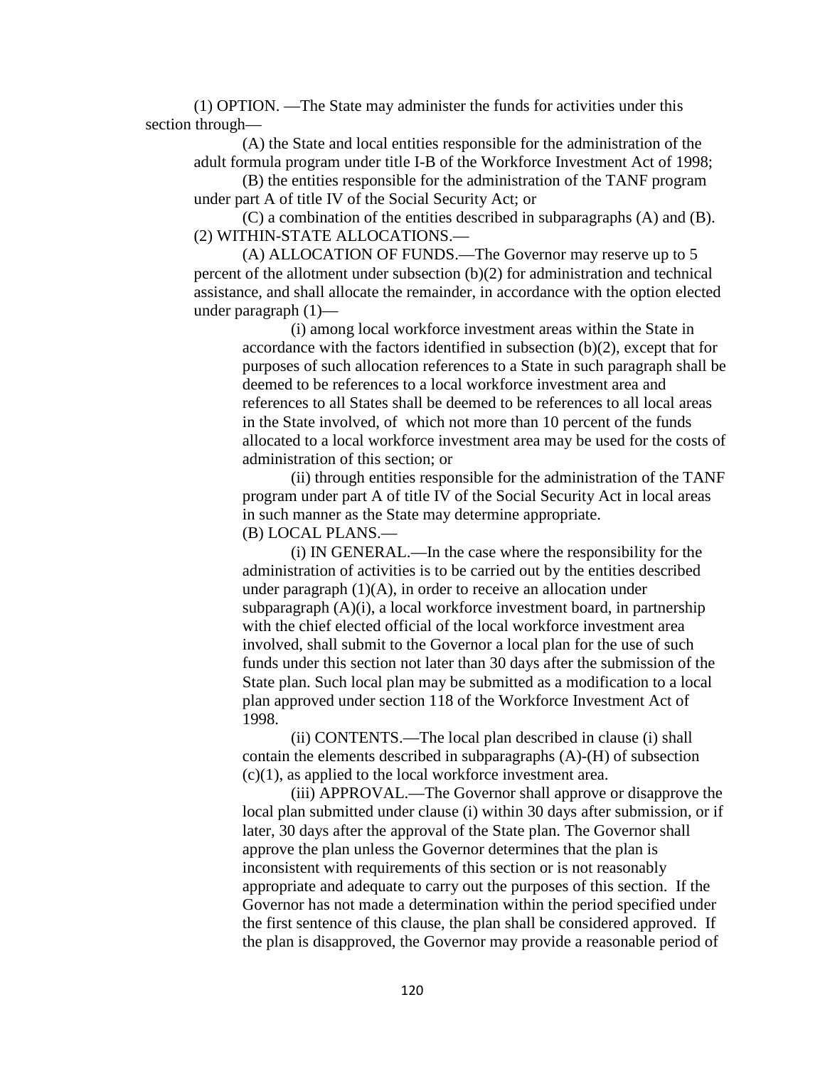(1) OPTION. —The State may administer the funds for activities under this section through—

(A) the State and local entities responsible for the administration of the adult formula program under title I-B of the Workforce Investment Act of 1998;

(B) the entities responsible for the administration of the TANF program under part A of title IV of the Social Security Act; or

(C) a combination of the entities described in subparagraphs (A) and (B).

(2) WITHIN-STATE ALLOCATIONS.—

(A) ALLOCATION OF FUNDS.—The Governor may reserve up to 5 percent of the allotment under subsection (b)(2) for administration and technical assistance, and shall allocate the remainder, in accordance with the option elected under paragraph (1)—

(i) among local workforce investment areas within the State in accordance with the factors identified in subsection (b)(2), except that for purposes of such allocation references to a State in such paragraph shall be deemed to be references to a local workforce investment area and references to all States shall be deemed to be references to all local areas in the State involved, of which not more than 10 percent of the funds allocated to a local workforce investment area may be used for the costs of administration of this section; or

(ii) through entities responsible for the administration of the TANF program under part A of title IV of the Social Security Act in local areas in such manner as the State may determine appropriate.

(B) LOCAL PLANS.—

(i) IN GENERAL.—In the case where the responsibility for the administration of activities is to be carried out by the entities described under paragraph (1)(A), in order to receive an allocation under subparagraph (A)(i), a local workforce investment board, in partnership with the chief elected official of the local workforce investment area involved, shall submit to the Governor a local plan for the use of such funds under this section not later than 30 days after the submission of the State plan. Such local plan may be submitted as a modification to a local plan approved under section 118 of the Workforce Investment Act of 1998.

(ii) CONTENTS.—The local plan described in clause (i) shall contain the elements described in subparagraphs (A)-(H) of subsection (c)(1), as applied to the local workforce investment area.

(iii) APPROVAL.—The Governor shall approve or disapprove the local plan submitted under clause (i) within 30 days after submission, or if later, 30 days after the approval of the State plan. The Governor shall approve the plan unless the Governor determines that the plan is inconsistent with requirements of this section or is not reasonably appropriate and adequate to carry out the purposes of this section. If the Governor has not made a determination within the period specified under the first sentence of this clause, the plan shall be considered approved. If the plan is disapproved, the Governor may provide a reasonable period of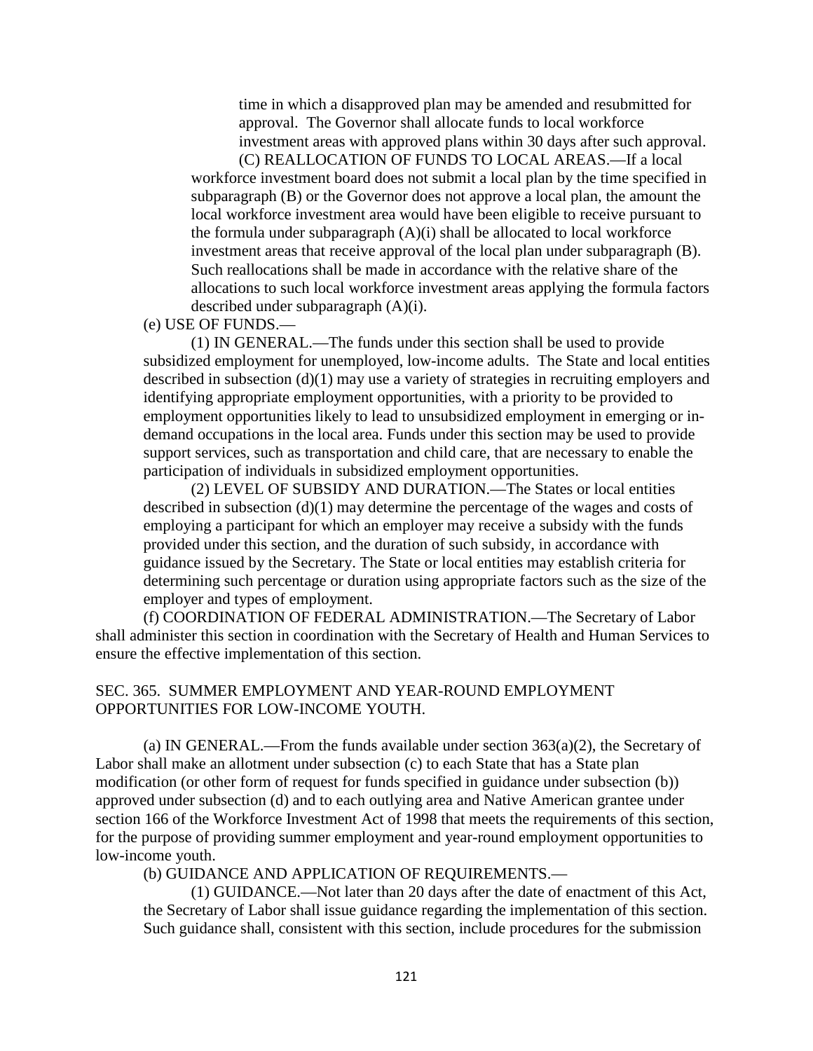time in which a disapproved plan may be amended and resubmitted for approval. The Governor shall allocate funds to local workforce investment areas with approved plans within 30 days after such approval.

(C) REALLOCATION OF FUNDS TO LOCAL AREAS.—If a local workforce investment board does not submit a local plan by the time specified in subparagraph (B) or the Governor does not approve a local plan, the amount the local workforce investment area would have been eligible to receive pursuant to the formula under subparagraph (A)(i) shall be allocated to local workforce investment areas that receive approval of the local plan under subparagraph (B). Such reallocations shall be made in accordance with the relative share of the allocations to such local workforce investment areas applying the formula factors described under subparagraph (A)(i).

(e) USE OF FUNDS.—

(1) IN GENERAL.—The funds under this section shall be used to provide subsidized employment for unemployed, low-income adults. The State and local entities described in subsection (d)(1) may use a variety of strategies in recruiting employers and identifying appropriate employment opportunities, with a priority to be provided to employment opportunities likely to lead to unsubsidized employment in emerging or in-demand occupations in the local area. Funds under this section may be used to provide support services, such as transportation and child care, that are necessary to enable the participation of individuals in subsidized employment opportunities.

(2) LEVEL OF SUBSIDY AND DURATION.—The States or local entities described in subsection (d)(1) may determine the percentage of the wages and costs of employing a participant for which an employer may receive a subsidy with the funds provided under this section, and the duration of such subsidy, in accordance with guidance issued by the Secretary. The State or local entities may establish criteria for determining such percentage or duration using appropriate factors such as the size of the employer and types of employment.

(f) COORDINATION OF FEDERAL ADMINISTRATION.—The Secretary of Labor shall administer this section in coordination with the Secretary of Health and Human Services to ensure the effective implementation of this section.

SEC. 365. SUMMER EMPLOYMENT AND YEAR-ROUND EMPLOYMENT OPPORTUNITIES FOR LOW-INCOME YOUTH.

(a) IN GENERAL.—From the funds available under section 363(a)(2), the Secretary of Labor shall make an allotment under subsection (c) to each State that has a State plan modification (or other form of request for funds specified in guidance under subsection (b)) approved under subsection (d) and to each outlying area and Native American grantee under section 166 of the Workforce Investment Act of 1998 that meets the requirements of this section, for the purpose of providing summer employment and year-round employment opportunities to low-income youth.

(b) GUIDANCE AND APPLICATION OF REQUIREMENTS.—

(1) GUIDANCE.—Not later than 20 days after the date of enactment of this Act, the Secretary of Labor shall issue guidance regarding the implementation of this section. Such guidance shall, consistent with this section, include procedures for the submission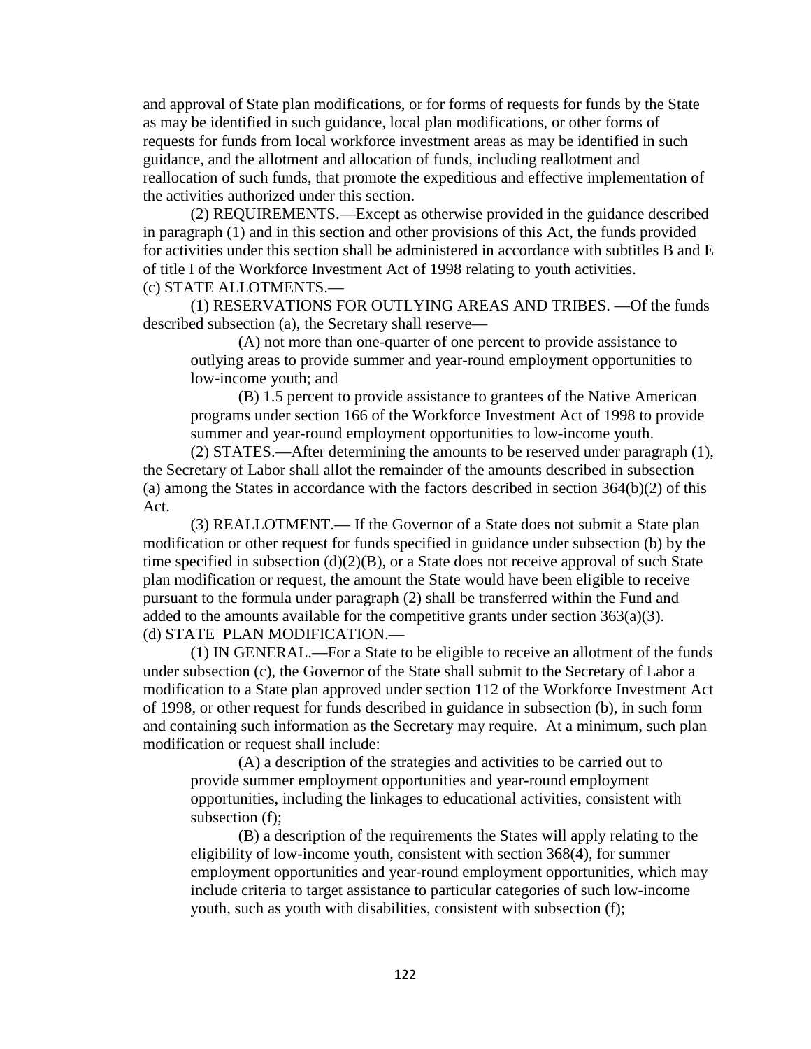and approval of State plan modifications, or for forms of requests for funds by the State as may be identified in such guidance, local plan modifications, or other forms of requests for funds from local workforce investment areas as may be identified in such guidance, and the allotment and allocation of funds, including reallotment and reallocation of such funds, that promote the expeditious and effective implementation of the activities authorized under this section.

(2) REQUIREMENTS.—Except as otherwise provided in the guidance described in paragraph (1) and in this section and other provisions of this Act, the funds provided for activities under this section shall be administered in accordance with subtitles B and E of title I of the Workforce Investment Act of 1998 relating to youth activities.

(c) STATE ALLOTMENTS.—

(1) RESERVATIONS FOR OUTLYING AREAS AND TRIBES. —Of the funds described subsection (a), the Secretary shall reserve—

(A) not more than one-quarter of one percent to provide assistance to outlying areas to provide summer and year-round employment opportunities to low-income youth; and

(B) 1.5 percent to provide assistance to grantees of the Native American programs under section 166 of the Workforce Investment Act of 1998 to provide summer and year-round employment opportunities to low-income youth.

(2) STATES.—After determining the amounts to be reserved under paragraph (1), the Secretary of Labor shall allot the remainder of the amounts described in subsection (a) among the States in accordance with the factors described in section 364(b)(2) of this Act.

(3) REALLOTMENT.— If the Governor of a State does not submit a State plan modification or other request for funds specified in guidance under subsection (b) by the time specified in subsection (d)(2)(B), or a State does not receive approval of such State plan modification or request, the amount the State would have been eligible to receive pursuant to the formula under paragraph (2) shall be transferred within the Fund and added to the amounts available for the competitive grants under section 363(a)(3).

(d) STATE PLAN MODIFICATION.—

(1) IN GENERAL.—For a State to be eligible to receive an allotment of the funds under subsection (c), the Governor of the State shall submit to the Secretary of Labor a modification to a State plan approved under section 112 of the Workforce Investment Act of 1998, or other request for funds described in guidance in subsection (b), in such form and containing such information as the Secretary may require. At a minimum, such plan modification or request shall include:

(A) a description of the strategies and activities to be carried out to provide summer employment opportunities and year-round employment opportunities, including the linkages to educational activities, consistent with subsection (f);

(B) a description of the requirements the States will apply relating to the eligibility of low-income youth, consistent with section 368(4), for summer employment opportunities and year-round employment opportunities, which may include criteria to target assistance to particular categories of such low-income youth, such as youth with disabilities, consistent with subsection (f);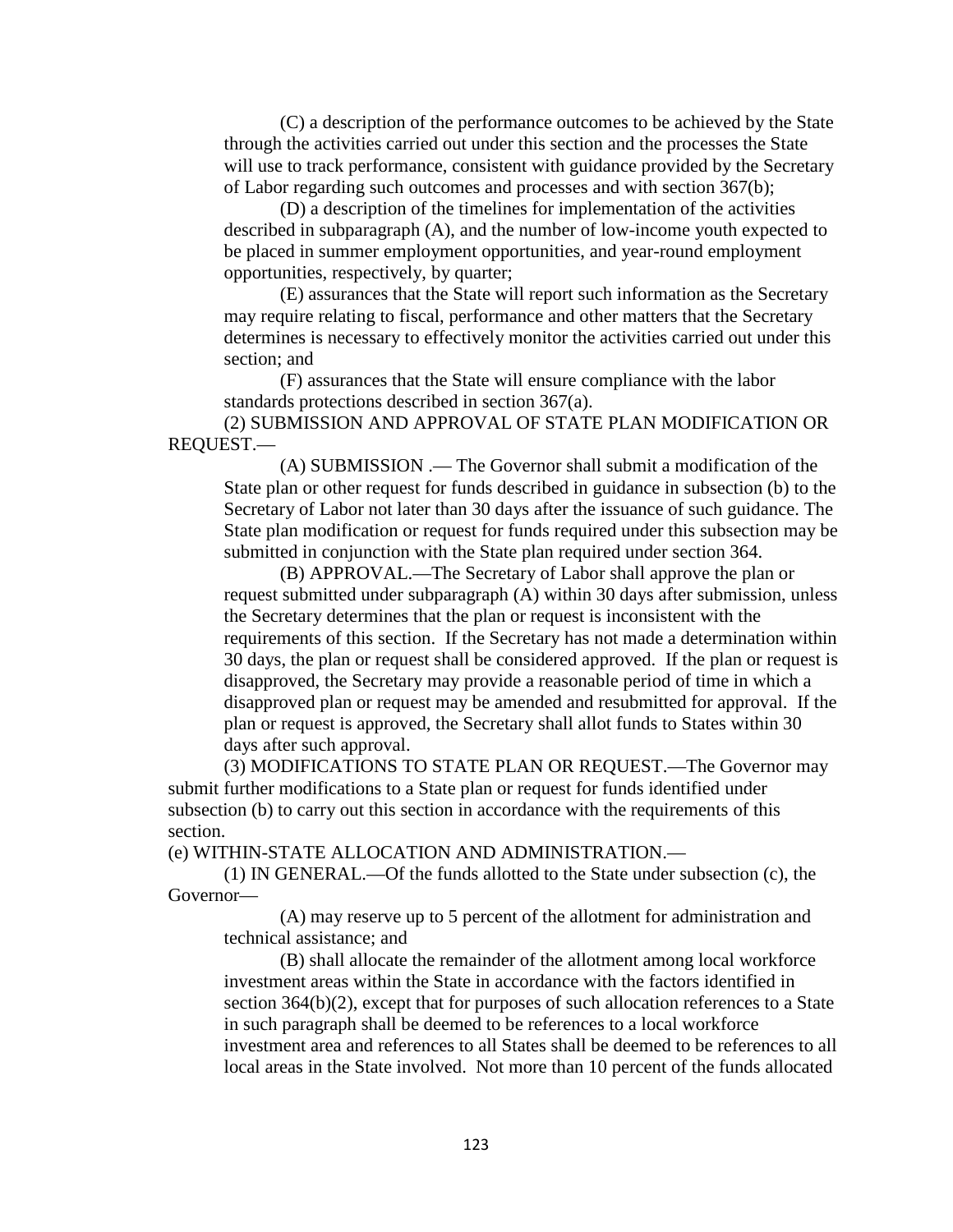(C) a description of the performance outcomes to be achieved by the State through the activities carried out under this section and the processes the State will use to track performance, consistent with guidance provided by the Secretary of Labor regarding such outcomes and processes and with section 367(b);

(D) a description of the timelines for implementation of the activities described in subparagraph (A), and the number of low-income youth expected to be placed in summer employment opportunities, and year-round employment opportunities, respectively, by quarter;

(E) assurances that the State will report such information as the Secretary may require relating to fiscal, performance and other matters that the Secretary determines is necessary to effectively monitor the activities carried out under this section; and

(F) assurances that the State will ensure compliance with the labor standards protections described in section 367(a).

(2) SUBMISSION AND APPROVAL OF STATE PLAN MODIFICATION OR REQUEST.—

(A) SUBMISSION .— The Governor shall submit a modification of the State plan or other request for funds described in guidance in subsection (b) to the Secretary of Labor not later than 30 days after the issuance of such guidance. The State plan modification or request for funds required under this subsection may be submitted in conjunction with the State plan required under section 364.

(B) APPROVAL.—The Secretary of Labor shall approve the plan or request submitted under subparagraph (A) within 30 days after submission, unless the Secretary determines that the plan or request is inconsistent with the requirements of this section. If the Secretary has not made a determination within 30 days, the plan or request shall be considered approved. If the plan or request is disapproved, the Secretary may provide a reasonable period of time in which a disapproved plan or request may be amended and resubmitted for approval. If the plan or request is approved, the Secretary shall allot funds to States within 30 days after such approval.

(3) MODIFICATIONS TO STATE PLAN OR REQUEST.—The Governor may submit further modifications to a State plan or request for funds identified under subsection (b) to carry out this section in accordance with the requirements of this section.

(e) WITHIN-STATE ALLOCATION AND ADMINISTRATION.—

(1) IN GENERAL.—Of the funds allotted to the State under subsection (c), the Governor—

(A) may reserve up to 5 percent of the allotment for administration and technical assistance; and

(B) shall allocate the remainder of the allotment among local workforce investment areas within the State in accordance with the factors identified in section 364(b)(2), except that for purposes of such allocation references to a State in such paragraph shall be deemed to be references to a local workforce investment area and references to all States shall be deemed to be references to all local areas in the State involved. Not more than 10 percent of the funds allocated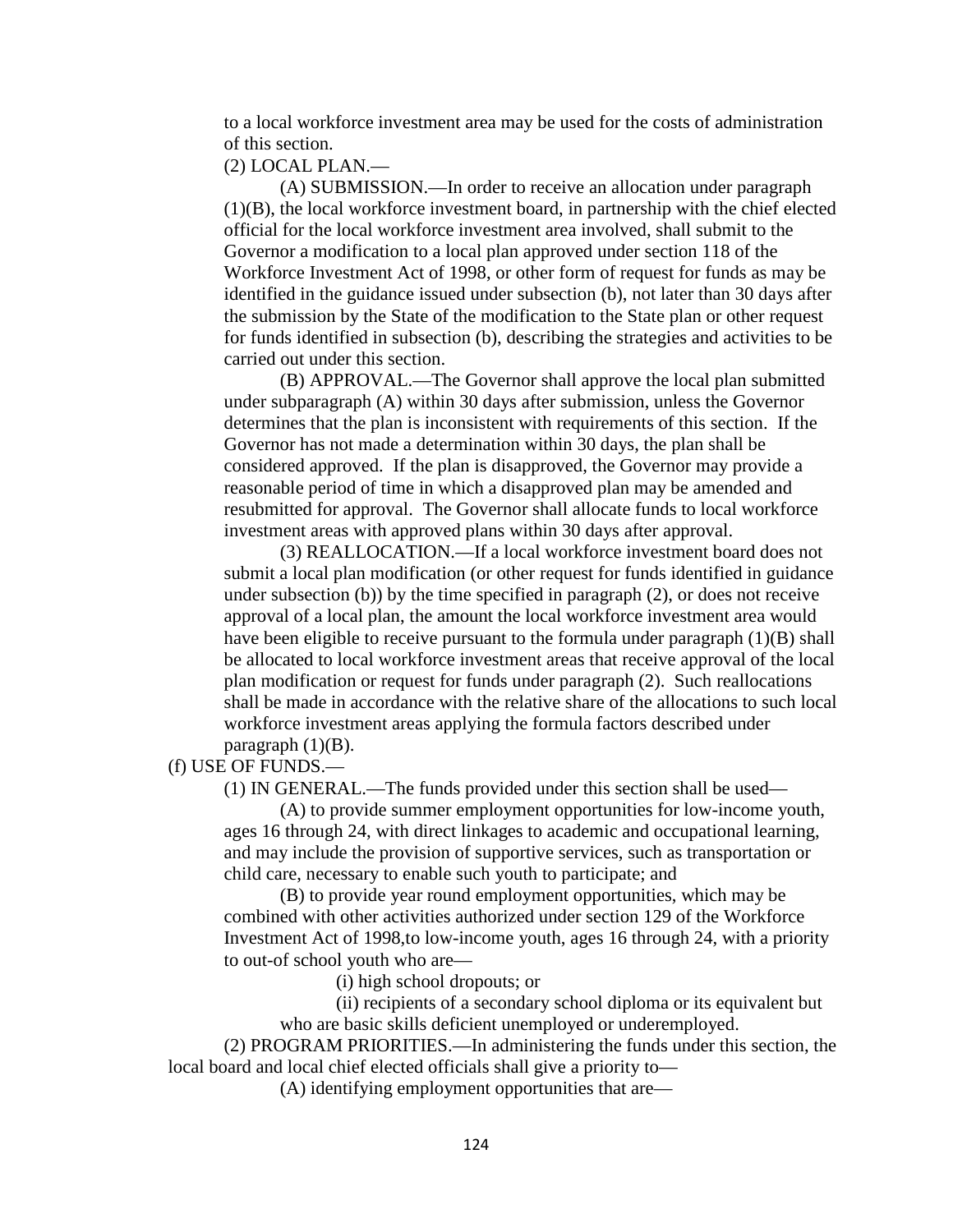to a local workforce investment area may be used for the costs of administration of this section.

(2) LOCAL PLAN.—

(A) SUBMISSION.—In order to receive an allocation under paragraph (1)(B), the local workforce investment board, in partnership with the chief elected official for the local workforce investment area involved, shall submit to the Governor a modification to a local plan approved under section 118 of the Workforce Investment Act of 1998, or other form of request for funds as may be identified in the guidance issued under subsection (b), not later than 30 days after the submission by the State of the modification to the State plan or other request for funds identified in subsection (b), describing the strategies and activities to be carried out under this section.

(B) APPROVAL.—The Governor shall approve the local plan submitted under subparagraph (A) within 30 days after submission, unless the Governor determines that the plan is inconsistent with requirements of this section. If the Governor has not made a determination within 30 days, the plan shall be considered approved. If the plan is disapproved, the Governor may provide a reasonable period of time in which a disapproved plan may be amended and resubmitted for approval. The Governor shall allocate funds to local workforce investment areas with approved plans within 30 days after approval.

(3) REALLOCATION.—If a local workforce investment board does not submit a local plan modification (or other request for funds identified in guidance under subsection (b)) by the time specified in paragraph (2), or does not receive approval of a local plan, the amount the local workforce investment area would have been eligible to receive pursuant to the formula under paragraph (1)(B) shall be allocated to local workforce investment areas that receive approval of the local plan modification or request for funds under paragraph (2). Such reallocations shall be made in accordance with the relative share of the allocations to such local workforce investment areas applying the formula factors described under paragraph (1)(B).

(f) USE OF FUNDS.—

(1) IN GENERAL.—The funds provided under this section shall be used—

(A) to provide summer employment opportunities for low-income youth, ages 16 through 24, with direct linkages to academic and occupational learning, and may include the provision of supportive services, such as transportation or child care, necessary to enable such youth to participate; and

(B) to provide year round employment opportunities, which may be combined with other activities authorized under section 129 of the Workforce Investment Act of 1998,to low-income youth, ages 16 through 24, with a priority to out-of school youth who are—

(i) high school dropouts; or

(ii) recipients of a secondary school diploma or its equivalent but who are basic skills deficient unemployed or underemployed.

(2) PROGRAM PRIORITIES.—In administering the funds under this section, the local board and local chief elected officials shall give a priority to—

(A) identifying employment opportunities that are—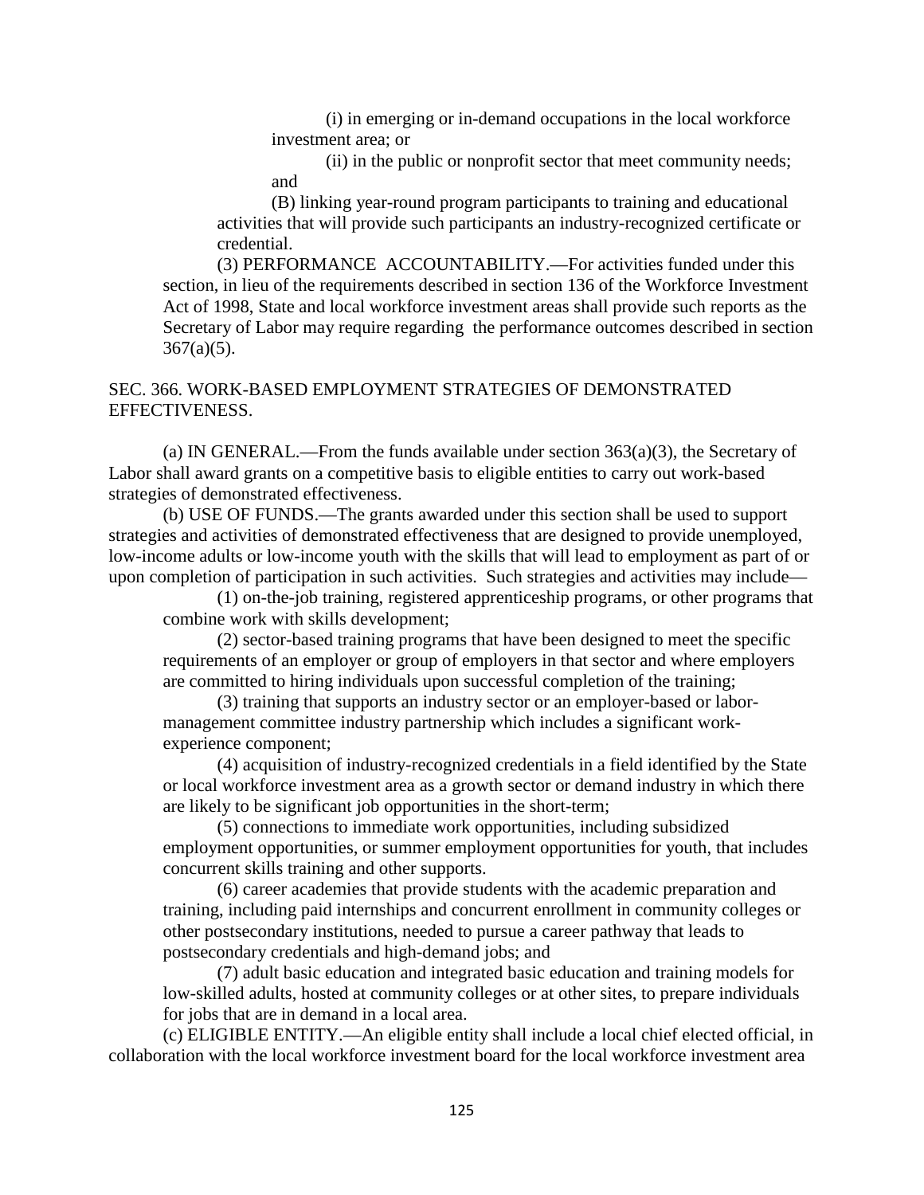(i) in emerging or in-demand occupations in the local workforce investment area; or

(ii) in the public or nonprofit sector that meet community needs; and

(B) linking year-round program participants to training and educational activities that will provide such participants an industry-recognized certificate or credential.

(3) PERFORMANCE ACCOUNTABILITY.—For activities funded under this section, in lieu of the requirements described in section 136 of the Workforce Investment Act of 1998, State and local workforce investment areas shall provide such reports as the Secretary of Labor may require regarding the performance outcomes described in section 367(a)(5).

SEC. 366. WORK-BASED EMPLOYMENT STRATEGIES OF DEMONSTRATED EFFECTIVENESS.

(a) IN GENERAL.—From the funds available under section 363(a)(3), the Secretary of Labor shall award grants on a competitive basis to eligible entities to carry out work-based strategies of demonstrated effectiveness.

(b) USE OF FUNDS.—The grants awarded under this section shall be used to support strategies and activities of demonstrated effectiveness that are designed to provide unemployed, low-income adults or low-income youth with the skills that will lead to employment as part of or upon completion of participation in such activities. Such strategies and activities may include—

(1) on-the-job training, registered apprenticeship programs, or other programs that combine work with skills development;

(2) sector-based training programs that have been designed to meet the specific requirements of an employer or group of employers in that sector and where employers are committed to hiring individuals upon successful completion of the training;

(3) training that supports an industry sector or an employer-based or labor-management committee industry partnership which includes a significant work-experience component;

(4) acquisition of industry-recognized credentials in a field identified by the State or local workforce investment area as a growth sector or demand industry in which there are likely to be significant job opportunities in the short-term;

(5) connections to immediate work opportunities, including subsidized employment opportunities, or summer employment opportunities for youth, that includes concurrent skills training and other supports.

(6) career academies that provide students with the academic preparation and training, including paid internships and concurrent enrollment in community colleges or other postsecondary institutions, needed to pursue a career pathway that leads to postsecondary credentials and high-demand jobs; and

(7) adult basic education and integrated basic education and training models for low-skilled adults, hosted at community colleges or at other sites, to prepare individuals for jobs that are in demand in a local area.

(c) ELIGIBLE ENTITY.—An eligible entity shall include a local chief elected official, in collaboration with the local workforce investment board for the local workforce investment area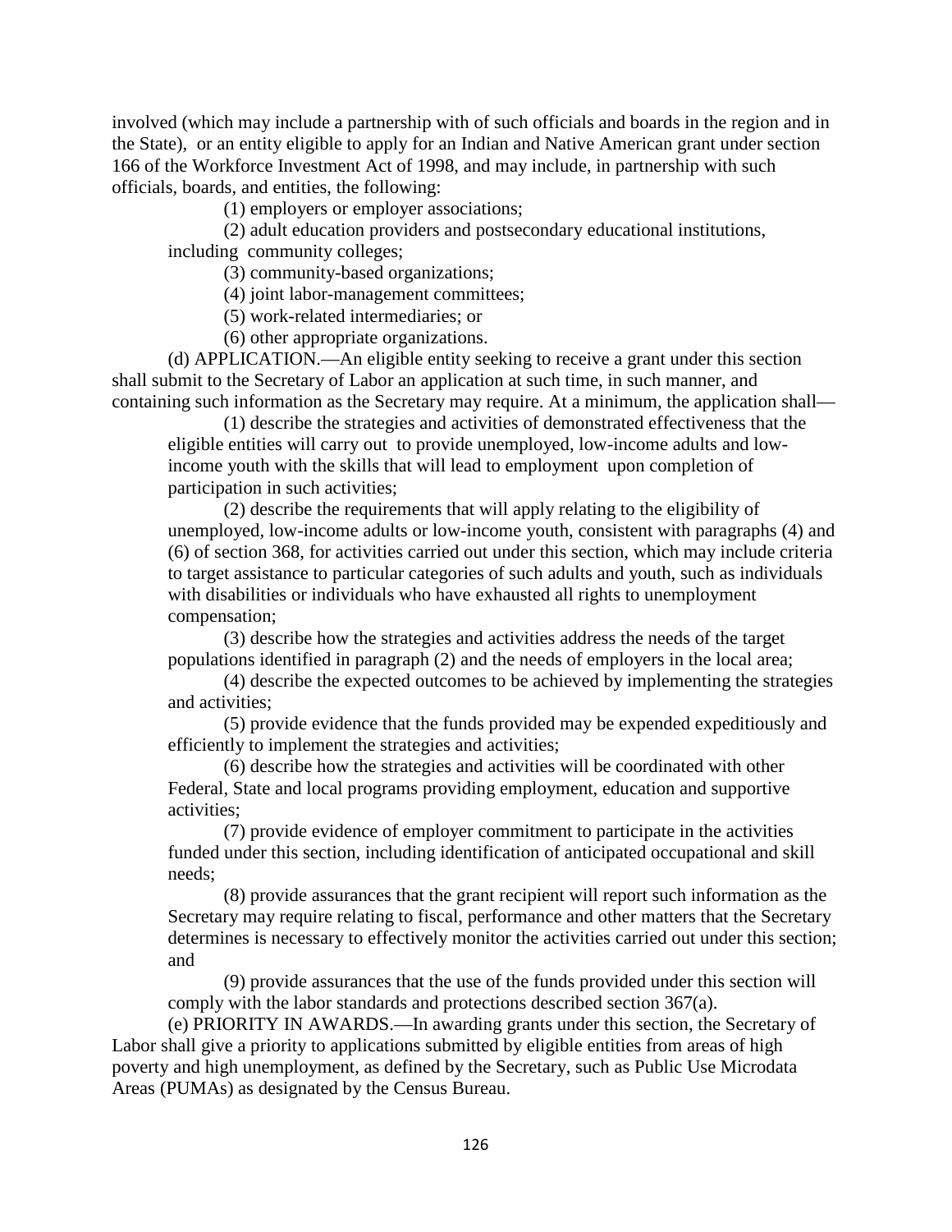involved (which may include a partnership with of such officials and boards in the region and in the State), or an entity eligible to apply for an Indian and Native American grant under section 166 of the Workforce Investment Act of 1998, and may include, in partnership with such officials, boards, and entities, the following:

(1) employers or employer associations;

(2) adult education providers and postsecondary educational institutions, including community colleges;

(3) community-based organizations;

(4) joint labor-management committees;

(5) work-related intermediaries; or

(6) other appropriate organizations.

(d) APPLICATION.—An eligible entity seeking to receive a grant under this section shall submit to the Secretary of Labor an application at such time, in such manner, and containing such information as the Secretary may require. At a minimum, the application shall—

(1) describe the strategies and activities of demonstrated effectiveness that the eligible entities will carry out to provide unemployed, low-income adults and low-income youth with the skills that will lead to employment upon completion of participation in such activities;

(2) describe the requirements that will apply relating to the eligibility of unemployed, low-income adults or low-income youth, consistent with paragraphs (4) and (6) of section 368, for activities carried out under this section, which may include criteria to target assistance to particular categories of such adults and youth, such as individuals with disabilities or individuals who have exhausted all rights to unemployment compensation;

(3) describe how the strategies and activities address the needs of the target populations identified in paragraph (2) and the needs of employers in the local area;

(4) describe the expected outcomes to be achieved by implementing the strategies and activities;

(5) provide evidence that the funds provided may be expended expeditiously and efficiently to implement the strategies and activities;

(6) describe how the strategies and activities will be coordinated with other Federal, State and local programs providing employment, education and supportive activities;

(7) provide evidence of employer commitment to participate in the activities funded under this section, including identification of anticipated occupational and skill needs;

(8) provide assurances that the grant recipient will report such information as the Secretary may require relating to fiscal, performance and other matters that the Secretary determines is necessary to effectively monitor the activities carried out under this section; and

(9) provide assurances that the use of the funds provided under this section will comply with the labor standards and protections described section 367(a).

(e) PRIORITY IN AWARDS.—In awarding grants under this section, the Secretary of Labor shall give a priority to applications submitted by eligible entities from areas of high poverty and high unemployment, as defined by the Secretary, such as Public Use Microdata Areas (PUMAs) as designated by the Census Bureau.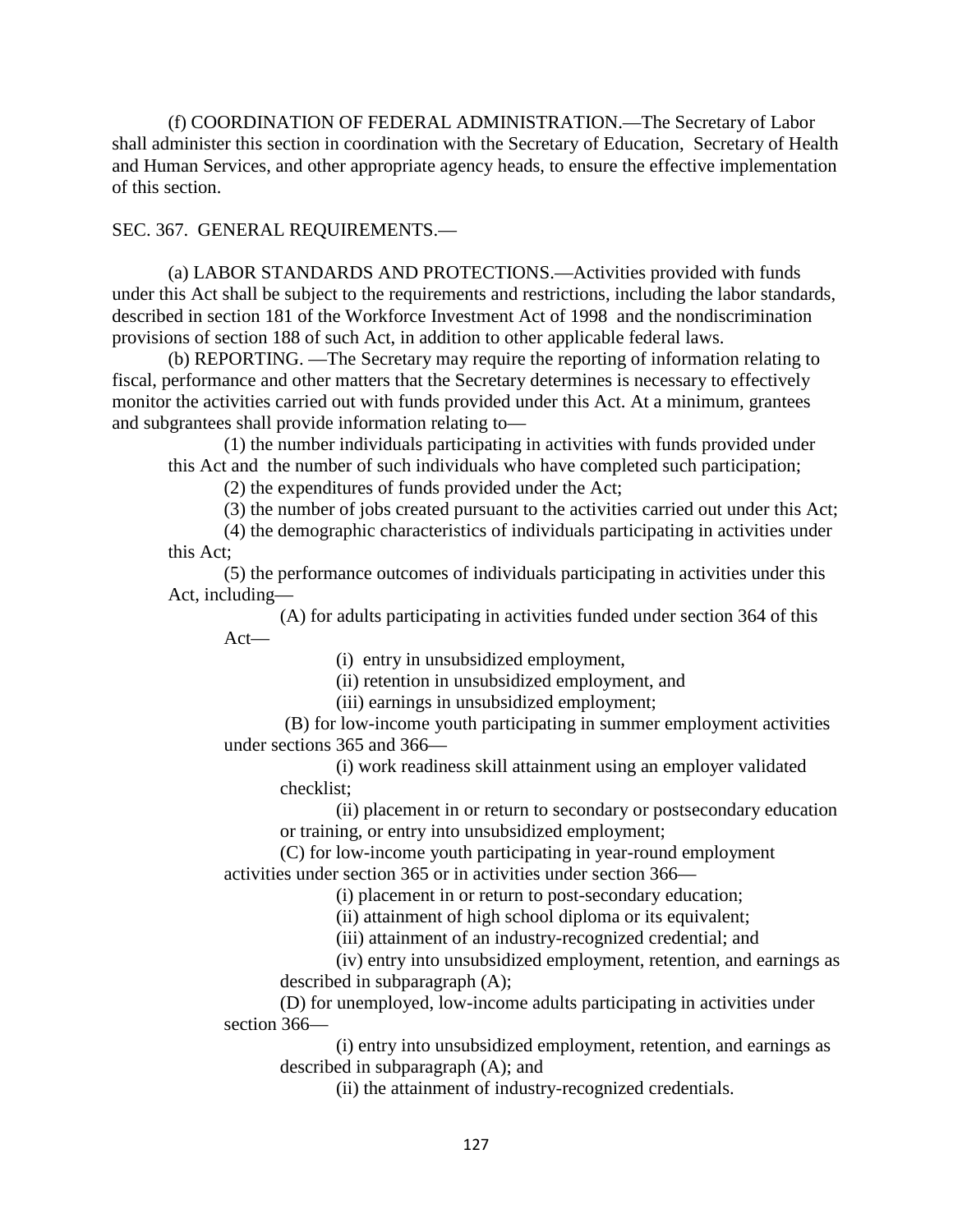(f) COORDINATION OF FEDERAL ADMINISTRATION.—The Secretary of Labor shall administer this section in coordination with the Secretary of Education, Secretary of Health and Human Services, and other appropriate agency heads, to ensure the effective implementation of this section.

SEC. 367. GENERAL REQUIREMENTS.—

(a) LABOR STANDARDS AND PROTECTIONS.—Activities provided with funds under this Act shall be subject to the requirements and restrictions, including the labor standards, described in section 181 of the Workforce Investment Act of 1998 and the nondiscrimination provisions of section 188 of such Act, in addition to other applicable federal laws.

(b) REPORTING. —The Secretary may require the reporting of information relating to fiscal, performance and other matters that the Secretary determines is necessary to effectively monitor the activities carried out with funds provided under this Act. At a minimum, grantees and subgrantees shall provide information relating to—

(1) the number individuals participating in activities with funds provided under this Act and the number of such individuals who have completed such participation;

(2) the expenditures of funds provided under the Act;

(3) the number of jobs created pursuant to the activities carried out under this Act;

(4) the demographic characteristics of individuals participating in activities under this Act;

(5) the performance outcomes of individuals participating in activities under this Act, including—

(A) for adults participating in activities funded under section 364 of this Act—

(i) entry in unsubsidized employment,

(ii) retention in unsubsidized employment, and

(iii) earnings in unsubsidized employment;

(B) for low-income youth participating in summer employment activities under sections 365 and 366—

(i) work readiness skill attainment using an employer validated checklist;

(ii) placement in or return to secondary or postsecondary education or training, or entry into unsubsidized employment;

(C) for low-income youth participating in year-round employment activities under section 365 or in activities under section 366—

(i) placement in or return to post-secondary education;

(ii) attainment of high school diploma or its equivalent;

(iii) attainment of an industry-recognized credential; and

(iv) entry into unsubsidized employment, retention, and earnings as described in subparagraph (A);

(D) for unemployed, low-income adults participating in activities under section 366—

(i) entry into unsubsidized employment, retention, and earnings as described in subparagraph (A); and

(ii) the attainment of industry-recognized credentials.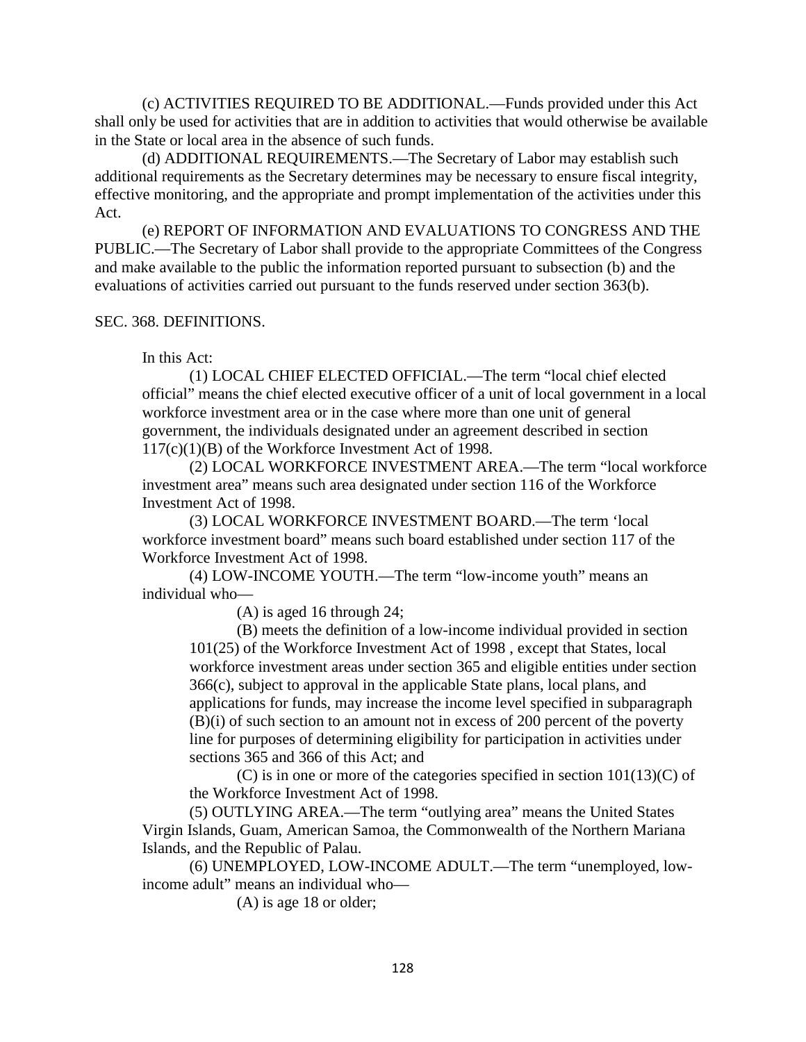(c) ACTIVITIES REQUIRED TO BE ADDITIONAL.—Funds provided under this Act shall only be used for activities that are in addition to activities that would otherwise be available in the State or local area in the absence of such funds.

(d) ADDITIONAL REQUIREMENTS.—The Secretary of Labor may establish such additional requirements as the Secretary determines may be necessary to ensure fiscal integrity, effective monitoring, and the appropriate and prompt implementation of the activities under this Act.

(e) REPORT OF INFORMATION AND EVALUATIONS TO CONGRESS AND THE PUBLIC.—The Secretary of Labor shall provide to the appropriate Committees of the Congress and make available to the public the information reported pursuant to subsection (b) and the evaluations of activities carried out pursuant to the funds reserved under section 363(b).

SEC. 368. DEFINITIONS.

In this Act:

(1) LOCAL CHIEF ELECTED OFFICIAL.—The term "local chief elected official" means the chief elected executive officer of a unit of local government in a local workforce investment area or in the case where more than one unit of general government, the individuals designated under an agreement described in section 117(c)(1)(B) of the Workforce Investment Act of 1998.

(2) LOCAL WORKFORCE INVESTMENT AREA.—The term "local workforce investment area" means such area designated under section 116 of the Workforce Investment Act of 1998.

(3) LOCAL WORKFORCE INVESTMENT BOARD.—The term 'local workforce investment board" means such board established under section 117 of the Workforce Investment Act of 1998.

(4) LOW-INCOME YOUTH.—The term "low-income youth" means an individual who—

(A) is aged 16 through 24;

(B) meets the definition of a low-income individual provided in section 101(25) of the Workforce Investment Act of 1998 , except that States, local workforce investment areas under section 365 and eligible entities under section 366(c), subject to approval in the applicable State plans, local plans, and applications for funds, may increase the income level specified in subparagraph (B)(i) of such section to an amount not in excess of 200 percent of the poverty line for purposes of determining eligibility for participation in activities under sections 365 and 366 of this Act; and

(C) is in one or more of the categories specified in section 101(13)(C) of the Workforce Investment Act of 1998.

(5) OUTLYING AREA.—The term "outlying area" means the United States Virgin Islands, Guam, American Samoa, the Commonwealth of the Northern Mariana Islands, and the Republic of Palau.

(6) UNEMPLOYED, LOW-INCOME ADULT.—The term "unemployed, low-income adult" means an individual who—

(A) is age 18 or older;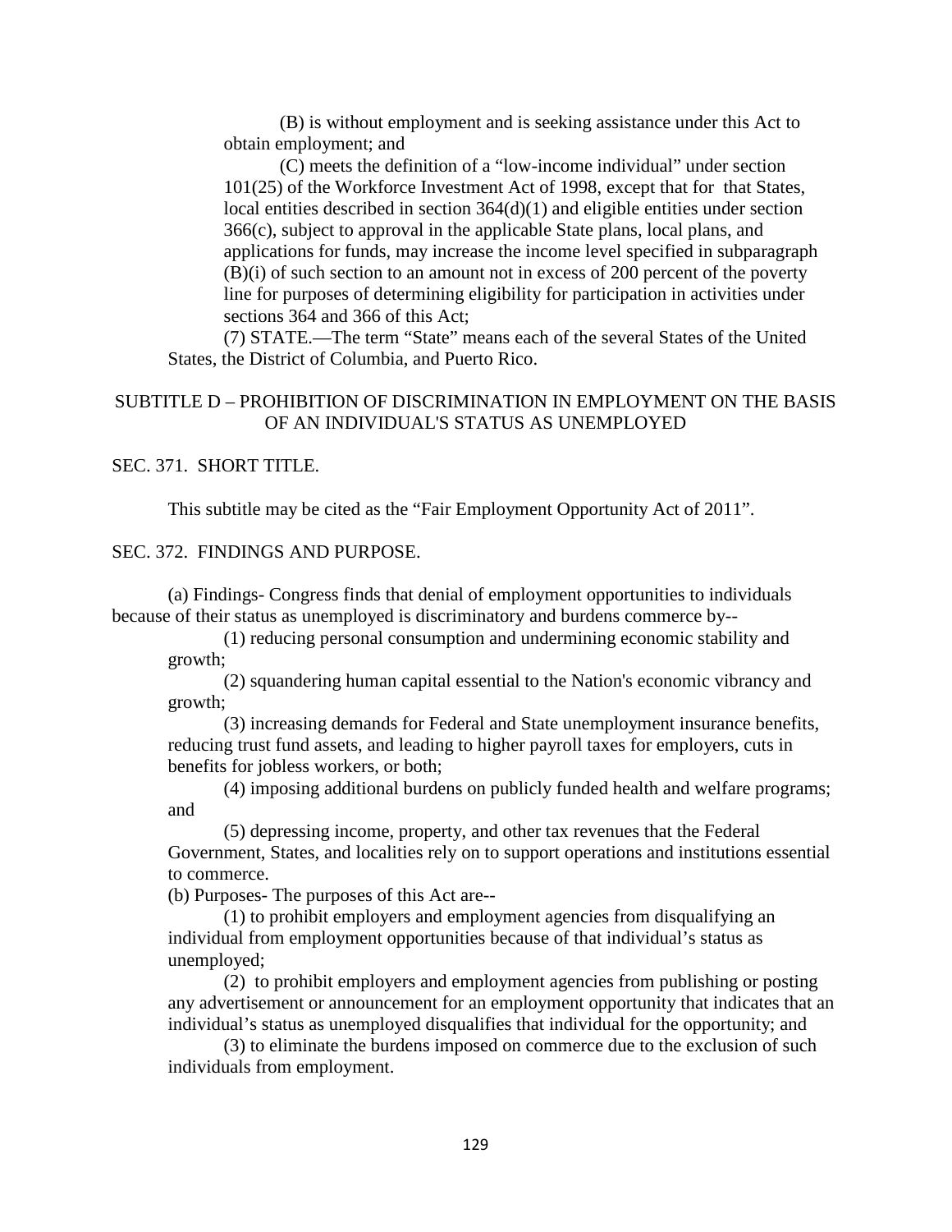(B) is without employment and is seeking assistance under this Act to obtain employment; and

(C) meets the definition of a "low-income individual" under section 101(25) of the Workforce Investment Act of 1998, except that for that States, local entities described in section 364(d)(1) and eligible entities under section 366(c), subject to approval in the applicable State plans, local plans, and applications for funds, may increase the income level specified in subparagraph (B)(i) of such section to an amount not in excess of 200 percent of the poverty line for purposes of determining eligibility for participation in activities under sections 364 and 366 of this Act;

(7) STATE.—The term "State" means each of the several States of the United States, the District of Columbia, and Puerto Rico.

## SUBTITLE D – PROHIBITION OF DISCRIMINATION IN EMPLOYMENT ON THE BASIS OF AN INDIVIDUAL'S STATUS AS UNEMPLOYED

### SEC. 371. SHORT TITLE.

This subtitle may be cited as the "Fair Employment Opportunity Act of 2011".

### SEC. 372. FINDINGS AND PURPOSE.

(a) Findings- Congress finds that denial of employment opportunities to individuals because of their status as unemployed is discriminatory and burdens commerce by--

(1) reducing personal consumption and undermining economic stability and growth;

(2) squandering human capital essential to the Nation's economic vibrancy and growth;

(3) increasing demands for Federal and State unemployment insurance benefits, reducing trust fund assets, and leading to higher payroll taxes for employers, cuts in benefits for jobless workers, or both;

(4) imposing additional burdens on publicly funded health and welfare programs; and

(5) depressing income, property, and other tax revenues that the Federal Government, States, and localities rely on to support operations and institutions essential to commerce.

(b) Purposes- The purposes of this Act are--

(1) to prohibit employers and employment agencies from disqualifying an individual from employment opportunities because of that individual's status as unemployed;

(2) to prohibit employers and employment agencies from publishing or posting any advertisement or announcement for an employment opportunity that indicates that an individual's status as unemployed disqualifies that individual for the opportunity; and

(3) to eliminate the burdens imposed on commerce due to the exclusion of such individuals from employment.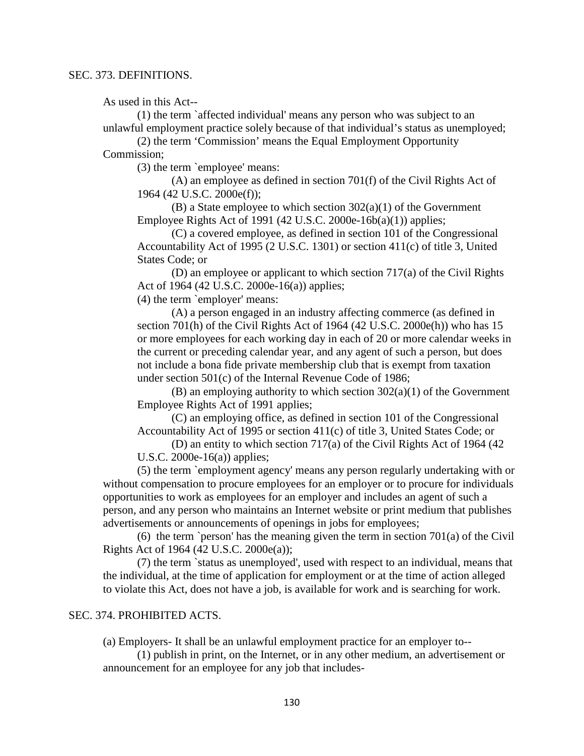SEC. 373. DEFINITIONS.

As used in this Act--

(1) the term `affected individual' means any person who was subject to an unlawful employment practice solely because of that individual's status as unemployed;

(2) the term 'Commission' means the Equal Employment Opportunity Commission;

(3) the term `employee' means:

(A) an employee as defined in section 701(f) of the Civil Rights Act of 1964 (42 U.S.C. 2000e(f));

(B) a State employee to which section 302(a)(1) of the Government Employee Rights Act of 1991 (42 U.S.C. 2000e-16b(a)(1)) applies;

(C) a covered employee, as defined in section 101 of the Congressional Accountability Act of 1995 (2 U.S.C. 1301) or section 411(c) of title 3, United States Code; or

(D) an employee or applicant to which section 717(a) of the Civil Rights Act of 1964 (42 U.S.C. 2000e-16(a)) applies;

(4) the term `employer' means:

(A) a person engaged in an industry affecting commerce (as defined in section 701(h) of the Civil Rights Act of 1964 (42 U.S.C. 2000e(h)) who has 15 or more employees for each working day in each of 20 or more calendar weeks in the current or preceding calendar year, and any agent of such a person, but does not include a bona fide private membership club that is exempt from taxation under section 501(c) of the Internal Revenue Code of 1986;

(B) an employing authority to which section 302(a)(1) of the Government Employee Rights Act of 1991 applies;

(C) an employing office, as defined in section 101 of the Congressional Accountability Act of 1995 or section 411(c) of title 3, United States Code; or

(D) an entity to which section 717(a) of the Civil Rights Act of 1964 (42 U.S.C. 2000e-16(a)) applies;

(5) the term `employment agency' means any person regularly undertaking with or without compensation to procure employees for an employer or to procure for individuals opportunities to work as employees for an employer and includes an agent of such a person, and any person who maintains an Internet website or print medium that publishes advertisements or announcements of openings in jobs for employees;

(6) the term `person' has the meaning given the term in section 701(a) of the Civil Rights Act of 1964 (42 U.S.C. 2000e(a));

(7) the term `status as unemployed', used with respect to an individual, means that the individual, at the time of application for employment or at the time of action alleged to violate this Act, does not have a job, is available for work and is searching for work.

SEC. 374. PROHIBITED ACTS.

(a) Employers- It shall be an unlawful employment practice for an employer to--

(1) publish in print, on the Internet, or in any other medium, an advertisement or announcement for an employee for any job that includes-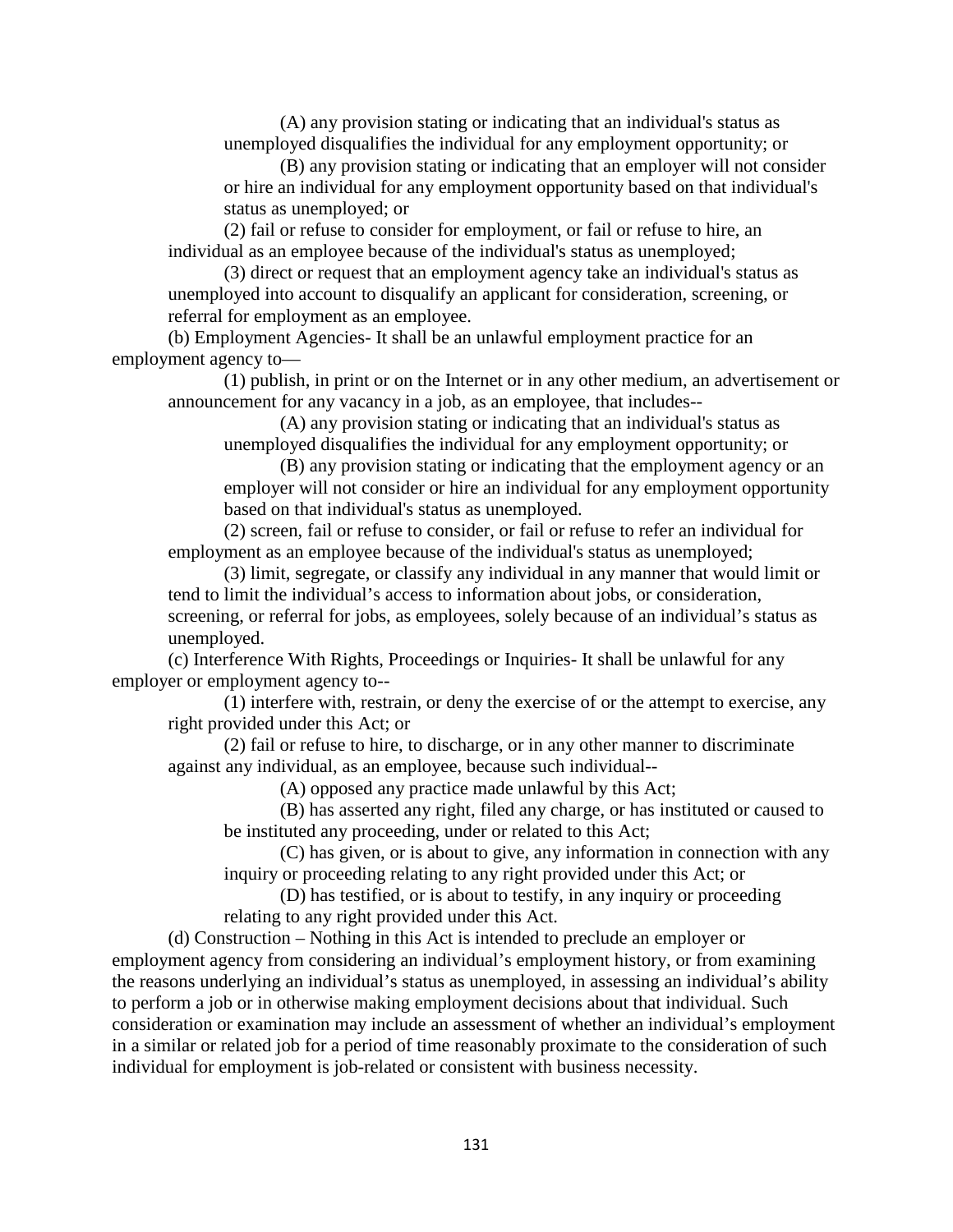(A) any provision stating or indicating that an individual's status as unemployed disqualifies the individual for any employment opportunity; or

(B) any provision stating or indicating that an employer will not consider or hire an individual for any employment opportunity based on that individual's status as unemployed; or

(2) fail or refuse to consider for employment, or fail or refuse to hire, an individual as an employee because of the individual's status as unemployed;

(3) direct or request that an employment agency take an individual's status as unemployed into account to disqualify an applicant for consideration, screening, or referral for employment as an employee.

(b) Employment Agencies- It shall be an unlawful employment practice for an employment agency to—

(1) publish, in print or on the Internet or in any other medium, an advertisement or announcement for any vacancy in a job, as an employee, that includes--

(A) any provision stating or indicating that an individual's status as unemployed disqualifies the individual for any employment opportunity; or

(B) any provision stating or indicating that the employment agency or an employer will not consider or hire an individual for any employment opportunity based on that individual's status as unemployed.

(2) screen, fail or refuse to consider, or fail or refuse to refer an individual for employment as an employee because of the individual's status as unemployed;

(3) limit, segregate, or classify any individual in any manner that would limit or tend to limit the individual's access to information about jobs, or consideration, screening, or referral for jobs, as employees, solely because of an individual's status as unemployed.

(c) Interference With Rights, Proceedings or Inquiries- It shall be unlawful for any employer or employment agency to--

(1) interfere with, restrain, or deny the exercise of or the attempt to exercise, any right provided under this Act; or

(2) fail or refuse to hire, to discharge, or in any other manner to discriminate against any individual, as an employee, because such individual--

(A) opposed any practice made unlawful by this Act;

(B) has asserted any right, filed any charge, or has instituted or caused to be instituted any proceeding, under or related to this Act;

(C) has given, or is about to give, any information in connection with any inquiry or proceeding relating to any right provided under this Act; or

(D) has testified, or is about to testify, in any inquiry or proceeding relating to any right provided under this Act.

(d) Construction – Nothing in this Act is intended to preclude an employer or employment agency from considering an individual's employment history, or from examining the reasons underlying an individual's status as unemployed, in assessing an individual's ability to perform a job or in otherwise making employment decisions about that individual. Such consideration or examination may include an assessment of whether an individual's employment in a similar or related job for a period of time reasonably proximate to the consideration of such individual for employment is job-related or consistent with business necessity.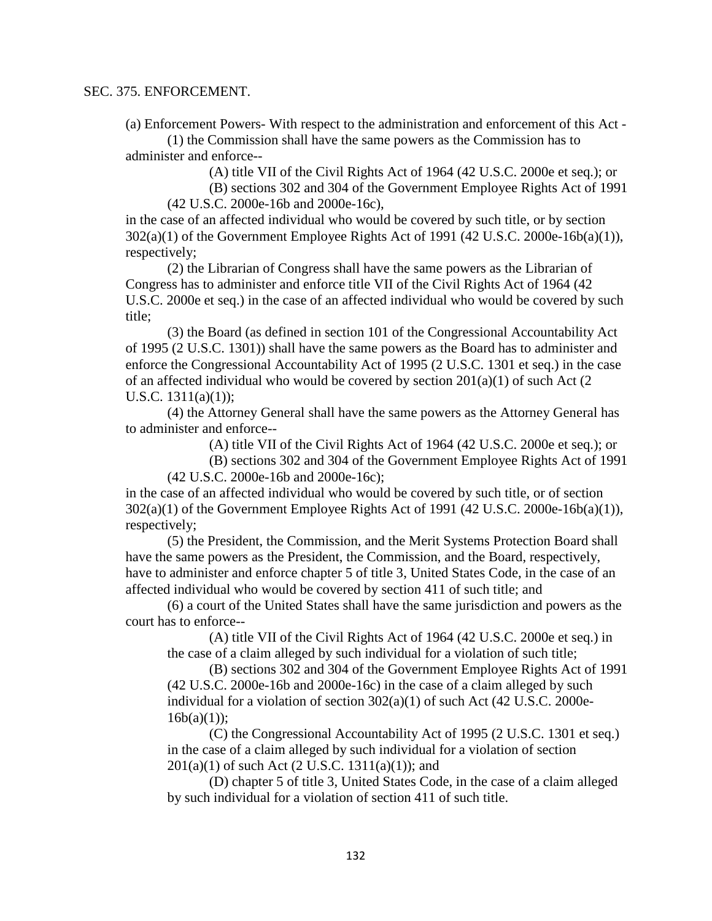SEC. 375. ENFORCEMENT.

(a) Enforcement Powers- With respect to the administration and enforcement of this Act -

(1) the Commission shall have the same powers as the Commission has to administer and enforce--

(A) title VII of the Civil Rights Act of 1964 (42 U.S.C. 2000e et seq.); or

(B) sections 302 and 304 of the Government Employee Rights Act of 1991 (42 U.S.C. 2000e-16b and 2000e-16c),

in the case of an affected individual who would be covered by such title, or by section 302(a)(1) of the Government Employee Rights Act of 1991 (42 U.S.C. 2000e-16b(a)(1)), respectively;

(2) the Librarian of Congress shall have the same powers as the Librarian of Congress has to administer and enforce title VII of the Civil Rights Act of 1964 (42 U.S.C. 2000e et seq.) in the case of an affected individual who would be covered by such title;

(3) the Board (as defined in section 101 of the Congressional Accountability Act of 1995 (2 U.S.C. 1301)) shall have the same powers as the Board has to administer and enforce the Congressional Accountability Act of 1995 (2 U.S.C. 1301 et seq.) in the case of an affected individual who would be covered by section 201(a)(1) of such Act (2 U.S.C. 1311(a)(1));

(4) the Attorney General shall have the same powers as the Attorney General has to administer and enforce--

(A) title VII of the Civil Rights Act of 1964 (42 U.S.C. 2000e et seq.); or

(B) sections 302 and 304 of the Government Employee Rights Act of 1991 (42 U.S.C. 2000e-16b and 2000e-16c);

in the case of an affected individual who would be covered by such title, or of section 302(a)(1) of the Government Employee Rights Act of 1991 (42 U.S.C. 2000e-16b(a)(1)), respectively;

(5) the President, the Commission, and the Merit Systems Protection Board shall have the same powers as the President, the Commission, and the Board, respectively, have to administer and enforce chapter 5 of title 3, United States Code, in the case of an affected individual who would be covered by section 411 of such title; and

(6) a court of the United States shall have the same jurisdiction and powers as the court has to enforce--

(A) title VII of the Civil Rights Act of 1964 (42 U.S.C. 2000e et seq.) in the case of a claim alleged by such individual for a violation of such title;

(B) sections 302 and 304 of the Government Employee Rights Act of 1991 (42 U.S.C. 2000e-16b and 2000e-16c) in the case of a claim alleged by such individual for a violation of section 302(a)(1) of such Act (42 U.S.C. 2000e-16b(a)(1));

(C) the Congressional Accountability Act of 1995 (2 U.S.C. 1301 et seq.) in the case of a claim alleged by such individual for a violation of section 201(a)(1) of such Act (2 U.S.C. 1311(a)(1)); and

(D) chapter 5 of title 3, United States Code, in the case of a claim alleged by such individual for a violation of section 411 of such title.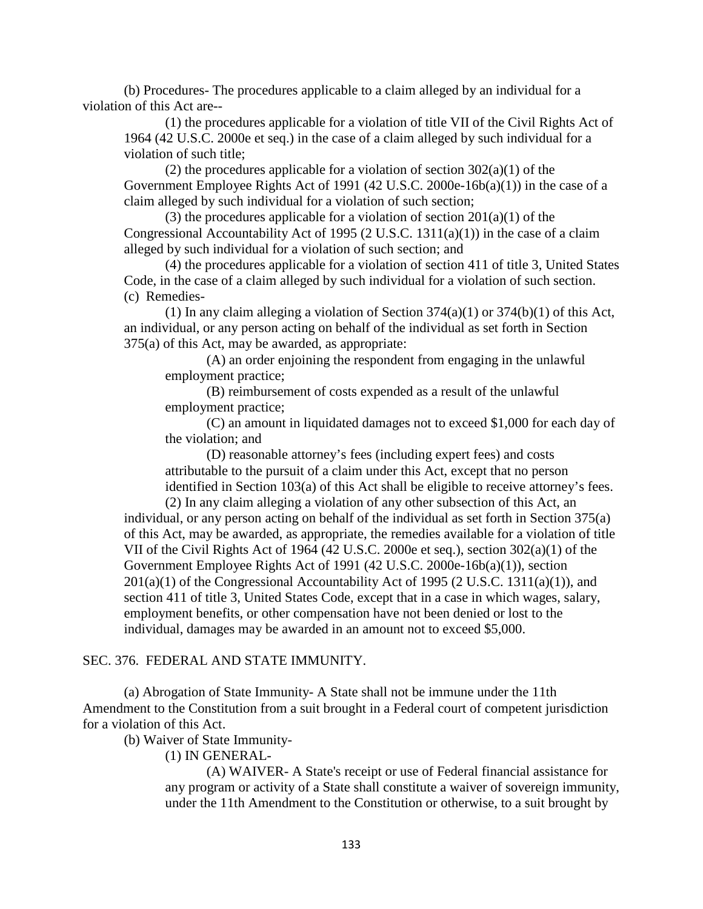(b) Procedures- The procedures applicable to a claim alleged by an individual for a violation of this Act are--

(1) the procedures applicable for a violation of title VII of the Civil Rights Act of 1964 (42 U.S.C. 2000e et seq.) in the case of a claim alleged by such individual for a violation of such title;

(2) the procedures applicable for a violation of section 302(a)(1) of the Government Employee Rights Act of 1991 (42 U.S.C. 2000e-16b(a)(1)) in the case of a claim alleged by such individual for a violation of such section;

(3) the procedures applicable for a violation of section 201(a)(1) of the Congressional Accountability Act of 1995 (2 U.S.C. 1311(a)(1)) in the case of a claim alleged by such individual for a violation of such section; and

(4) the procedures applicable for a violation of section 411 of title 3, United States Code, in the case of a claim alleged by such individual for a violation of such section.

(c) Remedies-

(1) In any claim alleging a violation of Section 374(a)(1) or 374(b)(1) of this Act, an individual, or any person acting on behalf of the individual as set forth in Section 375(a) of this Act, may be awarded, as appropriate:

(A) an order enjoining the respondent from engaging in the unlawful employment practice;

(B) reimbursement of costs expended as a result of the unlawful employment practice;

(C) an amount in liquidated damages not to exceed $1,000 for each day of the violation; and

(D) reasonable attorney's fees (including expert fees) and costs attributable to the pursuit of a claim under this Act, except that no person identified in Section 103(a) of this Act shall be eligible to receive attorney's fees.

(2) In any claim alleging a violation of any other subsection of this Act, an individual, or any person acting on behalf of the individual as set forth in Section 375(a) of this Act, may be awarded, as appropriate, the remedies available for a violation of title VII of the Civil Rights Act of 1964 (42 U.S.C. 2000e et seq.), section 302(a)(1) of the Government Employee Rights Act of 1991 (42 U.S.C. 2000e-16b(a)(1)), section 201(a)(1) of the Congressional Accountability Act of 1995 (2 U.S.C. 1311(a)(1)), and section 411 of title 3, United States Code, except that in a case in which wages, salary, employment benefits, or other compensation have not been denied or lost to the individual, damages may be awarded in an amount not to exceed $5,000.

SEC. 376. FEDERAL AND STATE IMMUNITY.

(a) Abrogation of State Immunity- A State shall not be immune under the 11th Amendment to the Constitution from a suit brought in a Federal court of competent jurisdiction for a violation of this Act.

(b) Waiver of State Immunity-

(1) IN GENERAL-

(A) WAIVER- A State's receipt or use of Federal financial assistance for any program or activity of a State shall constitute a waiver of sovereign immunity, under the 11th Amendment to the Constitution or otherwise, to a suit brought by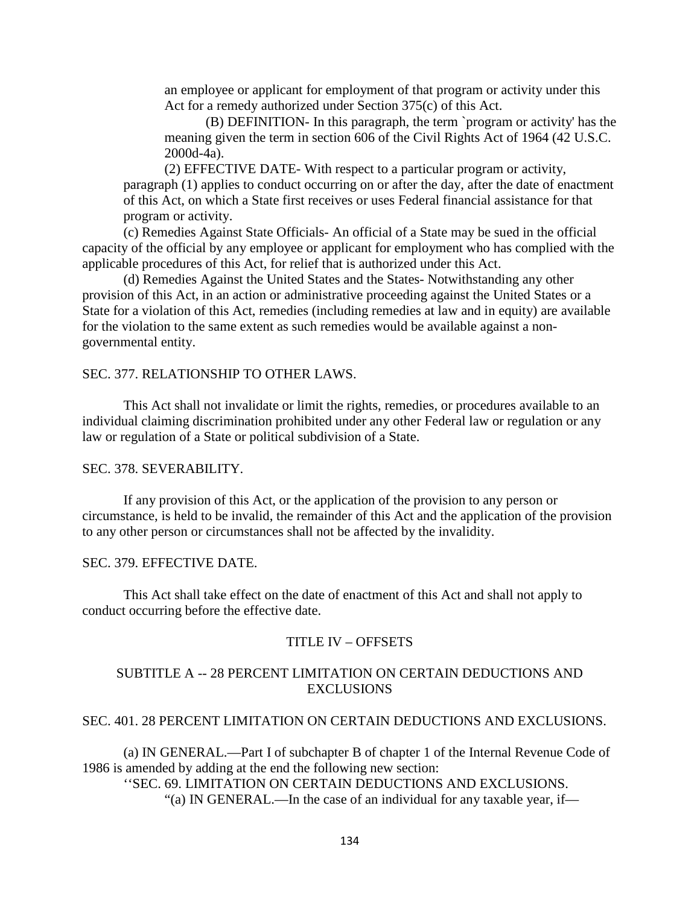an employee or applicant for employment of that program or activity under this Act for a remedy authorized under Section 375(c) of this Act.

(B) DEFINITION- In this paragraph, the term `program or activity' has the meaning given the term in section 606 of the Civil Rights Act of 1964 (42 U.S.C. 2000d-4a).

(2) EFFECTIVE DATE- With respect to a particular program or activity, paragraph (1) applies to conduct occurring on or after the day, after the date of enactment of this Act, on which a State first receives or uses Federal financial assistance for that program or activity.

(c) Remedies Against State Officials- An official of a State may be sued in the official capacity of the official by any employee or applicant for employment who has complied with the applicable procedures of this Act, for relief that is authorized under this Act.

(d) Remedies Against the United States and the States- Notwithstanding any other provision of this Act, in an action or administrative proceeding against the United States or a State for a violation of this Act, remedies (including remedies at law and in equity) are available for the violation to the same extent as such remedies would be available against a non-governmental entity.

SEC. 377. RELATIONSHIP TO OTHER LAWS.

This Act shall not invalidate or limit the rights, remedies, or procedures available to an individual claiming discrimination prohibited under any other Federal law or regulation or any law or regulation of a State or political subdivision of a State.

SEC. 378. SEVERABILITY.

If any provision of this Act, or the application of the provision to any person or circumstance, is held to be invalid, the remainder of this Act and the application of the provision to any other person or circumstances shall not be affected by the invalidity.

SEC. 379. EFFECTIVE DATE.

This Act shall take effect on the date of enactment of this Act and shall not apply to conduct occurring before the effective date.

## TITLE IV – OFFSETS

### SUBTITLE A -- 28 PERCENT LIMITATION ON CERTAIN DEDUCTIONS AND EXCLUSIONS

SEC. 401. 28 PERCENT LIMITATION ON CERTAIN DEDUCTIONS AND EXCLUSIONS.

(a) IN GENERAL.—Part I of subchapter B of chapter 1 of the Internal Revenue Code of 1986 is amended by adding at the end the following new section:

''SEC. 69. LIMITATION ON CERTAIN DEDUCTIONS AND EXCLUSIONS.

"(a) IN GENERAL.—In the case of an individual for any taxable year, if—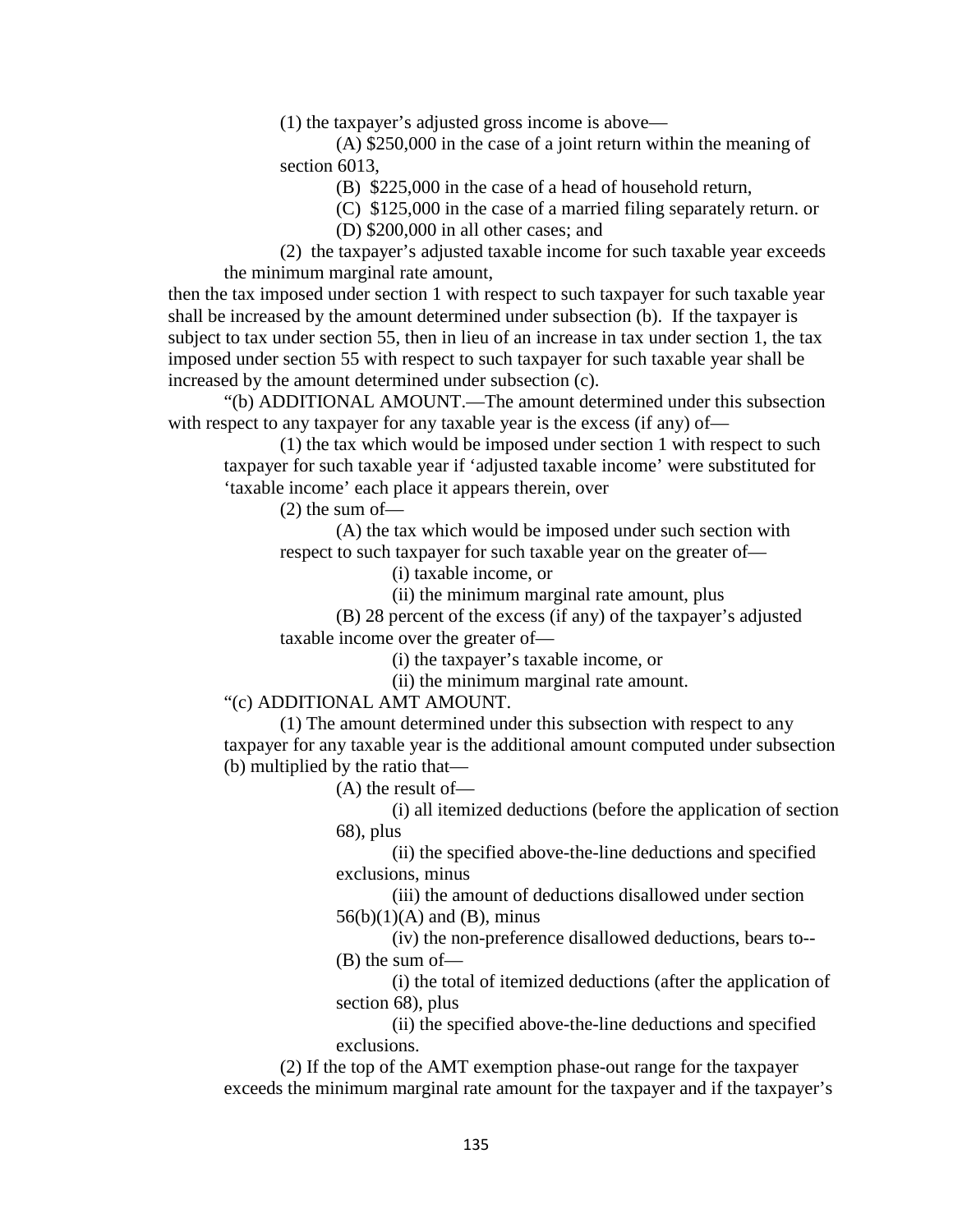(1) the taxpayer's adjusted gross income is above—

(A) $250,000 in the case of a joint return within the meaning of section 6013,

(B) $225,000 in the case of a head of household return,

(C) $125,000 in the case of a married filing separately return. or

(D) $200,000 in all other cases; and

(2) the taxpayer's adjusted taxable income for such taxable year exceeds the minimum marginal rate amount,

then the tax imposed under section 1 with respect to such taxpayer for such taxable year shall be increased by the amount determined under subsection (b). If the taxpayer is subject to tax under section 55, then in lieu of an increase in tax under section 1, the tax imposed under section 55 with respect to such taxpayer for such taxable year shall be increased by the amount determined under subsection (c).

"(b) ADDITIONAL AMOUNT.—The amount determined under this subsection with respect to any taxpayer for any taxable year is the excess (if any) of—

(1) the tax which would be imposed under section 1 with respect to such taxpayer for such taxable year if 'adjusted taxable income' were substituted for 'taxable income' each place it appears therein, over

(2) the sum of—

(A) the tax which would be imposed under such section with respect to such taxpayer for such taxable year on the greater of—

(i) taxable income, or

(ii) the minimum marginal rate amount, plus

(B) 28 percent of the excess (if any) of the taxpayer's adjusted taxable income over the greater of—

(i) the taxpayer's taxable income, or

(ii) the minimum marginal rate amount.

"(c) ADDITIONAL AMT AMOUNT.

(1) The amount determined under this subsection with respect to any taxpayer for any taxable year is the additional amount computed under subsection (b) multiplied by the ratio that—

(A) the result of—

(i) all itemized deductions (before the application of section 68), plus

(ii) the specified above-the-line deductions and specified exclusions, minus

(iii) the amount of deductions disallowed under section 56(b)(1)(A) and (B), minus

(iv) the non-preference disallowed deductions, bears to--

(B) the sum of—

(i) the total of itemized deductions (after the application of section 68), plus

(ii) the specified above-the-line deductions and specified exclusions.

(2) If the top of the AMT exemption phase-out range for the taxpayer exceeds the minimum marginal rate amount for the taxpayer and if the taxpayer's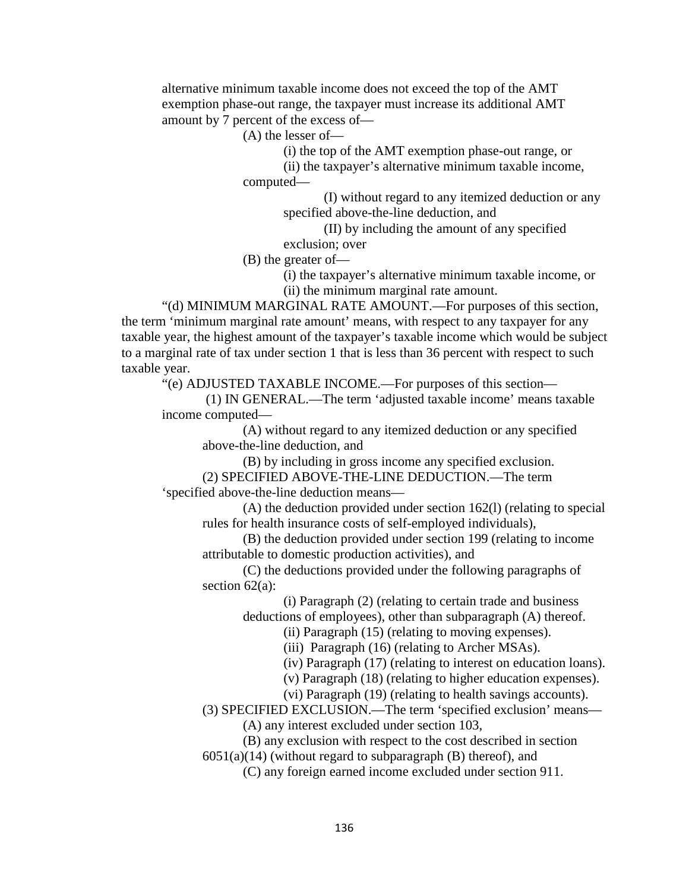alternative minimum taxable income does not exceed the top of the AMT exemption phase-out range, the taxpayer must increase its additional AMT amount by 7 percent of the excess of—

(A) the lesser of—

(i) the top of the AMT exemption phase-out range, or

(ii) the taxpayer's alternative minimum taxable income, computed—

(I) without regard to any itemized deduction or any specified above-the-line deduction, and

(II) by including the amount of any specified exclusion; over

(B) the greater of—

(i) the taxpayer's alternative minimum taxable income, or

(ii) the minimum marginal rate amount.

"(d) MINIMUM MARGINAL RATE AMOUNT.—For purposes of this section, the term 'minimum marginal rate amount' means, with respect to any taxpayer for any taxable year, the highest amount of the taxpayer's taxable income which would be subject to a marginal rate of tax under section 1 that is less than 36 percent with respect to such taxable year.

"(e) ADJUSTED TAXABLE INCOME.—For purposes of this section—

(1) IN GENERAL.—The term 'adjusted taxable income' means taxable income computed—

(A) without regard to any itemized deduction or any specified above-the-line deduction, and

(B) by including in gross income any specified exclusion.

(2) SPECIFIED ABOVE-THE-LINE DEDUCTION.—The term 'specified above-the-line deduction means—

(A) the deduction provided under section 162(l) (relating to special rules for health insurance costs of self-employed individuals),

(B) the deduction provided under section 199 (relating to income attributable to domestic production activities), and

(C) the deductions provided under the following paragraphs of section 62(a):

(i) Paragraph (2) (relating to certain trade and business deductions of employees), other than subparagraph (A) thereof.

(ii) Paragraph (15) (relating to moving expenses).

(iii) Paragraph (16) (relating to Archer MSAs).

(iv) Paragraph (17) (relating to interest on education loans).

(v) Paragraph (18) (relating to higher education expenses).

(vi) Paragraph (19) (relating to health savings accounts).

(3) SPECIFIED EXCLUSION.—The term 'specified exclusion' means—

(A) any interest excluded under section 103,

(B) any exclusion with respect to the cost described in section 6051(a)(14) (without regard to subparagraph (B) thereof), and

(C) any foreign earned income excluded under section 911.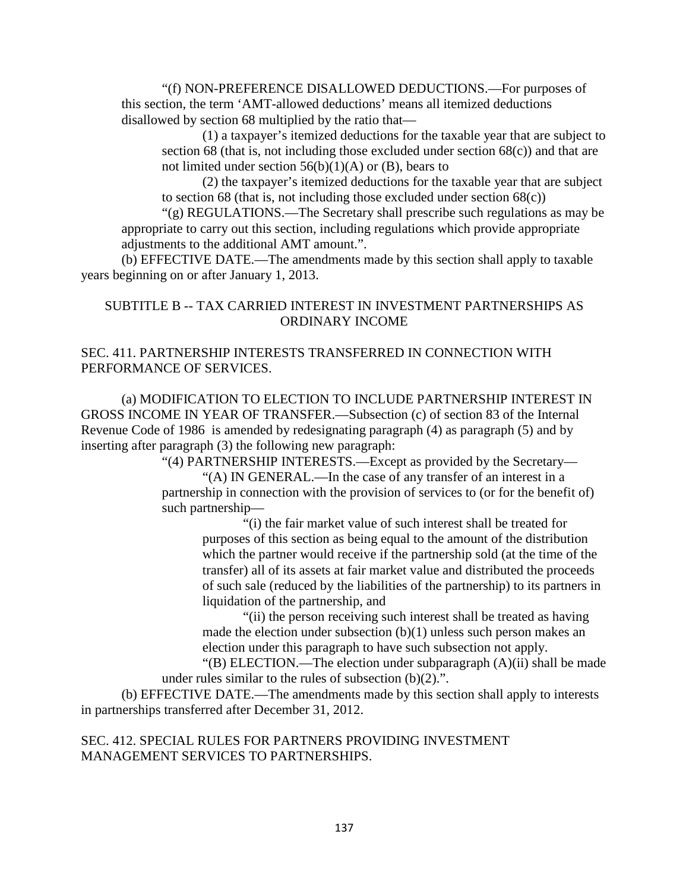"(f) NON-PREFERENCE DISALLOWED DEDUCTIONS.—For purposes of this section, the term 'AMT-allowed deductions' means all itemized deductions disallowed by section 68 multiplied by the ratio that—

(1) a taxpayer's itemized deductions for the taxable year that are subject to section 68 (that is, not including those excluded under section 68(c)) and that are not limited under section 56(b)(1)(A) or (B), bears to

(2) the taxpayer's itemized deductions for the taxable year that are subject to section 68 (that is, not including those excluded under section 68(c))

"(g) REGULATIONS.—The Secretary shall prescribe such regulations as may be appropriate to carry out this section, including regulations which provide appropriate adjustments to the additional AMT amount.".

(b) EFFECTIVE DATE.—The amendments made by this section shall apply to taxable years beginning on or after January 1, 2013.

## SUBTITLE B -- TAX CARRIED INTEREST IN INVESTMENT PARTNERSHIPS AS ORDINARY INCOME

### SEC. 411. PARTNERSHIP INTERESTS TRANSFERRED IN CONNECTION WITH PERFORMANCE OF SERVICES.

(a) MODIFICATION TO ELECTION TO INCLUDE PARTNERSHIP INTEREST IN GROSS INCOME IN YEAR OF TRANSFER.—Subsection (c) of section 83 of the Internal Revenue Code of 1986 is amended by redesignating paragraph (4) as paragraph (5) and by inserting after paragraph (3) the following new paragraph:

"(4) PARTNERSHIP INTERESTS.—Except as provided by the Secretary—

"(A) IN GENERAL.—In the case of any transfer of an interest in a partnership in connection with the provision of services to (or for the benefit of) such partnership—

"(i) the fair market value of such interest shall be treated for purposes of this section as being equal to the amount of the distribution which the partner would receive if the partnership sold (at the time of the transfer) all of its assets at fair market value and distributed the proceeds of such sale (reduced by the liabilities of the partnership) to its partners in liquidation of the partnership, and

"(ii) the person receiving such interest shall be treated as having made the election under subsection (b)(1) unless such person makes an election under this paragraph to have such subsection not apply.

"(B) ELECTION.—The election under subparagraph (A)(ii) shall be made under rules similar to the rules of subsection (b)(2).".

(b) EFFECTIVE DATE.—The amendments made by this section shall apply to interests in partnerships transferred after December 31, 2012.

### SEC. 412. SPECIAL RULES FOR PARTNERS PROVIDING INVESTMENT MANAGEMENT SERVICES TO PARTNERSHIPS.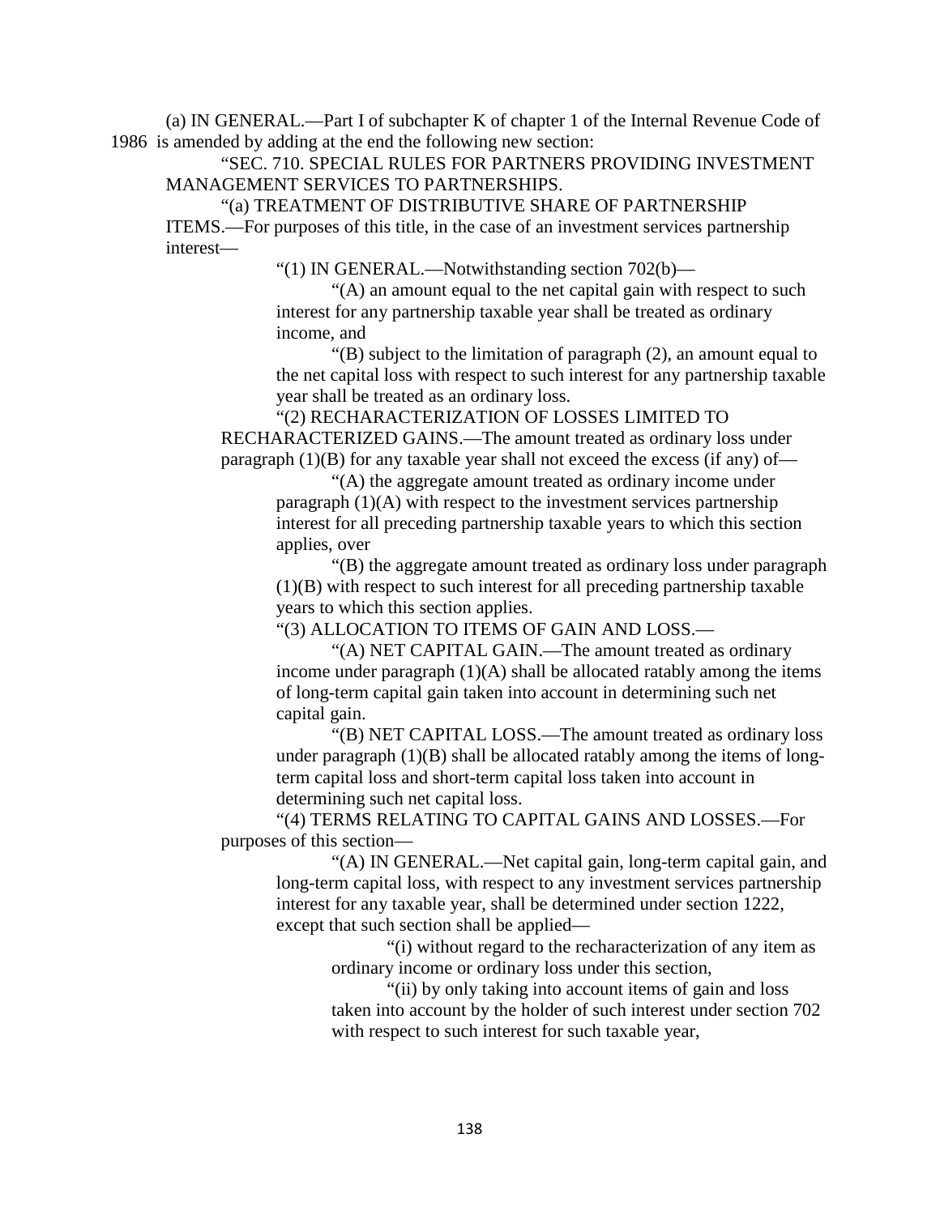(a) IN GENERAL.—Part I of subchapter K of chapter 1 of the Internal Revenue Code of 1986 is amended by adding at the end the following new section:

"SEC. 710. SPECIAL RULES FOR PARTNERS PROVIDING INVESTMENT MANAGEMENT SERVICES TO PARTNERSHIPS.

"(a) TREATMENT OF DISTRIBUTIVE SHARE OF PARTNERSHIP ITEMS.—For purposes of this title, in the case of an investment services partnership interest—

"(1) IN GENERAL.—Notwithstanding section 702(b)—

"(A) an amount equal to the net capital gain with respect to such interest for any partnership taxable year shall be treated as ordinary income, and

"(B) subject to the limitation of paragraph (2), an amount equal to the net capital loss with respect to such interest for any partnership taxable year shall be treated as an ordinary loss.

"(2) RECHARACTERIZATION OF LOSSES LIMITED TO RECHARACTERIZED GAINS.—The amount treated as ordinary loss under paragraph (1)(B) for any taxable year shall not exceed the excess (if any) of—

"(A) the aggregate amount treated as ordinary income under paragraph (1)(A) with respect to the investment services partnership interest for all preceding partnership taxable years to which this section applies, over

"(B) the aggregate amount treated as ordinary loss under paragraph (1)(B) with respect to such interest for all preceding partnership taxable years to which this section applies.

"(3) ALLOCATION TO ITEMS OF GAIN AND LOSS.—

"(A) NET CAPITAL GAIN.—The amount treated as ordinary income under paragraph (1)(A) shall be allocated ratably among the items of long-term capital gain taken into account in determining such net capital gain.

"(B) NET CAPITAL LOSS.—The amount treated as ordinary loss under paragraph (1)(B) shall be allocated ratably among the items of long-term capital loss and short-term capital loss taken into account in determining such net capital loss.

"(4) TERMS RELATING TO CAPITAL GAINS AND LOSSES.—For purposes of this section—

"(A) IN GENERAL.—Net capital gain, long-term capital gain, and long-term capital loss, with respect to any investment services partnership interest for any taxable year, shall be determined under section 1222, except that such section shall be applied—

"(i) without regard to the recharacterization of any item as ordinary income or ordinary loss under this section,

"(ii) by only taking into account items of gain and loss taken into account by the holder of such interest under section 702 with respect to such interest for such taxable year,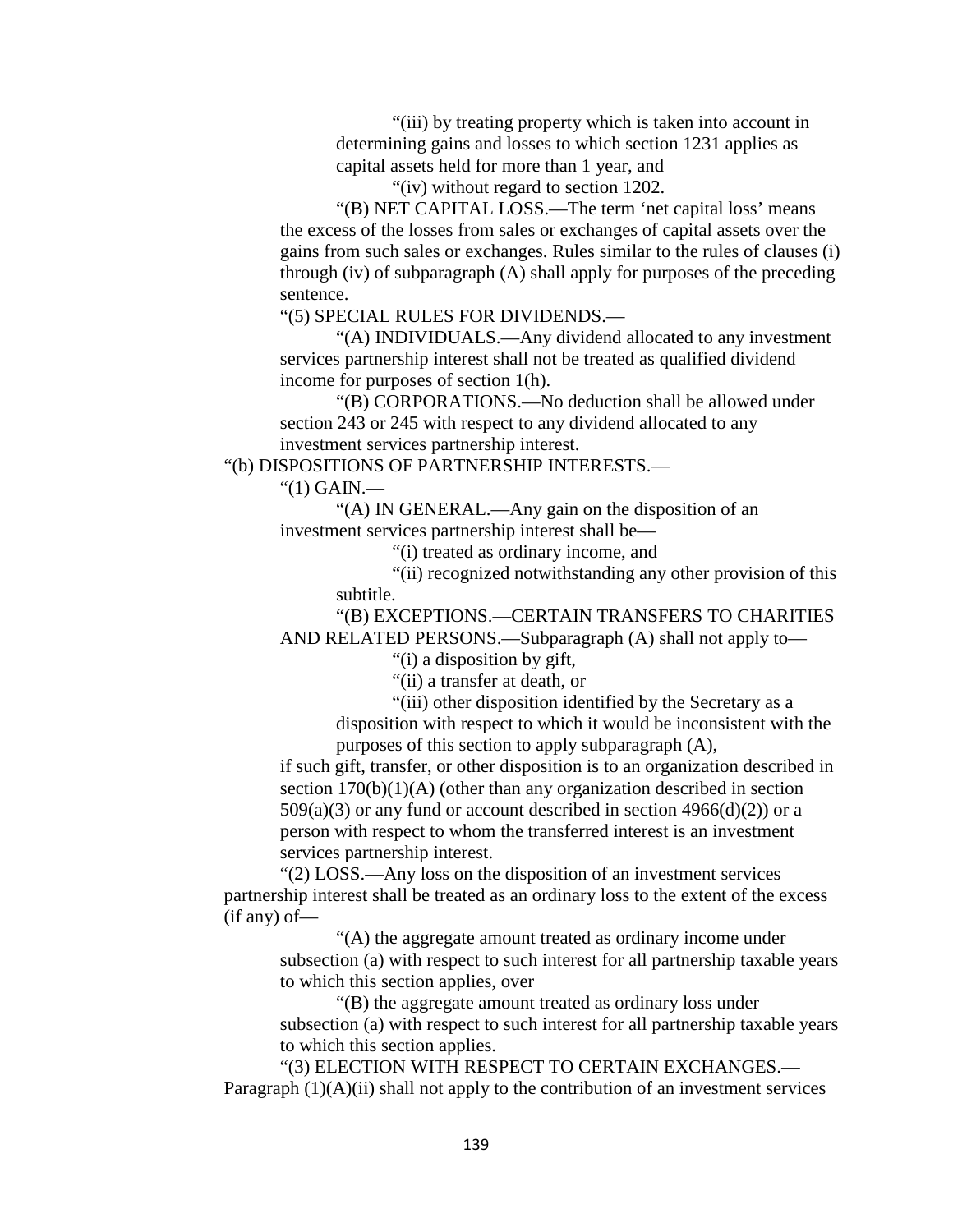"(iii) by treating property which is taken into account in determining gains and losses to which section 1231 applies as capital assets held for more than 1 year, and

"(iv) without regard to section 1202.

"(B) NET CAPITAL LOSS.—The term 'net capital loss' means the excess of the losses from sales or exchanges of capital assets over the gains from such sales or exchanges. Rules similar to the rules of clauses (i) through (iv) of subparagraph (A) shall apply for purposes of the preceding sentence.

"(5) SPECIAL RULES FOR DIVIDENDS.—

"(A) INDIVIDUALS.—Any dividend allocated to any investment services partnership interest shall not be treated as qualified dividend income for purposes of section 1(h).

"(B) CORPORATIONS.—No deduction shall be allowed under section 243 or 245 with respect to any dividend allocated to any investment services partnership interest.

"(b) DISPOSITIONS OF PARTNERSHIP INTERESTS.—

"(1) GAIN.—

"(A) IN GENERAL.—Any gain on the disposition of an investment services partnership interest shall be—

"(i) treated as ordinary income, and

"(ii) recognized notwithstanding any other provision of this subtitle.

"(B) EXCEPTIONS.—CERTAIN TRANSFERS TO CHARITIES AND RELATED PERSONS.—Subparagraph (A) shall not apply to—

"(i) a disposition by gift,

"(ii) a transfer at death, or

"(iii) other disposition identified by the Secretary as a disposition with respect to which it would be inconsistent with the purposes of this section to apply subparagraph (A),

if such gift, transfer, or other disposition is to an organization described in section 170(b)(1)(A) (other than any organization described in section 509(a)(3) or any fund or account described in section 4966(d)(2)) or a person with respect to whom the transferred interest is an investment services partnership interest.

"(2) LOSS.—Any loss on the disposition of an investment services partnership interest shall be treated as an ordinary loss to the extent of the excess (if any) of—

"(A) the aggregate amount treated as ordinary income under subsection (a) with respect to such interest for all partnership taxable years to which this section applies, over

"(B) the aggregate amount treated as ordinary loss under subsection (a) with respect to such interest for all partnership taxable years to which this section applies.

"(3) ELECTION WITH RESPECT TO CERTAIN EXCHANGES.—Paragraph (1)(A)(ii) shall not apply to the contribution of an investment services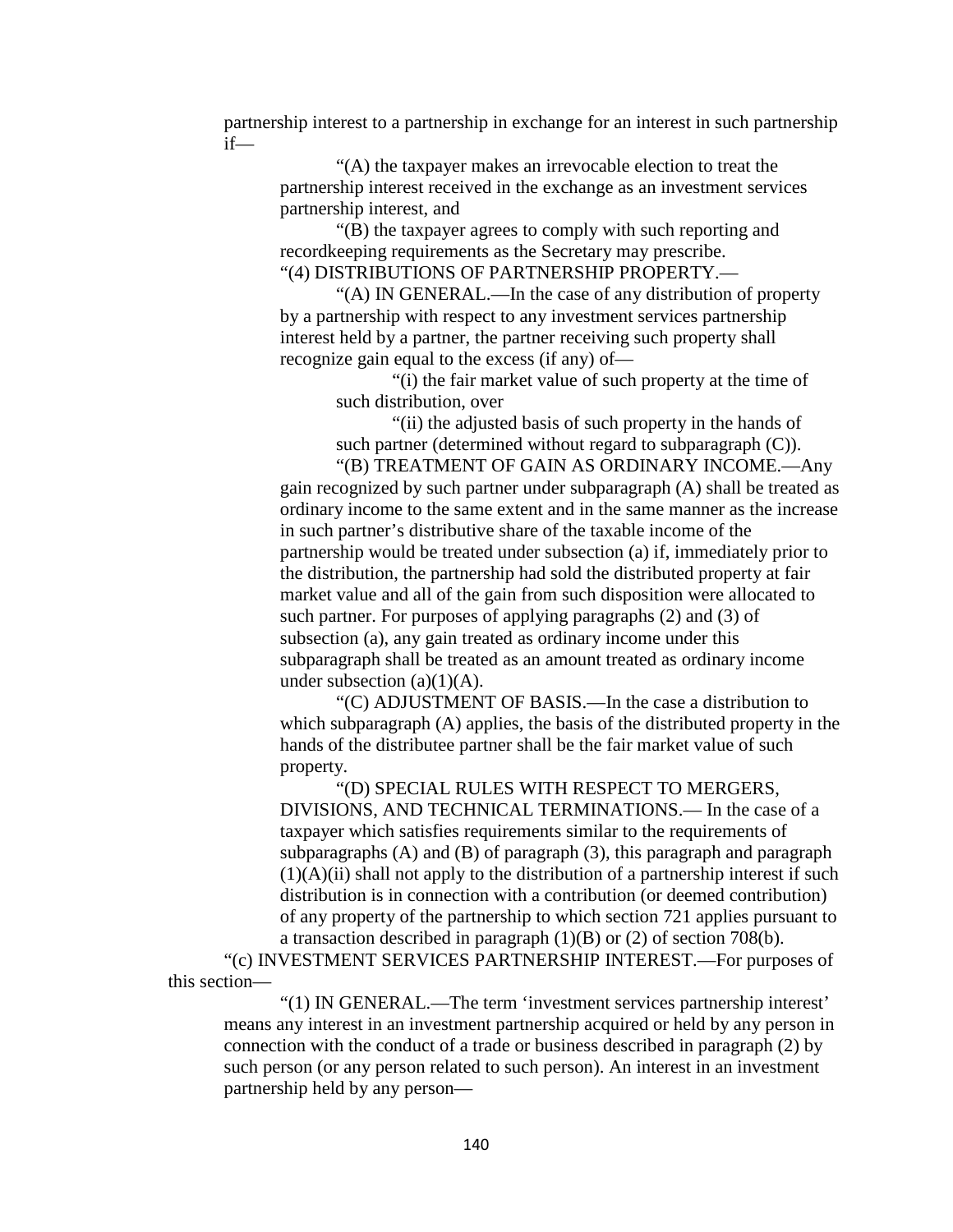partnership interest to a partnership in exchange for an interest in such partnership if—

"(A) the taxpayer makes an irrevocable election to treat the partnership interest received in the exchange as an investment services partnership interest, and

"(B) the taxpayer agrees to comply with such reporting and recordkeeping requirements as the Secretary may prescribe.

"(4) DISTRIBUTIONS OF PARTNERSHIP PROPERTY.—

"(A) IN GENERAL.—In the case of any distribution of property by a partnership with respect to any investment services partnership interest held by a partner, the partner receiving such property shall recognize gain equal to the excess (if any) of—

"(i) the fair market value of such property at the time of such distribution, over

"(ii) the adjusted basis of such property in the hands of such partner (determined without regard to subparagraph (C)).

"(B) TREATMENT OF GAIN AS ORDINARY INCOME.—Any gain recognized by such partner under subparagraph (A) shall be treated as ordinary income to the same extent and in the same manner as the increase in such partner's distributive share of the taxable income of the partnership would be treated under subsection (a) if, immediately prior to the distribution, the partnership had sold the distributed property at fair market value and all of the gain from such disposition were allocated to such partner. For purposes of applying paragraphs (2) and (3) of subsection (a), any gain treated as ordinary income under this subparagraph shall be treated as an amount treated as ordinary income under subsection (a)(1)(A).

"(C) ADJUSTMENT OF BASIS.—In the case a distribution to which subparagraph (A) applies, the basis of the distributed property in the hands of the distributee partner shall be the fair market value of such property.

"(D) SPECIAL RULES WITH RESPECT TO MERGERS, DIVISIONS, AND TECHNICAL TERMINATIONS.— In the case of a taxpayer which satisfies requirements similar to the requirements of subparagraphs (A) and (B) of paragraph (3), this paragraph and paragraph (1)(A)(ii) shall not apply to the distribution of a partnership interest if such distribution is in connection with a contribution (or deemed contribution) of any property of the partnership to which section 721 applies pursuant to a transaction described in paragraph (1)(B) or (2) of section 708(b).

"(c) INVESTMENT SERVICES PARTNERSHIP INTEREST.—For purposes of this section—

"(1) IN GENERAL.—The term 'investment services partnership interest' means any interest in an investment partnership acquired or held by any person in connection with the conduct of a trade or business described in paragraph (2) by such person (or any person related to such person). An interest in an investment partnership held by any person—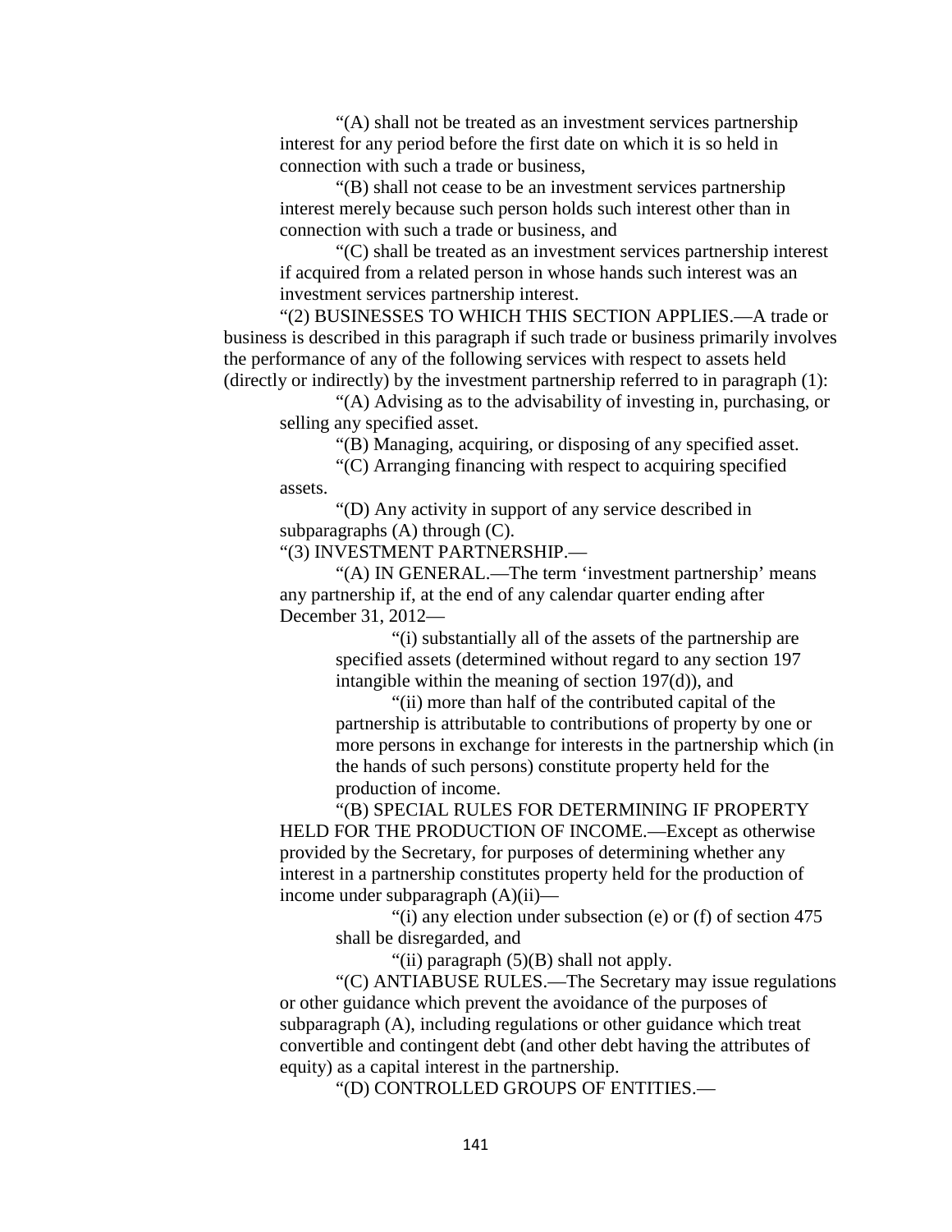"(A) shall not be treated as an investment services partnership interest for any period before the first date on which it is so held in connection with such a trade or business,

"(B) shall not cease to be an investment services partnership interest merely because such person holds such interest other than in connection with such a trade or business, and

"(C) shall be treated as an investment services partnership interest if acquired from a related person in whose hands such interest was an investment services partnership interest.

"(2) BUSINESSES TO WHICH THIS SECTION APPLIES.—A trade or business is described in this paragraph if such trade or business primarily involves the performance of any of the following services with respect to assets held (directly or indirectly) by the investment partnership referred to in paragraph (1):

"(A) Advising as to the advisability of investing in, purchasing, or selling any specified asset.

"(B) Managing, acquiring, or disposing of any specified asset.

"(C) Arranging financing with respect to acquiring specified assets.

"(D) Any activity in support of any service described in subparagraphs (A) through (C).

"(3) INVESTMENT PARTNERSHIP.—

"(A) IN GENERAL.—The term 'investment partnership' means any partnership if, at the end of any calendar quarter ending after December 31, 2012—

"(i) substantially all of the assets of the partnership are specified assets (determined without regard to any section 197 intangible within the meaning of section 197(d)), and

"(ii) more than half of the contributed capital of the partnership is attributable to contributions of property by one or more persons in exchange for interests in the partnership which (in the hands of such persons) constitute property held for the production of income.

"(B) SPECIAL RULES FOR DETERMINING IF PROPERTY HELD FOR THE PRODUCTION OF INCOME.—Except as otherwise provided by the Secretary, for purposes of determining whether any interest in a partnership constitutes property held for the production of income under subparagraph (A)(ii)—

"(i) any election under subsection (e) or (f) of section 475 shall be disregarded, and

"(ii) paragraph (5)(B) shall not apply.

"(C) ANTIABUSE RULES.—The Secretary may issue regulations or other guidance which prevent the avoidance of the purposes of subparagraph (A), including regulations or other guidance which treat convertible and contingent debt (and other debt having the attributes of equity) as a capital interest in the partnership.

"(D) CONTROLLED GROUPS OF ENTITIES.—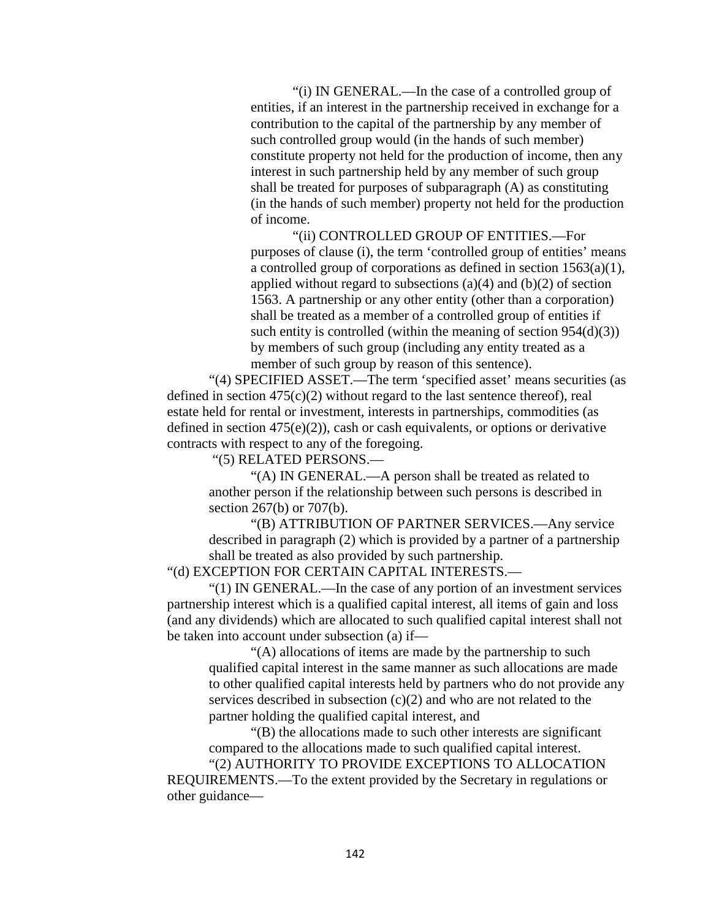"(i) IN GENERAL.—In the case of a controlled group of entities, if an interest in the partnership received in exchange for a contribution to the capital of the partnership by any member of such controlled group would (in the hands of such member) constitute property not held for the production of income, then any interest in such partnership held by any member of such group shall be treated for purposes of subparagraph (A) as constituting (in the hands of such member) property not held for the production of income.

"(ii) CONTROLLED GROUP OF ENTITIES.—For purposes of clause (i), the term 'controlled group of entities' means a controlled group of corporations as defined in section 1563(a)(1), applied without regard to subsections (a)(4) and (b)(2) of section 1563. A partnership or any other entity (other than a corporation) shall be treated as a member of a controlled group of entities if such entity is controlled (within the meaning of section 954(d)(3)) by members of such group (including any entity treated as a member of such group by reason of this sentence).

"(4) SPECIFIED ASSET.—The term 'specified asset' means securities (as defined in section 475(c)(2) without regard to the last sentence thereof), real estate held for rental or investment, interests in partnerships, commodities (as defined in section 475(e)(2)), cash or cash equivalents, or options or derivative contracts with respect to any of the foregoing.

"(5) RELATED PERSONS.—

"(A) IN GENERAL.—A person shall be treated as related to another person if the relationship between such persons is described in section 267(b) or 707(b).

"(B) ATTRIBUTION OF PARTNER SERVICES.—Any service described in paragraph (2) which is provided by a partner of a partnership shall be treated as also provided by such partnership.

"(d) EXCEPTION FOR CERTAIN CAPITAL INTERESTS.—

"(1) IN GENERAL.—In the case of any portion of an investment services partnership interest which is a qualified capital interest, all items of gain and loss (and any dividends) which are allocated to such qualified capital interest shall not be taken into account under subsection (a) if—

"(A) allocations of items are made by the partnership to such qualified capital interest in the same manner as such allocations are made to other qualified capital interests held by partners who do not provide any services described in subsection (c)(2) and who are not related to the partner holding the qualified capital interest, and

"(B) the allocations made to such other interests are significant compared to the allocations made to such qualified capital interest.

"(2) AUTHORITY TO PROVIDE EXCEPTIONS TO ALLOCATION REQUIREMENTS.—To the extent provided by the Secretary in regulations or other guidance—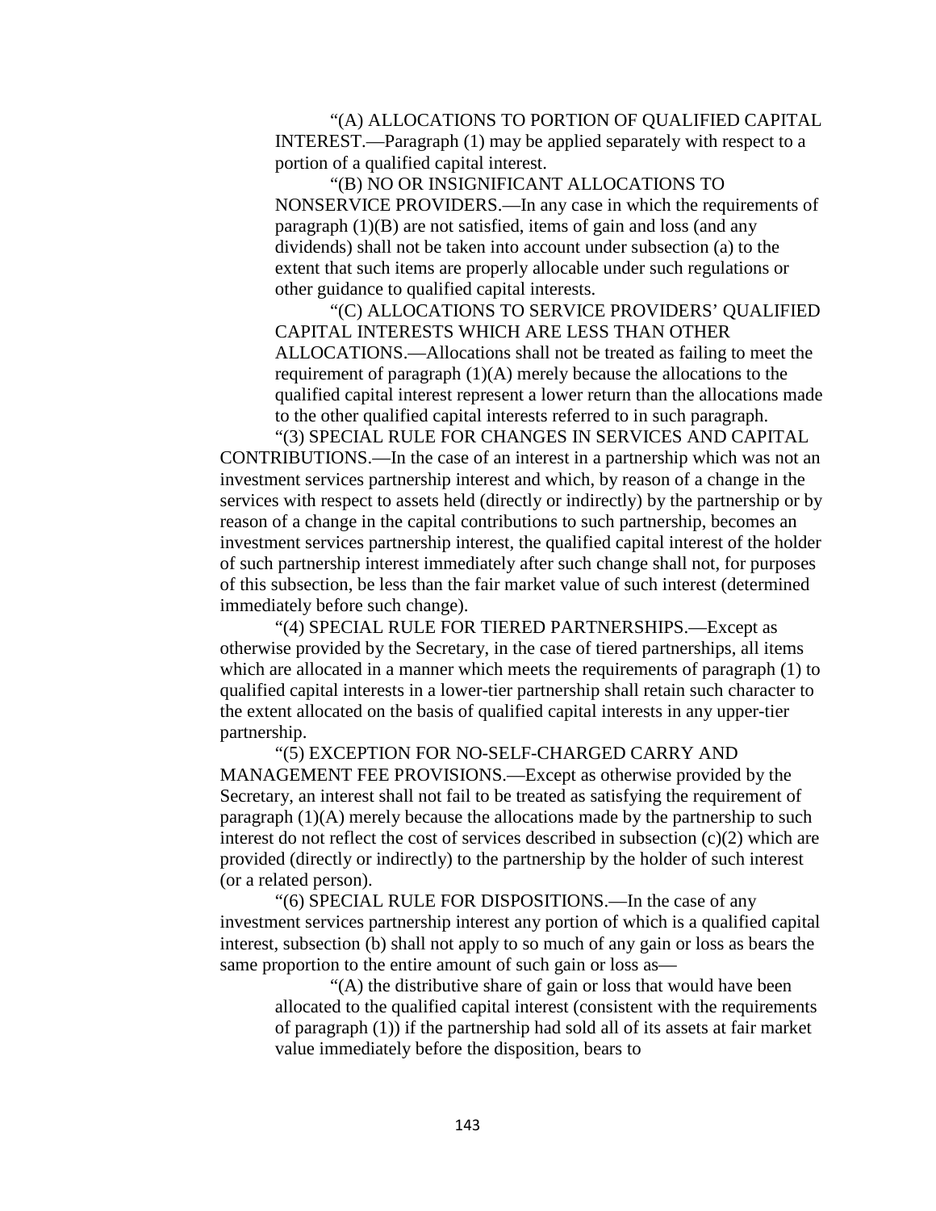"(A) ALLOCATIONS TO PORTION OF QUALIFIED CAPITAL INTEREST.—Paragraph (1) may be applied separately with respect to a portion of a qualified capital interest.

"(B) NO OR INSIGNIFICANT ALLOCATIONS TO NONSERVICE PROVIDERS.—In any case in which the requirements of paragraph (1)(B) are not satisfied, items of gain and loss (and any dividends) shall not be taken into account under subsection (a) to the extent that such items are properly allocable under such regulations or other guidance to qualified capital interests.

"(C) ALLOCATIONS TO SERVICE PROVIDERS' QUALIFIED CAPITAL INTERESTS WHICH ARE LESS THAN OTHER ALLOCATIONS.—Allocations shall not be treated as failing to meet the requirement of paragraph (1)(A) merely because the allocations to the qualified capital interest represent a lower return than the allocations made to the other qualified capital interests referred to in such paragraph.

"(3) SPECIAL RULE FOR CHANGES IN SERVICES AND CAPITAL CONTRIBUTIONS.—In the case of an interest in a partnership which was not an investment services partnership interest and which, by reason of a change in the services with respect to assets held (directly or indirectly) by the partnership or by reason of a change in the capital contributions to such partnership, becomes an investment services partnership interest, the qualified capital interest of the holder of such partnership interest immediately after such change shall not, for purposes of this subsection, be less than the fair market value of such interest (determined immediately before such change).

"(4) SPECIAL RULE FOR TIERED PARTNERSHIPS.—Except as otherwise provided by the Secretary, in the case of tiered partnerships, all items which are allocated in a manner which meets the requirements of paragraph (1) to qualified capital interests in a lower-tier partnership shall retain such character to the extent allocated on the basis of qualified capital interests in any upper-tier partnership.

"(5) EXCEPTION FOR NO-SELF-CHARGED CARRY AND MANAGEMENT FEE PROVISIONS.—Except as otherwise provided by the Secretary, an interest shall not fail to be treated as satisfying the requirement of paragraph (1)(A) merely because the allocations made by the partnership to such interest do not reflect the cost of services described in subsection (c)(2) which are provided (directly or indirectly) to the partnership by the holder of such interest (or a related person).

"(6) SPECIAL RULE FOR DISPOSITIONS.—In the case of any investment services partnership interest any portion of which is a qualified capital interest, subsection (b) shall not apply to so much of any gain or loss as bears the same proportion to the entire amount of such gain or loss as—

"(A) the distributive share of gain or loss that would have been allocated to the qualified capital interest (consistent with the requirements of paragraph (1)) if the partnership had sold all of its assets at fair market value immediately before the disposition, bears to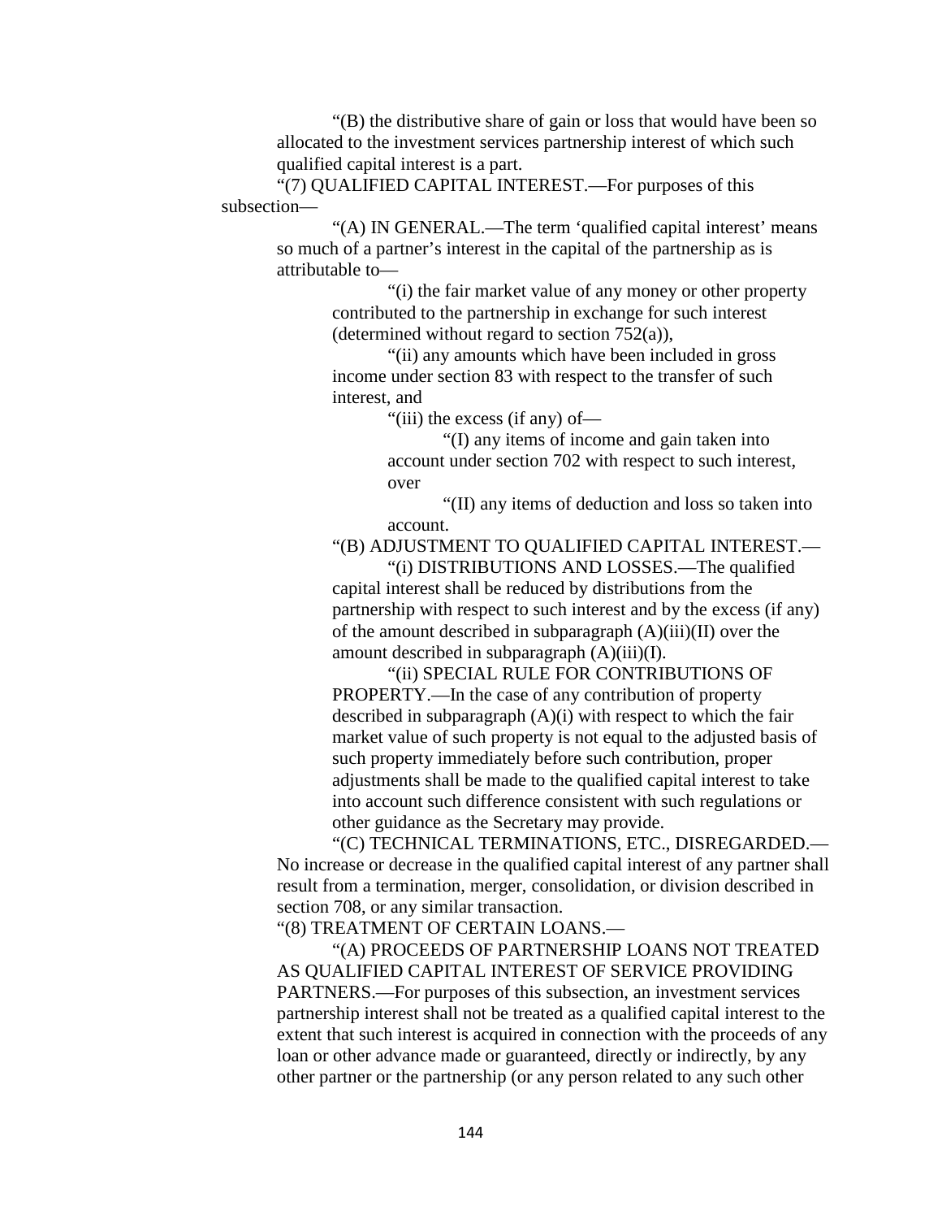"(B) the distributive share of gain or loss that would have been so allocated to the investment services partnership interest of which such qualified capital interest is a part.

"(7) QUALIFIED CAPITAL INTEREST.—For purposes of this subsection—

"(A) IN GENERAL.—The term 'qualified capital interest' means so much of a partner's interest in the capital of the partnership as is attributable to—

"(i) the fair market value of any money or other property contributed to the partnership in exchange for such interest (determined without regard to section 752(a)),

"(ii) any amounts which have been included in gross income under section 83 with respect to the transfer of such interest, and

"(iii) the excess (if any) of—

"(I) any items of income and gain taken into account under section 702 with respect to such interest, over

"(II) any items of deduction and loss so taken into account.

"(B) ADJUSTMENT TO QUALIFIED CAPITAL INTEREST.—

"(i) DISTRIBUTIONS AND LOSSES.—The qualified capital interest shall be reduced by distributions from the partnership with respect to such interest and by the excess (if any) of the amount described in subparagraph (A)(iii)(II) over the amount described in subparagraph (A)(iii)(I).

"(ii) SPECIAL RULE FOR CONTRIBUTIONS OF PROPERTY.—In the case of any contribution of property described in subparagraph (A)(i) with respect to which the fair market value of such property is not equal to the adjusted basis of such property immediately before such contribution, proper adjustments shall be made to the qualified capital interest to take into account such difference consistent with such regulations or other guidance as the Secretary may provide.

"(C) TECHNICAL TERMINATIONS, ETC., DISREGARDED.—No increase or decrease in the qualified capital interest of any partner shall result from a termination, merger, consolidation, or division described in section 708, or any similar transaction.

"(8) TREATMENT OF CERTAIN LOANS.—

"(A) PROCEEDS OF PARTNERSHIP LOANS NOT TREATED AS QUALIFIED CAPITAL INTEREST OF SERVICE PROVIDING PARTNERS.—For purposes of this subsection, an investment services partnership interest shall not be treated as a qualified capital interest to the extent that such interest is acquired in connection with the proceeds of any loan or other advance made or guaranteed, directly or indirectly, by any other partner or the partnership (or any person related to any such other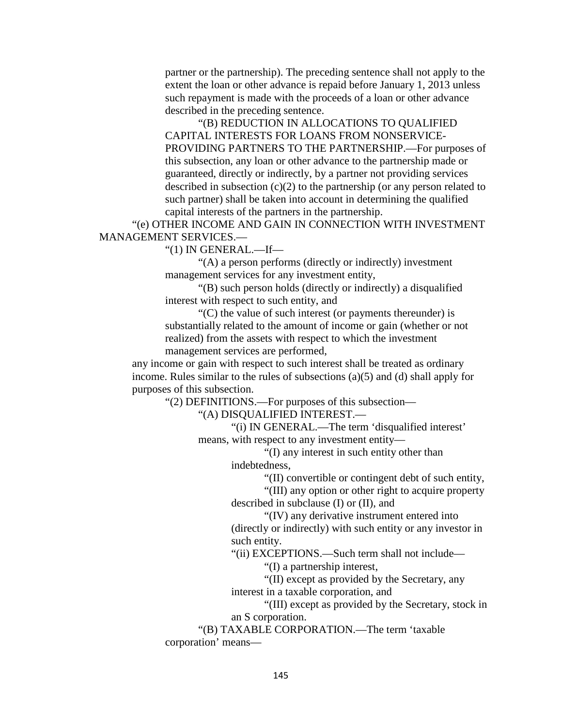partner or the partnership). The preceding sentence shall not apply to the extent the loan or other advance is repaid before January 1, 2013 unless such repayment is made with the proceeds of a loan or other advance described in the preceding sentence.

"(B) REDUCTION IN ALLOCATIONS TO QUALIFIED CAPITAL INTERESTS FOR LOANS FROM NONSERVICE-PROVIDING PARTNERS TO THE PARTNERSHIP.—For purposes of this subsection, any loan or other advance to the partnership made or guaranteed, directly or indirectly, by a partner not providing services described in subsection (c)(2) to the partnership (or any person related to such partner) shall be taken into account in determining the qualified capital interests of the partners in the partnership.

"(e) OTHER INCOME AND GAIN IN CONNECTION WITH INVESTMENT MANAGEMENT SERVICES.—

"(1) IN GENERAL.—If—

"(A) a person performs (directly or indirectly) investment management services for any investment entity,

"(B) such person holds (directly or indirectly) a disqualified interest with respect to such entity, and

"(C) the value of such interest (or payments thereunder) is substantially related to the amount of income or gain (whether or not realized) from the assets with respect to which the investment management services are performed,

any income or gain with respect to such interest shall be treated as ordinary income. Rules similar to the rules of subsections (a)(5) and (d) shall apply for purposes of this subsection.

"(2) DEFINITIONS.—For purposes of this subsection—

"(A) DISQUALIFIED INTEREST.—

"(i) IN GENERAL.—The term 'disqualified interest' means, with respect to any investment entity—

"(I) any interest in such entity other than indebtedness,

"(II) convertible or contingent debt of such entity,

"(III) any option or other right to acquire property described in subclause (I) or (II), and

"(IV) any derivative instrument entered into (directly or indirectly) with such entity or any investor in such entity.

"(ii) EXCEPTIONS.—Such term shall not include—

"(I) a partnership interest,

"(II) except as provided by the Secretary, any interest in a taxable corporation, and

"(III) except as provided by the Secretary, stock in an S corporation.

"(B) TAXABLE CORPORATION.—The term 'taxable corporation' means—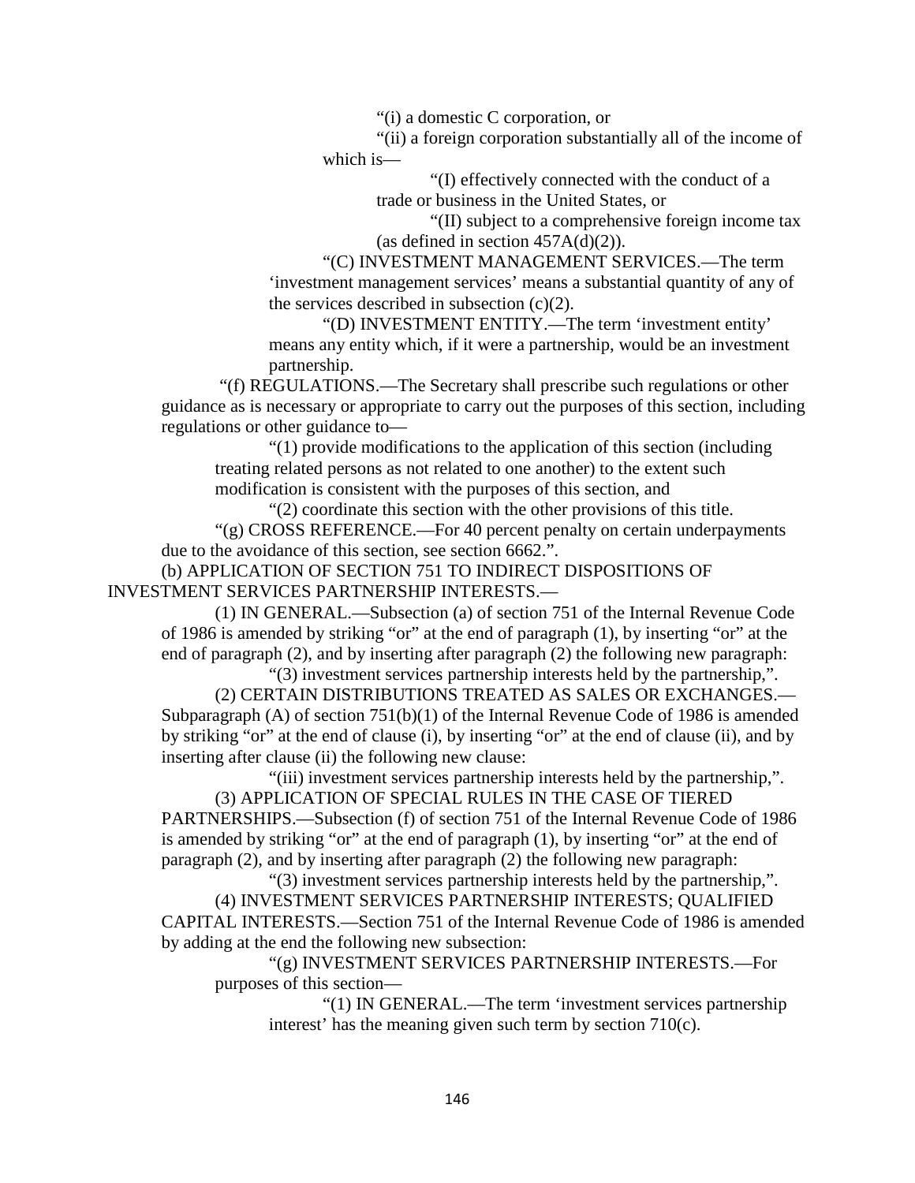"(i) a domestic C corporation, or

"(ii) a foreign corporation substantially all of the income of which is—

"(I) effectively connected with the conduct of a trade or business in the United States, or

"(II) subject to a comprehensive foreign income tax (as defined in section 457A(d)(2)).

"(C) INVESTMENT MANAGEMENT SERVICES.—The term 'investment management services' means a substantial quantity of any of the services described in subsection (c)(2).

"(D) INVESTMENT ENTITY.—The term 'investment entity' means any entity which, if it were a partnership, would be an investment partnership.

"(f) REGULATIONS.—The Secretary shall prescribe such regulations or other guidance as is necessary or appropriate to carry out the purposes of this section, including regulations or other guidance to—

"(1) provide modifications to the application of this section (including treating related persons as not related to one another) to the extent such modification is consistent with the purposes of this section, and

"(2) coordinate this section with the other provisions of this title.

"(g) CROSS REFERENCE.—For 40 percent penalty on certain underpayments due to the avoidance of this section, see section 6662.".

(b) APPLICATION OF SECTION 751 TO INDIRECT DISPOSITIONS OF INVESTMENT SERVICES PARTNERSHIP INTERESTS.—

(1) IN GENERAL.—Subsection (a) of section 751 of the Internal Revenue Code of 1986 is amended by striking "or" at the end of paragraph (1), by inserting "or" at the end of paragraph (2), and by inserting after paragraph (2) the following new paragraph:

"(3) investment services partnership interests held by the partnership,".

(2) CERTAIN DISTRIBUTIONS TREATED AS SALES OR EXCHANGES.—Subparagraph (A) of section 751(b)(1) of the Internal Revenue Code of 1986 is amended by striking "or" at the end of clause (i), by inserting "or" at the end of clause (ii), and by inserting after clause (ii) the following new clause:

"(iii) investment services partnership interests held by the partnership,".

(3) APPLICATION OF SPECIAL RULES IN THE CASE OF TIERED PARTNERSHIPS.—Subsection (f) of section 751 of the Internal Revenue Code of 1986 is amended by striking "or" at the end of paragraph (1), by inserting "or" at the end of paragraph (2), and by inserting after paragraph (2) the following new paragraph:

"(3) investment services partnership interests held by the partnership,".

(4) INVESTMENT SERVICES PARTNERSHIP INTERESTS; QUALIFIED CAPITAL INTERESTS.—Section 751 of the Internal Revenue Code of 1986 is amended by adding at the end the following new subsection:

"(g) INVESTMENT SERVICES PARTNERSHIP INTERESTS.—For purposes of this section—

"(1) IN GENERAL.—The term 'investment services partnership interest' has the meaning given such term by section 710(c).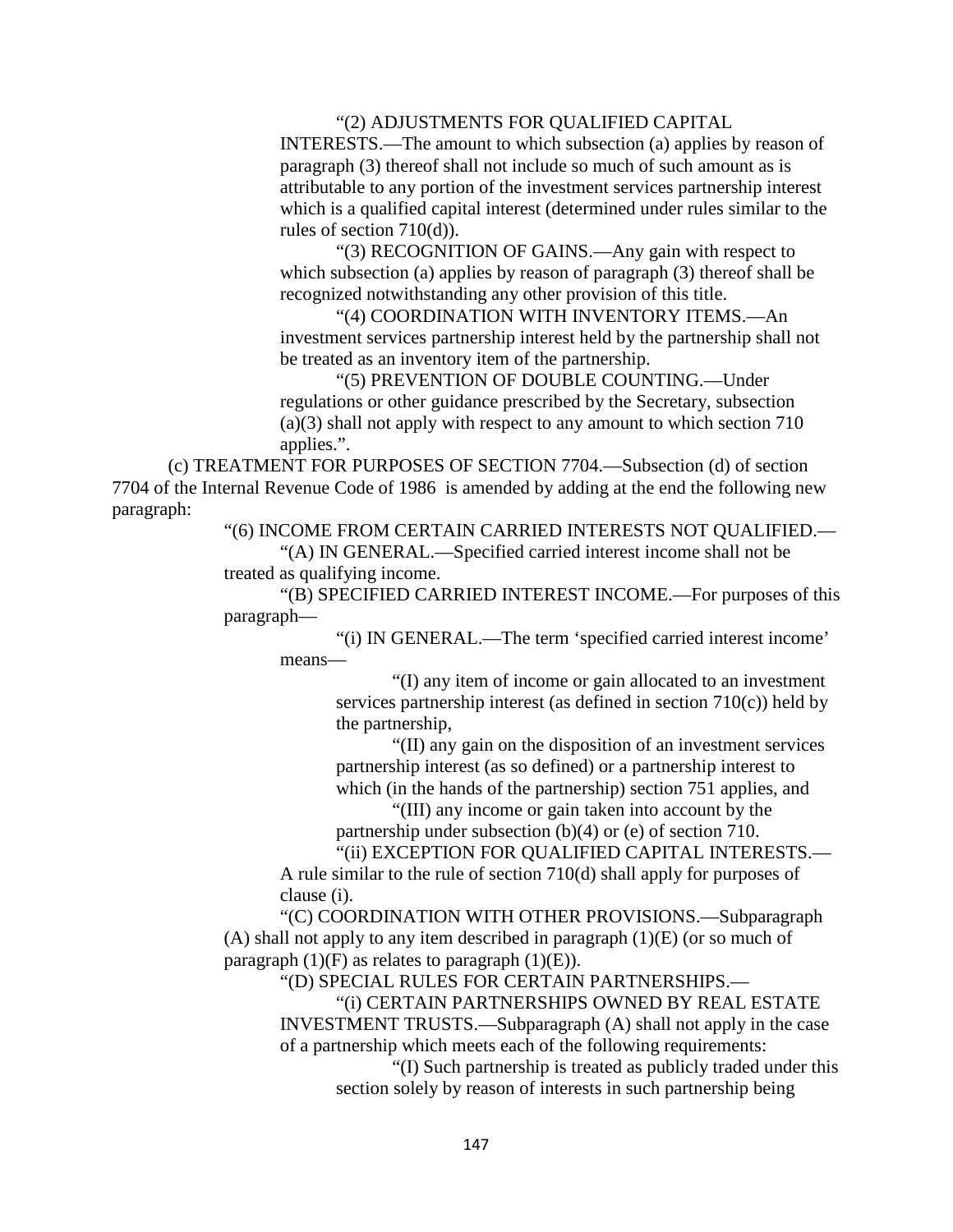"(2) ADJUSTMENTS FOR QUALIFIED CAPITAL INTERESTS.—The amount to which subsection (a) applies by reason of paragraph (3) thereof shall not include so much of such amount as is attributable to any portion of the investment services partnership interest which is a qualified capital interest (determined under rules similar to the rules of section 710(d)).

"(3) RECOGNITION OF GAINS.—Any gain with respect to which subsection (a) applies by reason of paragraph (3) thereof shall be recognized notwithstanding any other provision of this title.

"(4) COORDINATION WITH INVENTORY ITEMS.—An investment services partnership interest held by the partnership shall not be treated as an inventory item of the partnership.

"(5) PREVENTION OF DOUBLE COUNTING.—Under regulations or other guidance prescribed by the Secretary, subsection (a)(3) shall not apply with respect to any amount to which section 710 applies.".

(c) TREATMENT FOR PURPOSES OF SECTION 7704.—Subsection (d) of section 7704 of the Internal Revenue Code of 1986 is amended by adding at the end the following new paragraph:

"(6) INCOME FROM CERTAIN CARRIED INTERESTS NOT QUALIFIED.—

"(A) IN GENERAL.—Specified carried interest income shall not be treated as qualifying income.

"(B) SPECIFIED CARRIED INTEREST INCOME.—For purposes of this paragraph—

"(i) IN GENERAL.—The term 'specified carried interest income' means—

"(I) any item of income or gain allocated to an investment services partnership interest (as defined in section 710(c)) held by the partnership,

"(II) any gain on the disposition of an investment services partnership interest (as so defined) or a partnership interest to which (in the hands of the partnership) section 751 applies, and

"(III) any income or gain taken into account by the partnership under subsection (b)(4) or (e) of section 710.

"(ii) EXCEPTION FOR QUALIFIED CAPITAL INTERESTS.—A rule similar to the rule of section 710(d) shall apply for purposes of clause (i).

"(C) COORDINATION WITH OTHER PROVISIONS.—Subparagraph (A) shall not apply to any item described in paragraph (1)(E) (or so much of paragraph (1)(F) as relates to paragraph (1)(E)).

"(D) SPECIAL RULES FOR CERTAIN PARTNERSHIPS.—

"(i) CERTAIN PARTNERSHIPS OWNED BY REAL ESTATE INVESTMENT TRUSTS.—Subparagraph (A) shall not apply in the case of a partnership which meets each of the following requirements:

"(I) Such partnership is treated as publicly traded under this section solely by reason of interests in such partnership being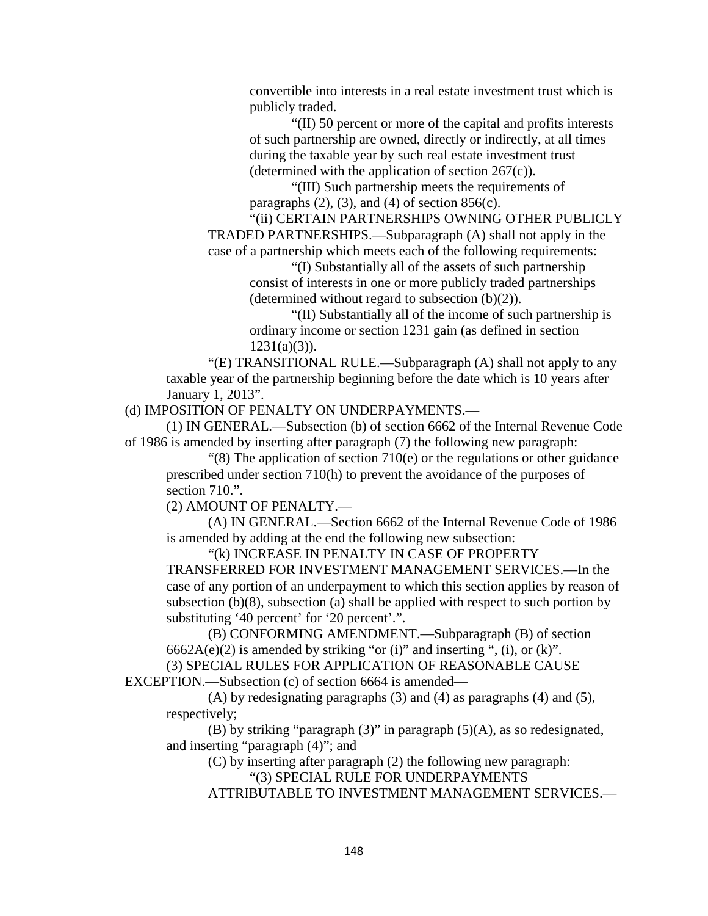convertible into interests in a real estate investment trust which is publicly traded.

"(II) 50 percent or more of the capital and profits interests of such partnership are owned, directly or indirectly, at all times during the taxable year by such real estate investment trust (determined with the application of section 267(c)).

"(III) Such partnership meets the requirements of paragraphs (2), (3), and (4) of section 856(c).

"(ii) CERTAIN PARTNERSHIPS OWNING OTHER PUBLICLY TRADED PARTNERSHIPS.—Subparagraph (A) shall not apply in the case of a partnership which meets each of the following requirements:

"(I) Substantially all of the assets of such partnership consist of interests in one or more publicly traded partnerships (determined without regard to subsection (b)(2)).

"(II) Substantially all of the income of such partnership is ordinary income or section 1231 gain (as defined in section 1231(a)(3)).

"(E) TRANSITIONAL RULE.—Subparagraph (A) shall not apply to any taxable year of the partnership beginning before the date which is 10 years after January 1, 2013".

(d) IMPOSITION OF PENALTY ON UNDERPAYMENTS.—

(1) IN GENERAL.—Subsection (b) of section 6662 of the Internal Revenue Code of 1986 is amended by inserting after paragraph (7) the following new paragraph:

"(8) The application of section 710(e) or the regulations or other guidance prescribed under section 710(h) to prevent the avoidance of the purposes of section 710.".

(2) AMOUNT OF PENALTY.—

(A) IN GENERAL.—Section 6662 of the Internal Revenue Code of 1986 is amended by adding at the end the following new subsection:

"(k) INCREASE IN PENALTY IN CASE OF PROPERTY TRANSFERRED FOR INVESTMENT MANAGEMENT SERVICES.—In the case of any portion of an underpayment to which this section applies by reason of subsection (b)(8), subsection (a) shall be applied with respect to such portion by substituting '40 percent' for '20 percent'.".

(B) CONFORMING AMENDMENT.—Subparagraph (B) of section 6662A(e)(2) is amended by striking "or (i)" and inserting ", (i), or (k)".

(3) SPECIAL RULES FOR APPLICATION OF REASONABLE CAUSE EXCEPTION.—Subsection (c) of section 6664 is amended—

(A) by redesignating paragraphs (3) and (4) as paragraphs (4) and (5), respectively;

(B) by striking "paragraph (3)" in paragraph (5)(A), as so redesignated, and inserting "paragraph (4)"; and

(C) by inserting after paragraph (2) the following new paragraph:

"(3) SPECIAL RULE FOR UNDERPAYMENTS ATTRIBUTABLE TO INVESTMENT MANAGEMENT SERVICES.—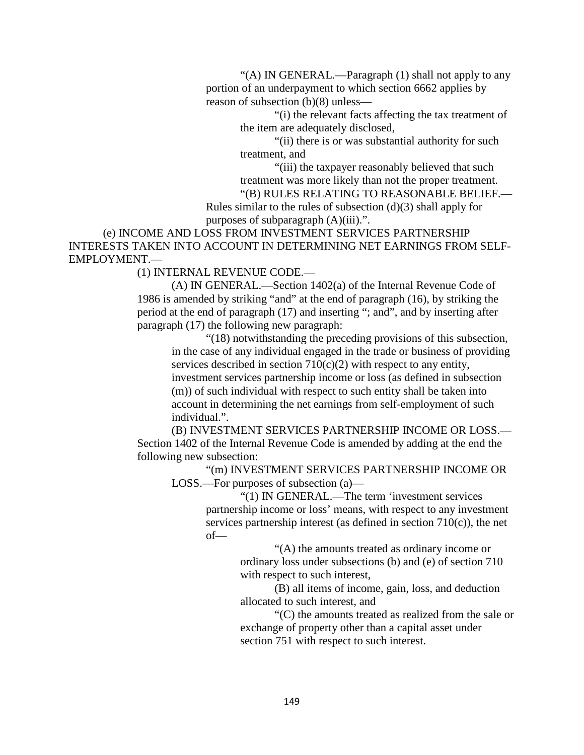"(A) IN GENERAL.—Paragraph (1) shall not apply to any portion of an underpayment to which section 6662 applies by reason of subsection (b)(8) unless—

"(i) the relevant facts affecting the tax treatment of the item are adequately disclosed,

"(ii) there is or was substantial authority for such treatment, and

"(iii) the taxpayer reasonably believed that such treatment was more likely than not the proper treatment.

"(B) RULES RELATING TO REASONABLE BELIEF.—Rules similar to the rules of subsection (d)(3) shall apply for purposes of subparagraph (A)(iii).".

(e) INCOME AND LOSS FROM INVESTMENT SERVICES PARTNERSHIP INTERESTS TAKEN INTO ACCOUNT IN DETERMINING NET EARNINGS FROM SELF-EMPLOYMENT.—

(1) INTERNAL REVENUE CODE.—

(A) IN GENERAL.—Section 1402(a) of the Internal Revenue Code of 1986 is amended by striking "and" at the end of paragraph (16), by striking the period at the end of paragraph (17) and inserting "; and", and by inserting after paragraph (17) the following new paragraph:

"(18) notwithstanding the preceding provisions of this subsection, in the case of any individual engaged in the trade or business of providing services described in section 710(c)(2) with respect to any entity, investment services partnership income or loss (as defined in subsection (m)) of such individual with respect to such entity shall be taken into account in determining the net earnings from self-employment of such individual.".

(B) INVESTMENT SERVICES PARTNERSHIP INCOME OR LOSS.—Section 1402 of the Internal Revenue Code is amended by adding at the end the following new subsection:

"(m) INVESTMENT SERVICES PARTNERSHIP INCOME OR LOSS.—For purposes of subsection (a)—

"(1) IN GENERAL.—The term 'investment services partnership income or loss' means, with respect to any investment services partnership interest (as defined in section 710(c)), the net of—

"(A) the amounts treated as ordinary income or ordinary loss under subsections (b) and (e) of section 710 with respect to such interest,

(B) all items of income, gain, loss, and deduction allocated to such interest, and

"(C) the amounts treated as realized from the sale or exchange of property other than a capital asset under section 751 with respect to such interest.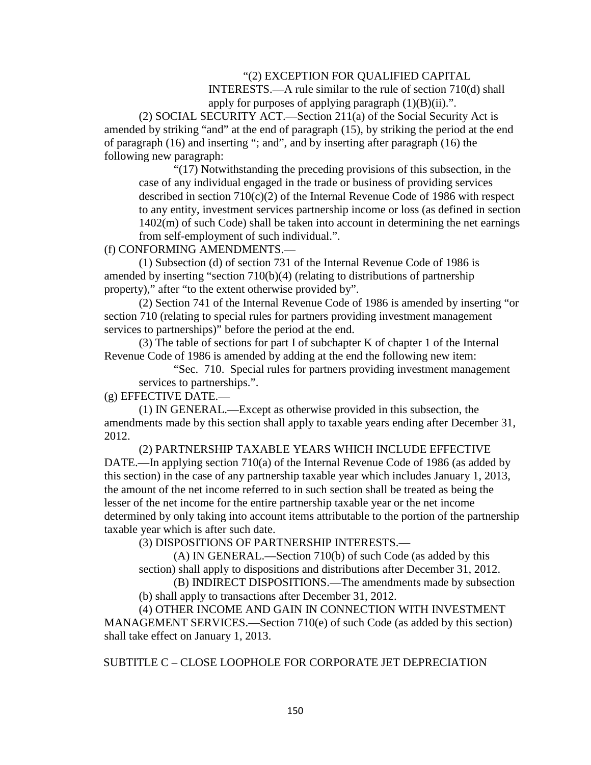"(2) EXCEPTION FOR QUALIFIED CAPITAL INTERESTS.—A rule similar to the rule of section 710(d) shall apply for purposes of applying paragraph (1)(B)(ii).".

(2) SOCIAL SECURITY ACT.—Section 211(a) of the Social Security Act is amended by striking "and" at the end of paragraph (15), by striking the period at the end of paragraph (16) and inserting "; and", and by inserting after paragraph (16) the following new paragraph:

"(17) Notwithstanding the preceding provisions of this subsection, in the case of any individual engaged in the trade or business of providing services described in section 710(c)(2) of the Internal Revenue Code of 1986 with respect to any entity, investment services partnership income or loss (as defined in section 1402(m) of such Code) shall be taken into account in determining the net earnings from self-employment of such individual.".

(f) CONFORMING AMENDMENTS.—

(1) Subsection (d) of section 731 of the Internal Revenue Code of 1986 is amended by inserting "section 710(b)(4) (relating to distributions of partnership property)," after "to the extent otherwise provided by".

(2) Section 741 of the Internal Revenue Code of 1986 is amended by inserting "or section 710 (relating to special rules for partners providing investment management services to partnerships)" before the period at the end.

(3) The table of sections for part I of subchapter K of chapter 1 of the Internal Revenue Code of 1986 is amended by adding at the end the following new item:

"Sec. 710. Special rules for partners providing investment management services to partnerships.".

(g) EFFECTIVE DATE.—

(1) IN GENERAL.—Except as otherwise provided in this subsection, the amendments made by this section shall apply to taxable years ending after December 31, 2012.

(2) PARTNERSHIP TAXABLE YEARS WHICH INCLUDE EFFECTIVE DATE.—In applying section 710(a) of the Internal Revenue Code of 1986 (as added by this section) in the case of any partnership taxable year which includes January 1, 2013, the amount of the net income referred to in such section shall be treated as being the lesser of the net income for the entire partnership taxable year or the net income determined by only taking into account items attributable to the portion of the partnership taxable year which is after such date.

(3) DISPOSITIONS OF PARTNERSHIP INTERESTS.—

(A) IN GENERAL.—Section 710(b) of such Code (as added by this section) shall apply to dispositions and distributions after December 31, 2012.

(B) INDIRECT DISPOSITIONS.—The amendments made by subsection (b) shall apply to transactions after December 31, 2012.

(4) OTHER INCOME AND GAIN IN CONNECTION WITH INVESTMENT MANAGEMENT SERVICES.—Section 710(e) of such Code (as added by this section) shall take effect on January 1, 2013.

## SUBTITLE C – CLOSE LOOPHOLE FOR CORPORATE JET DEPRECIATION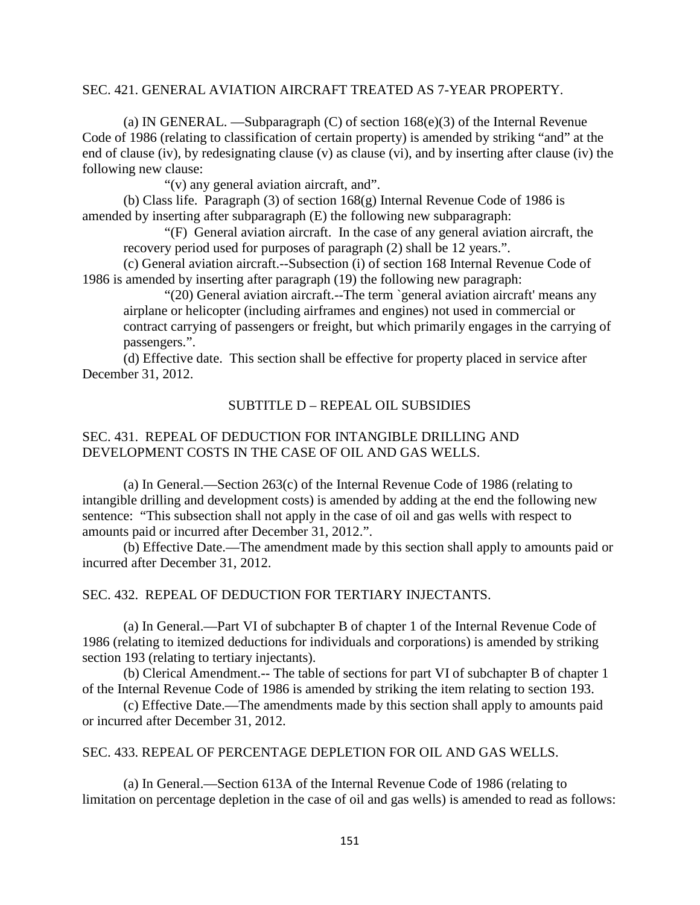SEC. 421. GENERAL AVIATION AIRCRAFT TREATED AS 7-YEAR PROPERTY.

(a) IN GENERAL. —Subparagraph (C) of section 168(e)(3) of the Internal Revenue Code of 1986 (relating to classification of certain property) is amended by striking "and" at the end of clause (iv), by redesignating clause (v) as clause (vi), and by inserting after clause (iv) the following new clause:

> "(v) any general aviation aircraft, and".

(b) Class life. Paragraph (3) of section 168(g) Internal Revenue Code of 1986 is amended by inserting after subparagraph (E) the following new subparagraph:

> "(F) General aviation aircraft. In the case of any general aviation aircraft, the recovery period used for purposes of paragraph (2) shall be 12 years.".

(c) General aviation aircraft.--Subsection (i) of section 168 Internal Revenue Code of 1986 is amended by inserting after paragraph (19) the following new paragraph:

> "(20) General aviation aircraft.--The term `general aviation aircraft' means any airplane or helicopter (including airframes and engines) not used in commercial or contract carrying of passengers or freight, but which primarily engages in the carrying of passengers.".

(d) Effective date. This section shall be effective for property placed in service after December 31, 2012.

## SUBTITLE D – REPEAL OIL SUBSIDIES

SEC. 431. REPEAL OF DEDUCTION FOR INTANGIBLE DRILLING AND DEVELOPMENT COSTS IN THE CASE OF OIL AND GAS WELLS.

(a) In General.—Section 263(c) of the Internal Revenue Code of 1986 (relating to intangible drilling and development costs) is amended by adding at the end the following new sentence: "This subsection shall not apply in the case of oil and gas wells with respect to amounts paid or incurred after December 31, 2012.".

(b) Effective Date.—The amendment made by this section shall apply to amounts paid or incurred after December 31, 2012.

SEC. 432. REPEAL OF DEDUCTION FOR TERTIARY INJECTANTS.

(a) In General.—Part VI of subchapter B of chapter 1 of the Internal Revenue Code of 1986 (relating to itemized deductions for individuals and corporations) is amended by striking section 193 (relating to tertiary injectants).

(b) Clerical Amendment.-- The table of sections for part VI of subchapter B of chapter 1 of the Internal Revenue Code of 1986 is amended by striking the item relating to section 193.

(c) Effective Date.—The amendments made by this section shall apply to amounts paid or incurred after December 31, 2012.

SEC. 433. REPEAL OF PERCENTAGE DEPLETION FOR OIL AND GAS WELLS.

(a) In General.—Section 613A of the Internal Revenue Code of 1986 (relating to limitation on percentage depletion in the case of oil and gas wells) is amended to read as follows: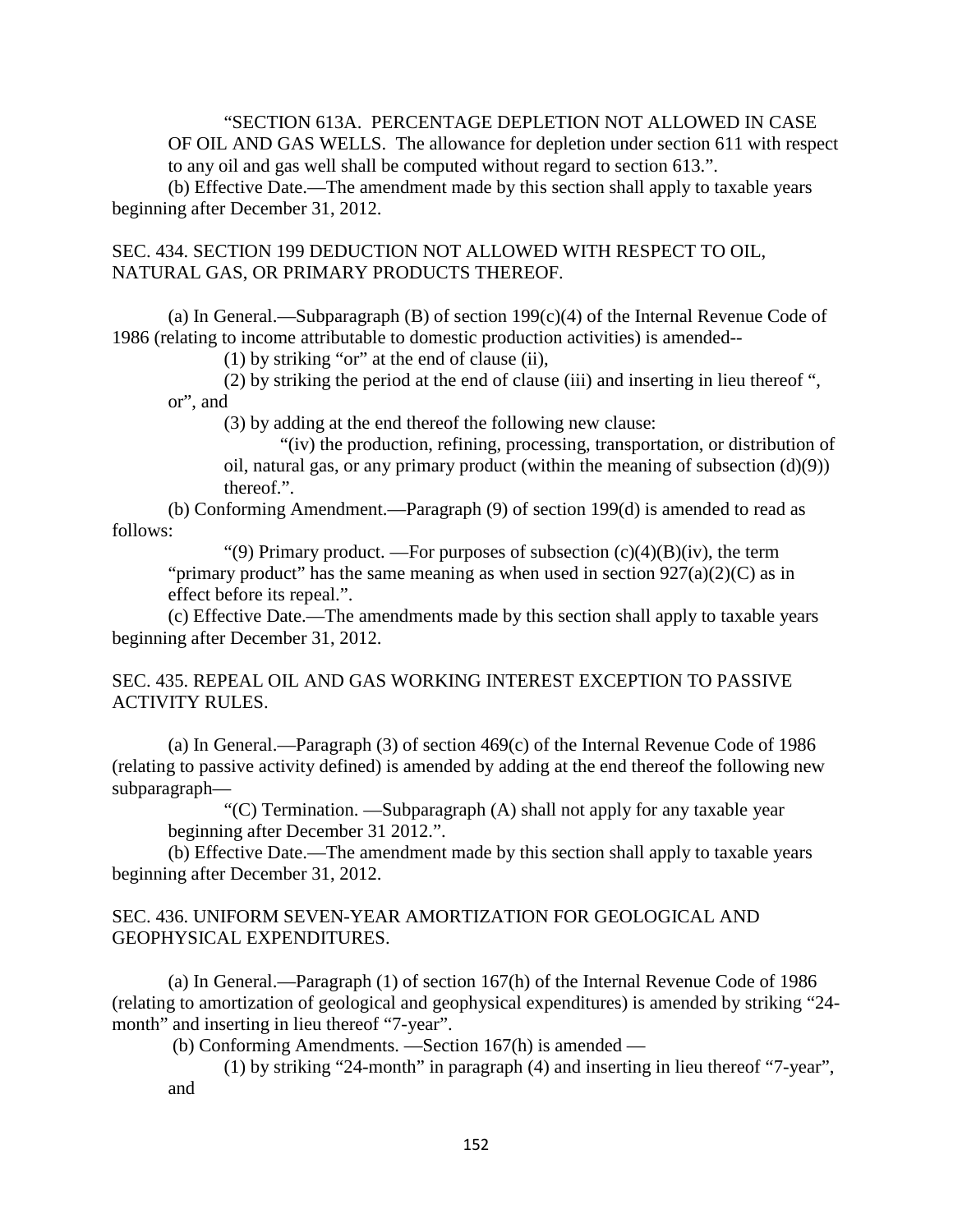"SECTION 613A. PERCENTAGE DEPLETION NOT ALLOWED IN CASE OF OIL AND GAS WELLS. The allowance for depletion under section 611 with respect to any oil and gas well shall be computed without regard to section 613.".

(b) Effective Date.—The amendment made by this section shall apply to taxable years beginning after December 31, 2012.

SEC. 434. SECTION 199 DEDUCTION NOT ALLOWED WITH RESPECT TO OIL, NATURAL GAS, OR PRIMARY PRODUCTS THEREOF.

(a) In General.—Subparagraph (B) of section 199(c)(4) of the Internal Revenue Code of 1986 (relating to income attributable to domestic production activities) is amended--

(1) by striking "or" at the end of clause (ii),

(2) by striking the period at the end of clause (iii) and inserting in lieu thereof ", or", and

(3) by adding at the end thereof the following new clause:

"(iv) the production, refining, processing, transportation, or distribution of oil, natural gas, or any primary product (within the meaning of subsection (d)(9)) thereof.".

(b) Conforming Amendment.—Paragraph (9) of section 199(d) is amended to read as follows:

"(9) Primary product. —For purposes of subsection (c)(4)(B)(iv), the term "primary product" has the same meaning as when used in section 927(a)(2)(C) as in effect before its repeal.".

(c) Effective Date.—The amendments made by this section shall apply to taxable years beginning after December 31, 2012.

SEC. 435. REPEAL OIL AND GAS WORKING INTEREST EXCEPTION TO PASSIVE ACTIVITY RULES.

(a) In General.—Paragraph (3) of section 469(c) of the Internal Revenue Code of 1986 (relating to passive activity defined) is amended by adding at the end thereof the following new subparagraph—

"(C) Termination. —Subparagraph (A) shall not apply for any taxable year beginning after December 31 2012.".

(b) Effective Date.—The amendment made by this section shall apply to taxable years beginning after December 31, 2012.

SEC. 436. UNIFORM SEVEN-YEAR AMORTIZATION FOR GEOLOGICAL AND GEOPHYSICAL EXPENDITURES.

(a) In General.—Paragraph (1) of section 167(h) of the Internal Revenue Code of 1986 (relating to amortization of geological and geophysical expenditures) is amended by striking "24-month" and inserting in lieu thereof "7-year".

(b) Conforming Amendments. —Section 167(h) is amended —

(1) by striking "24-month" in paragraph (4) and inserting in lieu thereof "7-year", and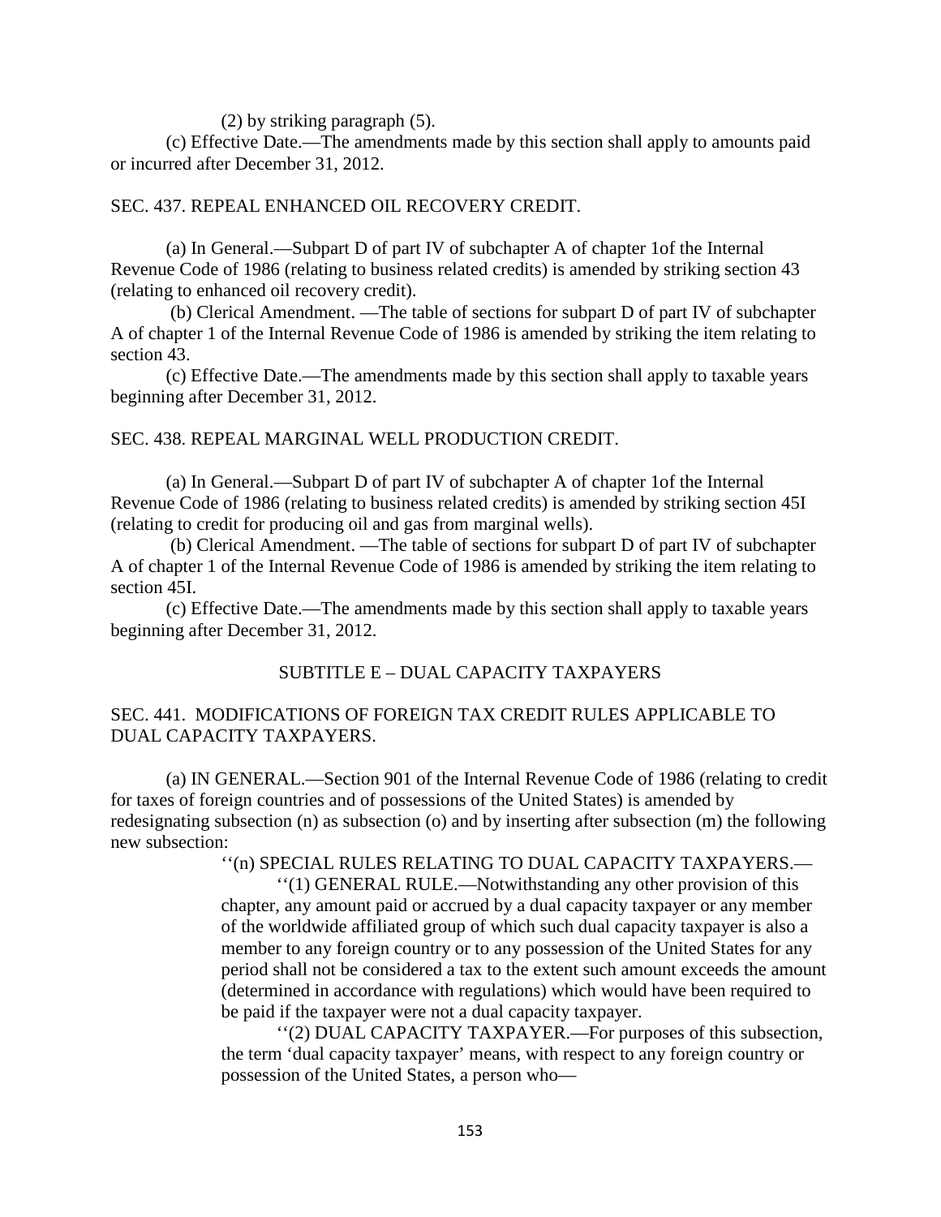(2) by striking paragraph (5).

(c) Effective Date.—The amendments made by this section shall apply to amounts paid or incurred after December 31, 2012.

SEC. 437. REPEAL ENHANCED OIL RECOVERY CREDIT.

(a) In General.—Subpart D of part IV of subchapter A of chapter 1of the Internal Revenue Code of 1986 (relating to business related credits) is amended by striking section 43 (relating to enhanced oil recovery credit).

(b) Clerical Amendment. —The table of sections for subpart D of part IV of subchapter A of chapter 1 of the Internal Revenue Code of 1986 is amended by striking the item relating to section 43.

(c) Effective Date.—The amendments made by this section shall apply to taxable years beginning after December 31, 2012.

SEC. 438. REPEAL MARGINAL WELL PRODUCTION CREDIT.

(a) In General.—Subpart D of part IV of subchapter A of chapter 1of the Internal Revenue Code of 1986 (relating to business related credits) is amended by striking section 45I (relating to credit for producing oil and gas from marginal wells).

(b) Clerical Amendment. —The table of sections for subpart D of part IV of subchapter A of chapter 1 of the Internal Revenue Code of 1986 is amended by striking the item relating to section 45I.

(c) Effective Date.—The amendments made by this section shall apply to taxable years beginning after December 31, 2012.

SUBTITLE E – DUAL CAPACITY TAXPAYERS

SEC. 441. MODIFICATIONS OF FOREIGN TAX CREDIT RULES APPLICABLE TO DUAL CAPACITY TAXPAYERS.

(a) IN GENERAL.—Section 901 of the Internal Revenue Code of 1986 (relating to credit for taxes of foreign countries and of possessions of the United States) is amended by redesignating subsection (n) as subsection (o) and by inserting after subsection (m) the following new subsection:

''(n) SPECIAL RULES RELATING TO DUAL CAPACITY TAXPAYERS.—

''(1) GENERAL RULE.—Notwithstanding any other provision of this chapter, any amount paid or accrued by a dual capacity taxpayer or any member of the worldwide affiliated group of which such dual capacity taxpayer is also a member to any foreign country or to any possession of the United States for any period shall not be considered a tax to the extent such amount exceeds the amount (determined in accordance with regulations) which would have been required to be paid if the taxpayer were not a dual capacity taxpayer.

''(2) DUAL CAPACITY TAXPAYER.—For purposes of this subsection, the term 'dual capacity taxpayer' means, with respect to any foreign country or possession of the United States, a person who—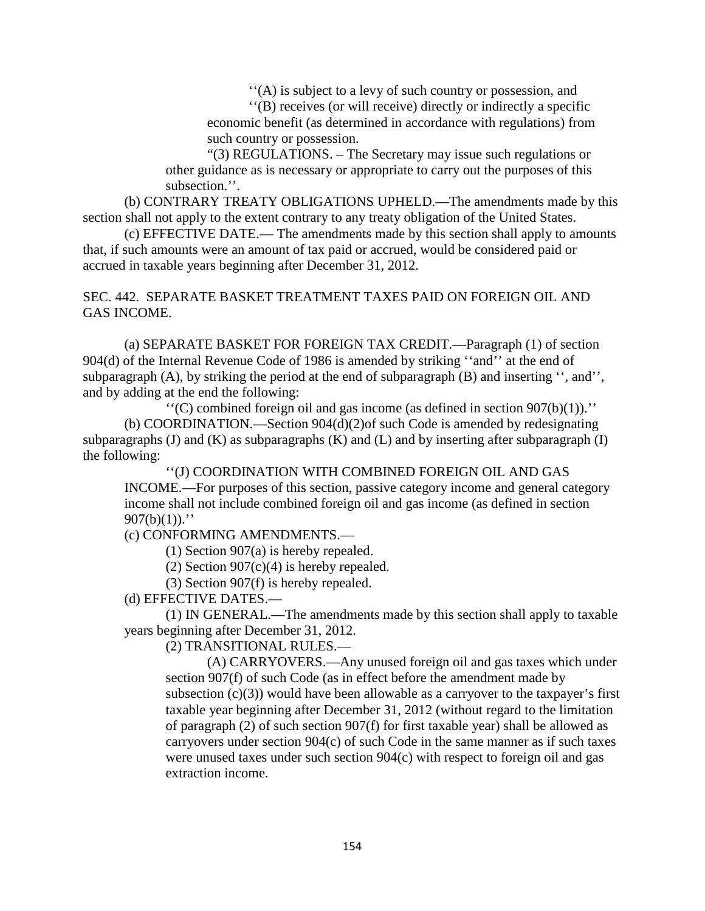''(A) is subject to a levy of such country or possession, and

''(B) receives (or will receive) directly or indirectly a specific economic benefit (as determined in accordance with regulations) from such country or possession.

"(3) REGULATIONS. – The Secretary may issue such regulations or other guidance as is necessary or appropriate to carry out the purposes of this subsection.''.

(b) CONTRARY TREATY OBLIGATIONS UPHELD.—The amendments made by this section shall not apply to the extent contrary to any treaty obligation of the United States.

(c) EFFECTIVE DATE.— The amendments made by this section shall apply to amounts that, if such amounts were an amount of tax paid or accrued, would be considered paid or accrued in taxable years beginning after December 31, 2012.

SEC. 442. SEPARATE BASKET TREATMENT TAXES PAID ON FOREIGN OIL AND GAS INCOME.

(a) SEPARATE BASKET FOR FOREIGN TAX CREDIT.—Paragraph (1) of section 904(d) of the Internal Revenue Code of 1986 is amended by striking ''and'' at the end of subparagraph (A), by striking the period at the end of subparagraph (B) and inserting '', and'', and by adding at the end the following:

''(C) combined foreign oil and gas income (as defined in section 907(b)(1)).''

(b) COORDINATION.—Section 904(d)(2)of such Code is amended by redesignating subparagraphs (J) and (K) as subparagraphs (K) and (L) and by inserting after subparagraph (I) the following:

''(J) COORDINATION WITH COMBINED FOREIGN OIL AND GAS INCOME.—For purposes of this section, passive category income and general category income shall not include combined foreign oil and gas income (as defined in section 907(b)(1)).''

(c) CONFORMING AMENDMENTS.—

(1) Section 907(a) is hereby repealed.

(2) Section 907(c)(4) is hereby repealed.

(3) Section 907(f) is hereby repealed.

(d) EFFECTIVE DATES.—

(1) IN GENERAL.—The amendments made by this section shall apply to taxable years beginning after December 31, 2012.

(2) TRANSITIONAL RULES.—

(A) CARRYOVERS.—Any unused foreign oil and gas taxes which under section 907(f) of such Code (as in effect before the amendment made by subsection (c)(3)) would have been allowable as a carryover to the taxpayer's first taxable year beginning after December 31, 2012 (without regard to the limitation of paragraph (2) of such section 907(f) for first taxable year) shall be allowed as carryovers under section 904(c) of such Code in the same manner as if such taxes were unused taxes under such section 904(c) with respect to foreign oil and gas extraction income.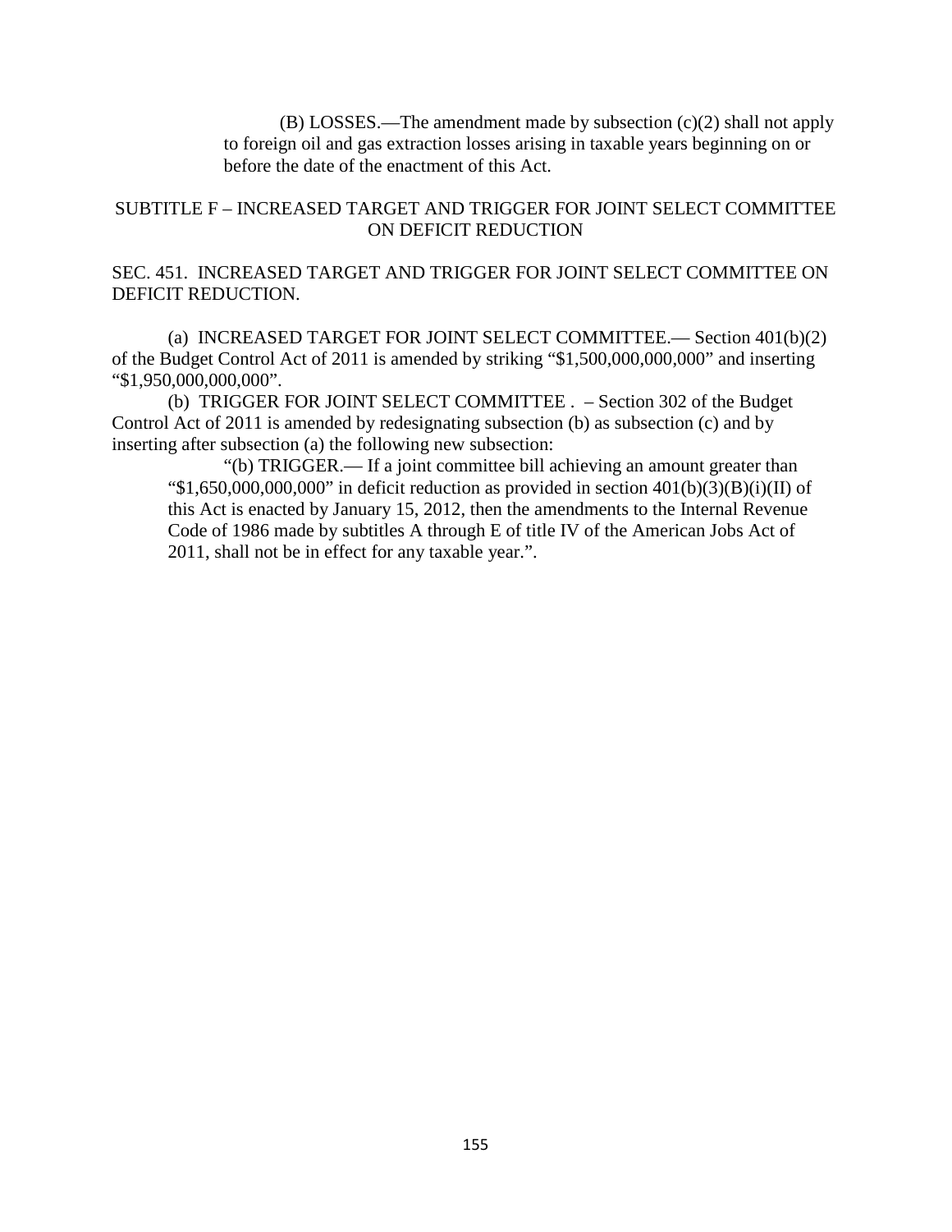(B) LOSSES.—The amendment made by subsection (c)(2) shall not apply to foreign oil and gas extraction losses arising in taxable years beginning on or before the date of the enactment of this Act.

## SUBTITLE F – INCREASED TARGET AND TRIGGER FOR JOINT SELECT COMMITTEE ON DEFICIT REDUCTION

### SEC. 451. INCREASED TARGET AND TRIGGER FOR JOINT SELECT COMMITTEE ON DEFICIT REDUCTION.

(a) INCREASED TARGET FOR JOINT SELECT COMMITTEE.— Section 401(b)(2) of the Budget Control Act of 2011 is amended by striking "$1,500,000,000,000" and inserting "$1,950,000,000,000".

(b) TRIGGER FOR JOINT SELECT COMMITTEE . – Section 302 of the Budget Control Act of 2011 is amended by redesignating subsection (b) as subsection (c) and by inserting after subsection (a) the following new subsection:

"(b) TRIGGER.— If a joint committee bill achieving an amount greater than "$1,650,000,000,000" in deficit reduction as provided in section 401(b)(3)(B)(i)(II) of this Act is enacted by January 15, 2012, then the amendments to the Internal Revenue Code of 1986 made by subtitles A through E of title IV of the American Jobs Act of 2011, shall not be in effect for any taxable year.".